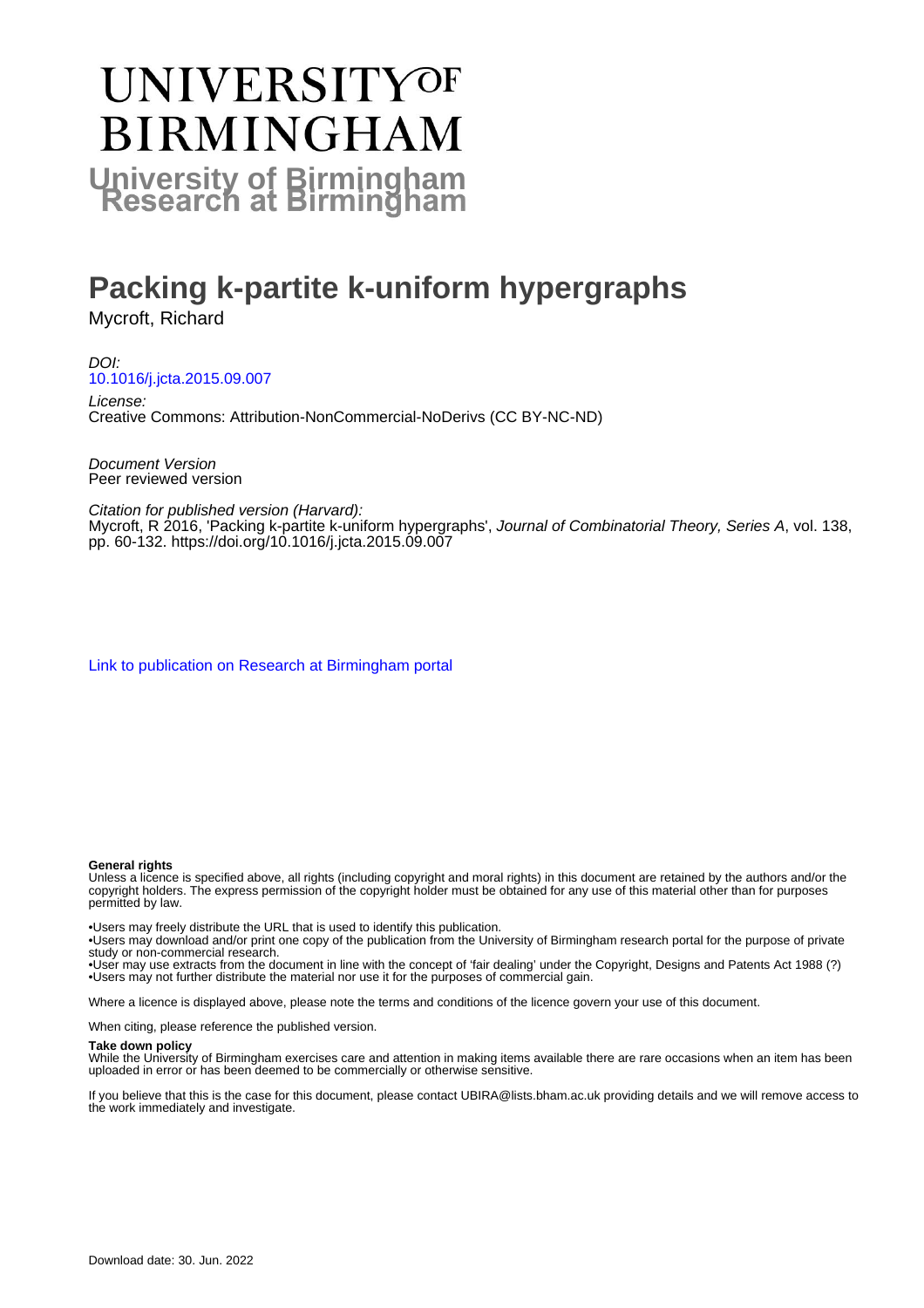# UNIVERSITY OF BIRMINGHAM

## University of Birmingham Research at Birmingham

# Packing k-partite k-uniform hypergraphs

Mycroft, Richard

*DOI:*
10.1016/j.jcta.2015.09.007

*License:*
Creative Commons: Attribution-NonCommercial-NoDerivs (CC BY-NC-ND)

*Document Version*
Peer reviewed version

*Citation for published version (Harvard):*
Mycroft, R 2016, 'Packing k-partite k-uniform hypergraphs', *Journal of Combinatorial Theory, Series A*, vol. 138, pp. 60-132. https://doi.org/10.1016/j.jcta.2015.09.007

Link to publication on Research at Birmingham portal

**General rights**
Unless a licence is specified above, all rights (including copyright and moral rights) in this document are retained by the authors and/or the copyright holders. The express permission of the copyright holder must be obtained for any use of this material other than for purposes permitted by law.

•Users may freely distribute the URL that is used to identify this publication.
•Users may download and/or print one copy of the publication from the University of Birmingham research portal for the purpose of private study or non-commercial research.
•User may use extracts from the document in line with the concept of 'fair dealing' under the Copyright, Designs and Patents Act 1988 (?)
•Users may not further distribute the material nor use it for the purposes of commercial gain.

Where a licence is displayed above, please note the terms and conditions of the licence govern your use of this document.

When citing, please reference the published version.

**Take down policy**
While the University of Birmingham exercises care and attention in making items available there are rare occasions when an item has been uploaded in error or has been deemed to be commercially or otherwise sensitive.

If you believe that this is the case for this document, please contact UBIRA@lists.bham.ac.uk providing details and we will remove access to the work immediately and investigate.

Download date: 30. Jun. 2022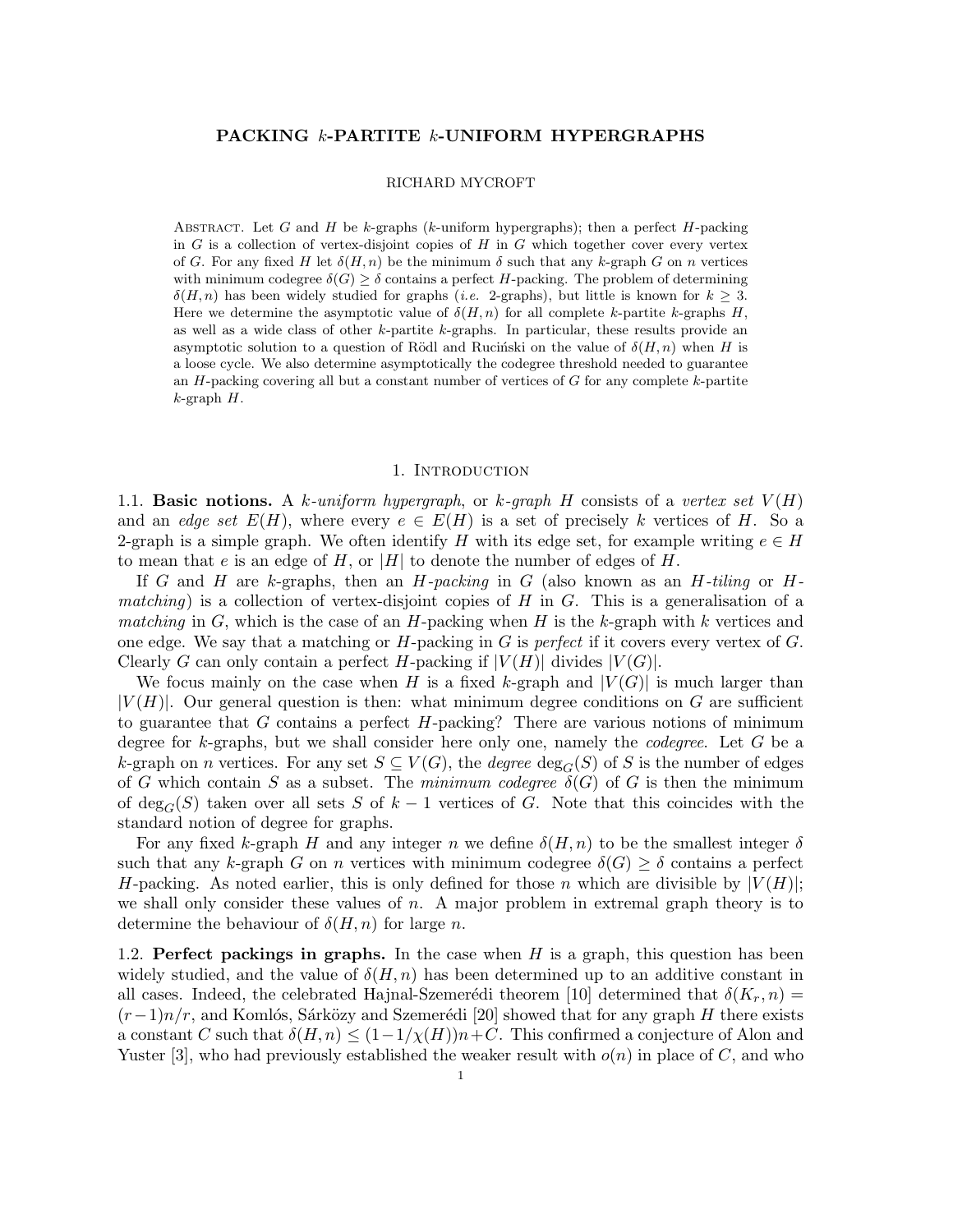## PACKING $k$-PARTITE $k$-UNIFORM HYPERGRAPHS

RICHARD MYCROFT

Abstract. Let $G$ and $H$ be $k$-graphs ($k$-uniform hypergraphs); then a perfect $H$-packing in $G$ is a collection of vertex-disjoint copies of $H$ in $G$ which together cover every vertex of $G$. For any fixed $H$ let $\delta(H, n)$ be the minimum $\delta$ such that any $k$-graph $G$ on $n$ vertices with minimum codegree $\delta(G) \geq \delta$ contains a perfect $H$-packing. The problem of determining $\delta(H, n)$ has been widely studied for graphs (*i.e.* 2-graphs), but little is known for $k \geq 3$. Here we determine the asymptotic value of $\delta(H, n)$ for all complete $k$-partite $k$-graphs $H$, as well as a wide class of other $k$-partite $k$-graphs. In particular, these results provide an asymptotic solution to a question of Rödl and Ruciński on the value of $\delta(H, n)$ when $H$ is a loose cycle. We also determine asymptotically the codegree threshold needed to guarantee an $H$-packing covering all but a constant number of vertices of $G$ for any complete $k$-partite $k$-graph $H$.

## 1. Introduction

**1.1. Basic notions.** A *$k$-uniform hypergraph*, or *$k$-graph* $H$ consists of a *vertex set* $V(H)$ and an *edge set* $E(H)$, where every $e \in E(H)$ is a set of precisely $k$ vertices of $H$. So a 2-graph is a simple graph. We often identify $H$ with its edge set, for example writing $e \in H$ to mean that $e$ is an edge of $H$, or $|H|$ to denote the number of edges of $H$.

If $G$ and $H$ are $k$-graphs, then an *$H$-packing* in $G$ (also known as an *$H$-tiling* or *$H$-matching*) is a collection of vertex-disjoint copies of $H$ in $G$. This is a generalisation of a *matching* in $G$, which is the case of an $H$-packing when $H$ is the $k$-graph with $k$ vertices and one edge. We say that a matching or $H$-packing in $G$ is *perfect* if it covers every vertex of $G$. Clearly $G$ can only contain a perfect $H$-packing if $|V(H)|$ divides $|V(G)|$.

We focus mainly on the case when $H$ is a fixed $k$-graph and $|V(G)|$ is much larger than $|V(H)|$. Our general question is then: what minimum degree conditions on $G$ are sufficient to guarantee that $G$ contains a perfect $H$-packing? There are various notions of minimum degree for $k$-graphs, but we shall consider here only one, namely the *codegree*. Let $G$ be a $k$-graph on $n$ vertices. For any set $S \subseteq V(G)$, the *degree* $\deg_G(S)$ of $S$ is the number of edges of $G$ which contain $S$ as a subset. The *minimum codegree* $\delta(G)$ of $G$ is then the minimum of $\deg_G(S)$ taken over all sets $S$ of $k-1$ vertices of $G$. Note that this coincides with the standard notion of degree for graphs.

For any fixed $k$-graph $H$ and any integer $n$ we define $\delta(H, n)$ to be the smallest integer $\delta$ such that any $k$-graph $G$ on $n$ vertices with minimum codegree $\delta(G) \geq \delta$ contains a perfect $H$-packing. As noted earlier, this is only defined for those $n$ which are divisible by $|V(H)|$; we shall only consider these values of $n$. A major problem in extremal graph theory is to determine the behaviour of $\delta(H, n)$ for large $n$.

**1.2. Perfect packings in graphs.** In the case when $H$ is a graph, this question has been widely studied, and the value of $\delta(H, n)$ has been determined up to an additive constant in all cases. Indeed, the celebrated Hajnal-Szemerédi theorem [10] determined that $\delta(K_r, n) = (r-1)n/r$, and Komlós, Sárközy and Szemerédi [20] showed that for any graph $H$ there exists a constant $C$ such that $\delta(H, n) \leq (1 - 1/\chi(H))n + C$. This confirmed a conjecture of Alon and Yuster [3], who had previously established the weaker result with $o(n)$ in place of $C$, and who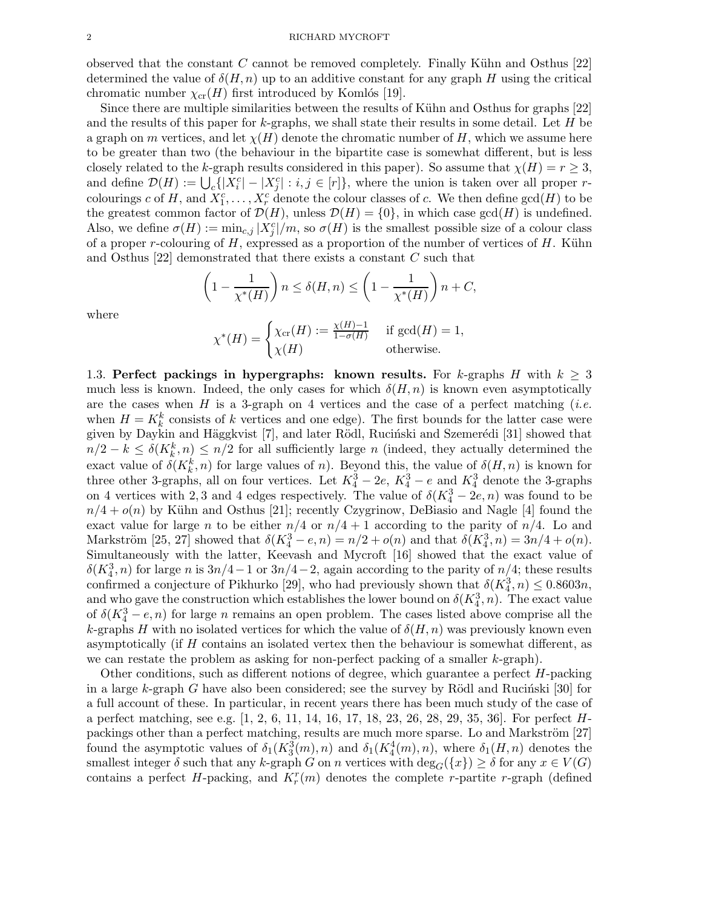observed that the constant $C$ cannot be removed completely. Finally Kühn and Osthus [22] determined the value of $\delta(H,n)$ up to an additive constant for any graph $H$ using the critical chromatic number $\chi_{\rm cr}(H)$ first introduced by Komlós [19].

Since there are multiple similarities between the results of Kühn and Osthus for graphs [22] and the results of this paper for $k$-graphs, we shall state their results in some detail. Let $H$ be a graph on $m$ vertices, and let $\chi(H)$ denote the chromatic number of $H$, which we assume here to be greater than two (the behaviour in the bipartite case is somewhat different, but is less closely related to the $k$-graph results considered in this paper). So assume that $\chi(H) = r \geq 3$, and define $\mathcal{D}(H) := \bigcup_c \{|X_i^c| - |X_j^c| : i,j \in [r]\}$, where the union is taken over all proper $r$-colourings $c$ of $H$, and $X_1^c, \dots, X_r^c$ denote the colour classes of $c$. We then define $\gcd(H)$ to be the greatest common factor of $\mathcal{D}(H)$, unless $\mathcal{D}(H) = \{0\}$, in which case $\gcd(H)$ is undefined. Also, we define $\sigma(H) := \min_{c,j} |X_j^c|/m$, so $\sigma(H)$ is the smallest possible size of a colour class of a proper $r$-colouring of $H$, expressed as a proportion of the number of vertices of $H$. Kühn and Osthus [22] demonstrated that there exists a constant $C$ such that

$$\left(1 - \frac{1}{\chi^*(H)}\right) n \leq \delta(H,n) \leq \left(1 - \frac{1}{\chi^*(H)}\right) n + C,$$

where

$$\chi^*(H) = \begin{cases} \chi_{\rm cr}(H) := \frac{\chi(H)-1}{1-\sigma(H)} & \text{if } \gcd(H) = 1, \\ \chi(H) & \text{otherwise.} \end{cases}$$

**1.3. Perfect packings in hypergraphs: known results.** For $k$-graphs $H$ with $k \geq 3$ much less is known. Indeed, the only cases for which $\delta(H,n)$ is known even asymptotically are the cases when $H$ is a 3-graph on 4 vertices and the case of a perfect matching (*i.e.* when $H = K_k^k$ consists of $k$ vertices and one edge). The first bounds for the latter case were given by Daykin and Häggkvist [7], and later Rödl, Ruciński and Szemerédi [31] showed that $n/2 - k \leq \delta(K_k^k, n) \leq n/2$ for all sufficiently large $n$ (indeed, they actually determined the exact value of $\delta(K_k^k, n)$ for large values of $n$). Beyond this, the value of $\delta(H,n)$ is known for three other 3-graphs, all on four vertices. Let $K_4^3 - 2e$, $K_4^3 - e$ and $K_4^3$ denote the 3-graphs on 4 vertices with 2, 3 and 4 edges respectively. The value of $\delta(K_4^3 - 2e, n)$ was found to be $n/4 + o(n)$ by Kühn and Osthus [21]; recently Czygrinow, DeBiasio and Nagle [4] found the exact value for large $n$ to be either $n/4$ or $n/4+1$ according to the parity of $n/4$. Lo and Markström [25, 27] showed that $\delta(K_4^3 - e, n) = n/2 + o(n)$ and that $\delta(K_4^3, n) = 3n/4 + o(n)$. Simultaneously with the latter, Keevash and Mycroft [16] showed that the exact value of $\delta(K_4^3, n)$ for large $n$ is $3n/4 - 1$ or $3n/4 - 2$, again according to the parity of $n/4$; these results confirmed a conjecture of Pikhurko [29], who had previously shown that $\delta(K_4^3, n) \leq 0.8603n$, and who gave the construction which establishes the lower bound on $\delta(K_4^3, n)$. The exact value of $\delta(K_4^3 - e, n)$ for large $n$ remains an open problem. The cases listed above comprise all the $k$-graphs $H$ with no isolated vertices for which the value of $\delta(H,n)$ was previously known even asymptotically (if $H$ contains an isolated vertex then the behaviour is somewhat different, as we can restate the problem as asking for non-perfect packing of a smaller $k$-graph).

Other conditions, such as different notions of degree, which guarantee a perfect $H$-packing in a large $k$-graph $G$ have also been considered; see the survey by Rödl and Ruciński [30] for a full account of these. In particular, in recent years there has been much study of the case of a perfect matching, see e.g. [1, 2, 6, 11, 14, 16, 17, 18, 23, 26, 28, 29, 35, 36]. For perfect $H$-packings other than a perfect matching, results are much more sparse. Lo and Markström [27] found the asymptotic values of $\delta_1(K_3^3(m), n)$ and $\delta_1(K_4^4(m), n)$, where $\delta_1(H,n)$ denotes the smallest integer $\delta$ such that any $k$-graph $G$ on $n$ vertices with $\deg_G(\{x\}) \geq \delta$ for any $x \in V(G)$ contains a perfect $H$-packing, and $K_r^r(m)$ denotes the complete $r$-partite $r$-graph (defined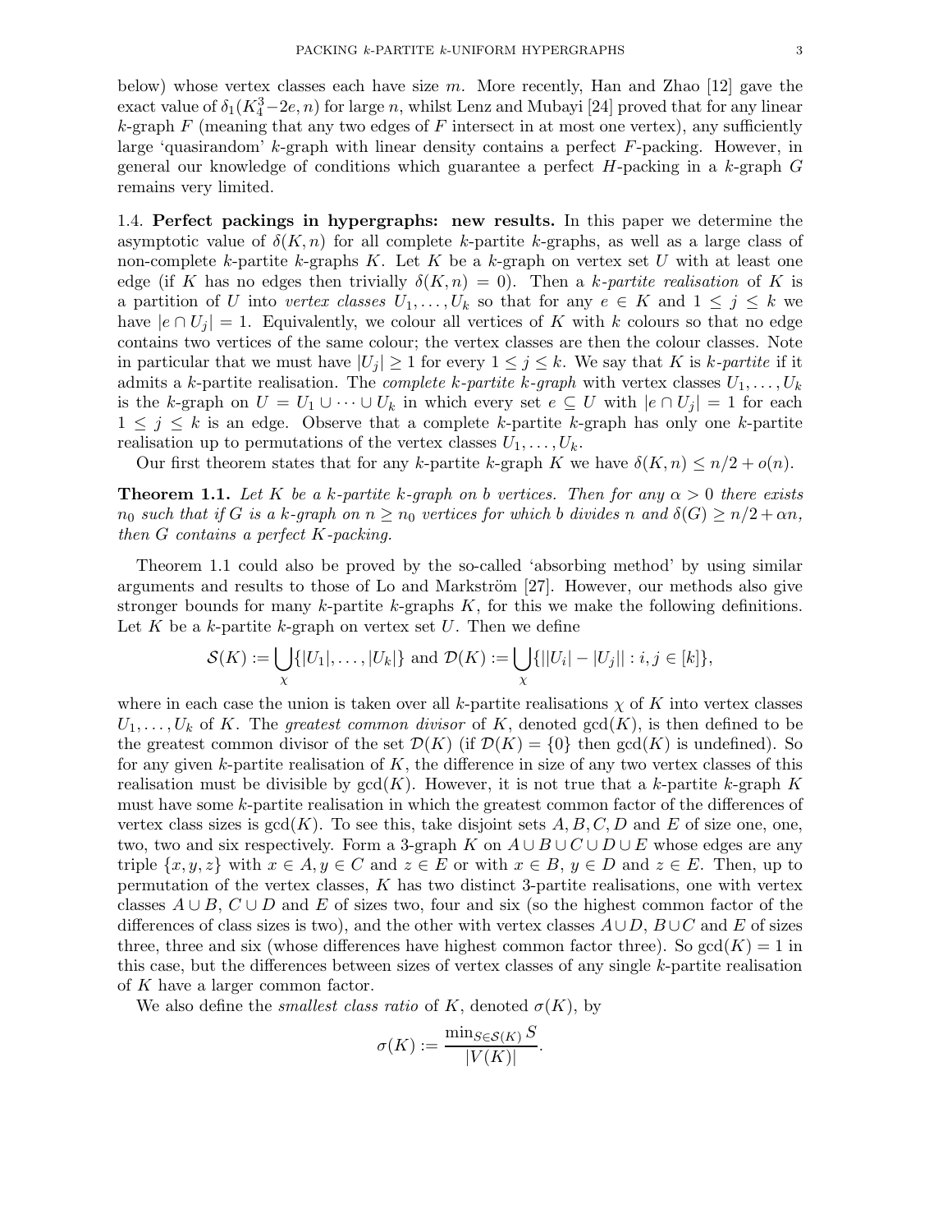below) whose vertex classes each have size $m$. More recently, Han and Zhao [12] gave the exact value of $\delta_1(K_4^3 - 2e, n)$ for large $n$, whilst Lenz and Mubayi [24] proved that for any linear $k$-graph $F$ (meaning that any two edges of $F$ intersect in at most one vertex), any sufficiently large 'quasirandom' $k$-graph with linear density contains a perfect $F$-packing. However, in general our knowledge of conditions which guarantee a perfect $H$-packing in a $k$-graph $G$ remains very limited.

**1.4. Perfect packings in hypergraphs: new results.** In this paper we determine the asymptotic value of $\delta(K, n)$ for all complete $k$-partite $k$-graphs, as well as a large class of non-complete $k$-partite $k$-graphs $K$. Let $K$ be a $k$-graph on vertex set $U$ with at least one edge (if $K$ has no edges then trivially $\delta(K, n) = 0$). Then a *$k$-partite realisation* of $K$ is a partition of $U$ into *vertex classes* $U_1, \dots, U_k$ so that for any $e \in K$ and $1 \leq j \leq k$ we have $|e \cap U_j| = 1$. Equivalently, we colour all vertices of $K$ with $k$ colours so that no edge contains two vertices of the same colour; the vertex classes are then the colour classes. Note in particular that we must have $|U_j| \geq 1$ for every $1 \leq j \leq k$. We say that $K$ is *$k$-partite* if it admits a $k$-partite realisation. The *complete $k$-partite $k$-graph* with vertex classes $U_1, \dots, U_k$ is the $k$-graph on $U = U_1 \cup \dots \cup U_k$ in which every set $e \subseteq U$ with $|e \cap U_j| = 1$ for each $1 \leq j \leq k$ is an edge. Observe that a complete $k$-partite $k$-graph has only one $k$-partite realisation up to permutations of the vertex classes $U_1, \dots, U_k$.

Our first theorem states that for any $k$-partite $k$-graph $K$ we have $\delta(K, n) \leq n/2 + o(n)$.

**Theorem 1.1.** *Let $K$ be a $k$-partite $k$-graph on $b$ vertices. Then for any $\alpha > 0$ there exists $n_0$ such that if $G$ is a $k$-graph on $n \geq n_0$ vertices for which $b$ divides $n$ and $\delta(G) \geq n/2 + \alpha n$, then $G$ contains a perfect $K$-packing.*

Theorem 1.1 could also be proved by the so-called 'absorbing method' by using similar arguments and results to those of Lo and Markström [27]. However, our methods also give stronger bounds for many $k$-partite $k$-graphs $K$, for this we make the following definitions. Let $K$ be a $k$-partite $k$-graph on vertex set $U$. Then we define

$$\mathcal{S}(K) := \bigcup_{\chi} \{|U_1|, \dots, |U_k|\} \text{ and } \mathcal{D}(K) := \bigcup_{\chi} \{||U_i| - |U_j|| : i, j \in [k]\},$$

where in each case the union is taken over all $k$-partite realisations $\chi$ of $K$ into vertex classes $U_1, \dots, U_k$ of $K$. The *greatest common divisor* of $K$, denoted $\gcd(K)$, is then defined to be the greatest common divisor of the set $\mathcal{D}(K)$ (if $\mathcal{D}(K) = \{0\}$ then $\gcd(K)$ is undefined). So for any given $k$-partite realisation of $K$, the difference in size of any two vertex classes of this realisation must be divisible by $\gcd(K)$. However, it is not true that a $k$-partite $k$-graph $K$ must have some $k$-partite realisation in which the greatest common factor of the differences of vertex class sizes is $\gcd(K)$. To see this, take disjoint sets $A, B, C, D$ and $E$ of size one, one, two, two and six respectively. Form a 3-graph $K$ on $A \cup B \cup C \cup D \cup E$ whose edges are any triple $\{x, y, z\}$ with $x \in A, y \in C$ and $z \in E$ or with $x \in B$, $y \in D$ and $z \in E$. Then, up to permutation of the vertex classes, $K$ has two distinct 3-partite realisations, one with vertex classes $A \cup B$, $C \cup D$ and $E$ of sizes two, four and six (so the highest common factor of the differences of class sizes is two), and the other with vertex classes $A \cup D$, $B \cup C$ and $E$ of sizes three, three and six (whose differences have highest common factor three). So $\gcd(K) = 1$ in this case, but the differences between sizes of vertex classes of any single $k$-partite realisation of $K$ have a larger common factor.

We also define the *smallest class ratio* of $K$, denoted $\sigma(K)$, by

$$\sigma(K) := \frac{\min_{S \in \mathcal{S}(K)} S}{|V(K)|}.$$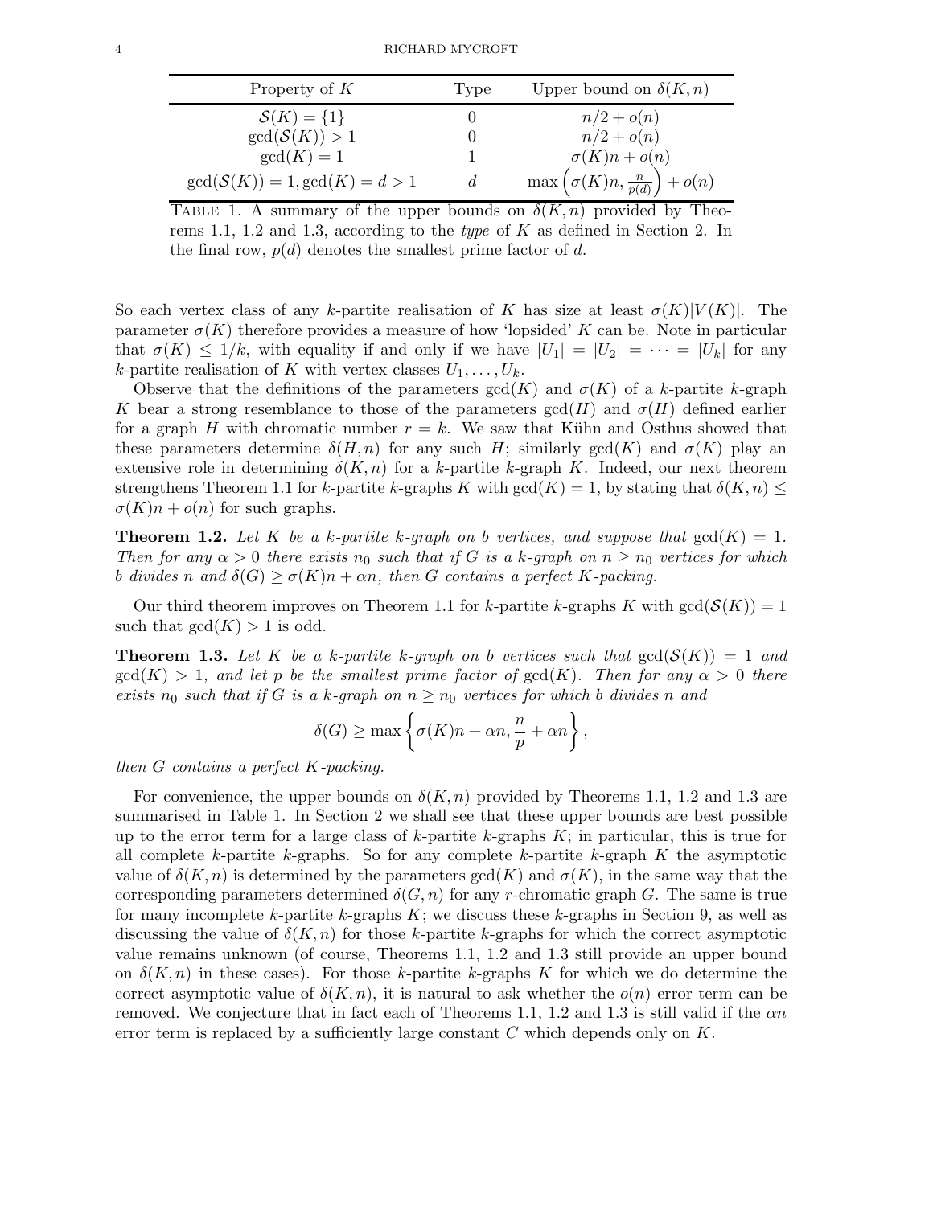| Property of $K$ | Type | Upper bound on $\delta(K, n)$ |
|---|---|---|
| $\mathcal{S}(K) = \{1\}$ | 0 | $n/2 + o(n)$ |
| $\gcd(\mathcal{S}(K)) > 1$ | 0 | $n/2 + o(n)$ |
| $\gcd(K) = 1$ | 1 | $\sigma(K)n + o(n)$ |
| $\gcd(\mathcal{S}(K)) = 1, \gcd(K) = d > 1$ | $d$ | $\max\left(\sigma(K)n, \frac{n}{p(d)}\right) + o(n)$ |

Table 1. A summary of the upper bounds on $\delta(K, n)$ provided by Theorems 1.1, 1.2 and 1.3, according to the *type* of $K$ as defined in Section 2. In the final row, $p(d)$ denotes the smallest prime factor of $d$.

So each vertex class of any $k$-partite realisation of $K$ has size at least $\sigma(K)|V(K)|$. The parameter $\sigma(K)$ therefore provides a measure of how 'lopsided' $K$ can be. Note in particular that $\sigma(K) \leq 1/k$, with equality if and only if we have $|U_1| = |U_2| = \cdots = |U_k|$ for any $k$-partite realisation of $K$ with vertex classes $U_1, \dots, U_k$.

Observe that the definitions of the parameters $\gcd(K)$ and $\sigma(K)$ of a $k$-partite $k$-graph $K$ bear a strong resemblance to those of the parameters $\gcd(H)$ and $\sigma(H)$ defined earlier for a graph $H$ with chromatic number $r = k$. We saw that Kühn and Osthus showed that these parameters determine $\delta(H, n)$ for any such $H$; similarly $\gcd(K)$ and $\sigma(K)$ play an extensive role in determining $\delta(K, n)$ for a $k$-partite $k$-graph $K$. Indeed, our next theorem strengthens Theorem 1.1 for $k$-partite $k$-graphs $K$ with $\gcd(K) = 1$, by stating that $\delta(K, n) \leq \sigma(K)n + o(n)$ for such graphs.

**Theorem 1.2.** *Let $K$ be a $k$-partite $k$-graph on $b$ vertices, and suppose that $\gcd(K) = 1$. Then for any $\alpha > 0$ there exists $n_0$ such that if $G$ is a $k$-graph on $n \geq n_0$ vertices for which $b$ divides $n$ and $\delta(G) \geq \sigma(K)n + \alpha n$, then $G$ contains a perfect $K$-packing.*

Our third theorem improves on Theorem 1.1 for $k$-partite $k$-graphs $K$ with $\gcd(\mathcal{S}(K)) = 1$ such that $\gcd(K) > 1$ is odd.

**Theorem 1.3.** *Let $K$ be a $k$-partite $k$-graph on $b$ vertices such that $\gcd(\mathcal{S}(K)) = 1$ and $\gcd(K) > 1$, and let $p$ be the smallest prime factor of $\gcd(K)$. Then for any $\alpha > 0$ there exists $n_0$ such that if $G$ is a $k$-graph on $n \geq n_0$ vertices for which $b$ divides $n$ and*

$$\delta(G) \geq \max\left\{\sigma(K)n + \alpha n, \frac{n}{p} + \alpha n\right\},$$

*then $G$ contains a perfect $K$-packing.*

For convenience, the upper bounds on $\delta(K, n)$ provided by Theorems 1.1, 1.2 and 1.3 are summarised in Table 1. In Section 2 we shall see that these upper bounds are best possible up to the error term for a large class of $k$-partite $k$-graphs $K$; in particular, this is true for all complete $k$-partite $k$-graphs. So for any complete $k$-partite $k$-graph $K$ the asymptotic value of $\delta(K, n)$ is determined by the parameters $\gcd(K)$ and $\sigma(K)$, in the same way that the corresponding parameters determined $\delta(G, n)$ for any $r$-chromatic graph $G$. The same is true for many incomplete $k$-partite $k$-graphs $K$; we discuss these $k$-graphs in Section 9, as well as discussing the value of $\delta(K, n)$ for those $k$-partite $k$-graphs for which the correct asymptotic value remains unknown (of course, Theorems 1.1, 1.2 and 1.3 still provide an upper bound on $\delta(K, n)$ in these cases). For those $k$-partite $k$-graphs $K$ for which we do determine the correct asymptotic value of $\delta(K, n)$, it is natural to ask whether the $o(n)$ error term can be removed. We conjecture that in fact each of Theorems 1.1, 1.2 and 1.3 is still valid if the $\alpha n$ error term is replaced by a sufficiently large constant $C$ which depends only on $K$.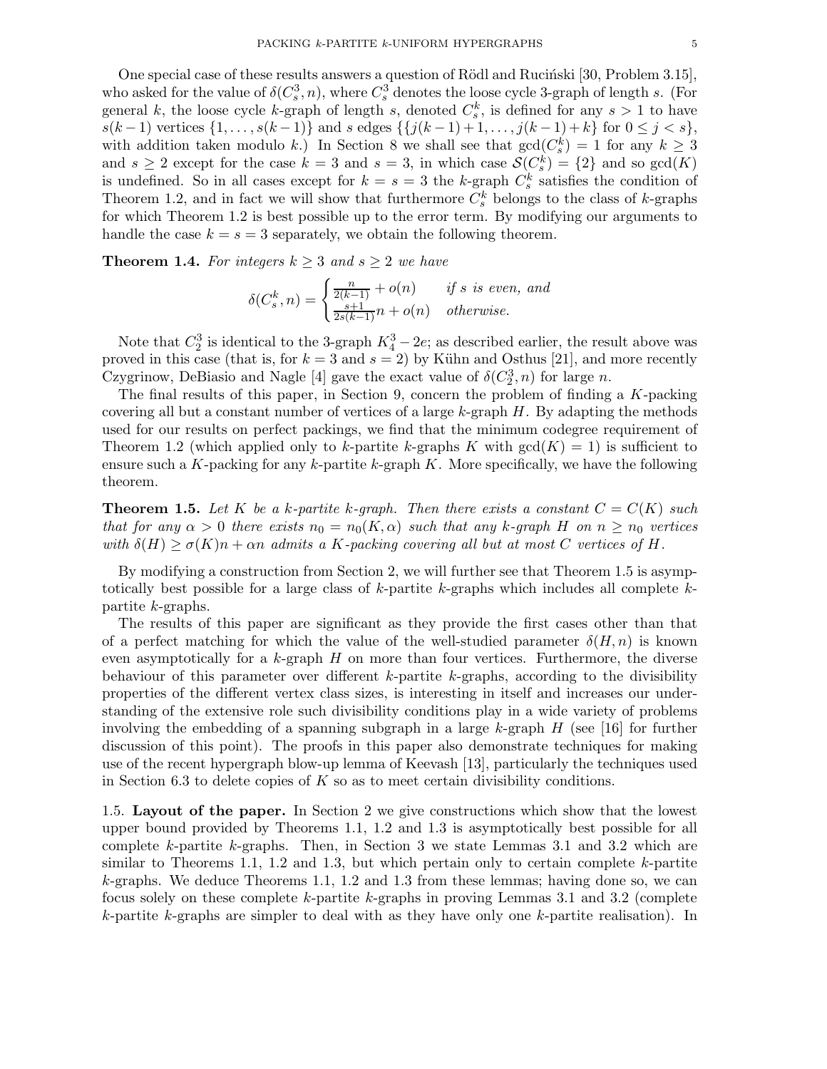One special case of these results answers a question of Rödl and Ruciński [30, Problem 3.15], who asked for the value of $\delta(C^3_s, n)$, where $C^3_s$ denotes the loose cycle 3-graph of length $s$. (For general $k$, the loose cycle $k$-graph of length $s$, denoted $C^k_s$, is defined for any $s > 1$ to have $s(k-1)$ vertices $\{1, \dots, s(k-1)\}$ and $s$ edges $\{\{j(k-1)+1, \dots, j(k-1)+k\}$ for $0 \leq j < s\}$, with addition taken modulo $k$.) In Section 8 we shall see that $\gcd(C^k_s) = 1$ for any $k \geq 3$ and $s \geq 2$ except for the case $k = 3$ and $s = 3$, in which case $\mathcal{S}(C^k_s) = \{2\}$ and so $\gcd(K)$ is undefined. So in all cases except for $k = s = 3$ the $k$-graph $C^k_s$ satisfies the condition of Theorem 1.2, and in fact we will show that furthermore $C^k_s$ belongs to the class of $k$-graphs for which Theorem 1.2 is best possible up to the error term. By modifying our arguments to handle the case $k = s = 3$ separately, we obtain the following theorem.

**Theorem 1.4.** *For integers $k \geq 3$ and $s \geq 2$ we have*

$$\delta(C^k_s, n) = \begin{cases} \frac{n}{2(k-1)} + o(n) & \text{if } s \text{ is even, and} \\ \frac{s+1}{2s(k-1)}n + o(n) & \text{otherwise.} \end{cases}$$

Note that $C^3_2$ is identical to the 3-graph $K^3_4 - 2e$; as described earlier, the result above was proved in this case (that is, for $k = 3$ and $s = 2$) by Kühn and Osthus [21], and more recently Czygrinow, DeBiasio and Nagle [4] gave the exact value of $\delta(C^3_2, n)$ for large $n$.

The final results of this paper, in Section 9, concern the problem of finding a $K$-packing covering all but a constant number of vertices of a large $k$-graph $H$. By adapting the methods used for our results on perfect packings, we find that the minimum codegree requirement of Theorem 1.2 (which applied only to $k$-partite $k$-graphs $K$ with $\gcd(K) = 1$) is sufficient to ensure such a $K$-packing for any $k$-partite $k$-graph $K$. More specifically, we have the following theorem.

**Theorem 1.5.** *Let $K$ be a $k$-partite $k$-graph. Then there exists a constant $C = C(K)$ such that for any $\alpha > 0$ there exists $n_0 = n_0(K, \alpha)$ such that any $k$-graph $H$ on $n \geq n_0$ vertices with $\delta(H) \geq \sigma(K)n + \alpha n$ admits a $K$-packing covering all but at most $C$ vertices of $H$.*

By modifying a construction from Section 2, we will further see that Theorem 1.5 is asymptotically best possible for a large class of $k$-partite $k$-graphs which includes all complete $k$-partite $k$-graphs.

The results of this paper are significant as they provide the first cases other than that of a perfect matching for which the value of the well-studied parameter $\delta(H, n)$ is known even asymptotically for a $k$-graph $H$ on more than four vertices. Furthermore, the diverse behaviour of this parameter over different $k$-partite $k$-graphs, according to the divisibility properties of the different vertex class sizes, is interesting in itself and increases our understanding of the extensive role such divisibility conditions play in a wide variety of problems involving the embedding of a spanning subgraph in a large $k$-graph $H$ (see [16] for further discussion of this point). The proofs in this paper also demonstrate techniques for making use of the recent hypergraph blow-up lemma of Keevash [13], particularly the techniques used in Section 6.3 to delete copies of $K$ so as to meet certain divisibility conditions.

1.5. **Layout of the paper.** In Section 2 we give constructions which show that the lowest upper bound provided by Theorems 1.1, 1.2 and 1.3 is asymptotically best possible for all complete $k$-partite $k$-graphs. Then, in Section 3 we state Lemmas 3.1 and 3.2 which are similar to Theorems 1.1, 1.2 and 1.3, but which pertain only to certain complete $k$-partite $k$-graphs. We deduce Theorems 1.1, 1.2 and 1.3 from these lemmas; having done so, we can focus solely on these complete $k$-partite $k$-graphs in proving Lemmas 3.1 and 3.2 (complete $k$-partite $k$-graphs are simpler to deal with as they have only one $k$-partite realisation). In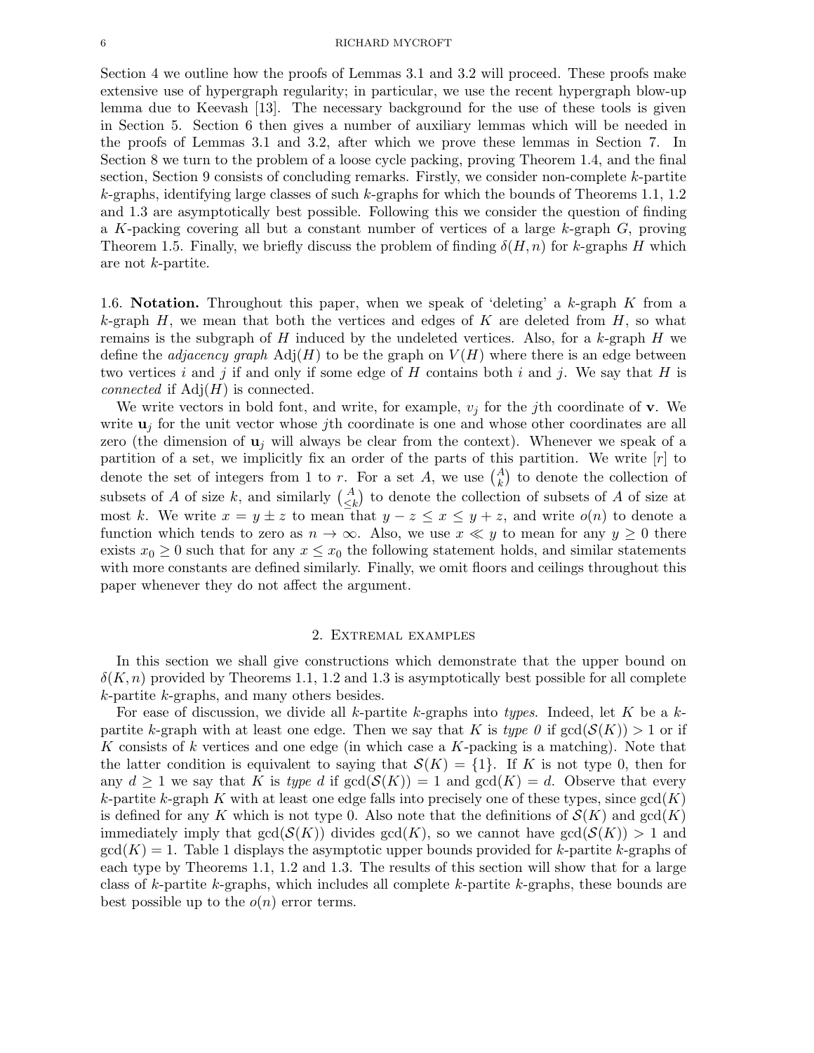Section 4 we outline how the proofs of Lemmas 3.1 and 3.2 will proceed. These proofs make extensive use of hypergraph regularity; in particular, we use the recent hypergraph blow-up lemma due to Keevash [13]. The necessary background for the use of these tools is given in Section 5. Section 6 then gives a number of auxiliary lemmas which will be needed in the proofs of Lemmas 3.1 and 3.2, after which we prove these lemmas in Section 7. In Section 8 we turn to the problem of a loose cycle packing, proving Theorem 1.4, and the final section, Section 9 consists of concluding remarks. Firstly, we consider non-complete $k$-partite $k$-graphs, identifying large classes of such $k$-graphs for which the bounds of Theorems 1.1, 1.2 and 1.3 are asymptotically best possible. Following this we consider the question of finding a $K$-packing covering all but a constant number of vertices of a large $k$-graph $G$, proving Theorem 1.5. Finally, we briefly discuss the problem of finding $\delta(H, n)$ for $k$-graphs $H$ which are not $k$-partite.

1.6. **Notation.** Throughout this paper, when we speak of 'deleting' a $k$-graph $K$ from a $k$-graph $H$, we mean that both the vertices and edges of $K$ are deleted from $H$, so what remains is the subgraph of $H$ induced by the undeleted vertices. Also, for a $k$-graph $H$ we define the *adjacency graph* $\mathrm{Adj}(H)$ to be the graph on $V(H)$ where there is an edge between two vertices $i$ and $j$ if and only if some edge of $H$ contains both $i$ and $j$. We say that $H$ is *connected* if $\mathrm{Adj}(H)$ is connected.

We write vectors in bold font, and write, for example, $v_j$ for the $j$th coordinate of $\mathbf{v}$. We write $\mathbf{u}_j$ for the unit vector whose $j$th coordinate is one and whose other coordinates are all zero (the dimension of $\mathbf{u}_j$ will always be clear from the context). Whenever we speak of a partition of a set, we implicitly fix an order of the parts of this partition. We write $[r]$ to denote the set of integers from 1 to $r$. For a set $A$, we use $\binom{A}{k}$ to denote the collection of subsets of $A$ of size $k$, and similarly $\binom{A}{\leq k}$ to denote the collection of subsets of $A$ of size at most $k$. We write $x = y \pm z$ to mean that $y - z \leq x \leq y + z$, and write $o(n)$ to denote a function which tends to zero as $n \to \infty$. Also, we use $x \ll y$ to mean for any $y \geq 0$ there exists $x_0 \geq 0$ such that for any $x \leq x_0$ the following statement holds, and similar statements with more constants are defined similarly. Finally, we omit floors and ceilings throughout this paper whenever they do not affect the argument.

## 2. Extremal examples

In this section we shall give constructions which demonstrate that the upper bound on $\delta(K, n)$ provided by Theorems 1.1, 1.2 and 1.3 is asymptotically best possible for all complete $k$-partite $k$-graphs, and many others besides.

For ease of discussion, we divide all $k$-partite $k$-graphs into *types*. Indeed, let $K$ be a $k$-partite $k$-graph with at least one edge. Then we say that $K$ is *type 0* if $\gcd(\mathcal{S}(K)) > 1$ or if $K$ consists of $k$ vertices and one edge (in which case a $K$-packing is a matching). Note that the latter condition is equivalent to saying that $\mathcal{S}(K) = \{1\}$. If $K$ is not type 0, then for any $d \geq 1$ we say that $K$ is *type d* if $\gcd(\mathcal{S}(K)) = 1$ and $\gcd(K) = d$. Observe that every $k$-partite $k$-graph $K$ with at least one edge falls into precisely one of these types, since $\gcd(K)$ is defined for any $K$ which is not type 0. Also note that the definitions of $\mathcal{S}(K)$ and $\gcd(K)$ immediately imply that $\gcd(\mathcal{S}(K))$ divides $\gcd(K)$, so we cannot have $\gcd(\mathcal{S}(K)) > 1$ and $\gcd(K) = 1$. Table 1 displays the asymptotic upper bounds provided for $k$-graphs of each type by Theorems 1.1, 1.2 and 1.3. The results of this section will show that for a large class of $k$-partite $k$-graphs, which includes all complete $k$-partite $k$-graphs, these bounds are best possible up to the $o(n)$ error terms.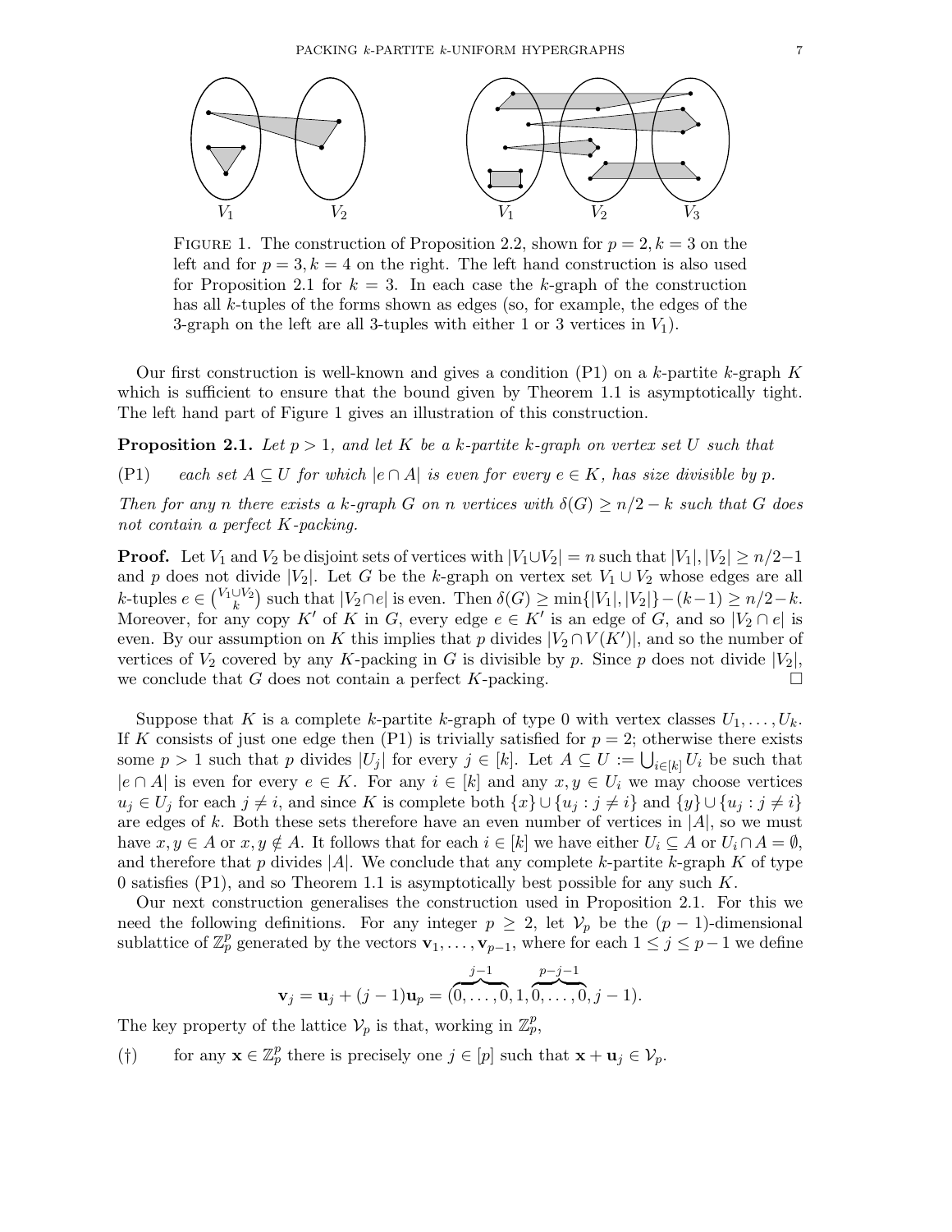FIGURE 1. The construction of Proposition 2.2, shown for $p = 2, k = 3$ on the left and for $p = 3, k = 4$ on the right. The left hand construction is also used for Proposition 2.1 for $k = 3$. In each case the $k$-graph of the construction has all $k$-tuples of the forms shown as edges (so, for example, the edges of the 3-graph on the left are all 3-tuples with either 1 or 3 vertices in $V_1$).

Our first construction is well-known and gives a condition (P1) on a $k$-partite $k$-graph $K$ which is sufficient to ensure that the bound given by Theorem 1.1 is asymptotically tight. The left hand part of Figure 1 gives an illustration of this construction.

**Proposition 2.1.** *Let $p > 1$, and let $K$ be a $k$-partite $k$-graph on vertex set $U$ such that*

(P1) *each set $A \subseteq U$ for which $|e \cap A|$ is even for every $e \in K$, has size divisible by $p$.*

*Then for any $n$ there exists a $k$-graph $G$ on $n$ vertices with $\delta(G) \geq n/2 - k$ such that $G$ does not contain a perfect $K$-packing.*

**Proof.** Let $V_1$ and $V_2$ be disjoint sets of vertices with $|V_1 \cup V_2| = n$ such that $|V_1|, |V_2| \geq n/2 - 1$ and $p$ does not divide $|V_2|$. Let $G$ be the $k$-graph on vertex set $V_1 \cup V_2$ whose edges are all $k$-tuples $e \in \binom{V_1 \cup V_2}{k}$ such that $|V_2 \cap e|$ is even. Then $\delta(G) \geq \min\{|V_1|, |V_2|\} - (k-1) \geq n/2 - k$. Moreover, for any copy $K'$ of $K$ in $G$, every edge $e \in K'$ is an edge of $G$, and so $|V_2 \cap e|$ is even. By our assumption on $K$ this implies that $p$ divides $|V_2 \cap V(K')|$, and so the number of vertices of $V_2$ covered by any $K$-packing in $G$ is divisible by $p$. Since $p$ does not divide $|V_2|$, we conclude that $G$ does not contain a perfect $K$-packing. $\square$

Suppose that $K$ is a complete $k$-partite $k$-graph of type 0 with vertex classes $U_1, \dots, U_k$. If $K$ consists of just one edge then (P1) is trivially satisfied for $p = 2$; otherwise there exists some $p > 1$ such that $p$ divides $|U_j|$ for every $j \in [k]$. Let $A \subseteq U := \bigcup_{i \in [k]} U_i$ be such that $|e \cap A|$ is even for every $e \in K$. For any $i \in [k]$ and any $x, y \in U_i$ we may choose vertices $u_j \in U_j$ for each $j \neq i$, and since $K$ is complete both $\{x\} \cup \{u_j : j \neq i\}$ and $\{y\} \cup \{u_j : j \neq i\}$ are edges of $k$. Both these sets therefore have an even number of vertices in $|A|$, so we must have $x, y \in A$ or $x, y \notin A$. It follows that for each $i \in [k]$ we have either $U_i \subseteq A$ or $U_i \cap A = \emptyset$, and therefore that $p$ divides $|A|$. We conclude that any complete $k$-partite $k$-graph $K$ of type 0 satisfies (P1), and so Theorem 1.1 is asymptotically best possible for any such $K$.

Our next construction generalises the construction used in Proposition 2.1. For this we need the following definitions. For any integer $p \geq 2$, let $\mathcal{V}_p$ be the $(p-1)$-dimensional sublattice of $\mathbb{Z}_p^p$ generated by the vectors $\mathbf{v}_1, \dots, \mathbf{v}_{p-1}$, where for each $1 \leq j \leq p-1$ we define

$$\mathbf{v}_j = \mathbf{u}_j + (j-1)\mathbf{u}_p = (\overbrace{0, \dots, 0}^{j-1}, 1, \overbrace{0, \dots, 0}^{p-j-1}, j-1).$$

The key property of the lattice $\mathcal{V}_p$ is that, working in $\mathbb{Z}_p^p$,

(†) for any $\mathbf{x} \in \mathbb{Z}_p^p$ there is precisely one $j \in [p]$ such that $\mathbf{x} + \mathbf{u}_j \in \mathcal{V}_p$.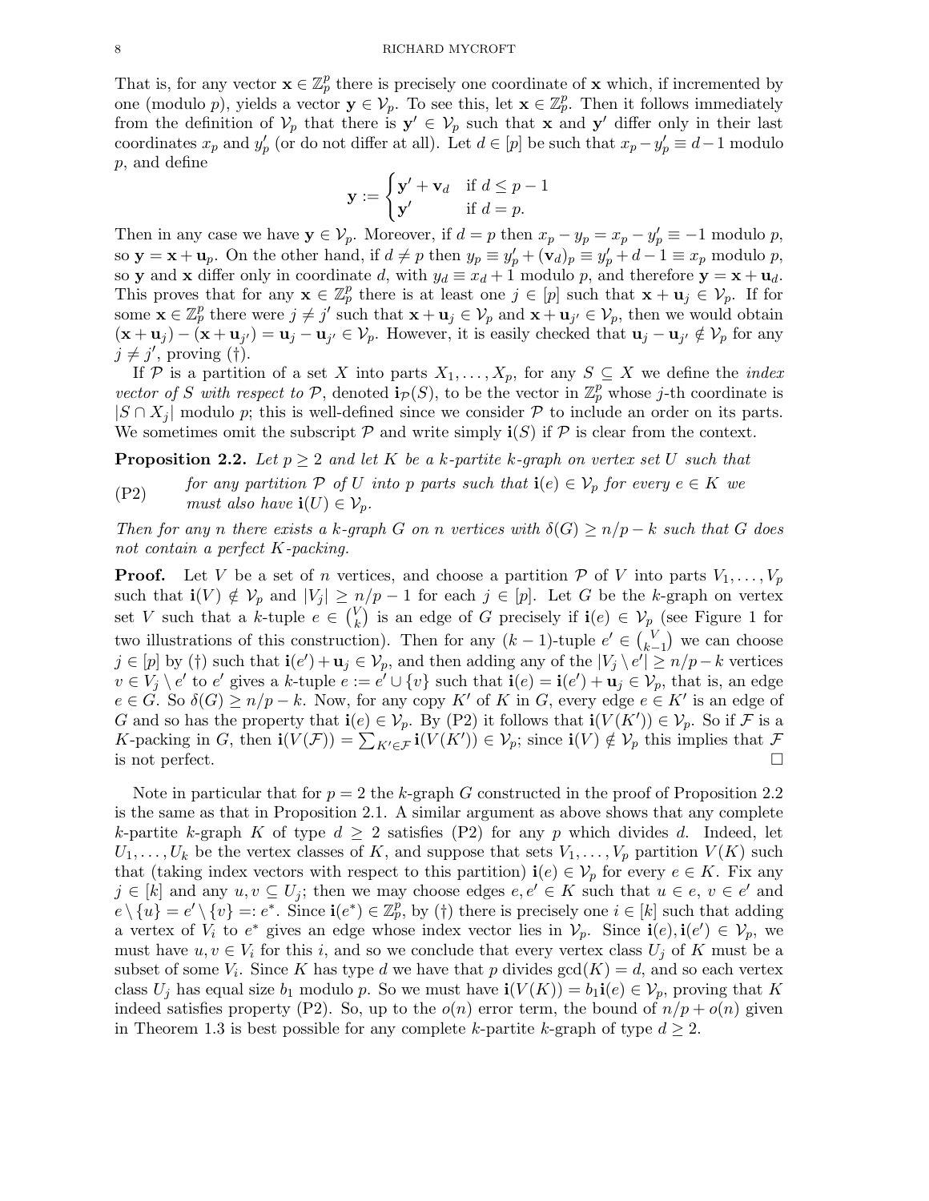That is, for any vector $\mathbf{x} \in \mathbb{Z}_p^p$ there is precisely one coordinate of $\mathbf{x}$ which, if incremented by one (modulo $p$), yields a vector $\mathbf{y} \in \mathcal{V}_p$. To see this, let $\mathbf{x} \in \mathbb{Z}_p^p$. Then it follows immediately from the definition of $\mathcal{V}_p$ that there is $\mathbf{y}' \in \mathcal{V}_p$ such that $\mathbf{x}$ and $\mathbf{y}'$ differ only in their last coordinates $x_p$ and $y'_p$ (or do not differ at all). Let $d \in [p]$ be such that $x_p - y'_p \equiv d-1$ modulo $p$, and define

$$\mathbf{y} := \begin{cases} \mathbf{y}' + \mathbf{v}_d & \text{if } d \leq p-1 \\ \mathbf{y}' & \text{if } d = p. \end{cases}$$

Then in any case we have $\mathbf{y} \in \mathcal{V}_p$. Moreover, if $d = p$ then $x_p - y_p = x_p - y'_p \equiv -1$ modulo $p$, so $\mathbf{y} = \mathbf{x} + \mathbf{u}_p$. On the other hand, if $d \neq p$ then $y_p \equiv y'_p + (\mathbf{v}_d)_p \equiv y'_p + d - 1 \equiv x_p$ modulo $p$, so $\mathbf{y}$ and $\mathbf{x}$ differ only in coordinate $d$, with $y_d \equiv x_d + 1$ modulo $p$, and therefore $\mathbf{y} = \mathbf{x} + \mathbf{u}_d$. This proves that for any $\mathbf{x} \in \mathbb{Z}_p^p$ there is at least one $j \in [p]$ such that $\mathbf{x} + \mathbf{u}_j \in \mathcal{V}_p$. If for some $\mathbf{x} \in \mathbb{Z}_p^p$ there were $j \neq j'$ such that $\mathbf{x} + \mathbf{u}_j \in \mathcal{V}_p$ and $\mathbf{x} + \mathbf{u}_{j'} \in \mathcal{V}_p$, then we would obtain $(\mathbf{x} + \mathbf{u}_j) - (\mathbf{x} + \mathbf{u}_{j'}) = \mathbf{u}_j - \mathbf{u}_{j'} \in \mathcal{V}_p$. However, it is easily checked that $\mathbf{u}_j - \mathbf{u}_{j'} \notin \mathcal{V}_p$ for any $j \neq j'$, proving (†).

If $\mathcal{P}$ is a partition of a set $X$ into parts $X_1, \dots, X_p$, for any $S \subseteq X$ we define the *index vector of $S$ with respect to $\mathcal{P}$*, denoted $\mathbf{i}_{\mathcal{P}}(S)$, to be the vector in $\mathbb{Z}_p^p$ whose $j$-th coordinate is $|S \cap X_j|$ modulo $p$; this is well-defined since we consider $\mathcal{P}$ to include an order on its parts. We sometimes omit the subscript $\mathcal{P}$ and write simply $\mathbf{i}(S)$ if $\mathcal{P}$ is clear from the context.

**Proposition 2.2.** *Let $p \geq 2$ and let $K$ be a $k$-partite $k$-graph on vertex set $U$ such that*

(P2) *for any partition $\mathcal{P}$ of $U$ into $p$ parts such that $\mathbf{i}(e) \in \mathcal{V}_p$ for every $e \in K$ we must also have $\mathbf{i}(U) \in \mathcal{V}_p$.*

*Then for any $n$ there exists a $k$-graph $G$ on $n$ vertices with $\delta(G) \geq n/p - k$ such that $G$ does not contain a perfect $K$-packing.*

**Proof.** Let $V$ be a set of $n$ vertices, and choose a partition $\mathcal{P}$ of $V$ into parts $V_1, \dots, V_p$ such that $\mathbf{i}(V) \notin \mathcal{V}_p$ and $|V_j| \geq n/p - 1$ for each $j \in [p]$. Let $G$ be the $k$-graph on vertex set $V$ such that a $k$-tuple $e \in \binom{V}{k}$ is an edge of $G$ precisely if $\mathbf{i}(e) \in \mathcal{V}_p$ (see Figure 1 for two illustrations of this construction). Then for any $(k-1)$-tuple $e' \in \binom{V}{k-1}$ we can choose $j \in [p]$ by (†) such that $\mathbf{i}(e') + \mathbf{u}_j \in \mathcal{V}_p$, and then adding any of the $|V_j \setminus e'| \geq n/p - k$ vertices $v \in V_j \setminus e'$ to $e'$ gives a $k$-tuple $e := e' \cup \{v\}$ such that $\mathbf{i}(e) = \mathbf{i}(e') + \mathbf{u}_j \in \mathcal{V}_p$, that is, an edge $e \in G$. So $\delta(G) \geq n/p - k$. Now, for any copy $K'$ of $K$ in $G$, every edge $e \in K'$ is an edge of $G$ and so has the property that $\mathbf{i}(e) \in \mathcal{V}_p$. By (P2) it follows that $\mathbf{i}(V(K')) \in \mathcal{V}_p$. So if $\mathcal{F}$ is a $K$-packing in $G$, then $\mathbf{i}(V(\mathcal{F})) = \sum_{K' \in \mathcal{F}} \mathbf{i}(V(K')) \in \mathcal{V}_p$; since $\mathbf{i}(V) \notin \mathcal{V}_p$ this implies that $\mathcal{F}$ is not perfect. □

Note in particular that for $p = 2$ the $k$-graph $G$ constructed in the proof of Proposition 2.2 is the same as that in Proposition 2.1. A similar argument as above shows that any complete $k$-partite $k$-graph $K$ of type $d \geq 2$ satisfies (P2) for any $p$ which divides $d$. Indeed, let $U_1, \dots, U_k$ be the vertex classes of $K$, and suppose that sets $V_1, \dots, V_p$ partition $V(K)$ such that (taking index vectors with respect to this partition) $\mathbf{i}(e) \in \mathcal{V}_p$ for every $e \in K$. Fix any $j \in [k]$ and any $u, v \subseteq U_j$; then we may choose edges $e, e' \in K$ such that $u \in e$, $v \in e'$ and $e \setminus \{u\} = e' \setminus \{v\} =: e^*$. Since $\mathbf{i}(e^*) \in \mathbb{Z}_p^p$, by (†) there is precisely one $i \in [k]$ such that adding a vertex of $V_i$ to $e^*$ gives an edge whose index vector lies in $\mathcal{V}_p$. Since $\mathbf{i}(e), \mathbf{i}(e') \in \mathcal{V}_p$, we must have $u, v \in V_i$ for this $i$, and so we conclude that every vertex class $U_j$ of $K$ must be a subset of some $V_i$. Since $K$ has type $d$ we have that $p$ divides $\gcd(K) = d$, and so each vertex class $U_j$ has equal size $b_1$ modulo $p$. So we must have $\mathbf{i}(V(K)) = b_1 \mathbf{i}(e) \in \mathcal{V}_p$, proving that $K$ indeed satisfies property (P2). So, up to the $o(n)$ error term, the bound of $n/p + o(n)$ given in Theorem 1.3 is best possible for any complete $k$-partite $k$-graph of type $d \geq 2$.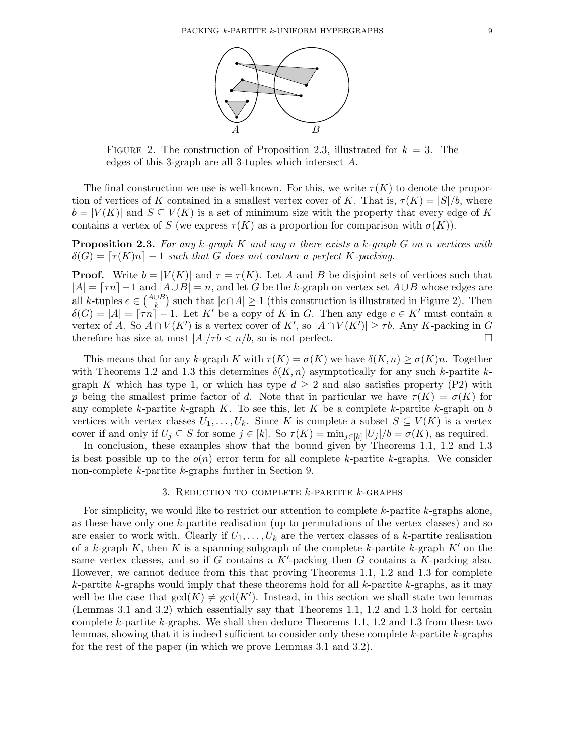FIGURE 2. The construction of Proposition 2.3, illustrated for $k = 3$. The edges of this 3-graph are all 3-tuples which intersect $A$.

The final construction we use is well-known. For this, we write $\tau(K)$ to denote the proportion of vertices of $K$ contained in a smallest vertex cover of $K$. That is, $\tau(K) = |S|/b$, where $b = |V(K)|$ and $S \subseteq V(K)$ is a set of minimum size with the property that every edge of $K$ contains a vertex of $S$ (we express $\tau(K)$ as a proportion for comparison with $\sigma(K)$).

**Proposition 2.3.** *For any $k$-graph $K$ and any $n$ there exists a $k$-graph $G$ on $n$ vertices with $\delta(G) = \lceil \tau(K)n \rceil - 1$ such that $G$ does not contain a perfect $K$-packing.*

**Proof.** Write $b = |V(K)|$ and $\tau = \tau(K)$. Let $A$ and $B$ be disjoint sets of vertices such that $|A| = \lceil \tau n \rceil - 1$ and $|A \cup B| = n$, and let $G$ be the $k$-graph on vertex set $A \cup B$ whose edges are all $k$-tuples $e \in \binom{A \cup B}{k}$ such that $|e \cap A| \geq 1$ (this construction is illustrated in Figure 2). Then $\delta(G) = |A| = \lceil \tau n \rceil - 1$. Let $K'$ be a copy of $K$ in $G$. Then any edge $e \in K'$ must contain a vertex of $A$. So $A \cap V(K')$ is a vertex cover of $K'$, so $|A \cap V(K')| \geq \tau b$. Any $K$-packing in $G$ therefore has size at most $|A|/\tau b < n/b$, so is not perfect. $\square$

This means that for any $k$-graph $K$ with $\tau(K) = \sigma(K)$ we have $\delta(K, n) \geq \sigma(K)n$. Together with Theorems 1.2 and 1.3 this determines $\delta(K, n)$ asymptotically for any such $k$-partite $k$-graph $K$ which has type 1, or which has type $d \geq 2$ and also satisfies property (P2) with $p$ being the smallest prime factor of $d$. Note that in particular we have $\tau(K) = \sigma(K)$ for any complete $k$-partite $k$-graph $K$. To see this, let $K$ be a complete $k$-partite $k$-graph on $b$ vertices with vertex classes $U_1, \ldots, U_k$. Since $K$ is complete a subset $S \subseteq V(K)$ is a vertex cover if and only if $U_j \subseteq S$ for some $j \in [k]$. So $\tau(K) = \min_{j \in [k]} |U_j|/b = \sigma(K)$, as required.

In conclusion, these examples show that the bound given by Theorems 1.1, 1.2 and 1.3 is best possible up to the $o(n)$ error term for all complete $k$-partite $k$-graphs. We consider non-complete $k$-partite $k$-graphs further in Section 9.

## 3. Reduction to complete $k$-partite $k$-graphs

For simplicity, we would like to restrict our attention to complete $k$-partite $k$-graphs alone, as these have only one $k$-partite realisation (up to permutations of the vertex classes) and so are easier to work with. Clearly if $U_1, \ldots, U_k$ are the vertex classes of a $k$-partite realisation of a $k$-graph $K$, then $K$ is a spanning subgraph of the complete $k$-partite $k$-graph $K'$ on the same vertex classes, and so if $G$ contains a $K'$-packing then $G$ contains a $K$-packing also. However, we cannot deduce from this that proving Theorems 1.1, 1.2 and 1.3 for complete $k$-partite $k$-graphs would imply that these theorems hold for all $k$-partite $k$-graphs, as it may well be the case that $\gcd(K) \neq \gcd(K')$. Instead, in this section we shall state two lemmas (Lemmas 3.1 and 3.2) which essentially say that Theorems 1.1, 1.2 and 1.3 hold for certain complete $k$-partite $k$-graphs. We shall then deduce Theorems 1.1, 1.2 and 1.3 from these two lemmas, showing that it is indeed sufficient to consider only these complete $k$-partite $k$-graphs for the rest of the paper (in which we prove Lemmas 3.1 and 3.2).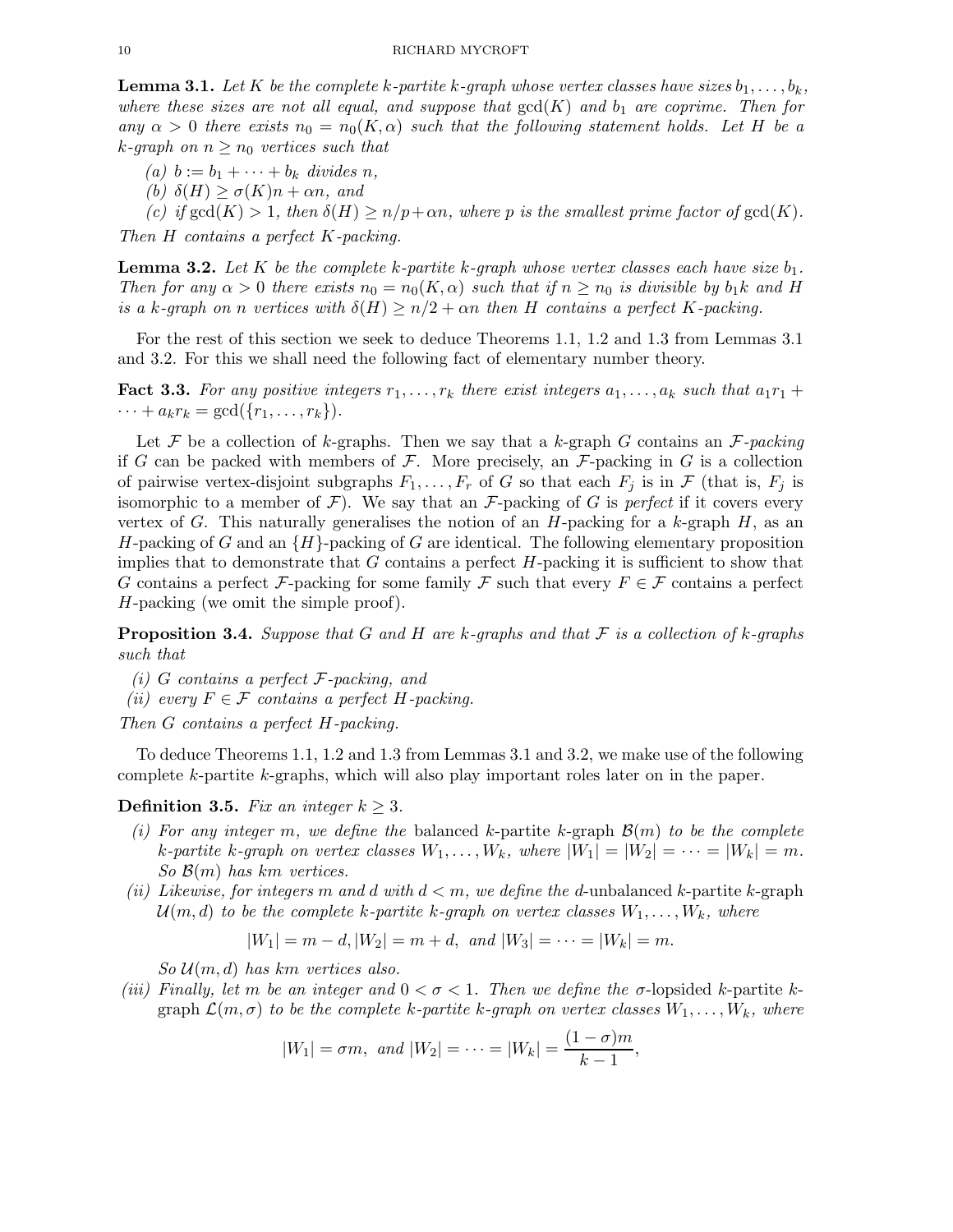**Lemma 3.1.** *Let $K$ be the complete $k$-partite $k$-graph whose vertex classes have sizes $b_1, \dots, b_k$, where these sizes are not all equal, and suppose that $\gcd(K)$ and $b_1$ are coprime. Then for any $\alpha > 0$ there exists $n_0 = n_0(K, \alpha)$ such that the following statement holds. Let $H$ be a $k$-graph on $n \geq n_0$ vertices such that*

*(a) $b := b_1 + \dots + b_k$ divides $n$,*

*(b) $\delta(H) \geq \sigma(K)n + \alpha n$, and*

*(c) if $\gcd(K) > 1$, then $\delta(H) \geq n/p + \alpha n$, where $p$ is the smallest prime factor of $\gcd(K)$.*

*Then $H$ contains a perfect $K$-packing.*

**Lemma 3.2.** *Let $K$ be the complete $k$-partite $k$-graph whose vertex classes each have size $b_1$. Then for any $\alpha > 0$ there exists $n_0 = n_0(K, \alpha)$ such that if $n \geq n_0$ is divisible by $b_1 k$ and $H$ is a $k$-graph on $n$ vertices with $\delta(H) \geq n/2 + \alpha n$ then $H$ contains a perfect $K$-packing.*

For the rest of this section we seek to deduce Theorems 1.1, 1.2 and 1.3 from Lemmas 3.1 and 3.2. For this we shall need the following fact of elementary number theory.

**Fact 3.3.** *For any positive integers $r_1, \dots, r_k$ there exist integers $a_1, \dots, a_k$ such that $a_1 r_1 + \dots + a_k r_k = \gcd(\{r_1, \dots, r_k\})$.*

Let $\mathcal{F}$ be a collection of $k$-graphs. Then we say that a $k$-graph $G$ contains an *$\mathcal{F}$-packing* if $G$ can be packed with members of $\mathcal{F}$. More precisely, an $\mathcal{F}$-packing in $G$ is a collection of pairwise vertex-disjoint subgraphs $F_1, \dots, F_r$ of $G$ so that each $F_j$ is in $\mathcal{F}$ (that is, $F_j$ is isomorphic to a member of $\mathcal{F}$). We say that an $\mathcal{F}$-packing of $G$ is *perfect* if it covers every vertex of $G$. This naturally generalises the notion of an $H$-packing for a $k$-graph $H$, as an $H$-packing of $G$ and an $\{H\}$-packing of $G$ are identical. The following elementary proposition implies that to demonstrate that $G$ contains a perfect $H$-packing it is sufficient to show that $G$ contains a perfect $\mathcal{F}$-packing for some family $\mathcal{F}$ such that every $F \in \mathcal{F}$ contains a perfect $H$-packing (we omit the simple proof).

**Proposition 3.4.** *Suppose that $G$ and $H$ are $k$-graphs and that $\mathcal{F}$ is a collection of $k$-graphs such that*

*(i) $G$ contains a perfect $\mathcal{F}$-packing, and*

*(ii) every $F \in \mathcal{F}$ contains a perfect $H$-packing.*

*Then $G$ contains a perfect $H$-packing.*

To deduce Theorems 1.1, 1.2 and 1.3 from Lemmas 3.1 and 3.2, we make use of the following complete $k$-partite $k$-graphs, which will also play important roles later on in the paper.

**Definition 3.5.** *Fix an integer $k \geq 3$.*

*(i) For any integer $m$, we define the* balanced $k$-partite $k$-graph *$\mathcal{B}(m)$ to be the complete $k$-partite $k$-graph on vertex classes $W_1, \dots, W_k$, where $|W_1| = |W_2| = \dots = |W_k| = m$. So $\mathcal{B}(m)$ has $km$ vertices.*

*(ii) Likewise, for integers $m$ and $d$ with $d < m$, we define the $d$-*unbalanced $k$-partite $k$-graph *$\mathcal{U}(m, d)$ to be the complete $k$-partite $k$-graph on vertex classes $W_1, \dots, W_k$, where*

$$|W_1| = m - d, |W_2| = m + d, \text{ and } |W_3| = \dots = |W_k| = m.$$

*So $\mathcal{U}(m, d)$ has $km$ vertices also.*

*(iii) Finally, let $m$ be an integer and $0 < \sigma < 1$. Then we define the $\sigma$-*lopsided $k$-partite $k$-graph *$\mathcal{L}(m, \sigma)$ to be the complete $k$-partite $k$-graph on vertex classes $W_1, \dots, W_k$, where*

$$|W_1| = \sigma m, \text{ and } |W_2| = \dots = |W_k| = \frac{(1 - \sigma)m}{k - 1},$$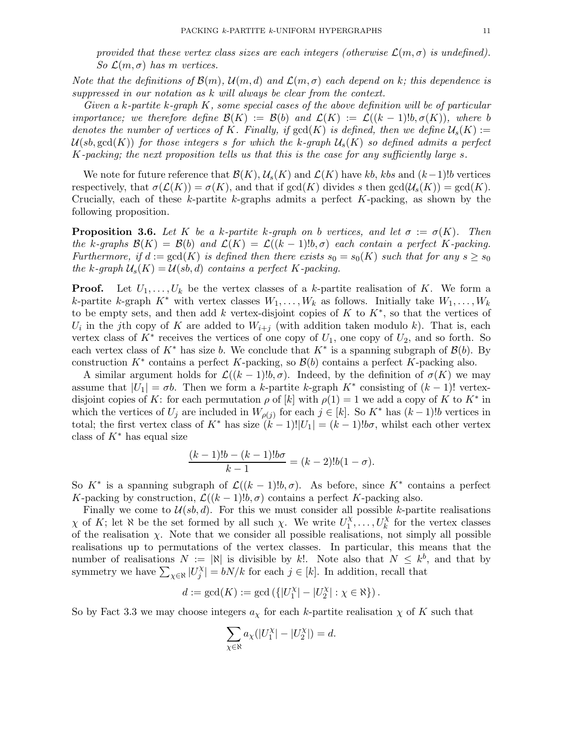*provided that these vertex class sizes are each integers (otherwise $\mathcal{L}(m,\sigma)$ is undefined). So $\mathcal{L}(m,\sigma)$ has $m$ vertices.*

*Note that the definitions of $\mathcal{B}(m)$, $\mathcal{U}(m,d)$ and $\mathcal{L}(m,\sigma)$ each depend on $k$; this dependence is suppressed in our notation as $k$ will always be clear from the context.*

*Given a $k$-partite $k$-graph $K$, some special cases of the above definition will be of particular importance; we therefore define $\mathcal{B}(K) := \mathcal{B}(b)$ and $\mathcal{L}(K) := \mathcal{L}((k-1)!b, \sigma(K))$, where $b$ denotes the number of vertices of $K$. Finally, if $\gcd(K)$ is defined, then we define $\mathcal{U}_s(K) := \mathcal{U}(sb, \gcd(K))$ for those integers $s$ for which the $k$-graph $\mathcal{U}_s(K)$ so defined admits a perfect $K$-packing; the next proposition tells us that this is the case for any sufficiently large $s$.*

We note for future reference that $\mathcal{B}(K), \mathcal{U}_s(K)$ and $\mathcal{L}(K)$ have $kb$, $kbs$ and $(k-1)!b$ vertices respectively, that $\sigma(\mathcal{L}(K)) = \sigma(K)$, and that if $\gcd(K)$ divides $s$ then $\gcd(\mathcal{U}_s(K)) = \gcd(K)$. Crucially, each of these $k$-partite $k$-graphs admits a perfect $K$-packing, as shown by the following proposition.

**Proposition 3.6.** *Let $K$ be a $k$-partite $k$-graph on $b$ vertices, and let $\sigma := \sigma(K)$. Then the $k$-graphs $\mathcal{B}(K) = \mathcal{B}(b)$ and $\mathcal{L}(K) = \mathcal{L}((k-1)!b, \sigma)$ each contain a perfect $K$-packing. Furthermore, if $d := \gcd(K)$ is defined then there exists $s_0 = s_0(K)$ such that for any $s \geq s_0$ the $k$-graph $\mathcal{U}_s(K) = \mathcal{U}(sb, d)$ contains a perfect $K$-packing.*

**Proof.** Let $U_1, \dots, U_k$ be the vertex classes of a $k$-partite realisation of $K$. We form a $k$-partite $k$-graph $K^*$ with vertex classes $W_1, \dots, W_k$ as follows. Initially take $W_1, \dots, W_k$ to be empty sets, and then add $k$ vertex-disjoint copies of $K$ to $K^*$, so that the vertices of $U_i$ in the $j$th copy of $K$ are added to $W_{i+j}$ (with addition taken modulo $k$). That is, each vertex class of $K^*$ receives the vertices of one copy of $U_1$, one copy of $U_2$, and so forth. So each vertex class of $K^*$ has size $b$. We conclude that $K^*$ is a spanning subgraph of $\mathcal{B}(b)$. By construction $K^*$ contains a perfect $K$-packing, so $\mathcal{B}(b)$ contains a perfect $K$-packing also.

A similar argument holds for $\mathcal{L}((k-1)!b, \sigma)$. Indeed, by the definition of $\sigma(K)$ we may assume that $|U_1| = \sigma b$. Then we form a $k$-partite $k$-graph $K^*$ consisting of $(k-1)!$ vertex-disjoint copies of $K$: for each permutation $\rho$ of $[k]$ with $\rho(1) = 1$ we add a copy of $K$ to $K^*$ in which the vertices of $U_j$ are included in $W_{\rho(j)}$ for each $j \in [k]$. So $K^*$ has $(k-1)!b$ vertices in total; the first vertex class of $K^*$ has size $(k-1)!|U_1| = (k-1)!b\sigma$, whilst each other vertex class of $K^*$ has equal size

$$\frac{(k-1)!b - (k-1)!b\sigma}{k-1} = (k-2)!b(1-\sigma).$$

So $K^*$ is a spanning subgraph of $\mathcal{L}((k-1)!b, \sigma)$. As before, since $K^*$ contains a perfect $K$-packing by construction, $\mathcal{L}((k-1)!b, \sigma)$ contains a perfect $K$-packing also.

Finally we come to $\mathcal{U}(sb, d)$. For this we must consider all possible $k$-partite realisations $\chi$ of $K$; let $\aleph$ be the set formed by all such $\chi$. We write $U_1^\chi, \dots, U_k^\chi$ for the vertex classes of the realisation $\chi$. Note that we consider all possible realisations, not simply all possible realisations up to permutations of the vertex classes. In particular, this means that the number of realisations $N := |\aleph|$ is divisible by $k!$. Note also that $N \leq k^b$, and that by symmetry we have $\sum_{\chi \in \aleph} |U_j^\chi| = bN/k$ for each $j \in [k]$. In addition, recall that

$$d := \gcd(K) := \gcd\left(\{|U_1^\chi| - |U_2^\chi| : \chi \in \aleph\}\right).$$

So by Fact 3.3 we may choose integers $a_\chi$ for each $k$-partite realisation $\chi$ of $K$ such that

$$\sum_{\chi \in \aleph} a_\chi (|U_1^\chi| - |U_2^\chi|) = d.$$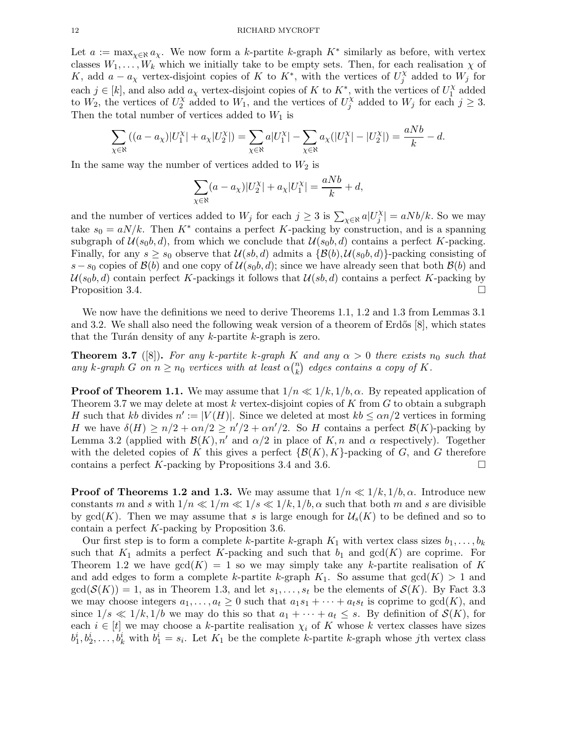Let $a := \max_{\chi \in \aleph} a_\chi$. We now form a $k$-partite $k$-graph $K^*$ similarly as before, with vertex classes $W_1, \dots, W_k$ which we initially take to be empty sets. Then, for each realisation $\chi$ of $K$, add $a - a_\chi$ vertex-disjoint copies of $K$ to $K^*$, with the vertices of $U_j^\chi$ added to $W_j$ for each $j \in [k]$, and also add $a_\chi$ vertex-disjoint copies of $K$ to $K^*$, with the vertices of $U_1^\chi$ added to $W_2$, the vertices of $U_2^\chi$ added to $W_1$, and the vertices of $U_j^\chi$ added to $W_j$ for each $j \geq 3$. Then the total number of vertices added to $W_1$ is

$$\sum_{\chi \in \aleph} \left( (a - a_\chi)|U_1^\chi| + a_\chi |U_2^\chi| \right) = \sum_{\chi \in \aleph} a|U_1^\chi| - \sum_{\chi \in \aleph} a_\chi (|U_1^\chi| - |U_2^\chi|) = \frac{aNb}{k} - d.$$

In the same way the number of vertices added to $W_2$ is

$$\sum_{\chi \in \aleph} (a - a_\chi)|U_2^\chi| + a_\chi |U_1^\chi| = \frac{aNb}{k} + d,$$

and the number of vertices added to $W_j$ for each $j \geq 3$ is $\sum_{\chi \in \aleph} a|U_j^\chi| = aNb/k$. So we may take $s_0 = aN/k$. Then $K^*$ contains a perfect $K$-packing by construction, and is a spanning subgraph of $\mathcal{U}(s_0 b, d)$, from which we conclude that $\mathcal{U}(s_0 b, d)$ contains a perfect $K$-packing. Finally, for any $s \geq s_0$ observe that $\mathcal{U}(sb, d)$ admits a $\{\mathcal{B}(b), \mathcal{U}(s_0 b, d)\}$-packing consisting of $s - s_0$ copies of $\mathcal{B}(b)$ and one copy of $\mathcal{U}(s_0 b, d)$; since we have already seen that both $\mathcal{B}(b)$ and $\mathcal{U}(s_0 b, d)$ contain perfect $K$-packings it follows that $\mathcal{U}(sb, d)$ contains a perfect $K$-packing by Proposition 3.4. □

We now have the definitions we need to derive Theorems 1.1, 1.2 and 1.3 from Lemmas 3.1 and 3.2. We shall also need the following weak version of a theorem of Erdős [8], which states that the Turán density of any $k$-partite $k$-graph is zero.

**Theorem 3.7** ([8]). *For any $k$-partite $k$-graph $K$ and any $\alpha > 0$ there exists $n_0$ such that any $k$-graph $G$ on $n \geq n_0$ vertices with at least $\alpha \binom{n}{k}$ edges contains a copy of $K$.*

**Proof of Theorem 1.1.** We may assume that $1/n \ll 1/k, 1/b, \alpha$. By repeated application of Theorem 3.7 we may delete at most $k$ vertex-disjoint copies of $K$ from $G$ to obtain a subgraph $H$ such that $kb$ divides $n' := |V(H)|$. Since we deleted at most $kb \leq \alpha n/2$ vertices in forming $H$ we have $\delta(H) \geq n/2 + \alpha n/2 \geq n'/2 + \alpha n'/2$. So $H$ contains a perfect $\mathcal{B}(K)$-packing by Lemma 3.2 (applied with $\mathcal{B}(K), n'$ and $\alpha/2$ in place of $K, n$ and $\alpha$ respectively). Together with the deleted copies of $K$ this gives a perfect $\{\mathcal{B}(K), K\}$-packing of $G$, and $G$ therefore contains a perfect $K$-packing by Propositions 3.4 and 3.6. □

**Proof of Theorems 1.2 and 1.3.** We may assume that $1/n \ll 1/k, 1/b, \alpha$. Introduce new constants $m$ and $s$ with $1/n \ll 1/m \ll 1/s \ll 1/k, 1/b, \alpha$ such that both $m$ and $s$ are divisible by $\gcd(K)$. Then we may assume that $s$ is large enough for $\mathcal{U}_s(K)$ to be defined and so to contain a perfect $K$-packing by Proposition 3.6.

Our first step is to form a complete $k$-partite $k$-graph $K_1$ with vertex class sizes $b_1, \dots, b_k$ such that $K_1$ admits a perfect $K$-packing and such that $b_1$ and $\gcd(K)$ are coprime. For Theorem 1.2 we have $\gcd(K) = 1$ so we may simply take any $k$-partite realisation of $K$ and add edges to form a complete $k$-partite $k$-graph $K_1$. So assume that $\gcd(K) > 1$ and $\gcd(\mathcal{S}(K)) = 1$, as in Theorem 1.3, and let $s_1, \dots, s_t$ be the elements of $\mathcal{S}(K)$. By Fact 3.3 we may choose integers $a_1, \dots, a_t \geq 0$ such that $a_1 s_1 + \dots + a_t s_t$ is coprime to $\gcd(K)$, and since $1/s \ll 1/k, 1/b$ we may do this so that $a_1 + \dots + a_t \leq s$. By definition of $\mathcal{S}(K)$, for each $i \in [t]$ we may choose a $k$-partite realisation $\chi_i$ of $K$ whose $k$ vertex classes have sizes $b_1^i, b_2^i, \dots, b_k^i$ with $b_1^i = s_i$. Let $K_1$ be the complete $k$-partite $k$-graph whose $j$th vertex class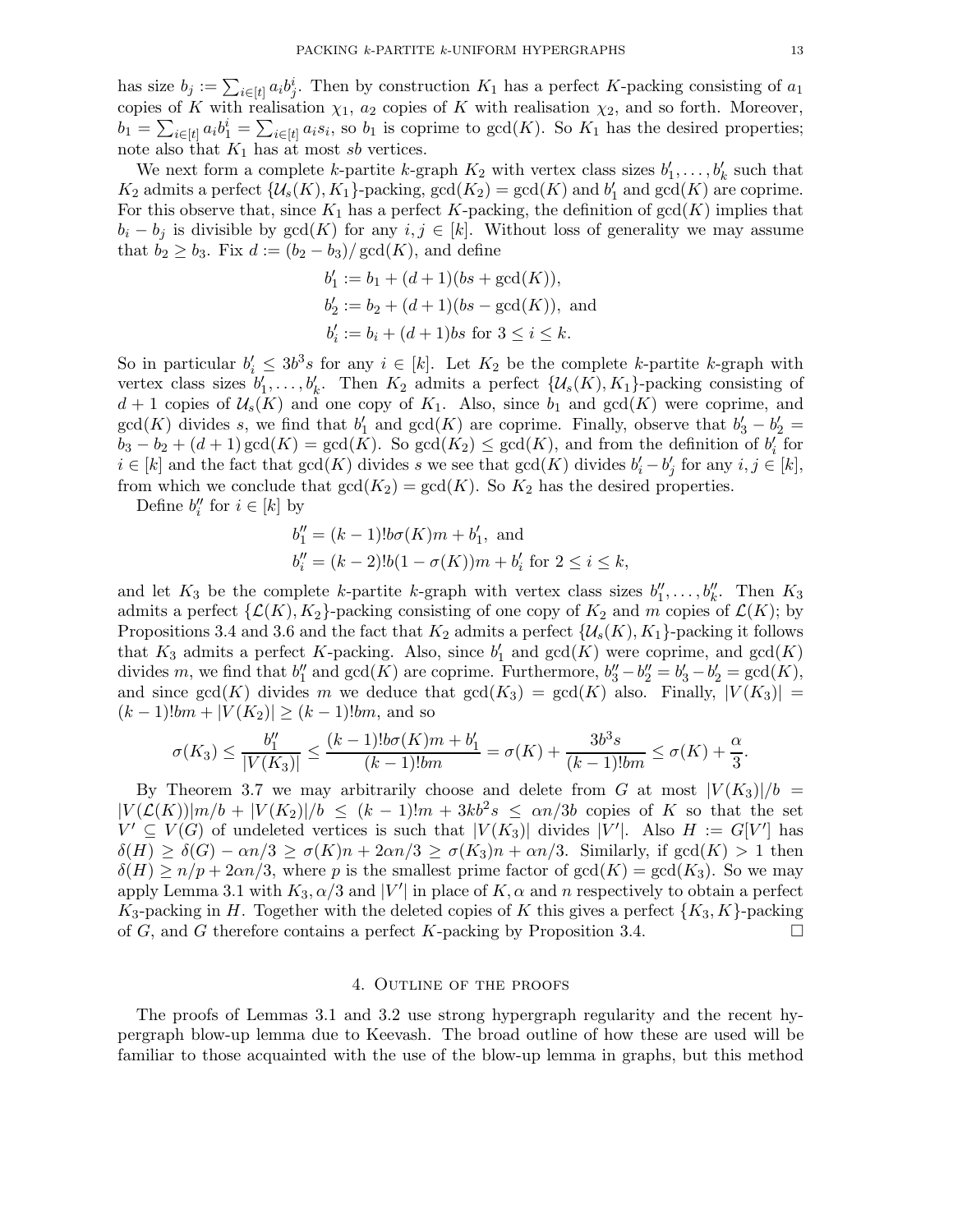has size $b_j := \sum_{i\in[t]} a_i b^i_j$. Then by construction $K_1$ has a perfect $K$-packing consisting of $a_1$ copies of $K$ with realisation $\chi_1$, $a_2$ copies of $K$ with realisation $\chi_2$, and so forth. Moreover, $b_1 = \sum_{i\in[t]} a_i b^i_1 = \sum_{i\in[t]} a_i s_i$, so $b_1$ is coprime to $\gcd(K)$. So $K_1$ has the desired properties; note also that $K_1$ has at most $sb$ vertices.

We next form a complete $k$-partite $k$-graph $K_2$ with vertex class sizes $b'_1, \dots, b'_k$ such that $K_2$ admits a perfect $\{\mathcal{U}_s(K), K_1\}$-packing, $\gcd(K_2) = \gcd(K)$ and $b'_1$ and $\gcd(K)$ are coprime. For this observe that, since $K_1$ has a perfect $K$-packing, the definition of $\gcd(K)$ implies that $b_i - b_j$ is divisible by $\gcd(K)$ for any $i, j \in [k]$. Without loss of generality we may assume that $b_2 \geq b_3$. Fix $d := (b_2 - b_3)/\gcd(K)$, and define

$$b'_1 := b_1 + (d+1)(bs + \gcd(K)),$$
$$b'_2 := b_2 + (d+1)(bs - \gcd(K)), \text{ and}$$
$$b'_i := b_i + (d+1)bs \text{ for } 3 \leq i \leq k.$$

So in particular $b'_i \leq 3b^3 s$ for any $i \in [k]$. Let $K_2$ be the complete $k$-partite $k$-graph with vertex class sizes $b'_1, \dots, b'_k$. Then $K_2$ admits a perfect $\{\mathcal{U}_s(K), K_1\}$-packing consisting of $d+1$ copies of $\mathcal{U}_s(K)$ and one copy of $K_1$. Also, since $b_1$ and $\gcd(K)$ were coprime, and $\gcd(K)$ divides $s$, we find that $b'_1$ and $\gcd(K)$ are coprime. Finally, observe that $b'_3 - b'_2 = b_3 - b_2 + (d+1)\gcd(K) = \gcd(K)$. So $\gcd(K_2) \leq \gcd(K)$, and from the definition of $b'_i$ for $i \in [k]$ and the fact that $\gcd(K)$ divides $s$ we see that $\gcd(K)$ divides $b'_i - b'_j$ for any $i, j \in [k]$, from which we conclude that $\gcd(K_2) = \gcd(K)$. So $K_2$ has the desired properties.

Define $b''_i$ for $i \in [k]$ by

$$b''_1 = (k-1)!b\sigma(K)m + b'_1, \text{ and}$$
$$b''_i = (k-2)!b(1-\sigma(K))m + b'_i \text{ for } 2 \leq i \leq k,$$

and let $K_3$ be the complete $k$-partite $k$-graph with vertex class sizes $b''_1, \dots, b''_k$. Then $K_3$ admits a perfect $\{\mathcal{L}(K), K_2\}$-packing consisting of one copy of $K_2$ and $m$ copies of $\mathcal{L}(K)$; by Propositions 3.4 and 3.6 and the fact that $K_2$ admits a perfect $\{\mathcal{U}_s(K), K_1\}$-packing it follows that $K_3$ admits a perfect $K$-packing. Also, since $b'_1$ and $\gcd(K)$ were coprime, and $\gcd(K)$ divides $m$, we find that $b''_1$ and $\gcd(K)$ are coprime. Furthermore, $b''_3 - b''_2 = b'_3 - b'_2 = \gcd(K)$, and since $\gcd(K)$ divides $m$ we deduce that $\gcd(K_3) = \gcd(K)$ also. Finally, $|V(K_3)| = (k-1)!bm + |V(K_2)| \geq (k-1)!bm$, and so

$$\sigma(K_3) \leq \frac{b''_1}{|V(K_3)|} \leq \frac{(k-1)!b\sigma(K)m + b'_1}{(k-1)!bm} = \sigma(K) + \frac{3b^3 s}{(k-1)!bm} \leq \sigma(K) + \frac{\alpha}{3}.$$

By Theorem 3.7 we may arbitrarily choose and delete from $G$ at most $|V(K_3)|/b = |V(\mathcal{L}(K))|m/b + |V(K_2)|/b \leq (k-1)!m + 3kb^2 s \leq \alpha n/3b$ copies of $K$ so that the set $V' \subseteq V(G)$ of undeleted vertices is such that $|V(K_3)|$ divides $|V'|$. Also $H := G[V']$ has $\delta(H) \geq \delta(G) - \alpha n/3 \geq \sigma(K)n + 2\alpha n/3 \geq \sigma(K_3)n + \alpha n/3$. Similarly, if $\gcd(K) > 1$ then $\delta(H) \geq n/p + 2\alpha n/3$, where $p$ is the smallest prime factor of $\gcd(K) = \gcd(K_3)$. So we may apply Lemma 3.1 with $K_3, \alpha/3$ and $|V'|$ in place of $K, \alpha$ and $n$ respectively to obtain a perfect $K_3$-packing in $H$. Together with the deleted copies of $K$ this gives a perfect $\{K_3, K\}$-packing of $G$, and $G$ therefore contains a perfect $K$-packing by Proposition 3.4. □

## 4. Outline of the proofs

The proofs of Lemmas 3.1 and 3.2 use strong hypergraph regularity and the recent hypergraph blow-up lemma due to Keevash. The broad outline of how these are used will be familiar to those acquainted with the use of the blow-up lemma in graphs, but this method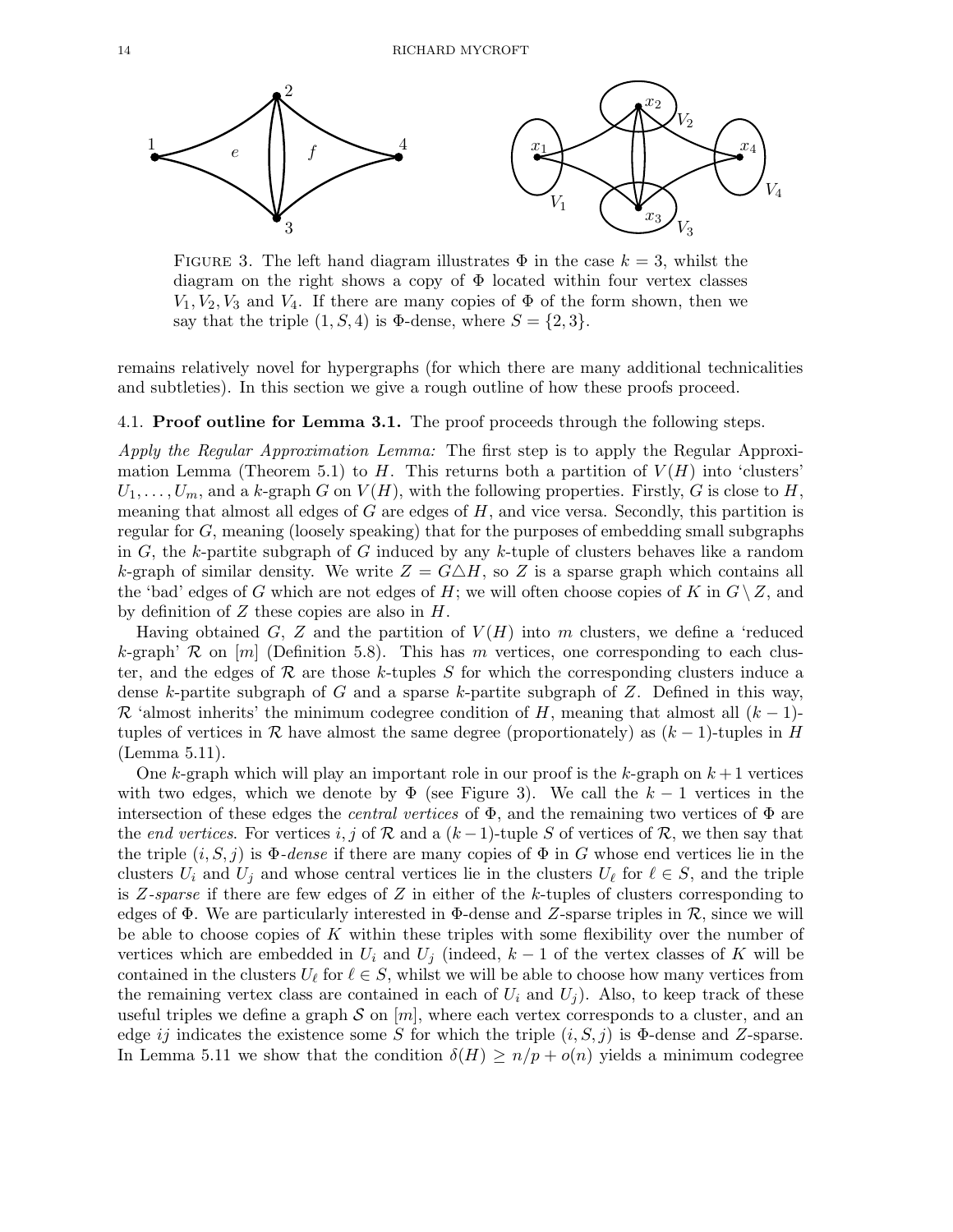FIGURE 3. The left hand diagram illustrates $\Phi$ in the case $k = 3$, whilst the diagram on the right shows a copy of $\Phi$ located within four vertex classes $V_1, V_2, V_3$ and $V_4$. If there are many copies of $\Phi$ of the form shown, then we say that the triple $(1, S, 4)$ is $\Phi$-dense, where $S = \{2, 3\}$.

remains relatively novel for hypergraphs (for which there are many additional technicalities and subtleties). In this section we give a rough outline of how these proofs proceed.

### 4.1. Proof outline for Lemma 3.1.

The proof proceeds through the following steps.

*Apply the Regular Approximation Lemma:* The first step is to apply the Regular Approximation Lemma (Theorem 5.1) to $H$. This returns both a partition of $V(H)$ into 'clusters' $U_1, \dots, U_m$, and a $k$-graph $G$ on $V(H)$, with the following properties. Firstly, $G$ is close to $H$, meaning that almost all edges of $G$ are edges of $H$, and vice versa. Secondly, this partition is regular for $G$, meaning (loosely speaking) that for the purposes of embedding small subgraphs in $G$, the $k$-partite subgraph of $G$ induced by any $k$-tuple of clusters behaves like a random $k$-graph of similar density. We write $Z = G \triangle H$, so $Z$ is a sparse graph which contains all the 'bad' edges of $G$ which are not edges of $H$; we will often choose copies of $K$ in $G \setminus Z$, and by definition of $Z$ these copies are also in $H$.

Having obtained $G$, $Z$ and the partition of $V(H)$ into $m$ clusters, we define a 'reduced $k$-graph' $\mathcal{R}$ on $[m]$ (Definition 5.8). This has $m$ vertices, one corresponding to each cluster, and the edges of $\mathcal{R}$ are those $k$-tuples $S$ for which the corresponding clusters induce a dense $k$-partite subgraph of $G$ and a sparse $k$-partite subgraph of $Z$. Defined in this way, $\mathcal{R}$ 'almost inherits' the minimum codegree condition of $H$, meaning that almost all $(k-1)$-tuples of vertices in $\mathcal{R}$ have almost the same degree (proportionately) as $(k-1)$-tuples in $H$ (Lemma 5.11).

One $k$-graph which will play an important role in our proof is the $k$-graph on $k+1$ vertices with two edges, which we denote by $\Phi$ (see Figure 3). We call the $k-1$ vertices in the intersection of these edges the *central vertices* of $\Phi$, and the remaining two vertices of $\Phi$ are the *end vertices*. For vertices $i, j$ of $\mathcal{R}$ and a $(k-1)$-tuple $S$ of vertices of $\mathcal{R}$, we then say that the triple $(i, S, j)$ is $\Phi$*-dense* if there are many copies of $\Phi$ in $G$ whose end vertices lie in the clusters $U_i$ and $U_j$ and whose central vertices lie in the clusters $U_\ell$ for $\ell \in S$, and the triple is $Z$*-sparse* if there are few edges of $Z$ in either of the $k$-tuples of clusters corresponding to edges of $\Phi$. We are particularly interested in $\Phi$-dense and $Z$-sparse triples in $\mathcal{R}$, since we will be able to choose copies of $K$ within these triples with some flexibility over the number of vertices which are embedded in $U_i$ and $U_j$ (indeed, $k-1$ of the vertex classes of $K$ will be contained in the clusters $U_\ell$ for $\ell \in S$, whilst we will be able to choose how many vertices from the remaining vertex class are contained in each of $U_i$ and $U_j$). Also, to keep track of these useful triples we define a graph $\mathcal{S}$ on $[m]$, where each vertex corresponds to a cluster, and an edge $ij$ indicates the existence some $S$ for which the triple $(i, S, j)$ is $\Phi$-dense and $Z$-sparse. In Lemma 5.11 we show that the condition $\delta(H) \geq n/p + o(n)$ yields a minimum codegree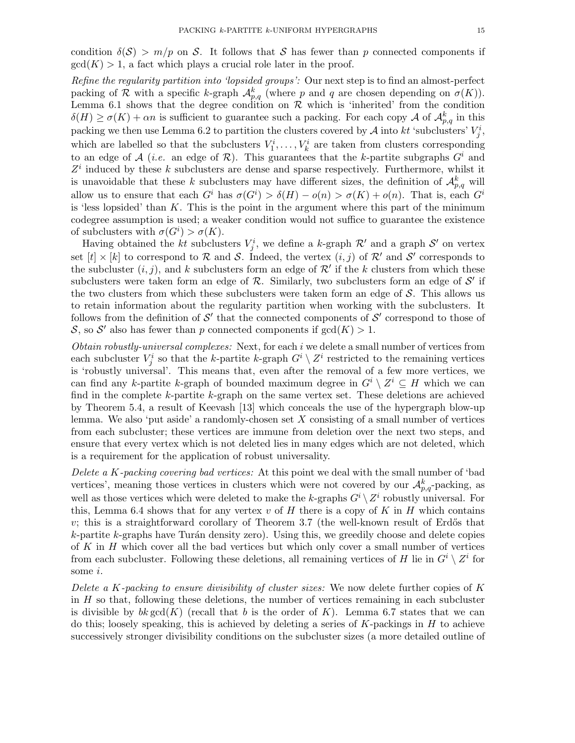condition $\delta(\mathcal{S}) > m/p$ on $\mathcal{S}$. It follows that $\mathcal{S}$ has fewer than $p$ connected components if $\gcd(K) > 1$, a fact which plays a crucial role later in the proof.

*Refine the regularity partition into 'lopsided groups':* Our next step is to find an almost-perfect packing of $\mathcal{R}$ with a specific $k$-graph $\mathcal{A}^k_{p,q}$ (where $p$ and $q$ are chosen depending on $\sigma(K)$). Lemma 6.1 shows that the degree condition on $\mathcal{R}$ which is 'inherited' from the condition $\delta(H) \geq \sigma(K) + \alpha n$ is sufficient to guarantee such a packing. For each copy $\mathcal{A}$ of $\mathcal{A}^k_{p,q}$ in this packing we then use Lemma 6.2 to partition the clusters covered by $\mathcal{A}$ into $kt$ 'subclusters' $V^i_j$, which are labelled so that the subclusters $V^i_1, \dots, V^i_k$ are taken from clusters corresponding to an edge of $\mathcal{A}$ (*i.e.* an edge of $\mathcal{R}$). This guarantees that the $k$-partite subgraphs $G^i$ and $Z^i$ induced by these $k$ subclusters are dense and sparse respectively. Furthermore, whilst it is unavoidable that these $k$ subclusters may have different sizes, the definition of $\mathcal{A}^k_{p,q}$ will allow us to ensure that each $G^i$ has $\sigma(G^i) > \delta(H) - o(n) > \sigma(K) + o(n)$. That is, each $G^i$ is 'less lopsided' than $K$. This is the point in the argument where this part of the minimum codegree assumption is used; a weaker condition would not suffice to guarantee the existence of subclusters with $\sigma(G^i) > \sigma(K)$.

Having obtained the $kt$ subclusters $V^i_j$, we define a $k$-graph $\mathcal{R}'$ and a graph $\mathcal{S}'$ on vertex set $[t] \times [k]$ to correspond to $\mathcal{R}$ and $\mathcal{S}$. Indeed, the vertex $(i, j)$ of $\mathcal{R}'$ and $\mathcal{S}'$ corresponds to the subcluster $(i, j)$, and $k$ subclusters form an edge of $\mathcal{R}'$ if the $k$ clusters from which these subclusters were taken form an edge of $\mathcal{R}$. Similarly, two subclusters form an edge of $\mathcal{S}'$ if the two clusters from which these subclusters were taken form an edge of $\mathcal{S}$. This allows us to retain information about the regularity partition when working with the subclusters. It follows from the definition of $\mathcal{S}'$ that the connected components of $\mathcal{S}'$ correspond to those of $\mathcal{S}$, so $\mathcal{S}'$ also has fewer than $p$ connected components if $\gcd(K) > 1$.

*Obtain robustly-universal complexes:* Next, for each $i$ we delete a small number of vertices from each subcluster $V^i_j$ so that the $k$-partite $k$-graph $G^i \setminus Z^i$ restricted to the remaining vertices is 'robustly universal'. This means that, even after the removal of a few more vertices, we can find any $k$-partite $k$-graph of bounded maximum degree in $G^i \setminus Z^i \subseteq H$ which we can find in the complete $k$-partite $k$-graph on the same vertex set. These deletions are achieved by Theorem 5.4, a result of Keevash [13] which conceals the use of the hypergraph blow-up lemma. We also 'put aside' a randomly-chosen set $X$ consisting of a small number of vertices from each subcluster; these vertices are immune from deletion over the next two steps, and ensure that every vertex which is not deleted lies in many edges which are not deleted, which is a requirement for the application of robust universality.

*Delete a $K$-packing covering bad vertices:* At this point we deal with the small number of 'bad vertices', meaning those vertices in clusters which were not covered by our $\mathcal{A}^k_{p,q}$-packing, as well as those vertices which were deleted to make the $k$-graphs $G^i \setminus Z^i$ robustly universal. For this, Lemma 6.4 shows that for any vertex $v$ of $H$ there is a copy of $K$ in $H$ which contains $v$; this is a straightforward corollary of Theorem 3.7 (the well-known result of Erdős that $k$-partite $k$-graphs have Turán density zero). Using this, we greedily choose and delete copies of $K$ in $H$ which cover all the bad vertices but which only cover a small number of vertices from each subcluster. Following these deletions, all remaining vertices of $H$ lie in $G^i \setminus Z^i$ for some $i$.

*Delete a $K$-packing to ensure divisibility of cluster sizes:* We now delete further copies of $K$ in $H$ so that, following these deletions, the number of vertices remaining in each subcluster is divisible by $bk\gcd(K)$ (recall that $b$ is the order of $K$). Lemma 6.7 states that we can do this; loosely speaking, this is achieved by deleting a series of $K$-packings in $H$ to achieve successively stronger divisibility conditions on the subcluster sizes (a more detailed outline of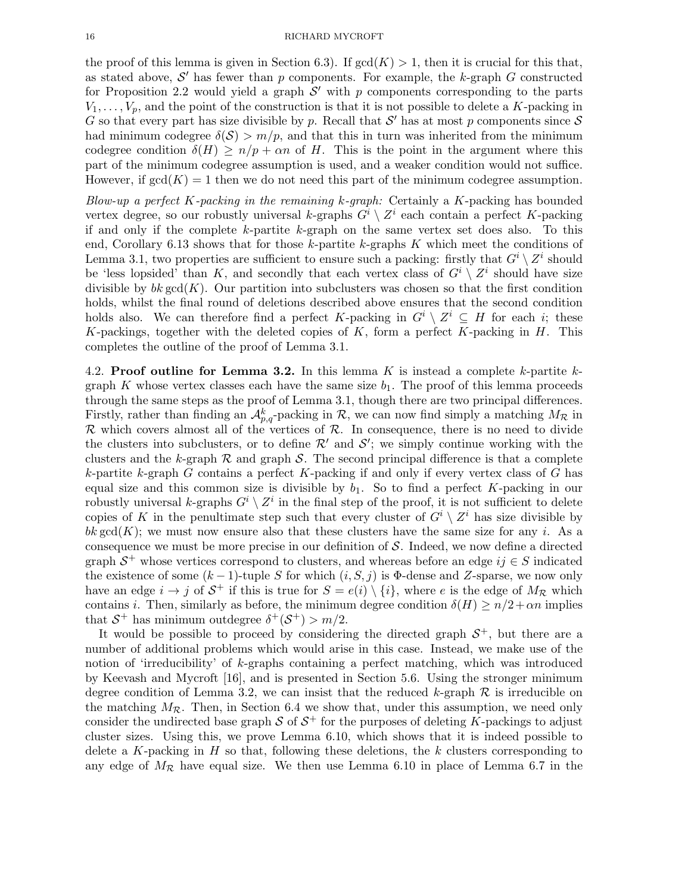the proof of this lemma is given in Section 6.3). If $\gcd(K) > 1$, then it is crucial for this that, as stated above, $\mathcal{S}'$ has fewer than $p$ components. For example, the $k$-graph $G$ constructed for Proposition 2.2 would yield a graph $\mathcal{S}'$ with $p$ components corresponding to the parts $V_1, \dots, V_p$, and the point of the construction is that it is not possible to delete a $K$-packing in $G$ so that every part has size divisible by $p$. Recall that $\mathcal{S}'$ has at most $p$ components since $\mathcal{S}$ had minimum codegree $\delta(\mathcal{S}) > m/p$, and that this in turn was inherited from the minimum codegree condition $\delta(H) \geq n/p + \alpha n$ of $H$. This is the point in the argument where this part of the minimum codegree assumption is used, and a weaker condition would not suffice. However, if $\gcd(K) = 1$ then we do not need this part of the minimum codegree assumption.

*Blow-up a perfect $K$-packing in the remaining $k$-graph:* Certainly a $K$-packing has bounded vertex degree, so our robustly universal $k$-graphs $G^i \setminus Z^i$ each contain a perfect $K$-packing if and only if the complete $k$-partite $k$-graph on the same vertex set does also. To this end, Corollary 6.13 shows that for those $k$-partite $k$-graphs $K$ which meet the conditions of Lemma 3.1, two properties are sufficient to ensure such a packing: firstly that $G^i \setminus Z^i$ should be 'less lopsided' than $K$, and secondly that each vertex class of $G^i \setminus Z^i$ should have size divisible by $bk \gcd(K)$. Our partition into subclusters was chosen so that the first condition holds, whilst the final round of deletions described above ensures that the second condition holds also. We can therefore find a perfect $K$-packing in $G^i \setminus Z^i \subseteq H$ for each $i$; these $K$-packings, together with the deleted copies of $K$, form a perfect $K$-packing in $H$. This completes the outline of the proof of Lemma 3.1.

4.2. **Proof outline for Lemma 3.2.** In this lemma $K$ is instead a complete $k$-partite $k$-graph $K$ whose vertex classes each have the same size $b_1$. The proof of this lemma proceeds through the same steps as the proof of Lemma 3.1, though there are two principal differences. Firstly, rather than finding an $\mathcal{A}^k_{p,q}$-packing in $\mathcal{R}$, we can now find simply a matching $M_{\mathcal{R}}$ in $\mathcal{R}$ which covers almost all of the vertices of $\mathcal{R}$. In consequence, there is no need to divide the clusters into subclusters, or to define $\mathcal{R}'$ and $\mathcal{S}'$; we simply continue working with the clusters and the $k$-graph $\mathcal{R}$ and graph $\mathcal{S}$. The second principal difference is that a complete $k$-partite $k$-graph $G$ contains a perfect $K$-packing if and only if every vertex class of $G$ has equal size and this common size is divisible by $b_1$. So to find a perfect $K$-packing in our robustly universal $k$-graphs $G^i \setminus Z^i$ in the final step of the proof, it is not sufficient to delete copies of $K$ in the penultimate step such that every cluster of $G^i \setminus Z^i$ has size divisible by $bk \gcd(K)$; we must now ensure also that these clusters have the same size for any $i$. As a consequence we must be more precise in our definition of $\mathcal{S}$. Indeed, we now define a directed graph $\mathcal{S}^+$ whose vertices correspond to clusters, and whereas before an edge $ij \in S$ indicated the existence of some $(k-1)$-tuple $S$ for which $(i, S, j)$ is $\Phi$-dense and $Z$-sparse, we now only have an edge $i \to j$ of $\mathcal{S}^+$ if this is true for $S = e(i) \setminus \{i\}$, where $e$ is the edge of $M_{\mathcal{R}}$ which contains $i$. Then, similarly as before, the minimum degree condition $\delta(H) \geq n/2 + \alpha n$ implies that $\mathcal{S}^+$ has minimum outdegree $\delta^+(\mathcal{S}^+) > m/2$.

It would be possible to proceed by considering the directed graph $\mathcal{S}^+$, but there are a number of additional problems which would arise in this case. Instead, we make use of the notion of 'irreducibility' of $k$-graphs containing a perfect matching, which was introduced by Keevash and Mycroft [16], and is presented in Section 5.6. Using the stronger minimum degree condition of Lemma 3.2, we can insist that the reduced $k$-graph $\mathcal{R}$ is irreducible on the matching $M_{\mathcal{R}}$. Then, in Section 6.4 we show that, under this assumption, we need only consider the undirected base graph $\mathcal{S}$ of $\mathcal{S}^+$ for the purposes of deleting $K$-packings to adjust cluster sizes. Using this, we prove Lemma 6.10, which shows that it is indeed possible to delete a $K$-packing in $H$ so that, following these deletions, the $k$ clusters corresponding to any edge of $M_{\mathcal{R}}$ have equal size. We then use Lemma 6.10 in place of Lemma 6.7 in the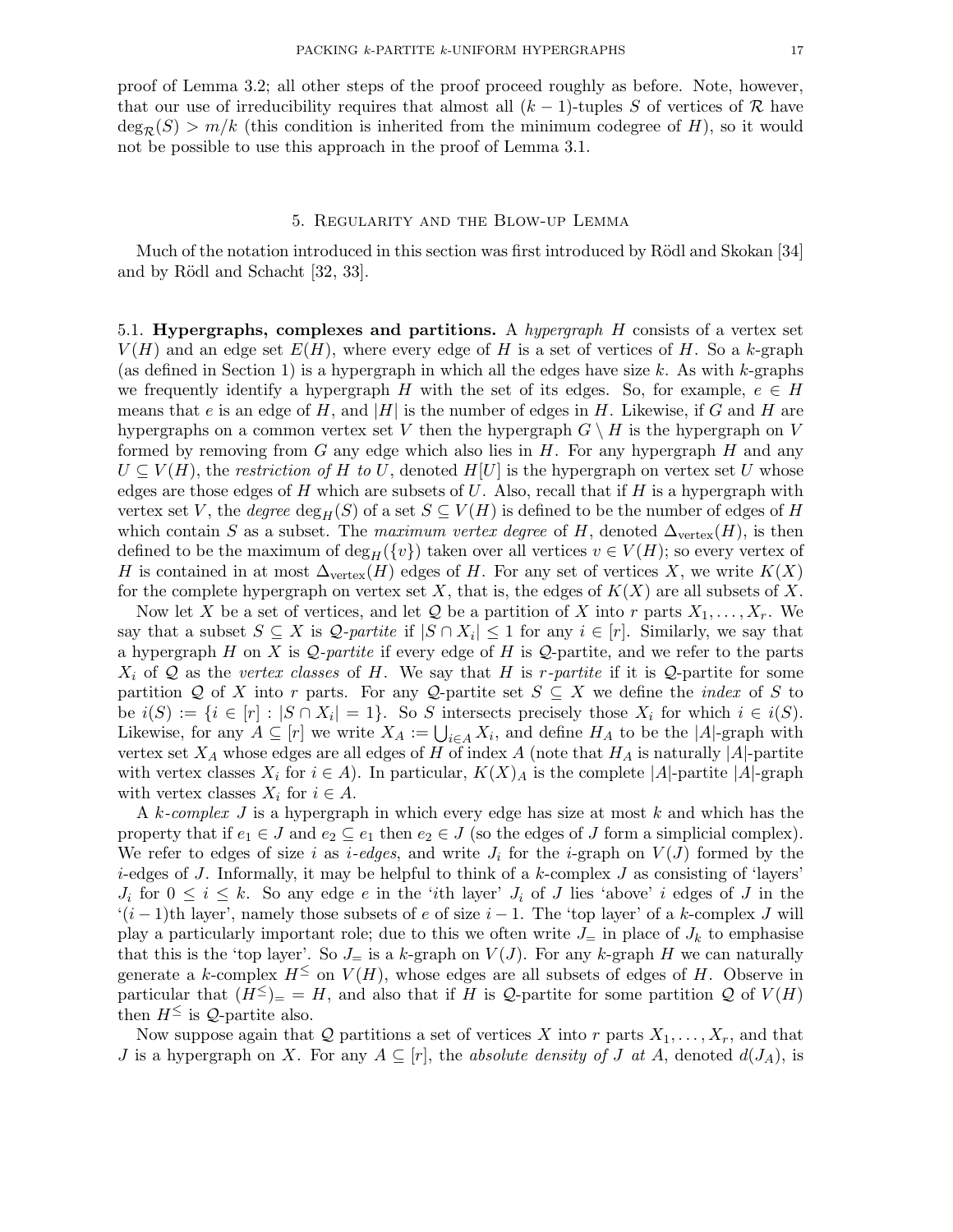proof of Lemma 3.2; all other steps of the proof proceed roughly as before. Note, however, that our use of irreducibility requires that almost all $(k-1)$-tuples $S$ of vertices of $\mathcal{R}$ have $\deg_{\mathcal{R}}(S) > m/k$ (this condition is inherited from the minimum codegree of $H$), so it would not be possible to use this approach in the proof of Lemma 3.1.

## 5. Regularity and the Blow-up Lemma

Much of the notation introduced in this section was first introduced by Rödl and Skokan [34] and by Rödl and Schacht [32, 33].

### 5.1. Hypergraphs, complexes and partitions.

A *hypergraph* $H$ consists of a vertex set $V(H)$ and an edge set $E(H)$, where every edge of $H$ is a set of vertices of $H$. So a $k$-graph (as defined in Section 1) is a hypergraph in which all the edges have size $k$. As with $k$-graphs we frequently identify a hypergraph $H$ with the set of its edges. So, for example, $e \in H$ means that $e$ is an edge of $H$, and $|H|$ is the number of edges in $H$. Likewise, if $G$ and $H$ are hypergraphs on a common vertex set $V$ then the hypergraph $G \setminus H$ is the hypergraph on $V$ formed by removing from $G$ any edge which also lies in $H$. For any hypergraph $H$ and any $U \subseteq V(H)$, the *restriction of $H$ to $U$*, denoted $H[U]$ is the hypergraph on vertex set $U$ whose edges are those edges of $H$ which are subsets of $U$. Also, recall that if $H$ is a hypergraph with vertex set $V$, the *degree* $\deg_H(S)$ of a set $S \subseteq V(H)$ is defined to be the number of edges of $H$ which contain $S$ as a subset. The *maximum vertex degree* of $H$, denoted $\Delta_{\text{vertex}}(H)$, is then defined to be the maximum of $\deg_H(\{v\})$ taken over all vertices $v \in V(H)$; so every vertex of $H$ is contained in at most $\Delta_{\text{vertex}}(H)$ edges of $H$. For any set of vertices $X$, we write $K(X)$ for the complete hypergraph on vertex set $X$, that is, the edges of $K(X)$ are all subsets of $X$.

Now let $X$ be a set of vertices, and let $\mathcal{Q}$ be a partition of $X$ into $r$ parts $X_1, \dots, X_r$. We say that a subset $S \subseteq X$ is *$\mathcal{Q}$-partite* if $|S \cap X_i| \leq 1$ for any $i \in [r]$. Similarly, we say that a hypergraph $H$ on $X$ is *$\mathcal{Q}$-partite* if every edge of $H$ is $\mathcal{Q}$-partite, and we refer to the parts $X_i$ of $\mathcal{Q}$ as the *vertex classes* of $H$. We say that $H$ is *$r$-partite* if it is $\mathcal{Q}$-partite for some partition $\mathcal{Q}$ of $X$ into $r$ parts. For any $\mathcal{Q}$-partite set $S \subseteq X$ we define the *index* of $S$ to be $i(S) := \{i \in [r] : |S \cap X_i| = 1\}$. So $S$ intersects precisely those $X_i$ for which $i \in i(S)$. Likewise, for any $A \subseteq [r]$ we write $X_A := \bigcup_{i \in A} X_i$, and define $H_A$ to be the $|A|$-graph with vertex set $X_A$ whose edges are all edges of $H$ of index $A$ (note that $H_A$ is naturally $|A|$-partite with vertex classes $X_i$ for $i \in A$). In particular, $K(X)_A$ is the complete $|A|$-partite $|A|$-graph with vertex classes $X_i$ for $i \in A$.

A *$k$-complex* $J$ is a hypergraph in which every edge has size at most $k$ and which has the property that if $e_1 \in J$ and $e_2 \subseteq e_1$ then $e_2 \in J$ (so the edges of $J$ form a simplicial complex). We refer to edges of size $i$ as *$i$-edges*, and write $J_i$ for the $i$-graph on $V(J)$ formed by the $i$-edges of $J$. Informally, it may be helpful to think of a $k$-complex $J$ as consisting of 'layers' $J_i$ for $0 \leq i \leq k$. So any edge $e$ in the '$i$th layer' $J_i$ of $J$ lies 'above' $i$ edges of $J$ in the '$(i-1)$th layer', namely those subsets of $e$ of size $i-1$. The 'top layer' of a $k$-complex $J$ will play a particularly important role; due to this we often write $J_=$ in place of $J_k$ to emphasise that this is the 'top layer'. So $J_=$ is a $k$-graph on $V(J)$. For any $k$-graph $H$ we can naturally generate a $k$-complex $H^{\leq}$ on $V(H)$, whose edges are all subsets of edges of $H$. Observe in particular that $(H^{\leq})_= = H$, and also that if $H$ is $\mathcal{Q}$-partite for some partition $\mathcal{Q}$ of $V(H)$ then $H^{\leq}$ is $\mathcal{Q}$-partite also.

Now suppose again that $\mathcal{Q}$ partitions a set of vertices $X$ into $r$ parts $X_1, \dots, X_r$, and that $J$ is a hypergraph on $X$. For any $A \subseteq [r]$, the *absolute density of $J$ at $A$*, denoted $d(J_A)$, is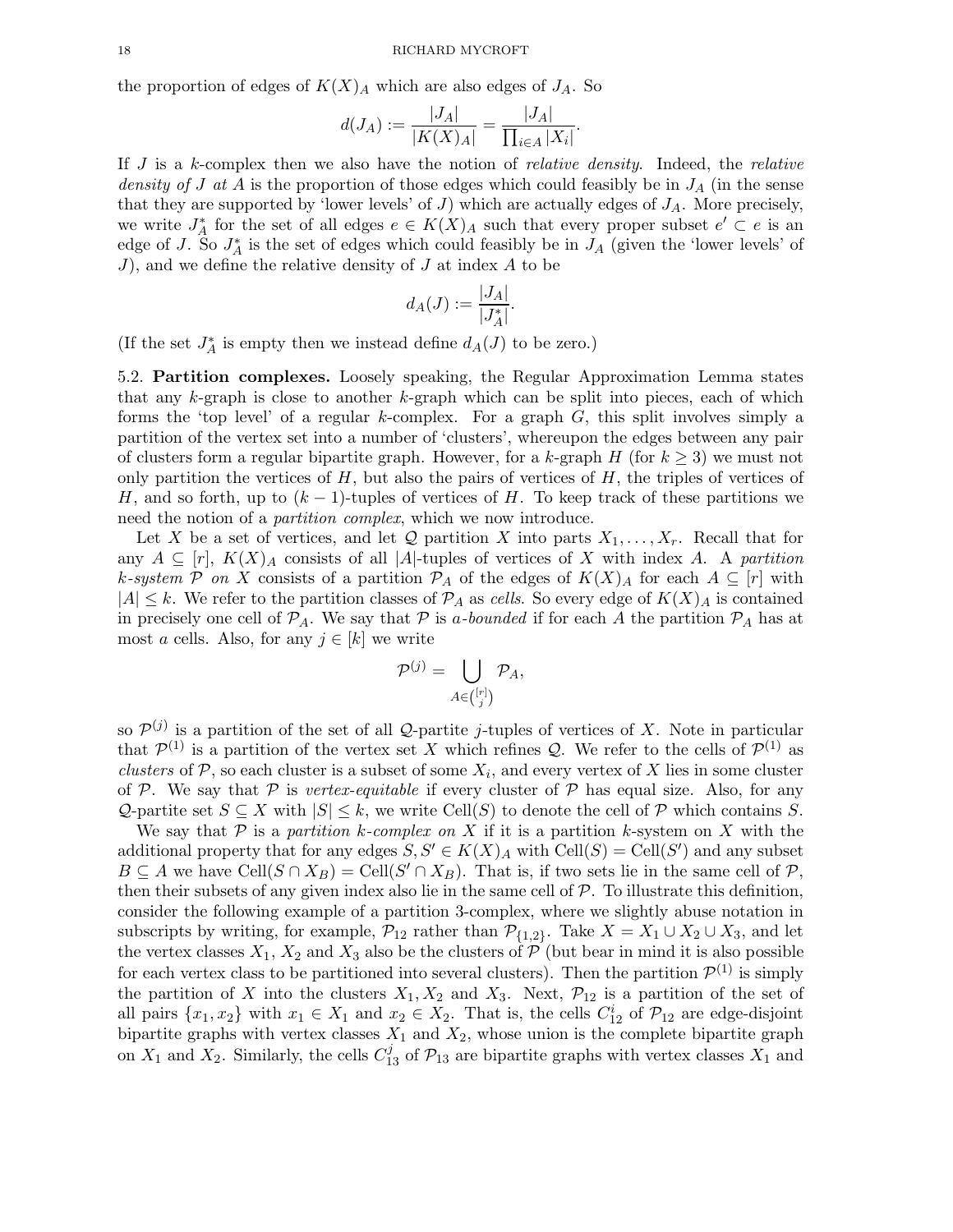the proportion of edges of $K(X)_A$ which are also edges of $J_A$. So

$$d(J_A) := \frac{|J_A|}{|K(X)_A|} = \frac{|J_A|}{\prod_{i \in A} |X_i|}.$$

If $J$ is a $k$-complex then we also have the notion of *relative density*. Indeed, the *relative density of $J$ at $A$* is the proportion of those edges which could feasibly be in $J_A$ (in the sense that they are supported by 'lower levels' of $J$) which are actually edges of $J_A$. More precisely, we write $J^*_A$ for the set of all edges $e \in K(X)_A$ such that every proper subset $e' \subset e$ is an edge of $J$. So $J^*_A$ is the set of edges which could feasibly be in $J_A$ (given the 'lower levels' of $J$), and we define the relative density of $J$ at index $A$ to be

$$d_A(J) := \frac{|J_A|}{|J^*_A|}.$$

(If the set $J^*_A$ is empty then we instead define $d_A(J)$ to be zero.)

5.2. **Partition complexes.** Loosely speaking, the Regular Approximation Lemma states that any $k$-graph is close to another $k$-graph which can be split into pieces, each of which forms the 'top level' of a regular $k$-complex. For a graph $G$, this split involves simply a partition of the vertex set into a number of 'clusters', whereupon the edges between any pair of clusters form a regular bipartite graph. However, for a $k$-graph $H$ (for $k \geq 3$) we must not only partition the vertices of $H$, but also the pairs of vertices of $H$, the triples of vertices of $H$, and so forth, up to $(k-1)$-tuples of vertices of $H$. To keep track of these partitions we need the notion of a *partition complex*, which we now introduce.

Let $X$ be a set of vertices, and let $\mathcal{Q}$ partition $X$ into parts $X_1, \dots, X_r$. Recall that for any $A \subseteq [r]$, $K(X)_A$ consists of all $|A|$-tuples of vertices of $X$ with index $A$. A *partition $k$-system $\mathcal{P}$ on $X$* consists of a partition $\mathcal{P}_A$ of the edges of $K(X)_A$ for each $A \subseteq [r]$ with $|A| \leq k$. We refer to the partition classes of $\mathcal{P}_A$ as *cells*. So every edge of $K(X)_A$ is contained in precisely one cell of $\mathcal{P}_A$. We say that $\mathcal{P}$ is *$a$-bounded* if for each $A$ the partition $\mathcal{P}_A$ has at most $a$ cells. Also, for any $j \in [k]$ we write

$$\mathcal{P}^{(j)} = \bigcup_{A \in \binom{[r]}{j}} \mathcal{P}_A,$$

so $\mathcal{P}^{(j)}$ is a partition of the set of all $\mathcal{Q}$-partite $j$-tuples of vertices of $X$. Note in particular that $\mathcal{P}^{(1)}$ is a partition of the vertex set $X$ which refines $\mathcal{Q}$. We refer to the cells of $\mathcal{P}^{(1)}$ as *clusters* of $\mathcal{P}$, so each cluster is a subset of some $X_i$, and every vertex of $X$ lies in some cluster of $\mathcal{P}$. We say that $\mathcal{P}$ is *vertex-equitable* if every cluster of $\mathcal{P}$ has equal size. Also, for any $\mathcal{Q}$-partite set $S \subseteq X$ with $|S| \leq k$, we write $\mathrm{Cell}(S)$ to denote the cell of $\mathcal{P}$ which contains $S$.

We say that $\mathcal{P}$ is a *partition $k$-complex on $X$* if it is a partition $k$-system on $X$ with the additional property that for any edges $S, S' \in K(X)_A$ with $\mathrm{Cell}(S) = \mathrm{Cell}(S')$ and any subset $B \subseteq A$ we have $\mathrm{Cell}(S \cap X_B) = \mathrm{Cell}(S' \cap X_B)$. That is, if two sets lie in the same cell of $\mathcal{P}$, then their subsets of any given index also lie in the same cell of $\mathcal{P}$. To illustrate this definition, consider the following example of a partition 3-complex, where we slightly abuse notation in subscripts by writing, for example, $\mathcal{P}_{12}$ rather than $\mathcal{P}_{\{1,2\}}$. Take $X = X_1 \cup X_2 \cup X_3$, and let the vertex classes $X_1$, $X_2$ and $X_3$ also be the clusters of $\mathcal{P}$ (but bear in mind it is also possible for each vertex class to be partitioned into several clusters). Then the partition $\mathcal{P}^{(1)}$ is simply the partition of $X$ into the clusters $X_1, X_2$ and $X_3$. Next, $\mathcal{P}_{12}$ is a partition of the set of all pairs $\{x_1, x_2\}$ with $x_1 \in X_1$ and $x_2 \in X_2$. That is, the cells $C^i_{12}$ of $\mathcal{P}_{12}$ are edge-disjoint bipartite graphs with vertex classes $X_1$ and $X_2$, whose union is the complete bipartite graph on $X_1$ and $X_2$. Similarly, the cells $C^j_{13}$ of $\mathcal{P}_{13}$ are bipartite graphs with vertex classes $X_1$ and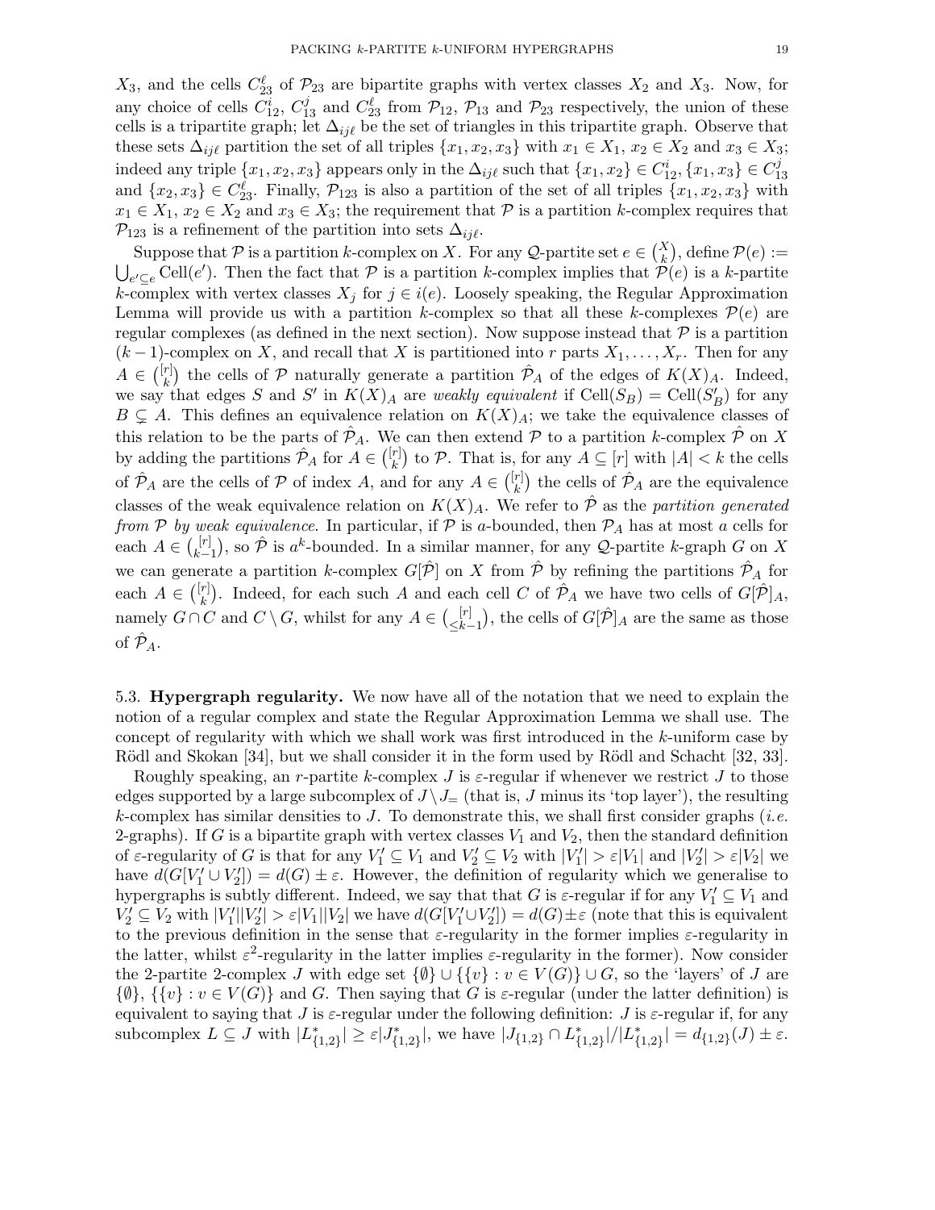$X_3$, and the cells $C_{23}^{\ell}$ of $\mathcal{P}_{23}$ are bipartite graphs with vertex classes $X_2$ and $X_3$. Now, for any choice of cells $C_{12}^i$, $C_{13}^j$ and $C_{23}^\ell$ from $\mathcal{P}_{12}$, $\mathcal{P}_{13}$ and $\mathcal{P}_{23}$ respectively, the union of these cells is a tripartite graph; let $\Delta_{ij\ell}$ be the set of triangles in this tripartite graph. Observe that these sets $\Delta_{ij\ell}$ partition the set of all triples $\{x_1, x_2, x_3\}$ with $x_1 \in X_1$, $x_2 \in X_2$ and $x_3 \in X_3$; indeed any triple $\{x_1, x_2, x_3\}$ appears only in the $\Delta_{ij\ell}$ such that $\{x_1, x_2\} \in C_{12}^i, \{x_1, x_3\} \in C_{13}^j$ and $\{x_2, x_3\} \in C_{23}^\ell$. Finally, $\mathcal{P}_{123}$ is also a partition of the set of all triples $\{x_1, x_2, x_3\}$ with $x_1 \in X_1$, $x_2 \in X_2$ and $x_3 \in X_3$; the requirement that $\mathcal{P}$ is a partition $k$-complex requires that $\mathcal{P}_{123}$ is a refinement of the partition into sets $\Delta_{ij\ell}$.

Suppose that $\mathcal{P}$ is a partition $k$-complex on $X$. For any $\mathcal{Q}$-partite set $e \in \binom{X}{k}$, define $\mathcal{P}(e) := \bigcup_{e' \subseteq e} \mathrm{Cell}(e')$. Then the fact that $\mathcal{P}$ is a partition $k$-complex implies that $\mathcal{P}(e)$ is a $k$-partite $k$-complex with vertex classes $X_j$ for $j \in i(e)$. Loosely speaking, the Regular Approximation Lemma will provide us with a partition $k$-complex so that all these $k$-complexes $\mathcal{P}(e)$ are regular complexes (as defined in the next section). Now suppose instead that $\mathcal{P}$ is a partition $(k-1)$-complex on $X$, and recall that $X$ is partitioned into $r$ parts $X_1, \dots, X_r$. Then for any $A \in \binom{[r]}{k}$ the cells of $\mathcal{P}$ naturally generate a partition $\hat{\mathcal{P}}_A$ of the edges of $K(X)_A$. Indeed, we say that edges $S$ and $S'$ in $K(X)_A$ are *weakly equivalent* if $\mathrm{Cell}(S_B) = \mathrm{Cell}(S'_B)$ for any $B \subsetneq A$. This defines an equivalence relation on $K(X)_A$; we take the equivalence classes of this relation to be the parts of $\hat{\mathcal{P}}_A$. We can then extend $\mathcal{P}$ to a partition $k$-complex $\hat{\mathcal{P}}$ on $X$ by adding the partitions $\hat{\mathcal{P}}_A$ for $A \in \binom{[r]}{k}$ to $\mathcal{P}$. That is, for any $A \subseteq [r]$ with $|A| < k$ the cells of $\hat{\mathcal{P}}_A$ are the cells of $\mathcal{P}$ of index $A$, and for any $A \in \binom{[r]}{k}$ the cells of $\hat{\mathcal{P}}_A$ are the equivalence classes of the weak equivalence relation on $K(X)_A$. We refer to $\hat{\mathcal{P}}$ as the *partition generated from $\mathcal{P}$ by weak equivalence*. In particular, if $\mathcal{P}$ is $a$-bounded, then $\mathcal{P}_A$ has at most $a$ cells for each $A \in \binom{[r]}{k-1}$, so $\hat{\mathcal{P}}$ is $a^k$-bounded. In a similar manner, for any $\mathcal{Q}$-partite $k$-graph $G$ on $X$ we can generate a partition $k$-complex $G[\hat{\mathcal{P}}]$ on $X$ from $\hat{\mathcal{P}}$ by refining the partitions $\hat{\mathcal{P}}_A$ for each $A \in \binom{[r]}{k}$. Indeed, for each such $A$ and each cell $C$ of $\hat{\mathcal{P}}_A$ we have two cells of $G[\hat{\mathcal{P}}]_A$, namely $G \cap C$ and $C \setminus G$, whilst for any $A \in \binom{[r]}{\leq k-1}$, the cells of $G[\hat{\mathcal{P}}]_A$ are the same as those of $\hat{\mathcal{P}}_A$.

## 5.3. Hypergraph regularity.

We now have all of the notation that we need to explain the notion of a regular complex and state the Regular Approximation Lemma we shall use. The concept of regularity with which we shall work was first introduced in the $k$-uniform case by Rödl and Skokan [34], but we shall consider it in the form used by Rödl and Schacht [32, 33].

Roughly speaking, an $r$-partite $k$-complex $J$ is $\varepsilon$-regular if whenever we restrict $J$ to those edges supported by a large subcomplex of $J \setminus J_=$ (that is, $J$ minus its 'top layer'), the resulting $k$-complex has similar densities to $J$. To demonstrate this, we shall first consider graphs (*i.e.* 2-graphs). If $G$ is a bipartite graph with vertex classes $V_1$ and $V_2$, then the standard definition of $\varepsilon$-regularity of $G$ is that for any $V_1' \subseteq V_1$ and $V_2' \subseteq V_2$ with $|V_1'| > \varepsilon|V_1|$ and $|V_2'| > \varepsilon|V_2|$ we have $d(G[V_1' \cup V_2']) = d(G) \pm \varepsilon$. However, the definition of regularity which we generalise to hypergraphs is subtly different. Indeed, we say that that $G$ is $\varepsilon$-regular if for any $V_1' \subseteq V_1$ and $V_2' \subseteq V_2$ with $|V_1'||V_2'| > \varepsilon|V_1||V_2|$ we have $d(G[V_1' \cup V_2']) = d(G) \pm \varepsilon$ (note that this is equivalent to the previous definition in the sense that $\varepsilon$-regularity in the former implies $\varepsilon$-regularity in the latter, whilst $\varepsilon^2$-regularity in the latter implies $\varepsilon$-regularity in the former). Now consider the 2-partite 2-complex $J$ with edge set $\{\emptyset\} \cup \{\{v\} : v \in V(G)\} \cup G$, so the 'layers' of $J$ are $\{\emptyset\}$, $\{\{v\} : v \in V(G)\}$ and $G$. Then saying that $G$ is $\varepsilon$-regular (under the latter definition) is equivalent to saying that $J$ is $\varepsilon$-regular under the following definition: $J$ is $\varepsilon$-regular if, for any subcomplex $L \subseteq J$ with $|L^*_{\{1,2\}}| \geq \varepsilon |J^*_{\{1,2\}}|$, we have $|J_{\{1,2\}} \cap L^*_{\{1,2\}}|/|L^*_{\{1,2\}}| = d_{\{1,2\}}(J) \pm \varepsilon$.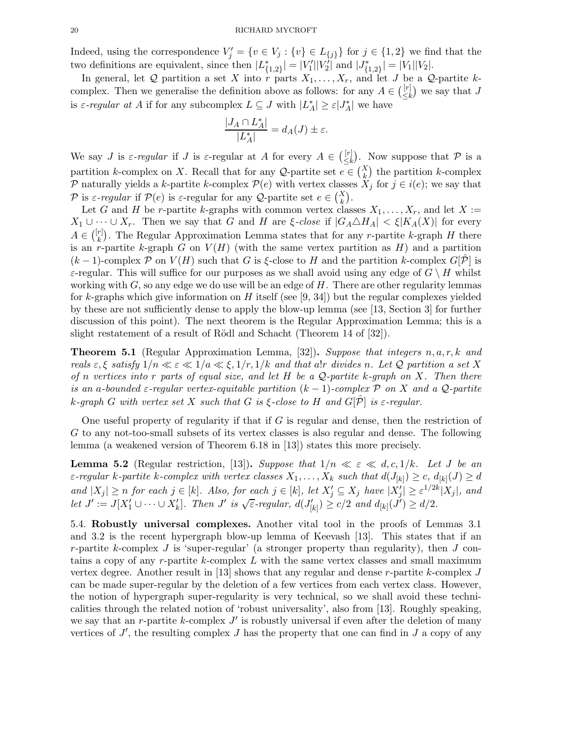Indeed, using the correspondence $V_j' = \{v \in V_j : \{v\} \in L_{\{j\}}\}$ for $j \in \{1,2\}$ we find that the two definitions are equivalent, since then $|L^*_{\{1,2\}}| = |V_1'||V_2'|$ and $|J^*_{\{1,2\}}| = |V_1||V_2|$.

In general, let $\mathcal{Q}$ partition a set $X$ into $r$ parts $X_1, \dots, X_r$, and let $J$ be a $\mathcal{Q}$-partite $k$-complex. Then we generalise the definition above as follows: for any $A \in \binom{[r]}{\leq k}$ we say that $J$ is *$\varepsilon$-regular at $A$* if for any subcomplex $L \subseteq J$ with $|L^*_A| \geq \varepsilon |J^*_A|$ we have

$$\frac{|J_A \cap L^*_A|}{|L^*_A|} = d_A(J) \pm \varepsilon.$$

We say $J$ is *$\varepsilon$-regular* if $J$ is $\varepsilon$-regular at $A$ for every $A \in \binom{[r]}{\leq k}$. Now suppose that $\mathcal{P}$ is a partition $k$-complex on $X$. Recall that for any $\mathcal{Q}$-partite set $e \in \binom{X}{k}$ the partition $k$-complex $\mathcal{P}$ naturally yields a $k$-partite $k$-complex $\mathcal{P}(e)$ with vertex classes $X_j$ for $j \in i(e)$; we say that $\mathcal{P}$ is *$\varepsilon$-regular* if $\mathcal{P}(e)$ is $\varepsilon$-regular for any $\mathcal{Q}$-partite set $e \in \binom{X}{k}$.

Let $G$ and $H$ be $r$-partite $k$-graphs with common vertex classes $X_1, \dots, X_r$, and let $X := X_1 \cup \dots \cup X_r$. Then we say that $G$ and $H$ are *$\xi$-close* if $|G_A \triangle H_A| < \xi |K_A(X)|$ for every $A \in \binom{[r]}{k}$. The Regular Approximation Lemma states that for any $r$-partite $k$-graph $H$ there is an $r$-partite $k$-graph $G$ on $V(H)$ (with the same vertex partition as $H$) and a partition $(k-1)$-complex $\mathcal{P}$ on $V(H)$ such that $G$ is $\xi$-close to $H$ and the partition $k$-complex $G[\hat{\mathcal{P}}]$ is $\varepsilon$-regular. This will suffice for our purposes as we shall avoid using any edge of $G \setminus H$ whilst working with $G$, so any edge we do use will be an edge of $H$. There are other regularity lemmas for $k$-graphs which give information on $H$ itself (see [9, 34]) but the regular complexes yielded by these are not sufficiently dense to apply the blow-up lemma (see [13, Section 3] for further discussion of this point). The next theorem is the Regular Approximation Lemma; this is a slight restatement of a result of Rödl and Schacht (Theorem 14 of [32]).

**Theorem 5.1** (Regular Approximation Lemma, [32]). *Suppose that integers $n, a, r, k$ and reals $\varepsilon, \xi$ satisfy $1/n \ll \varepsilon \ll 1/a \ll \xi, 1/r, 1/k$ and that $a!r$ divides $n$. Let $\mathcal{Q}$ partition a set $X$ of $n$ vertices into $r$ parts of equal size, and let $H$ be a $\mathcal{Q}$-partite $k$-graph on $X$. Then there is an $a$-bounded $\varepsilon$-regular vertex-equitable partition $(k-1)$-complex $\mathcal{P}$ on $X$ and a $\mathcal{Q}$-partite $k$-graph $G$ with vertex set $X$ such that $G$ is $\xi$-close to $H$ and $G[\hat{\mathcal{P}}]$ is $\varepsilon$-regular.*

One useful property of regularity if that if $G$ is regular and dense, then the restriction of $G$ to any not-too-small subsets of its vertex classes is also regular and dense. The following lemma (a weakened version of Theorem 6.18 in [13]) states this more precisely.

**Lemma 5.2** (Regular restriction, [13]). *Suppose that $1/n \ll \varepsilon \ll d, c, 1/k$. Let $J$ be an $\varepsilon$-regular $k$-partite $k$-complex with vertex classes $X_1, \dots, X_k$ such that $d(J_{[k]}) \geq c$, $d_{[k]}(J) \geq d$ and $|X_j| \geq n$ for each $j \in [k]$. Also, for each $j \in [k]$, let $X_j' \subseteq X_j$ have $|X_j'| \geq \varepsilon^{1/2k}|X_j|$, and let $J' := J[X_1' \cup \dots \cup X_k']$. Then $J'$ is $\sqrt{\varepsilon}$-regular, $d(J'_{[k]}) \geq c/2$ and $d_{[k]}(J') \geq d/2$.*

5.4. **Robustly universal complexes.** Another vital tool in the proofs of Lemmas 3.1 and 3.2 is the recent hypergraph blow-up lemma of Keevash [13]. This states that if an $r$-partite $k$-complex $J$ is 'super-regular' (a stronger property than regularity), then $J$ contains a copy of any $r$-partite $k$-complex $L$ with the same vertex classes and small maximum vertex degree. Another result in [13] shows that any regular and dense $r$-partite $k$-complex $J$ can be made super-regular by the deletion of a few vertices from each vertex class. However, the notion of hypergraph super-regularity is very technical, so we shall avoid these technicalities through the related notion of 'robust universality', also from [13]. Roughly speaking, we say that an $r$-partite $k$-complex $J'$ is robustly universal if even after the deletion of many vertices of $J'$, the resulting complex $J$ has the property that one can find in $J$ a copy of any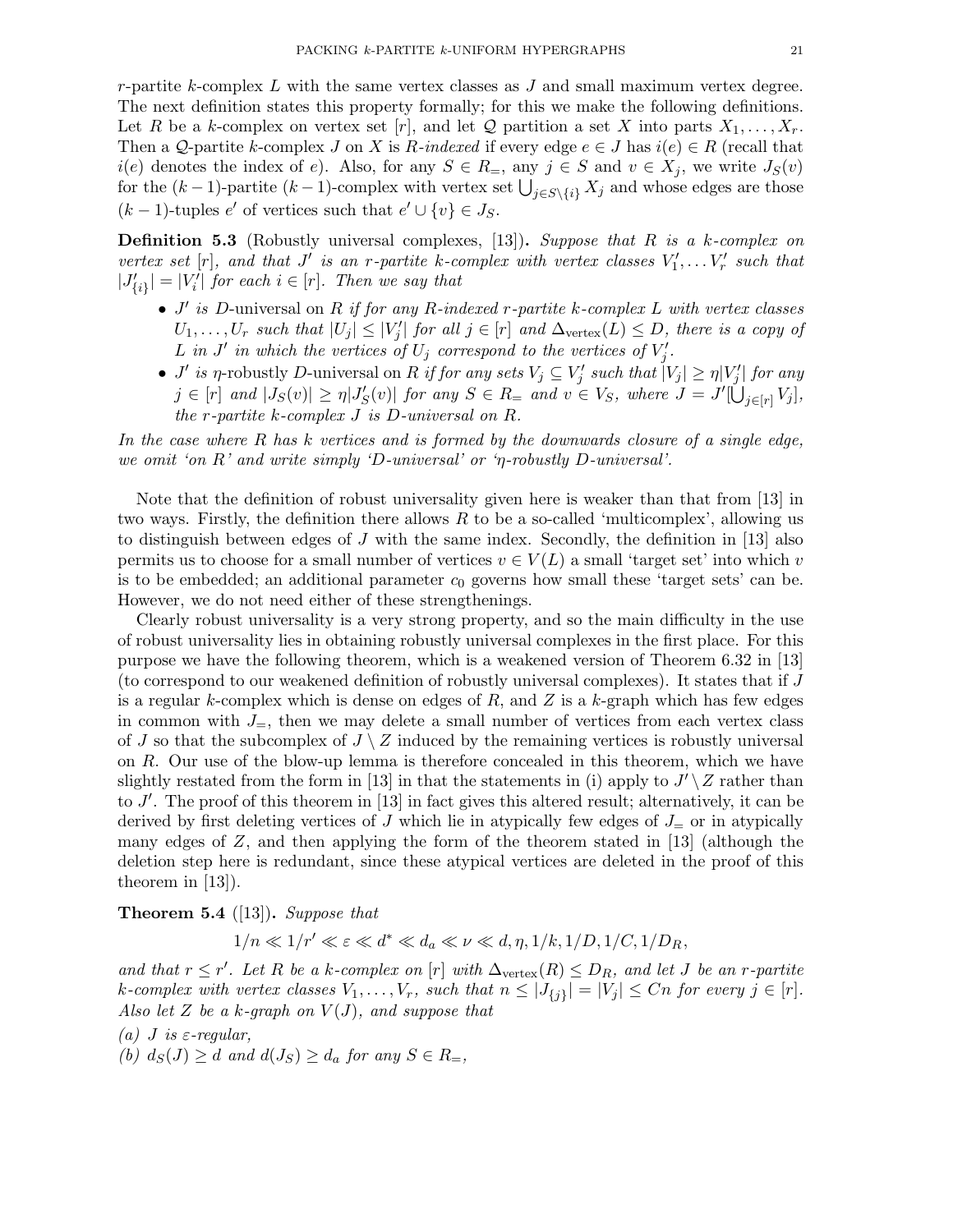$r$-partite $k$-complex $L$ with the same vertex classes as $J$ and small maximum vertex degree. The next definition states this property formally; for this we make the following definitions. Let $R$ be a $k$-complex on vertex set $[r]$, and let $\mathcal{Q}$ partition a set $X$ into parts $X_1, \dots, X_r$. Then a $\mathcal{Q}$-partite $k$-complex $J$ on $X$ is *$R$-indexed* if every edge $e \in J$ has $i(e) \in R$ (recall that $i(e)$ denotes the index of $e$). Also, for any $S \in R_=$, any $j \in S$ and $v \in X_j$, we write $J_S(v)$ for the $(k-1)$-partite $(k-1)$-complex with vertex set $\bigcup_{j \in S \setminus \{i\}} X_j$ and whose edges are those $(k-1)$-tuples $e'$ of vertices such that $e' \cup \{v\} \in J_S$.

**Definition 5.3** (Robustly universal complexes, [13])**.** *Suppose that $R$ is a $k$-complex on vertex set $[r]$, and that $J'$ is an $r$-partite $k$-complex with vertex classes $V'_1, \dots V'_r$ such that $|J'_{\{i\}}| = |V'_i|$ for each $i \in [r]$. Then we say that*

- *$J'$ is $D$-*universal* on $R$ if for any $R$-indexed $r$-partite $k$-complex $L$ with vertex classes $U_1, \dots, U_r$ such that $|U_j| \leq |V'_j|$ for all $j \in [r]$ and $\Delta_{\mathrm{vertex}}(L) \leq D$, there is a copy of $L$ in $J'$ in which the vertices of $U_j$ correspond to the vertices of $V'_j$.*
- *$J'$ is $\eta$-*robustly $D$-universal* on $R$ if for any sets $V_j \subseteq V'_j$ such that $|V_j| \geq \eta |V'_j|$ for any $j \in [r]$ and $|J_S(v)| \geq \eta |J'_S(v)|$ for any $S \in R_=$ and $v \in V_S$, where $J = J'[\bigcup_{j \in [r]} V_j]$, the $r$-partite $k$-complex $J$ is $D$-universal on $R$.*

*In the case where $R$ has $k$ vertices and is formed by the downwards closure of a single edge, we omit 'on $R$' and write simply '$D$-universal' or '$\eta$-robustly $D$-universal'.*

Note that the definition of robust universality given here is weaker than that from [13] in two ways. Firstly, the definition there allows $R$ to be a so-called 'multicomplex', allowing us to distinguish between edges of $J$ with the same index. Secondly, the definition in [13] also permits us to choose for a small number of vertices $v \in V(L)$ a small 'target set' into which $v$ is to be embedded; an additional parameter $c_0$ governs how small these 'target sets' can be. However, we do not need either of these strengthenings.

Clearly robust universality is a very strong property, and so the main difficulty in the use of robust universality lies in obtaining robustly universal complexes in the first place. For this purpose we have the following theorem, which is a weakened version of Theorem 6.32 in [13] (to correspond to our weakened definition of robustly universal complexes). It states that if $J$ is a regular $k$-complex which is dense on edges of $R$, and $Z$ is a $k$-graph which has few edges in common with $J_=$, then we may delete a small number of vertices from each vertex class of $J$ so that the subcomplex of $J \setminus Z$ induced by the remaining vertices is robustly universal on $R$. Our use of the blow-up lemma is therefore concealed in this theorem, which we have slightly restated from the form in [13] in that the statements in (i) apply to $J' \setminus Z$ rather than to $J'$. The proof of this theorem in [13] in fact gives this altered result; alternatively, it can be derived by first deleting vertices of $J$ which lie in atypically few edges of $J_=$ or in atypically many edges of $Z$, and then applying the form of the theorem stated in [13] (although the deletion step here is redundant, since these atypical vertices are deleted in the proof of this theorem in [13]).

**Theorem 5.4** ([13])**.** *Suppose that*

$$1/n \ll 1/r' \ll \varepsilon \ll d^* \ll d_a \ll \nu \ll d, \eta, 1/k, 1/D, 1/C, 1/D_R,$$

*and that $r \leq r'$. Let $R$ be a $k$-complex on $[r]$ with $\Delta_{\mathrm{vertex}}(R) \leq D_R$, and let $J$ be an $r$-partite $k$-complex with vertex classes $V_1, \dots, V_r$, such that $n \leq |J_{\{j\}}| = |V_j| \leq Cn$ for every $j \in [r]$. Also let $Z$ be a $k$-graph on $V(J)$, and suppose that*

*(a) $J$ is $\varepsilon$-regular,*

*(b) $d_S(J) \geq d$ and $d(J_S) \geq d_a$ for any $S \in R_=$,*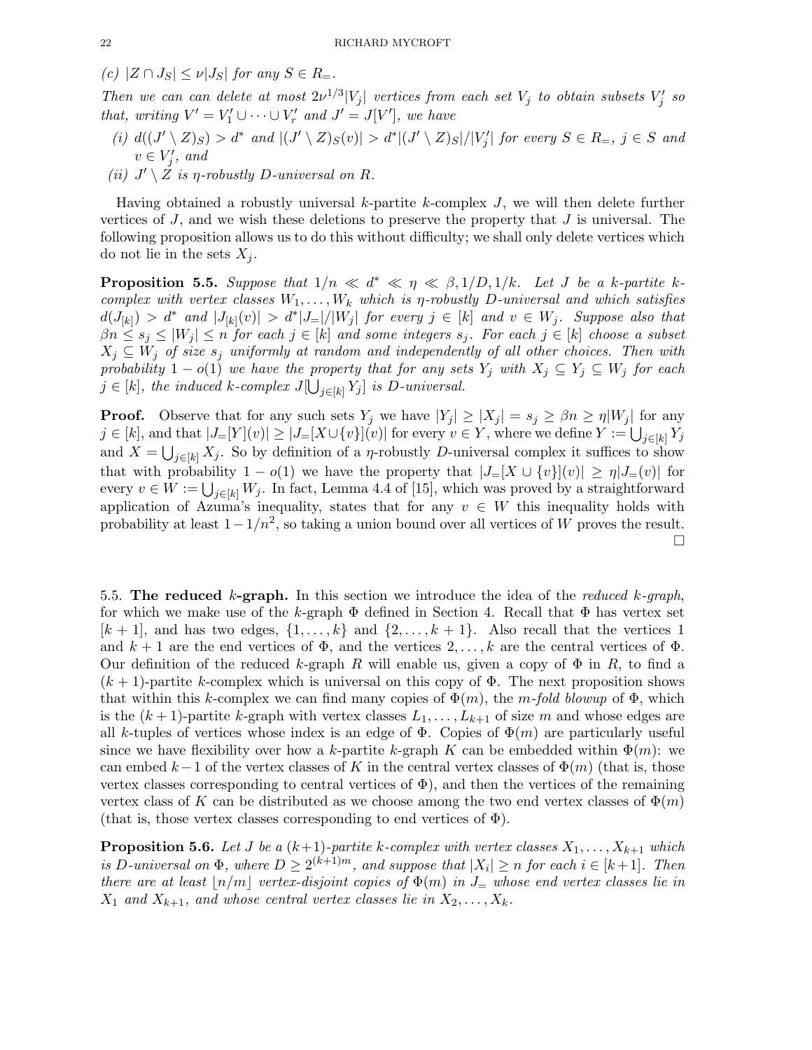*(c)* $|Z \cap J_S| \leq \nu |J_S|$ *for any* $S \in R_=$.

*Then we can can delete at most* $2\nu^{1/3}|V_j|$ *vertices from each set* $V_j$ *to obtain subsets* $V_j'$ *so that, writing* $V' = V_1' \cup \dots \cup V_r'$ *and* $J' = J[V']$*, we have*

*(i)* $d((J' \setminus Z)_S) > d^*$ *and* $|(J' \setminus Z)_S(v)| > d^*|(J' \setminus Z)_S|/|V_j'|$ *for every* $S \in R_=$, $j \in S$ *and* $v \in V_j'$, *and*

*(ii)* $J' \setminus Z$ *is* $\eta$*-robustly* $D$*-universal on* $R$.

Having obtained a robustly universal $k$-partite $k$-complex $J$, we will then delete further vertices of $J$, and we wish these deletions to preserve the property that $J$ is universal. The following proposition allows us to do this without difficulty; we shall only delete vertices which do not lie in the sets $X_j$.

**Proposition 5.5.** *Suppose that* $1/n \ll d^* \ll \eta \ll \beta, 1/D, 1/k$. *Let* $J$ *be a* $k$*-partite* $k$*-complex with vertex classes* $W_1, \dots, W_k$ *which is* $\eta$*-robustly* $D$*-universal and which satisfies* $d(J_{[k]}) > d^*$ *and* $|J_{[k]}(v)| > d^*|J_=|/|W_j|$ *for every* $j \in [k]$ *and* $v \in W_j$. *Suppose also that* $\beta n \leq s_j \leq |W_j| \leq n$ *for each* $j \in [k]$ *and some integers* $s_j$. *For each* $j \in [k]$ *choose a subset* $X_j \subseteq W_j$ *of size* $s_j$ *uniformly at random and independently of all other choices. Then with probability* $1 - o(1)$ *we have the property that for any sets* $Y_j$ *with* $X_j \subseteq Y_j \subseteq W_j$ *for each* $j \in [k]$*, the induced* $k$*-complex* $J[\bigcup_{j \in [k]} Y_j]$ *is* $D$*-universal.*

**Proof.** Observe that for any such sets $Y_j$ we have $|Y_j| \geq |X_j| = s_j \geq \beta n \geq \eta |W_j|$ for any $j \in [k]$, and that $|J_=[Y](v)| \geq |J_=[X \cup \{v\}](v)|$ for every $v \in Y$, where we define $Y := \bigcup_{j \in [k]} Y_j$ and $X = \bigcup_{j \in [k]} X_j$. So by definition of a $\eta$-robustly $D$-universal complex it suffices to show that with probability $1 - o(1)$ we have the property that $|J_=[X \cup \{v\}](v)| \geq \eta |J_=(v)|$ for every $v \in W := \bigcup_{j \in [k]} W_j$. In fact, Lemma 4.4 of [15], which was proved by a straightforward application of Azuma's inequality, states that for any $v \in W$ this inequality holds with probability at least $1 - 1/n^2$, so taking a union bound over all vertices of $W$ proves the result. $\square$

## 5.5. The reduced $k$-graph.

In this section we introduce the idea of the *reduced $k$-graph*, for which we make use of the $k$-graph $\Phi$ defined in Section 4. Recall that $\Phi$ has vertex set $[k+1]$, and has two edges, $\{1, \dots, k\}$ and $\{2, \dots, k+1\}$. Also recall that the vertices $1$ and $k+1$ are the end vertices of $\Phi$, and the vertices $2, \dots, k$ are the central vertices of $\Phi$. Our definition of the reduced $k$-graph $R$ will enable us, given a copy of $\Phi$ in $R$, to find a $(k+1)$-partite $k$-complex which is universal on this copy of $\Phi$. The next proposition shows that within this $k$-complex we can find many copies of $\Phi(m)$, the *$m$-fold blowup* of $\Phi$, which is the $(k+1)$-partite $k$-graph with vertex classes $L_1, \dots, L_{k+1}$ of size $m$ and whose edges are all $k$-tuples of vertices whose index is an edge of $\Phi$. Copies of $\Phi(m)$ are particularly useful since we have flexibility over how a $k$-partite $k$-graph $K$ can be embedded within $\Phi(m)$: we can embed $k-1$ of the vertex classes of $K$ in the central vertex classes of $\Phi(m)$ (that is, those vertex classes corresponding to central vertices of $\Phi$), and then the vertices of the remaining vertex class of $K$ can be distributed as we choose among the two end vertex classes of $\Phi(m)$ (that is, those vertex classes corresponding to end vertices of $\Phi$).

**Proposition 5.6.** *Let* $J$ *be a* $(k+1)$*-partite* $k$*-complex with vertex classes* $X_1, \dots, X_{k+1}$ *which is* $D$*-universal on* $\Phi$*, where* $D \geq 2^{(k+1)m}$*, and suppose that* $|X_i| \geq n$ *for each* $i \in [k+1]$. *Then there are at least* $\lfloor n/m \rfloor$ *vertex-disjoint copies of* $\Phi(m)$ *in* $J_=$ *whose end vertex classes lie in* $X_1$ *and* $X_{k+1}$*, and whose central vertex classes lie in* $X_2, \dots, X_k$.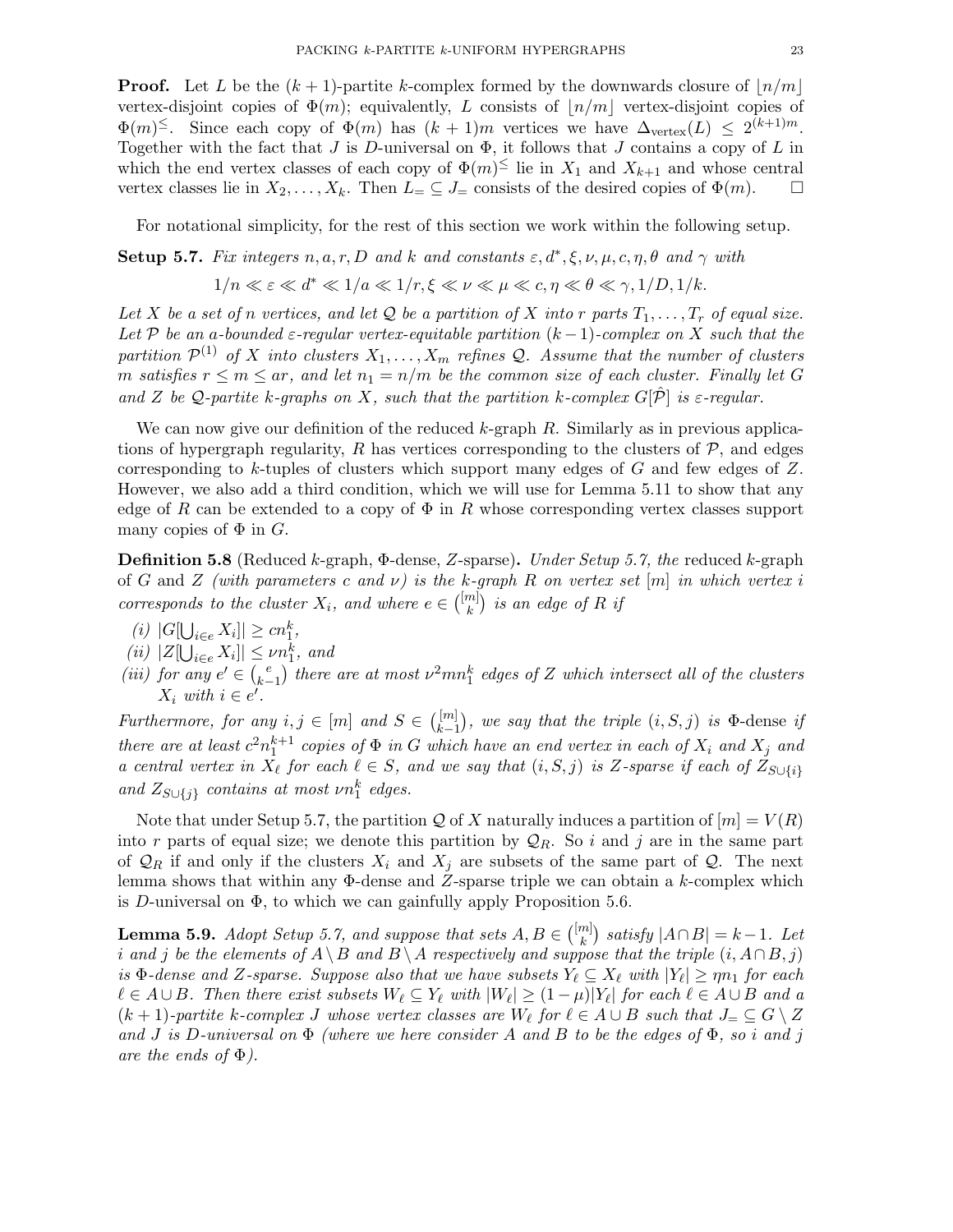**Proof.** Let $L$ be the $(k+1)$-partite $k$-complex formed by the downwards closure of $\lfloor n/m \rfloor$ vertex-disjoint copies of $\Phi(m)$; equivalently, $L$ consists of $\lfloor n/m \rfloor$ vertex-disjoint copies of $\Phi(m)^{\leq}$. Since each copy of $\Phi(m)$ has $(k+1)m$ vertices we have $\Delta_{\text{vertex}}(L) \leq 2^{(k+1)m}$. Together with the fact that $J$ is $D$-universal on $\Phi$, it follows that $J$ contains a copy of $L$ in which the end vertex classes of each copy of $\Phi(m)^{\leq}$ lie in $X_1$ and $X_{k+1}$ and whose central vertex classes lie in $X_2, \ldots, X_k$. Then $L_= \subseteq J_=$ consists of the desired copies of $\Phi(m)$. $\square$

For notational simplicity, for the rest of this section we work within the following setup.

**Setup 5.7.** *Fix integers $n, a, r, D$ and $k$ and constants $\varepsilon, d^*, \xi, \nu, \mu, c, \eta, \theta$ and $\gamma$ with*

$$1/n \ll \varepsilon \ll d^* \ll 1/a \ll 1/r, \xi \ll \nu \ll \mu \ll c, \eta \ll \theta \ll \gamma, 1/D, 1/k.$$

*Let $X$ be a set of $n$ vertices, and let $\mathcal{Q}$ be a partition of $X$ into $r$ parts $T_1, \ldots, T_r$ of equal size. Let $\mathcal{P}$ be an $a$-bounded $\varepsilon$-regular vertex-equitable partition $(k-1)$-complex on $X$ such that the partition $\mathcal{P}^{(1)}$ of $X$ into clusters $X_1, \ldots, X_m$ refines $\mathcal{Q}$. Assume that the number of clusters $m$ satisfies $r \leq m \leq ar$, and let $n_1 = n/m$ be the common size of each cluster. Finally let $G$ and $Z$ be $\mathcal{Q}$-partite $k$-graphs on $X$, such that the partition $k$-complex $G[\hat{\mathcal{P}}]$ is $\varepsilon$-regular.*

We can now give our definition of the reduced $k$-graph $R$. Similarly as in previous applications of hypergraph regularity, $R$ has vertices corresponding to the clusters of $\mathcal{P}$, and edges corresponding to $k$-tuples of clusters which support many edges of $G$ and few edges of $Z$. However, we also add a third condition, which we will use for Lemma 5.11 to show that any edge of $R$ can be extended to a copy of $\Phi$ in $R$ whose corresponding vertex classes support many copies of $\Phi$ in $G$.

**Definition 5.8** (Reduced $k$-graph, $\Phi$-dense, $Z$-sparse)**.** *Under Setup 5.7, the* reduced $k$-graph *of $G$ and $Z$ (with parameters $c$ and $\nu$) is the $k$-graph $R$ on vertex set $[m]$ in which vertex $i$ corresponds to the cluster $X_i$, and where $e \in \binom{[m]}{k}$ is an edge of $R$ if*

*(i)* $|G[\bigcup_{i \in e} X_i]| \geq c n_1^k$,
*(ii)* $|Z[\bigcup_{i \in e} X_i]| \leq \nu n_1^k$, *and*
*(iii) for any $e' \in \binom{e}{k-1}$ there are at most $\nu^2 m n_1^k$ edges of $Z$ which intersect all of the clusters $X_i$ with $i \in e'$.*

*Furthermore, for any $i, j \in [m]$ and $S \in \binom{[m]}{k-1}$, we say that the triple $(i, S, j)$ is* $\Phi$-dense *if there are at least $c^2 n_1^{k+1}$ copies of $\Phi$ in $G$ which have an end vertex in each of $X_i$ and $X_j$ and a central vertex in $X_\ell$ for each $\ell \in S$, and we say that $(i, S, j)$ is $Z$-sparse if each of $Z_{S \cup \{i\}}$ and $Z_{S \cup \{j\}}$ contains at most $\nu n_1^k$ edges.*

Note that under Setup 5.7, the partition $\mathcal{Q}$ of $X$ naturally induces a partition of $[m] = V(R)$ into $r$ parts of equal size; we denote this partition by $\mathcal{Q}_R$. So $i$ and $j$ are in the same part of $\mathcal{Q}_R$ if and only if the clusters $X_i$ and $X_j$ are subsets of the same part of $\mathcal{Q}$. The next lemma shows that within any $\Phi$-dense and $Z$-sparse triple we can obtain a $k$-complex which is $D$-universal on $\Phi$, to which we can gainfully apply Proposition 5.6.

**Lemma 5.9.** *Adopt Setup 5.7, and suppose that sets $A, B \in \binom{[m]}{k}$ satisfy $|A \cap B| = k-1$. Let $i$ and $j$ be the elements of $A \setminus B$ and $B \setminus A$ respectively and suppose that the triple $(i, A \cap B, j)$ is $\Phi$-dense and $Z$-sparse. Suppose also that we have subsets $Y_\ell \subseteq X_\ell$ with $|Y_\ell| \geq \eta n_1$ for each $\ell \in A \cup B$. Then there exist subsets $W_\ell \subseteq Y_\ell$ with $|W_\ell| \geq (1-\mu)|Y_\ell|$ for each $\ell \in A \cup B$ and a $(k+1)$-partite $k$-complex $J$ whose vertex classes are $W_\ell$ for $\ell \in A \cup B$ such that $J_= \subseteq G \setminus Z$ and $J$ is $D$-universal on $\Phi$ (where we here consider $A$ and $B$ to be the edges of $\Phi$, so $i$ and $j$ are the ends of $\Phi$).*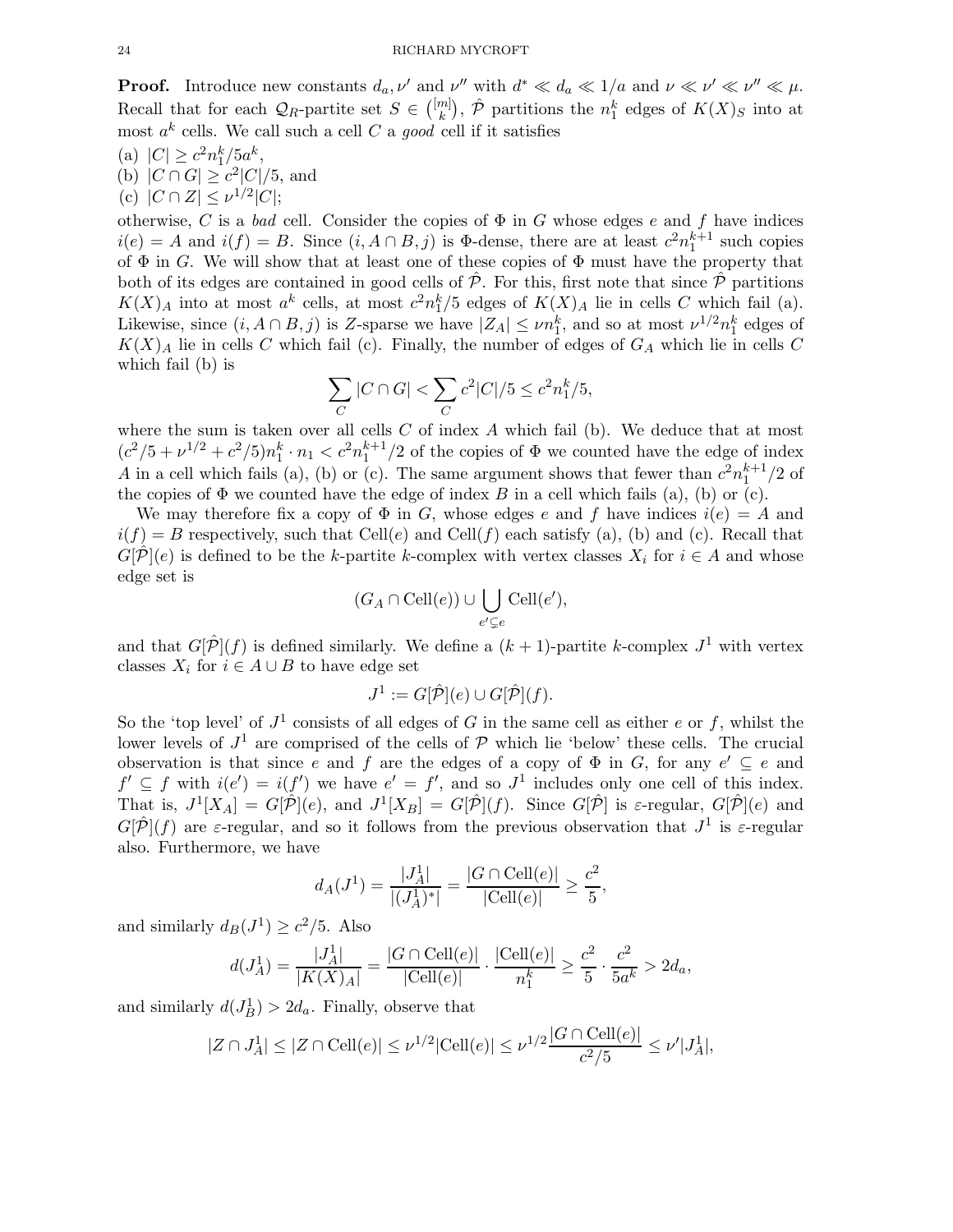**Proof.** Introduce new constants $d_a, \nu'$ and $\nu''$ with $d^* \ll d_a \ll 1/a$ and $\nu \ll \nu' \ll \nu'' \ll \mu$. Recall that for each $\mathcal{Q}_R$-partite set $S \in \binom{[m]}{k}$, $\hat{\mathcal{P}}$ partitions the $n_1^k$ edges of $K(X)_S$ into at most $a^k$ cells. We call such a cell $C$ a *good* cell if it satisfies

(a) $|C| \geq c^2 n_1^k / 5a^k$,
(b) $|C \cap G| \geq c^2 |C|/5$, and
(c) $|C \cap Z| \leq \nu^{1/2} |C|$;

otherwise, $C$ is a *bad* cell. Consider the copies of $\Phi$ in $G$ whose edges $e$ and $f$ have indices $i(e) = A$ and $i(f) = B$. Since $(i, A \cap B, j)$ is $\Phi$-dense, there are at least $c^2 n_1^{k+1}$ such copies of $\Phi$ in $G$. We will show that at least one of these copies of $\Phi$ must have the property that both of its edges are contained in good cells of $\hat{\mathcal{P}}$. For this, first note that since $\hat{\mathcal{P}}$ partitions $K(X)_A$ into at most $a^k$ cells, at most $c^2 n_1^k/5$ edges of $K(X)_A$ lie in cells $C$ which fail (a). Likewise, since $(i, A \cap B, j)$ is $Z$-sparse we have $|Z_A| \leq \nu n_1^k$, and so at most $\nu^{1/2} n_1^k$ edges of $K(X)_A$ lie in cells $C$ which fail (c). Finally, the number of edges of $G_A$ which lie in cells $C$ which fail (b) is

$$\sum_C |C \cap G| < \sum_C c^2 |C|/5 \leq c^2 n_1^k / 5,$$

where the sum is taken over all cells $C$ of index $A$ which fail (b). We deduce that at most $(c^2/5 + \nu^{1/2} + c^2/5) n_1^k \cdot n_1 < c^2 n_1^{k+1}/2$ of the copies of $\Phi$ we counted have the edge of index $A$ in a cell which fails (a), (b) or (c). The same argument shows that fewer than $c^2 n_1^{k+1}/2$ of the copies of $\Phi$ we counted have the edge of index $B$ in a cell which fails (a), (b) or (c).

We may therefore fix a copy of $\Phi$ in $G$, whose edges $e$ and $f$ have indices $i(e) = A$ and $i(f) = B$ respectively, such that $\mathrm{Cell}(e)$ and $\mathrm{Cell}(f)$ each satisfy (a), (b) and (c). Recall that $G[\hat{\mathcal{P}}](e)$ is defined to be the $k$-partite $k$-complex with vertex classes $X_i$ for $i \in A$ and whose edge set is

$$(G_A \cap \mathrm{Cell}(e)) \cup \bigcup_{e' \subsetneq e} \mathrm{Cell}(e'),$$

and that $G[\hat{\mathcal{P}}](f)$ is defined similarly. We define a $(k+1)$-partite $k$-complex $J^1$ with vertex classes $X_i$ for $i \in A \cup B$ to have edge set

$$J^1 := G[\hat{\mathcal{P}}](e) \cup G[\hat{\mathcal{P}}](f).$$

So the 'top level' of $J^1$ consists of all edges of $G$ in the same cell as either $e$ or $f$, whilst the lower levels of $J^1$ are comprised of the cells of $\mathcal{P}$ which lie 'below' these cells. The crucial observation is that since $e$ and $f$ are the edges of a copy of $\Phi$ in $G$, for any $e' \subseteq e$ and $f' \subseteq f$ with $i(e') = i(f')$ we have $e' = f'$, and so $J^1$ includes only one cell of this index. That is, $J^1[X_A] = G[\hat{\mathcal{P}}](e)$, and $J^1[X_B] = G[\hat{\mathcal{P}}](f)$. Since $G[\hat{\mathcal{P}}]$ is $\varepsilon$-regular, $G[\hat{\mathcal{P}}](e)$ and $G[\hat{\mathcal{P}}](f)$ are $\varepsilon$-regular, and so it follows from the previous observation that $J^1$ is $\varepsilon$-regular also. Furthermore, we have

$$d_A(J^1) = \frac{|J^1_A|}{|(J^1_A)^*|} = \frac{|G \cap \mathrm{Cell}(e)|}{|\mathrm{Cell}(e)|} \geq \frac{c^2}{5},$$

and similarly $d_B(J^1) \geq c^2/5$. Also

$$d(J^1_A) = \frac{|J^1_A|}{|K(X)_A|} = \frac{|G \cap \mathrm{Cell}(e)|}{|\mathrm{Cell}(e)|} \cdot \frac{|\mathrm{Cell}(e)|}{n_1^k} \geq \frac{c^2}{5} \cdot \frac{c^2}{5a^k} > 2d_a,$$

and similarly $d(J^1_B) > 2d_a$. Finally, observe that

$$|Z \cap J^1_A| \leq |Z \cap \mathrm{Cell}(e)| \leq \nu^{1/2} |\mathrm{Cell}(e)| \leq \nu^{1/2} \frac{|G \cap \mathrm{Cell}(e)|}{c^2/5} \leq \nu' |J^1_A|,$$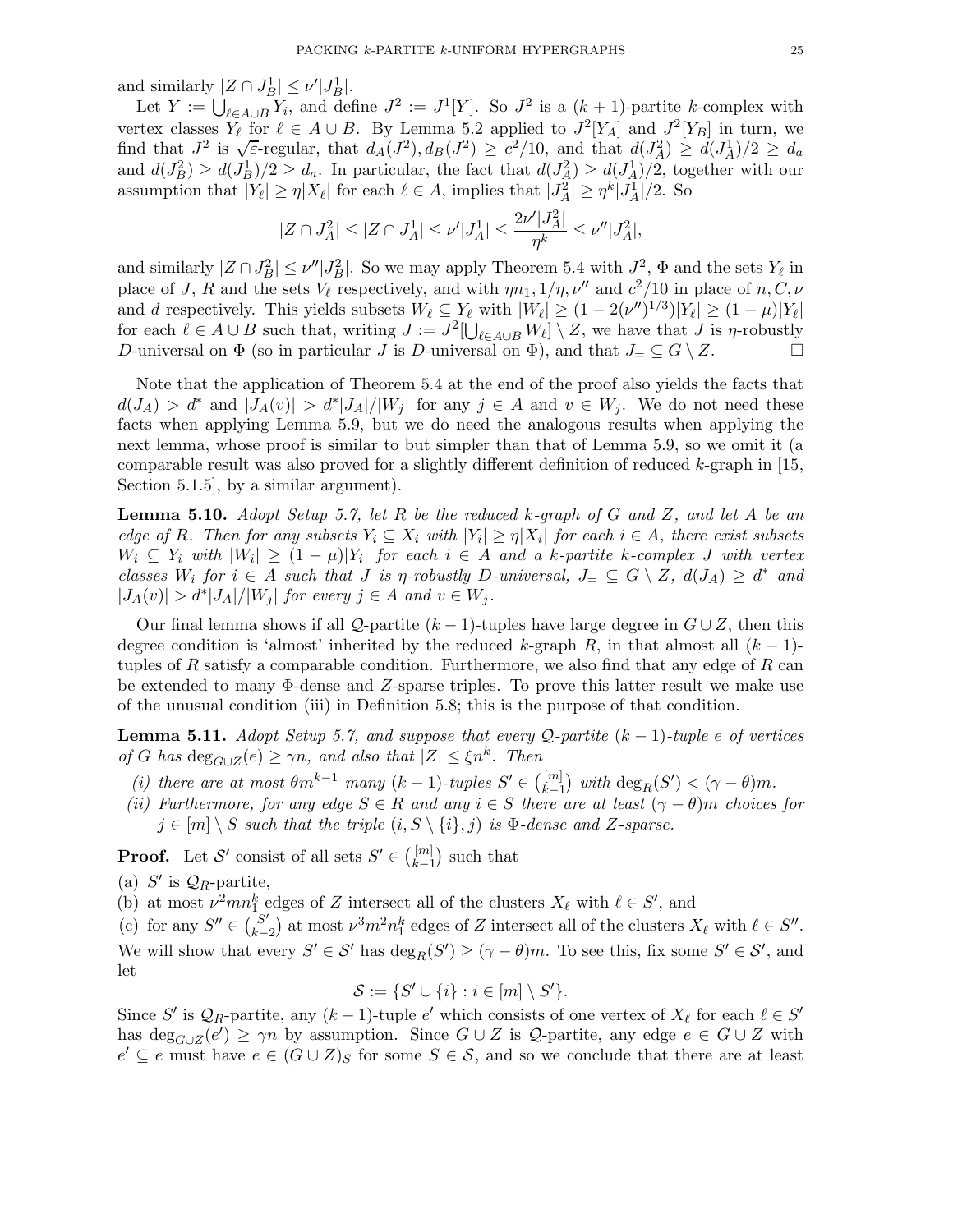and similarly $|Z \cap J^1_B| \leq \nu'|J^1_B|$.

Let $Y := \bigcup_{\ell \in A \cup B} Y_i$, and define $J^2 := J^1[Y]$. So $J^2$ is a $(k+1)$-partite $k$-complex with vertex classes $Y_\ell$ for $\ell \in A \cup B$. By Lemma 5.2 applied to $J^2[Y_A]$ and $J^2[Y_B]$ in turn, we find that $J^2$ is $\sqrt{\varepsilon}$-regular, that $d_A(J^2), d_B(J^2) \geq c^2/10$, and that $d(J^2_A) \geq d(J^1_A)/2 \geq d_a$ and $d(J^2_B) \geq d(J^1_B)/2 \geq d_a$. In particular, the fact that $d(J^2_A) \geq d(J^1_A)/2$, together with our assumption that $|Y_\ell| \geq \eta |X_\ell|$ for each $\ell \in A$, implies that $|J^2_A| \geq \eta^k |J^1_A|/2$. So

$$|Z \cap J^2_A| \leq |Z \cap J^1_A| \leq \nu'|J^1_A| \leq \frac{2\nu'|J^2_A|}{\eta^k} \leq \nu''|J^2_A|,$$

and similarly $|Z \cap J^2_B| \leq \nu''|J^2_B|$. So we may apply Theorem 5.4 with $J^2$, $\Phi$ and the sets $Y_\ell$ in place of $J$, $R$ and the sets $V_\ell$ respectively, and with $\eta n_1, 1/\eta, \nu''$ and $c^2/10$ in place of $n, C, \nu$ and $d$ respectively. This yields subsets $W_\ell \subseteq Y_\ell$ with $|W_\ell| \geq (1 - 2(\nu'')^{1/3})|Y_\ell| \geq (1-\mu)|Y_\ell|$ for each $\ell \in A \cup B$ such that, writing $J := J^2[\bigcup_{\ell \in A \cup B} W_\ell] \setminus Z$, we have that $J$ is $\eta$-robustly $D$-universal on $\Phi$ (so in particular $J$ is $D$-universal on $\Phi$), and that $J_= \subseteq G \setminus Z$. □

Note that the application of Theorem 5.4 at the end of the proof also yields the facts that $d(J_A) > d^*$ and $|J_A(v)| > d^*|J_A|/|W_j|$ for any $j \in A$ and $v \in W_j$. We do not need these facts when applying Lemma 5.9, but we do need the analogous results when applying the next lemma, whose proof is similar to but simpler than that of Lemma 5.9, so we omit it (a comparable result was also proved for a slightly different definition of reduced $k$-graph in [15, Section 5.1.5], by a similar argument).

**Lemma 5.10.** *Adopt Setup 5.7, let $R$ be the reduced $k$-graph of $G$ and $Z$, and let $A$ be an edge of $R$. Then for any subsets $Y_i \subseteq X_i$ with $|Y_i| \geq \eta|X_i|$ for each $i \in A$, there exist subsets $W_i \subseteq Y_i$ with $|W_i| \geq (1-\mu)|Y_i|$ for each $i \in A$ and a $k$-partite $k$-complex $J$ with vertex classes $W_i$ for $i \in A$ such that $J$ is $\eta$-robustly $D$-universal, $J_= \subseteq G \setminus Z$, $d(J_A) \geq d^*$ and $|J_A(v)| > d^*|J_A|/|W_j|$ for every $j \in A$ and $v \in W_j$.*

Our final lemma shows if all $\mathcal{Q}$-partite $(k-1)$-tuples have large degree in $G \cup Z$, then this degree condition is 'almost' inherited by the reduced $k$-graph $R$, in that almost all $(k-1)$-tuples of $R$ satisfy a comparable condition. Furthermore, we also find that any edge of $R$ can be extended to many $\Phi$-dense and $Z$-sparse triples. To prove this latter result we make use of the unusual condition (iii) in Definition 5.8; this is the purpose of that condition.

**Lemma 5.11.** *Adopt Setup 5.7, and suppose that every $\mathcal{Q}$-partite $(k-1)$-tuple $e$ of vertices of $G$ has $\deg_{G \cup Z}(e) \geq \gamma n$, and also that $|Z| \leq \xi n^k$. Then*

*(i) there are at most $\theta m^{k-1}$ many $(k-1)$-tuples $S' \in \binom{[m]}{k-1}$ with $\deg_R(S') < (\gamma - \theta)m$.*
*(ii) Furthermore, for any edge $S \in R$ and any $i \in S$ there are at least $(\gamma-\theta)m$ choices for $j \in [m] \setminus S$ such that the triple $(i, S \setminus \{i\}, j)$ is $\Phi$-dense and $Z$-sparse.*

**Proof.** Let $\mathcal{S}'$ consist of all sets $S' \in \binom{[m]}{k-1}$ such that

(a) $S'$ is $\mathcal{Q}_R$-partite,
(b) at most $\nu^2 m n_1^k$ edges of $Z$ intersect all of the clusters $X_\ell$ with $\ell \in S'$, and
(c) for any $S'' \in \binom{S'}{k-2}$ at most $\nu^3 m^2 n_1^k$ edges of $Z$ intersect all of the clusters $X_\ell$ with $\ell \in S''$.

We will show that every $S' \in \mathcal{S}'$ has $\deg_R(S') \geq (\gamma - \theta)m$. To see this, fix some $S' \in \mathcal{S}'$, and let

$$\mathcal{S} := \{S' \cup \{i\} : i \in [m] \setminus S'\}.$$

Since $S'$ is $\mathcal{Q}_R$-partite, any $(k-1)$-tuple $e'$ which consists of one vertex of $X_\ell$ for each $\ell \in S'$ has $\deg_{G \cup Z}(e') \geq \gamma n$ by assumption. Since $G \cup Z$ is $\mathcal{Q}$-partite, any edge $e \in G \cup Z$ with $e' \subseteq e$ must have $e \in (G \cup Z)_S$ for some $S \in \mathcal{S}$, and so we conclude that there are at least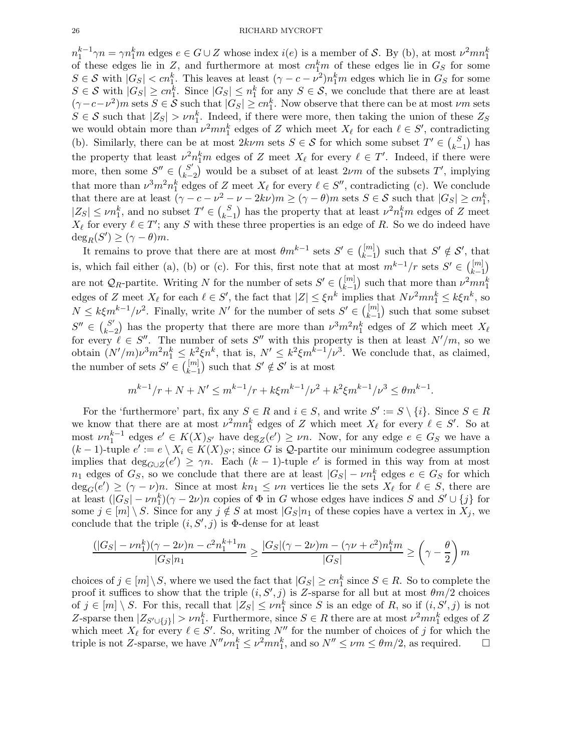$n_1^{k-1}\gamma n = \gamma n_1^k m$ edges $e \in G \cup Z$ whose index $i(e)$ is a member of $\mathcal{S}$. By (b), at most $\nu^2 m n_1^k$ of these edges lie in $Z$, and furthermore at most $c n_1^k m$ of these edges lie in $G_S$ for some $S \in \mathcal{S}$ with $|G_S| < c n_1^k$. This leaves at least $(\gamma - c - \nu^2) n_1^k m$ edges which lie in $G_S$ for some $S \in \mathcal{S}$ with $|G_S| \geq c n_1^k$. Since $|G_S| \leq n_1^k$ for any $S \in \mathcal{S}$, we conclude that there are at least $(\gamma - c - \nu^2)m$ sets $S \in \mathcal{S}$ such that $|G_S| \geq c n_1^k$. Now observe that there can be at most $\nu m$ sets $S \in \mathcal{S}$ such that $|Z_S| > \nu n_1^k$. Indeed, if there were more, then taking the union of these $Z_S$ we would obtain more than $\nu^2 m n_1^k$ edges of $Z$ which meet $X_\ell$ for each $\ell \in S'$, contradicting (b). Similarly, there can be at most $2k\nu m$ sets $S \in \mathcal{S}$ for which some subset $T' \in \binom{S}{k-1}$ has the property that least $\nu^2 n_1^k m$ edges of $Z$ meet $X_\ell$ for every $\ell \in T'$. Indeed, if there were more, then some $S'' \in \binom{S'}{k-2}$ would be a subset of at least $2\nu m$ of the subsets $T'$, implying that more than $\nu^3 m^2 n_1^k$ edges of $Z$ meet $X_\ell$ for every $\ell \in S''$, contradicting (c). We conclude that there are at least $(\gamma - c - \nu^2 - \nu - 2k\nu)m \geq (\gamma - \theta)m$ sets $S \in \mathcal{S}$ such that $|G_S| \geq c n_1^k$, $|Z_S| \leq \nu n_1^k$, and no subset $T' \in \binom{S}{k-1}$ has the property that at least $\nu^2 n_1^k m$ edges of $Z$ meet $X_\ell$ for every $\ell \in T'$; any $S$ with these three properties is an edge of $R$. So we do indeed have $\deg_R(S') \geq (\gamma - \theta)m$.

It remains to prove that there are at most $\theta m^{k-1}$ sets $S' \in \binom{[m]}{k-1}$ such that $S' \notin \mathcal{S}'$, that is, which fail either (a), (b) or (c). For this, first note that at most $m^{k-1}/r$ sets $S' \in \binom{[m]}{k-1}$ are not $\mathcal{Q}_R$-partite. Writing $N$ for the number of sets $S' \in \binom{[m]}{k-1}$ such that more than $\nu^2 m n_1^k$ edges of $Z$ meet $X_\ell$ for each $\ell \in S'$, the fact that $|Z| \leq \xi n^k$ implies that $N\nu^2 m n_1^k \leq k\xi n^k$, so $N \leq k\xi m^{k-1}/\nu^2$. Finally, write $N'$ for the number of sets $S' \in \binom{[m]}{k-1}$ such that some subset $S'' \in \binom{S'}{k-2}$ has the property that there are more than $\nu^3 m^2 n_1^k$ edges of $Z$ which meet $X_\ell$ for every $\ell \in S''$. The number of sets $S''$ with this property is then at least $N'/m$, so we obtain $(N'/m)\nu^3 m^2 n_1^k \leq k^2 \xi n^k$, that is, $N' \leq k^2 \xi m^{k-1}/\nu^3$. We conclude that, as claimed, the number of sets $S' \in \binom{[m]}{k-1}$ such that $S' \notin \mathcal{S}'$ is at most

$$m^{k-1}/r + N + N' \leq m^{k-1}/r + k\xi m^{k-1}/\nu^2 + k^2 \xi m^{k-1}/\nu^3 \leq \theta m^{k-1}.$$

For the 'furthermore' part, fix any $S \in R$ and $i \in S$, and write $S' := S \setminus \{i\}$. Since $S \in R$ we know that there are at most $\nu^2 m n_1^k$ edges of $Z$ which meet $X_\ell$ for every $\ell \in S'$. So at most $\nu n_1^{k-1}$ edges $e' \in K(X)_{S'}$ have $\deg_Z(e') \geq \nu n$. Now, for any edge $e \in G_S$ we have a $(k-1)$-tuple $e' := e \setminus X_i \in K(X)_{S'}$; since $G$ is $\mathcal{Q}$-partite our minimum codegree assumption implies that $\deg_{G \cup Z}(e') \geq \gamma n$. Each $(k-1)$-tuple $e'$ is formed in this way from at most $n_1$ edges of $G_S$, so we conclude that there are at least $|G_S| - \nu n_1^k$ edges $e \in G_S$ for which $\deg_G(e') \geq (\gamma - \nu)n$. Since at most $kn_1 \leq \nu n$ vertices lie the sets $X_\ell$ for $\ell \in S$, there are at least $(|G_S| - \nu n_1^k)(\gamma - 2\nu)n$ copies of $\Phi$ in $G$ whose edges have indices $S$ and $S' \cup \{j\}$ for some $j \in [m] \setminus S$. Since for any $j \notin S$ at most $|G_S| n_1$ of these copies have a vertex in $X_j$, we conclude that the triple $(i, S', j)$ is $\Phi$-dense for at least

$$\frac{(|G_S| - \nu n_1^k)(\gamma - 2\nu)n - c^2 n_1^{k+1} m}{|G_S| n_1} \geq \frac{|G_S|(\gamma - 2\nu)m - (\gamma\nu + c^2)n_1^k m}{|G_S|} \geq \left(\gamma - \frac{\theta}{2}\right) m$$

choices of $j \in [m] \setminus S$, where we used the fact that $|G_S| \geq c n_1^k$ since $S \in R$. So to complete the proof it suffices to show that the triple $(i, S', j)$ is $Z$-sparse for all but at most $\theta m/2$ choices of $j \in [m] \setminus S$. For this, recall that $|Z_S| \leq \nu n_1^k$ since $S$ is an edge of $R$, so if $(i, S', j)$ is not $Z$-sparse then $|Z_{S' \cup \{j\}}| > \nu n_1^k$. Furthermore, since $S \in R$ there are at most $\nu^2 m n_1^k$ edges of $Z$ which meet $X_\ell$ for every $\ell \in S'$. So, writing $N''$ for the number of choices of $j$ for which the triple is not $Z$-sparse, we have $N'' \nu n_1^k \leq \nu^2 m n_1^k$, and so $N'' \leq \nu m \leq \theta m/2$, as required. $\square$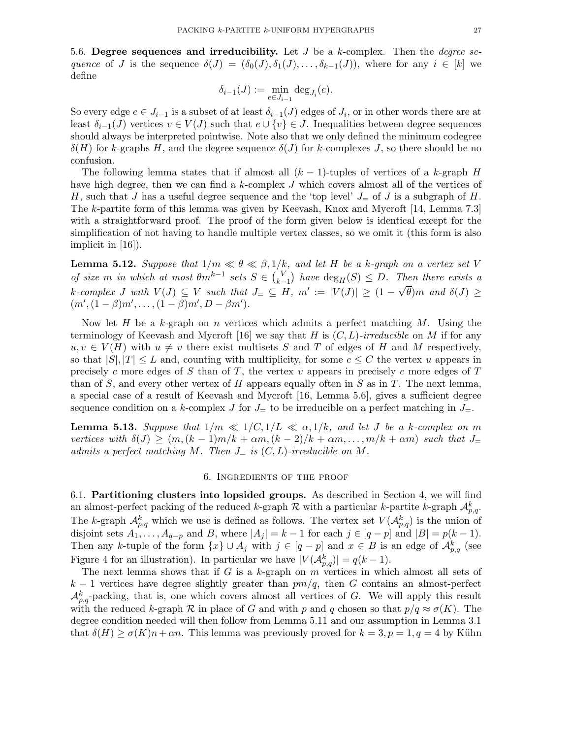5.6. **Degree sequences and irreducibility.** Let $J$ be a $k$-complex. Then the *degree sequence* of $J$ is the sequence $\delta(J) = (\delta_0(J), \delta_1(J), \dots, \delta_{k-1}(J))$, where for any $i \in [k]$ we define

$$\delta_{i-1}(J) := \min_{e \in J_{i-1}} \deg_{J_i}(e).$$

So every edge $e \in J_{i-1}$ is a subset of at least $\delta_{i-1}(J)$ edges of $J_i$, or in other words there are at least $\delta_{i-1}(J)$ vertices $v \in V(J)$ such that $e \cup \{v\} \in J$. Inequalities between degree sequences should always be interpreted pointwise. Note also that we only defined the minimum codegree $\delta(H)$ for $k$-graphs $H$, and the degree sequence $\delta(J)$ for $k$-complexes $J$, so there should be no confusion.

The following lemma states that if almost all $(k-1)$-tuples of vertices of a $k$-graph $H$ have high degree, then we can find a $k$-complex $J$ which covers almost all of the vertices of $H$, such that $J$ has a useful degree sequence and the 'top level' $J_=$ of $J$ is a subgraph of $H$. The $k$-partite form of this lemma was given by Keevash, Knox and Mycroft [14, Lemma 7.3] with a straightforward proof. The proof of the form given below is identical except for the simplification of not having to handle multiple vertex classes, so we omit it (this form is also implicit in [16]).

**Lemma 5.12.** *Suppose that $1/m \ll \theta \ll \beta, 1/k$, and let $H$ be a $k$-graph on a vertex set $V$ of size $m$ in which at most $\theta m^{k-1}$ sets $S \in \binom{V}{k-1}$ have $\deg_H(S) \leq D$. Then there exists a $k$-complex $J$ with $V(J) \subseteq V$ such that $J_= \subseteq H$, $m' := |V(J)| \geq (1-\sqrt{\theta})m$ and $\delta(J) \geq (m', (1-\beta)m', \dots, (1-\beta)m', D - \beta m')$.*

Now let $H$ be a $k$-graph on $n$ vertices which admits a perfect matching $M$. Using the terminology of Keevash and Mycroft [16] we say that $H$ is $(C, L)$-*irreducible* on $M$ if for any $u, v \in V(H)$ with $u \neq v$ there exist multisets $S$ and $T$ of edges of $H$ and $M$ respectively, so that $|S|, |T| \leq L$ and, counting with multiplicity, for some $c \leq C$ the vertex $u$ appears in precisely $c$ more edges of $S$ than of $T$, the vertex $v$ appears in precisely $c$ more edges of $T$ than of $S$, and every other vertex of $H$ appears equally often in $S$ as in $T$. The next lemma, a special case of a result of Keevash and Mycroft [16, Lemma 5.6], gives a sufficient degree sequence condition on a $k$-complex $J$ for $J_=$ to be irreducible on a perfect matching in $J_=$.

**Lemma 5.13.** *Suppose that $1/m \ll 1/C, 1/L \ll \alpha, 1/k$, and let $J$ be a $k$-complex on $m$ vertices with $\delta(J) \geq (m, (k-1)m/k + \alpha m, (k-2)/k + \alpha m, \dots, m/k + \alpha m)$ such that $J_=$ admits a perfect matching $M$. Then $J_=$ is $(C, L)$-irreducible on $M$.*

# 6. Ingredients of the proof

6.1. **Partitioning clusters into lopsided groups.** As described in Section 4, we will find an almost-perfect packing of the reduced $k$-graph $\mathcal{R}$ with a particular $k$-partite $k$-graph $\mathcal{A}^k_{p,q}$. The $k$-graph $\mathcal{A}^k_{p,q}$ which we use is defined as follows. The vertex set $V(\mathcal{A}^k_{p,q})$ is the union of disjoint sets $A_1, \dots, A_{q-p}$ and $B$, where $|A_j| = k-1$ for each $j \in [q-p]$ and $|B| = p(k-1)$. Then any $k$-tuple of the form $\{x\} \cup A_j$ with $j \in [q-p]$ and $x \in B$ is an edge of $\mathcal{A}^k_{p,q}$ (see Figure 4 for an illustration). In particular we have $|V(\mathcal{A}^k_{p,q})| = q(k-1)$.

The next lemma shows that if $G$ is a $k$-graph on $m$ vertices in which almost all sets of $k-1$ vertices have degree slightly greater than $pm/q$, then $G$ contains an almost-perfect $\mathcal{A}^k_{p,q}$-packing, that is, one which covers almost all vertices of $G$. We will apply this result with the reduced $k$-graph $\mathcal{R}$ in place of $G$ and with $p$ and $q$ chosen so that $p/q \approx \sigma(K)$. The degree condition needed will then follow from Lemma 5.11 and our assumption in Lemma 3.1 that $\delta(H) \geq \sigma(K)n + \alpha n$. This lemma was previously proved for $k = 3, p = 1, q = 4$ by Kühn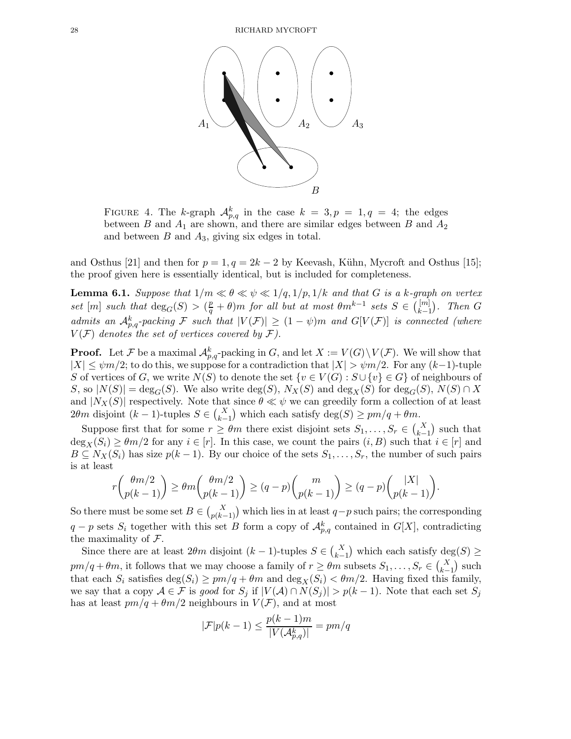FIGURE 4. The $k$-graph $\mathcal{A}^k_{p,q}$ in the case $k = 3, p = 1, q = 4$; the edges between $B$ and $A_1$ are shown, and there are similar edges between $B$ and $A_2$ and between $B$ and $A_3$, giving six edges in total.

and Osthus [21] and then for $p = 1, q = 2k-2$ by Keevash, Kühn, Mycroft and Osthus [15]; the proof given here is essentially identical, but is included for completeness.

**Lemma 6.1.** *Suppose that $1/m \ll \theta \ll \psi \ll 1/q, 1/p, 1/k$ and that $G$ is a $k$-graph on vertex set $[m]$ such that $\deg_G(S) > (\frac{p}{q} + \theta)m$ for all but at most $\theta m^{k-1}$ sets $S \in \binom{[m]}{k-1}$. Then $G$ admits an $\mathcal{A}^k_{p,q}$-packing $\mathcal{F}$ such that $|V(\mathcal{F})| \geq (1-\psi)m$ and $G[V(\mathcal{F})]$ is connected (where $V(\mathcal{F})$ denotes the set of vertices covered by $\mathcal{F}$).*

**Proof.** Let $\mathcal{F}$ be a maximal $\mathcal{A}^k_{p,q}$-packing in $G$, and let $X := V(G) \setminus V(\mathcal{F})$. We will show that $|X| \leq \psi m/2$; to do this, we suppose for a contradiction that $|X| > \psi m/2$. For any $(k-1)$-tuple $S$ of vertices of $G$, we write $N(S)$ to denote the set $\{v \in V(G) : S \cup \{v\} \in G\}$ of neighbours of $S$, so $|N(S)| = \deg_G(S)$. We also write $\deg(S)$, $N_X(S)$ and $\deg_X(S)$ for $\deg_G(S)$, $N(S) \cap X$ and $|N_X(S)|$ respectively. Note that since $\theta \ll \psi$ we can greedily form a collection of at least $2\theta m$ disjoint $(k-1)$-tuples $S \in \binom{X}{k-1}$ which each satisfy $\deg(S) \geq pm/q + \theta m$.

Suppose first that for some $r \geq \theta m$ there exist disjoint sets $S_1, \dots, S_r \in \binom{X}{k-1}$ such that $\deg_X(S_i) \geq \theta m/2$ for any $i \in [r]$. In this case, we count the pairs $(i, B)$ such that $i \in [r]$ and $B \subseteq N_X(S_i)$ has size $p(k-1)$. By our choice of the sets $S_1, \dots, S_r$, the number of such pairs is at least

$$r\binom{\theta m/2}{p(k-1)} \geq \theta m \binom{\theta m/2}{p(k-1)} \geq (q-p)\binom{m}{p(k-1)} \geq (q-p)\binom{|X|}{p(k-1)}.$$

So there must be some set $B \in \binom{X}{p(k-1)}$ which lies in at least $q-p$ such pairs; the corresponding $q-p$ sets $S_i$ together with this set $B$ form a copy of $\mathcal{A}^k_{p,q}$ contained in $G[X]$, contradicting the maximality of $\mathcal{F}$.

Since there are at least $2\theta m$ disjoint $(k-1)$-tuples $S \in \binom{X}{k-1}$ which each satisfy $\deg(S) \geq pm/q + \theta m$, it follows that we may choose a family of $r \geq \theta m$ subsets $S_1, \dots, S_r \in \binom{X}{k-1}$ such that each $S_i$ satisfies $\deg(S_i) \geq pm/q + \theta m$ and $\deg_X(S_i) < \theta m/2$. Having fixed this family, we say that a copy $\mathcal{A} \in \mathcal{F}$ is *good* for $S_j$ if $|V(\mathcal{A}) \cap N(S_j)| > p(k-1)$. Note that each set $S_j$ has at least $pm/q + \theta m/2$ neighbours in $V(\mathcal{F})$, and at most

$$|\mathcal{F}|p(k-1) \leq \frac{p(k-1)m}{|V(\mathcal{A}^k_{p,q})|} = pm/q$$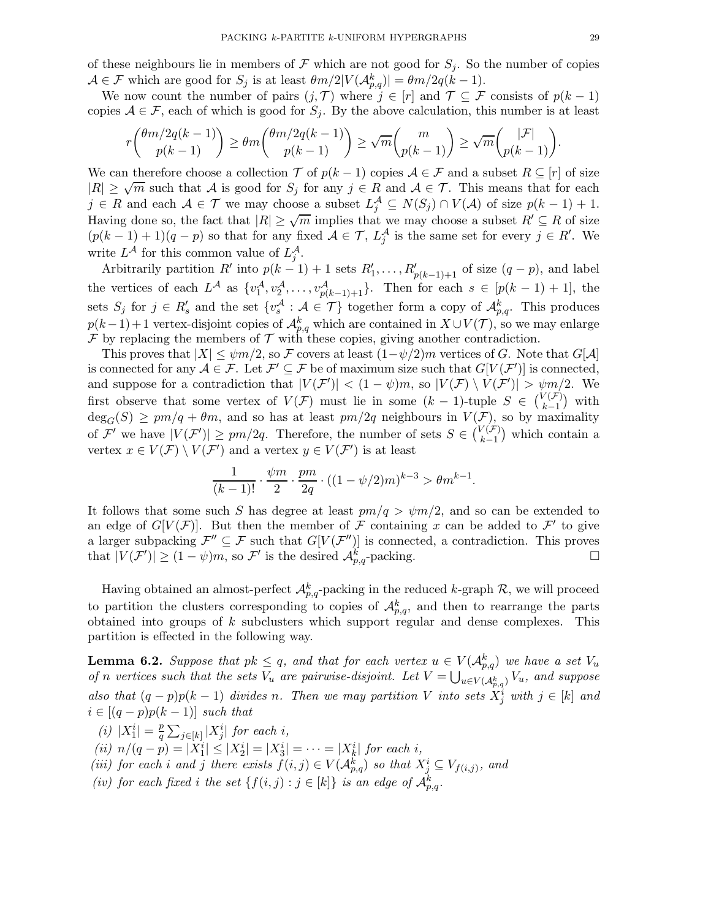of these neighbours lie in members of $\mathcal{F}$ which are not good for $S_j$. So the number of copies $\mathcal{A} \in \mathcal{F}$ which are good for $S_j$ is at least $\theta m/2|V(\mathcal{A}^k_{p,q})| = \theta m/2q(k-1)$.

We now count the number of pairs $(j, \mathcal{T})$ where $j \in [r]$ and $\mathcal{T} \subseteq \mathcal{F}$ consists of $p(k-1)$ copies $\mathcal{A} \in \mathcal{F}$, each of which is good for $S_j$. By the above calculation, this number is at least

$$r\binom{\theta m/2q(k-1)}{p(k-1)} \geq \theta m \binom{\theta m/2q(k-1)}{p(k-1)} \geq \sqrt{m}\binom{m}{p(k-1)} \geq \sqrt{m}\binom{|\mathcal{F}|}{p(k-1)}.$$

We can therefore choose a collection $\mathcal{T}$ of $p(k-1)$ copies $\mathcal{A} \in \mathcal{F}$ and a subset $R \subseteq [r]$ of size $|R| \geq \sqrt{m}$ such that $\mathcal{A}$ is good for $S_j$ for any $j \in R$ and $\mathcal{A} \in \mathcal{T}$. This means that for each $j \in R$ and each $\mathcal{A} \in \mathcal{T}$ we may choose a subset $L^{\mathcal{A}}_j \subseteq N(S_j) \cap V(\mathcal{A})$ of size $p(k-1)+1$. Having done so, the fact that $|R| \geq \sqrt{m}$ implies that we may choose a subset $R' \subseteq R$ of size $(p(k-1)+1)(q-p)$ so that for any fixed $\mathcal{A} \in \mathcal{T}$, $L^{\mathcal{A}}_j$ is the same set for every $j \in R'$. We write $L^{\mathcal{A}}$ for this common value of $L^{\mathcal{A}}_j$.

Arbitrarily partition $R'$ into $p(k-1)+1$ sets $R'_1, \dots, R'_{p(k-1)+1}$ of size $(q-p)$, and label the vertices of each $L^{\mathcal{A}}$ as $\{v^{\mathcal{A}}_1, v^{\mathcal{A}}_2, \dots, v^{\mathcal{A}}_{p(k-1)+1}\}$. Then for each $s \in [p(k-1)+1]$, the sets $S_j$ for $j \in R'_s$ and the set $\{v^{\mathcal{A}}_s : \mathcal{A} \in \mathcal{T}\}$ together form a copy of $\mathcal{A}^k_{p,q}$. This produces $p(k-1)+1$ vertex-disjoint copies of $\mathcal{A}^k_{p,q}$ which are contained in $X \cup V(\mathcal{T})$, so we may enlarge $\mathcal{F}$ by replacing the members of $\mathcal{T}$ with these copies, giving another contradiction.

This proves that $|X| \leq \psi m/2$, so $\mathcal{F}$ covers at least $(1-\psi/2)m$ vertices of $G$. Note that $G[\mathcal{A}]$ is connected for any $\mathcal{A} \in \mathcal{F}$. Let $\mathcal{F}' \subseteq \mathcal{F}$ be of maximum size such that $G[V(\mathcal{F}')]$ is connected, and suppose for a contradiction that $|V(\mathcal{F}')| < (1-\psi)m$, so $|V(\mathcal{F}) \setminus V(\mathcal{F}')| > \psi m/2$. We first observe that some vertex of $V(\mathcal{F})$ must lie in some $(k-1)$-tuple $S \in \binom{V(\mathcal{F})}{k-1}$ with $\deg_G(S) \geq pm/q + \theta m$, and so has at least $pm/2q$ neighbours in $V(\mathcal{F})$, so by maximality of $\mathcal{F}'$ we have $|V(\mathcal{F}')| \geq pm/2q$. Therefore, the number of sets $S \in \binom{V(\mathcal{F})}{k-1}$ which contain a vertex $x \in V(\mathcal{F}) \setminus V(\mathcal{F}')$ and a vertex $y \in V(\mathcal{F}')$ is at least

$$\frac{1}{(k-1)!} \cdot \frac{\psi m}{2} \cdot \frac{pm}{2q} \cdot ((1-\psi/2)m)^{k-3} > \theta m^{k-1}.$$

It follows that some such $S$ has degree at least $pm/q > \psi m/2$, and so can be extended to an edge of $G[V(\mathcal{F})]$. But then the member of $\mathcal{F}$ containing $x$ can be added to $\mathcal{F}'$ to give a larger subpacking $\mathcal{F}'' \subseteq \mathcal{F}$ such that $G[V(\mathcal{F}'')]$ is connected, a contradiction. This proves that $|V(\mathcal{F}')| \geq (1-\psi)m$, so $\mathcal{F}'$ is the desired $\mathcal{A}^k_{p,q}$-packing. $\square$

Having obtained an almost-perfect $\mathcal{A}^k_{p,q}$-packing in the reduced $k$-graph $\mathcal{R}$, we will proceed to partition the clusters corresponding to copies of $\mathcal{A}^k_{p,q}$, and then to rearrange the parts obtained into groups of $k$ subclusters which support regular and dense complexes. This partition is effected in the following way.

**Lemma 6.2.** *Suppose that $pk \leq q$, and that for each vertex $u \in V(\mathcal{A}^k_{p,q})$ we have a set $V_u$ of $n$ vertices such that the sets $V_u$ are pairwise-disjoint. Let $V = \bigcup_{u \in V(\mathcal{A}^k_{p,q})} V_u$, and suppose also that $(q-p)p(k-1)$ divides $n$. Then we may partition $V$ into sets $X^i_j$ with $j \in [k]$ and $i \in [(q-p)p(k-1)]$ such that*

*(i) $|X^i_1| = \frac{p}{q}\sum_{j \in [k]} |X^i_j|$ for each $i$,*

*(ii) $n/(q-p) = |X^i_1| \leq |X^i_2| = |X^i_3| = \cdots = |X^i_k|$ for each $i$,*

*(iii) for each $i$ and $j$ there exists $f(i,j) \in V(\mathcal{A}^k_{p,q})$ so that $X^i_j \subseteq V_{f(i,j)}$, and*

*(iv) for each fixed $i$ the set $\{f(i,j) : j \in [k]\}$ is an edge of $\mathcal{A}^k_{p,q}$.*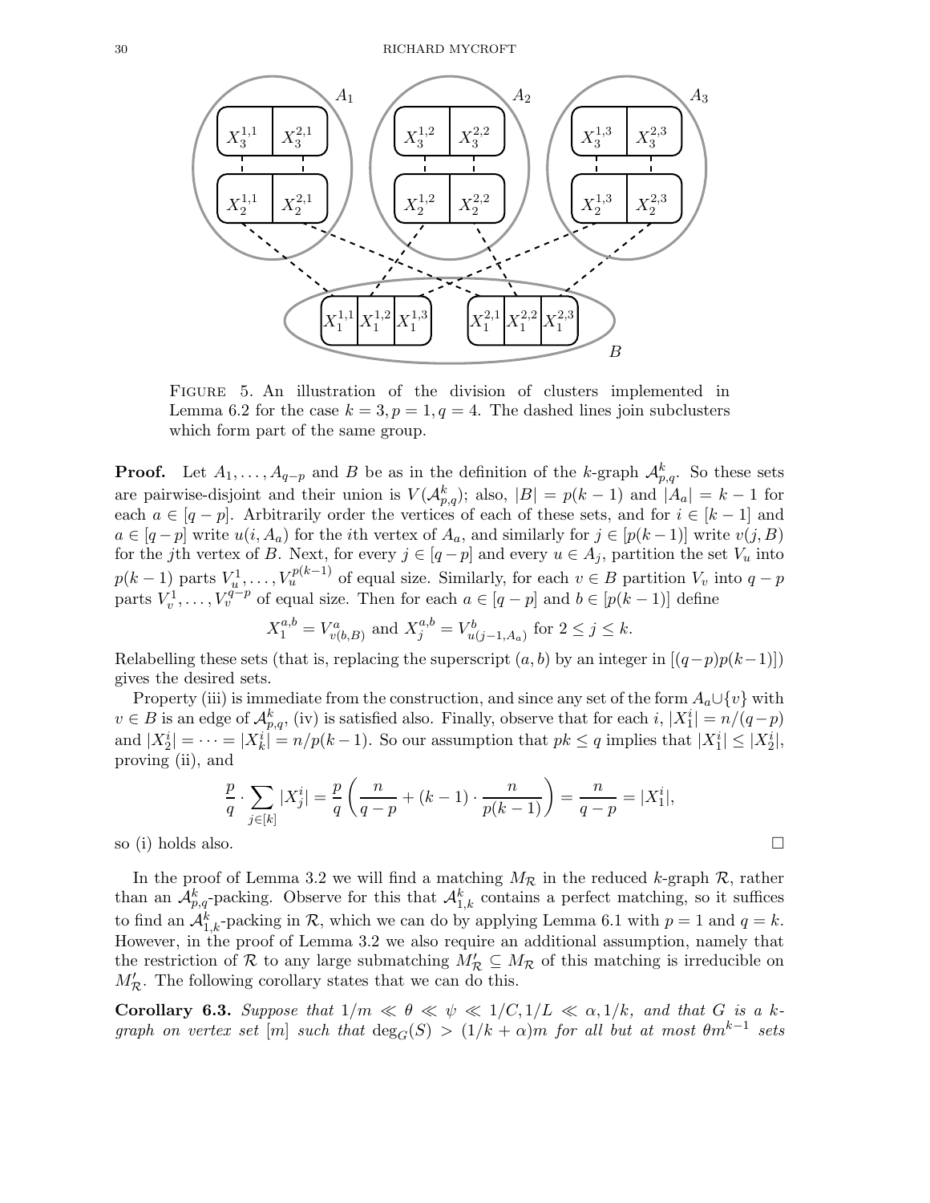Figure 5. An illustration of the division of clusters implemented in Lemma 6.2 for the case $k = 3, p = 1, q = 4$. The dashed lines join subclusters which form part of the same group.

**Proof.** Let $A_1, \dots, A_{q-p}$ and $B$ be as in the definition of the $k$-graph $\mathcal{A}^k_{p,q}$. So these sets are pairwise-disjoint and their union is $V(\mathcal{A}^k_{p,q})$; also, $|B| = p(k-1)$ and $|A_a| = k-1$ for each $a \in [q-p]$. Arbitrarily order the vertices of each of these sets, and for $i \in [k-1]$ and $a \in [q-p]$ write $u(i, A_a)$ for the $i$th vertex of $A_a$, and similarly for $j \in [p(k-1)]$ write $v(j, B)$ for the $j$th vertex of $B$. Next, for every $j \in [q-p]$ and every $u \in A_j$, partition the set $V_u$ into $p(k-1)$ parts $V_u^1, \dots, V_u^{p(k-1)}$ of equal size. Similarly, for each $v \in B$ partition $V_v$ into $q-p$ parts $V_v^1, \dots, V_v^{q-p}$ of equal size. Then for each $a \in [q-p]$ and $b \in [p(k-1)]$ define

$$X_1^{a,b} = V^a_{v(b,B)} \text{ and } X_j^{a,b} = V^b_{u(j-1,A_a)} \text{ for } 2 \leq j \leq k.$$

Relabelling these sets (that is, replacing the superscript $(a,b)$ by an integer in $[(q-p)p(k-1)]$) gives the desired sets.

Property (iii) is immediate from the construction, and since any set of the form $A_a \cup \{v\}$ with $v \in B$ is an edge of $\mathcal{A}^k_{p,q}$, (iv) is satisfied also. Finally, observe that for each $i$, $|X_1^i| = n/(q-p)$ and $|X_2^i| = \dots = |X_k^i| = n/p(k-1)$. So our assumption that $pk \leq q$ implies that $|X_1^i| \leq |X_2^i|$, proving (ii), and

$$\frac{p}{q} \cdot \sum_{j \in [k]} |X_j^i| = \frac{p}{q}\left(\frac{n}{q-p} + (k-1) \cdot \frac{n}{p(k-1)}\right) = \frac{n}{q-p} = |X_1^i|,$$

so (i) holds also. $\square$

In the proof of Lemma 3.2 we will find a matching $M_{\mathcal{R}}$ in the reduced $k$-graph $\mathcal{R}$, rather than an $\mathcal{A}^k_{p,q}$-packing. Observe for this that $\mathcal{A}^k_{1,k}$ contains a perfect matching, so it suffices to find an $\mathcal{A}^k_{1,k}$-packing in $\mathcal{R}$, which we can do by applying Lemma 6.1 with $p = 1$ and $q = k$. However, in the proof of Lemma 3.2 we also require an additional assumption, namely that the restriction of $\mathcal{R}$ to any large submatching $M'_{\mathcal{R}} \subseteq M_{\mathcal{R}}$ of this matching is irreducible on $M'_{\mathcal{R}}$. The following corollary states that we can do this.

**Corollary 6.3.** *Suppose that $1/m \ll \theta \ll \psi \ll 1/C, 1/L \ll \alpha, 1/k$, and that $G$ is a $k$-graph on vertex set $[m]$ such that $\deg_G(S) > (1/k + \alpha)m$ for all but at most $\theta m^{k-1}$ sets*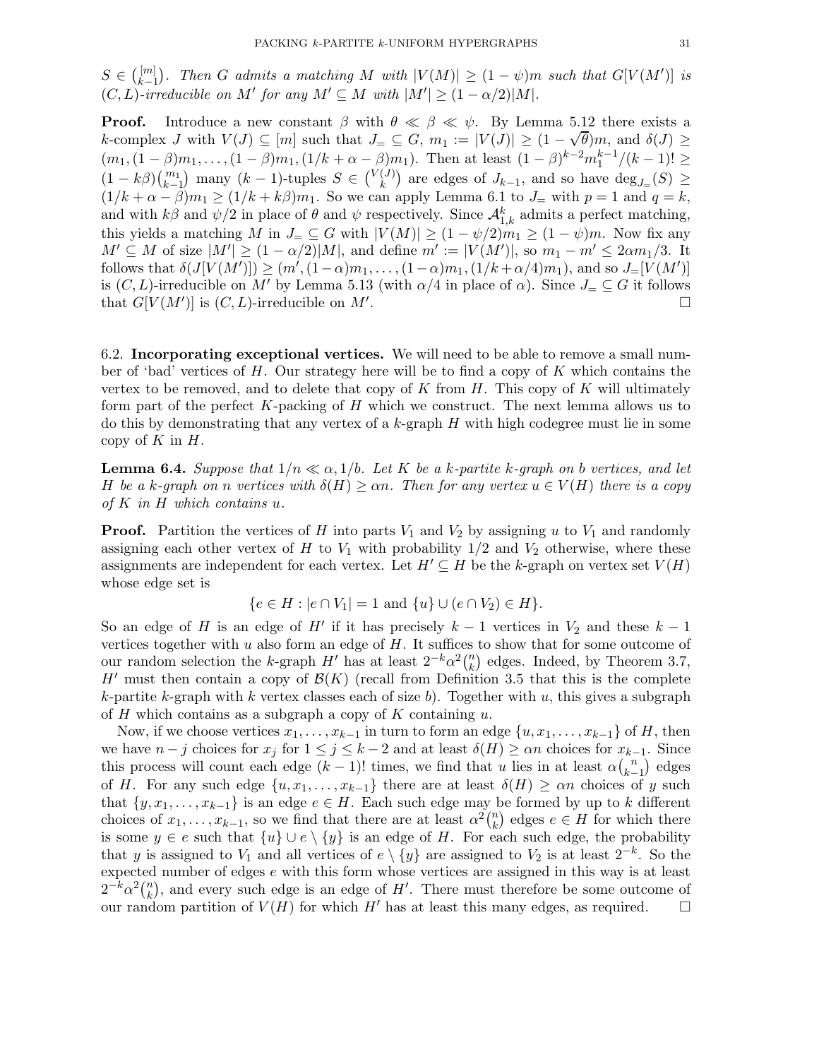$S \in \binom{[m]}{k-1}$. *Then $G$ admits a matching $M$ with $|V(M)| \geq (1-\psi)m$ such that $G[V(M')]$ is $(C,L)$-irreducible on $M'$ for any $M' \subseteq M$ with $|M'| \geq (1-\alpha/2)|M|$.*

**Proof.** Introduce a new constant $\beta$ with $\theta \ll \beta \ll \psi$. By Lemma 5.12 there exists a $k$-complex $J$ with $V(J) \subseteq [m]$ such that $J_= \subseteq G$, $m_1 := |V(J)| \geq (1-\sqrt{\theta})m$, and $\delta(J) \geq (m_1, (1-\beta)m_1, \ldots, (1-\beta)m_1, (1/k+\alpha-\beta)m_1)$. Then at least $(1-\beta)^{k-2}m_1^{k-1}/(k-1)! \geq (1-k\beta)\binom{m_1}{k-1}$ many $(k-1)$-tuples $S \in \binom{V(J)}{k}$ are edges of $J_{k-1}$, and so have $\deg_{J_=}(S) \geq (1/k+\alpha-\beta)m_1 \geq (1/k+k\beta)m_1$. So we can apply Lemma 6.1 to $J_=$ with $p=1$ and $q=k$, and with $k\beta$ and $\psi/2$ in place of $\theta$ and $\psi$ respectively. Since $\mathcal{A}^k_{1,k}$ admits a perfect matching, this yields a matching $M$ in $J_= \subseteq G$ with $|V(M)| \geq (1-\psi/2)m_1 \geq (1-\psi)m$. Now fix any $M' \subseteq M$ of size $|M'| \geq (1-\alpha/2)|M|$, and define $m' := |V(M')|$, so $m_1 - m' \leq 2\alpha m_1/3$. It follows that $\delta(J[V(M')]) \geq (m', (1-\alpha)m_1, \ldots, (1-\alpha)m_1, (1/k+\alpha/4)m_1)$, and so $J_=[V(M')]$ is $(C,L)$-irreducible on $M'$ by Lemma 5.13 (with $\alpha/4$ in place of $\alpha$). Since $J_= \subseteq G$ it follows that $G[V(M')]$ is $(C,L)$-irreducible on $M'$. □

6.2. **Incorporating exceptional vertices.** We will need to be able to remove a small number of 'bad' vertices of $H$. Our strategy here will be to find a copy of $K$ which contains the vertex to be removed, and to delete that copy of $K$ from $H$. This copy of $K$ will ultimately form part of the perfect $K$-packing of $H$ which we construct. The next lemma allows us to do this by demonstrating that any vertex of a $k$-graph $H$ with high codegree must lie in some copy of $K$ in $H$.

**Lemma 6.4.** *Suppose that $1/n \ll \alpha, 1/b$. Let $K$ be a $k$-partite $k$-graph on $b$ vertices, and let $H$ be a $k$-graph on $n$ vertices with $\delta(H) \geq \alpha n$. Then for any vertex $u \in V(H)$ there is a copy of $K$ in $H$ which contains $u$.*

**Proof.** Partition the vertices of $H$ into parts $V_1$ and $V_2$ by assigning $u$ to $V_1$ and randomly assigning each other vertex of $H$ to $V_1$ with probability $1/2$ and $V_2$ otherwise, where these assignments are independent for each vertex. Let $H' \subseteq H$ be the $k$-graph on vertex set $V(H)$ whose edge set is

$$\{e \in H : |e \cap V_1| = 1 \text{ and } \{u\} \cup (e \cap V_2) \in H\}.$$

So an edge of $H$ is an edge of $H'$ if it has precisely $k-1$ vertices in $V_2$ and these $k-1$ vertices together with $u$ also form an edge of $H$. It suffices to show that for some outcome of our random selection the $k$-graph $H'$ has at least $2^{-k}\alpha^2\binom{n}{k}$ edges. Indeed, by Theorem 3.7, $H'$ must then contain a copy of $\mathcal{B}(K)$ (recall from Definition 3.5 that this is the complete $k$-partite $k$-graph with $k$ vertex classes each of size $b$). Together with $u$, this gives a subgraph of $H$ which contains as a subgraph a copy of $K$ containing $u$.

Now, if we choose vertices $x_1, \ldots, x_{k-1}$ in turn to form an edge $\{u, x_1, \ldots, x_{k-1}\}$ of $H$, then we have $n-j$ choices for $x_j$ for $1 \leq j \leq k-2$ and at least $\delta(H) \geq \alpha n$ choices for $x_{k-1}$. Since this process will count each edge $(k-1)!$ times, we find that $u$ lies in at least $\alpha\binom{n}{k-1}$ edges of $H$. For any such edge $\{u, x_1, \ldots, x_{k-1}\}$ there are at least $\delta(H) \geq \alpha n$ choices of $y$ such that $\{y, x_1, \ldots, x_{k-1}\}$ is an edge $e \in H$. Each such edge may be formed by up to $k$ different choices of $x_1, \ldots, x_{k-1}$, so we find that there are at least $\alpha^2\binom{n}{k}$ edges $e \in H$ for which there is some $y \in e$ such that $\{u\} \cup e \setminus \{y\}$ is an edge of $H$. For each such edge, the probability that $y$ is assigned to $V_1$ and all vertices of $e \setminus \{y\}$ are assigned to $V_2$ is at least $2^{-k}$. So the expected number of edges $e$ with this form whose vertices are assigned in this way is at least $2^{-k}\alpha^2\binom{n}{k}$, and every such edge is an edge of $H'$. There must therefore be some outcome of our random partition of $V(H)$ for which $H'$ has at least this many edges, as required. □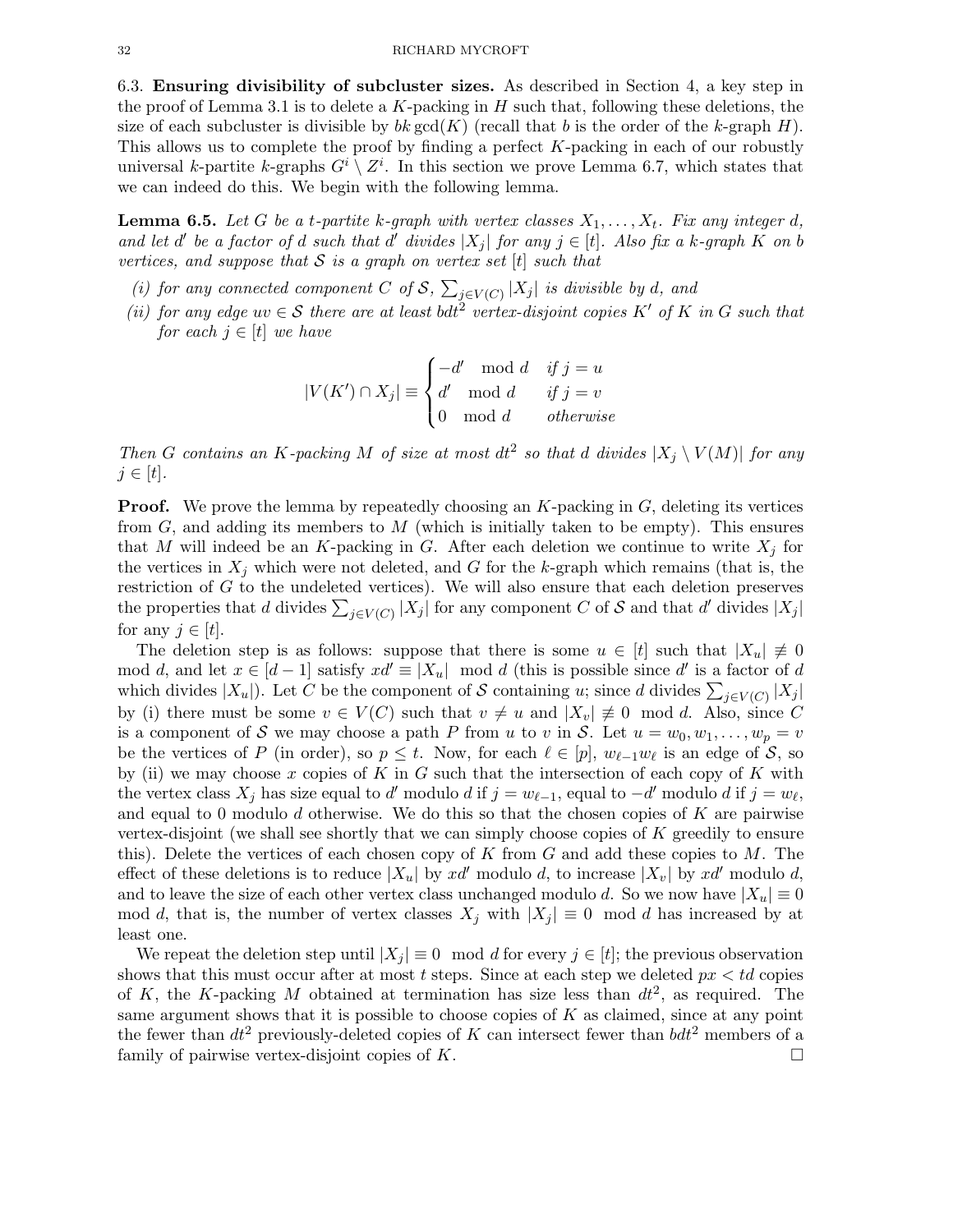### 6.3. Ensuring divisibility of subcluster sizes.

As described in Section 4, a key step in the proof of Lemma 3.1 is to delete a $K$-packing in $H$ such that, following these deletions, the size of each subcluster is divisible by $bk \gcd(K)$ (recall that $b$ is the order of the $k$-graph $H$). This allows us to complete the proof by finding a perfect $K$-packing in each of our robustly universal $k$-partite $k$-graphs $G^i \setminus Z^i$. In this section we prove Lemma 6.7, which states that we can indeed do this. We begin with the following lemma.

**Lemma 6.5.** *Let $G$ be a $t$-partite $k$-graph with vertex classes $X_1, \dots, X_t$. Fix any integer $d$, and let $d'$ be a factor of $d$ such that $d'$ divides $|X_j|$ for any $j \in [t]$. Also fix a $k$-graph $K$ on $b$ vertices, and suppose that $\mathcal{S}$ is a graph on vertex set $[t]$ such that*

*(i) for any connected component $C$ of $\mathcal{S}$, $\sum_{j \in V(C)} |X_j|$ is divisible by $d$, and*

*(ii) for any edge $uv \in \mathcal{S}$ there are at least $bdt^2$ vertex-disjoint copies $K'$ of $K$ in $G$ such that for each $j \in [t]$ we have*

$$|V(K') \cap X_j| \equiv \begin{cases} -d' \mod d & \text{if } j = u \\ d' \mod d & \text{if } j = v \\ 0 \mod d & \text{otherwise} \end{cases}$$

*Then $G$ contains an $K$-packing $M$ of size at most $dt^2$ so that $d$ divides $|X_j \setminus V(M)|$ for any $j \in [t]$.*

**Proof.** We prove the lemma by repeatedly choosing an $K$-packing in $G$, deleting its vertices from $G$, and adding its members to $M$ (which is initially taken to be empty). This ensures that $M$ will indeed be an $K$-packing in $G$. After each deletion we continue to write $X_j$ for the vertices in $X_j$ which were not deleted, and $G$ for the $k$-graph which remains (that is, the restriction of $G$ to the undeleted vertices). We will also ensure that each deletion preserves the properties that $d$ divides $\sum_{j \in V(C)} |X_j|$ for any component $C$ of $\mathcal{S}$ and that $d'$ divides $|X_j|$ for any $j \in [t]$.

The deletion step is as follows: suppose that there is some $u \in [t]$ such that $|X_u| \not\equiv 0 \mod d$, and let $x \in [d-1]$ satisfy $xd' \equiv |X_u| \mod d$ (this is possible since $d'$ is a factor of $d$ which divides $|X_u|$). Let $C$ be the component of $\mathcal{S}$ containing $u$; since $d$ divides $\sum_{j \in V(C)} |X_j|$ by (i) there must be some $v \in V(C)$ such that $v \neq u$ and $|X_v| \not\equiv 0 \mod d$. Also, since $C$ is a component of $\mathcal{S}$ we may choose a path $P$ from $u$ to $v$ in $\mathcal{S}$. Let $u = w_0, w_1, \dots, w_p = v$ be the vertices of $P$ (in order), so $p \leq t$. Now, for each $\ell \in [p]$, $w_{\ell-1}w_\ell$ is an edge of $\mathcal{S}$, so by (ii) we may choose $x$ copies of $K$ in $G$ such that the intersection of each copy of $K$ with the vertex class $X_j$ has size equal to $d'$ modulo $d$ if $j = w_{\ell-1}$, equal to $-d'$ modulo $d$ if $j = w_\ell$, and equal to $0$ modulo $d$ otherwise. We do this so that the chosen copies of $K$ are pairwise vertex-disjoint (we shall see shortly that we can simply choose copies of $K$ greedily to ensure this). Delete the vertices of each chosen copy of $K$ from $G$ and add these copies to $M$. The effect of these deletions is to reduce $|X_u|$ by $xd'$ modulo $d$, to increase $|X_v|$ by $xd'$ modulo $d$, and to leave the size of each other vertex class unchanged modulo $d$. So we now have $|X_u| \equiv 0 \mod d$, that is, the number of vertex classes $X_j$ with $|X_j| \equiv 0 \mod d$ has increased by at least one.

We repeat the deletion step until $|X_j| \equiv 0 \mod d$ for every $j \in [t]$; the previous observation shows that this must occur after at most $t$ steps. Since at each step we deleted $px < td$ copies of $K$, the $K$-packing $M$ obtained at termination has size less than $dt^2$, as required. The same argument shows that it is possible to choose copies of $K$ as claimed, since at any point the fewer than $dt^2$ previously-deleted copies of $K$ can intersect fewer than $bdt^2$ members of a family of pairwise vertex-disjoint copies of $K$. $\square$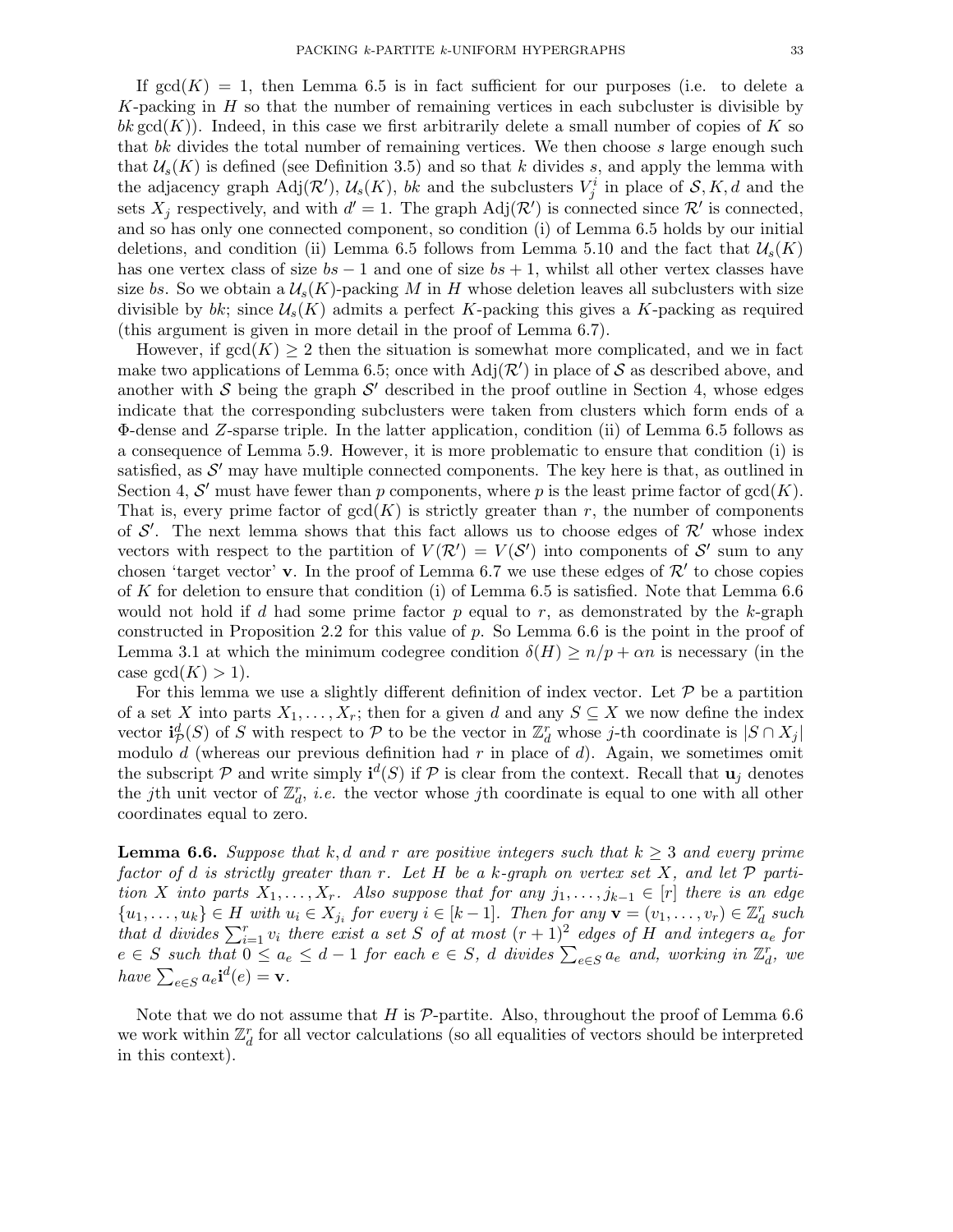If $\gcd(K) = 1$, then Lemma 6.5 is in fact sufficient for our purposes (i.e. to delete a $K$-packing in $H$ so that the number of remaining vertices in each subcluster is divisible by $bk \gcd(K)$). Indeed, in this case we first arbitrarily delete a small number of copies of $K$ so that $bk$ divides the total number of remaining vertices. We then choose $s$ large enough such that $\mathcal{U}_s(K)$ is defined (see Definition 3.5) and so that $k$ divides $s$, and apply the lemma with the adjacency graph $\mathrm{Adj}(\mathcal{R}')$, $\mathcal{U}_s(K)$, $bk$ and the subclusters $V^i_j$ in place of $\mathcal{S}, K, d$ and the sets $X_j$ respectively, and with $d' = 1$. The graph $\mathrm{Adj}(\mathcal{R}')$ is connected since $\mathcal{R}'$ is connected, and so has only one connected component, so condition (i) of Lemma 6.5 holds by our initial deletions, and condition (ii) Lemma 6.5 follows from Lemma 5.10 and the fact that $\mathcal{U}_s(K)$ has one vertex class of size $bs - 1$ and one of size $bs + 1$, whilst all other vertex classes have size $bs$. So we obtain a $\mathcal{U}_s(K)$-packing $M$ in $H$ whose deletion leaves all subclusters with size divisible by $bk$; since $\mathcal{U}_s(K)$ admits a perfect $K$-packing this gives a $K$-packing as required (this argument is given in more detail in the proof of Lemma 6.7).

However, if $\gcd(K) \geq 2$ then the situation is somewhat more complicated, and we in fact make two applications of Lemma 6.5; once with $\mathrm{Adj}(\mathcal{R}')$ in place of $\mathcal{S}$ as described above, and another with $\mathcal{S}$ being the graph $\mathcal{S}'$ described in the proof outline in Section 4, whose edges indicate that the corresponding subclusters were taken from clusters which form ends of a $\Phi$-dense and $Z$-sparse triple. In the latter application, condition (ii) of Lemma 6.5 follows as a consequence of Lemma 5.9. However, it is more problematic to ensure that condition (i) is satisfied, as $\mathcal{S}'$ may have multiple connected components. The key here is that, as outlined in Section 4, $\mathcal{S}'$ must have fewer than $p$ components, where $p$ is the least prime factor of $\gcd(K)$. That is, every prime factor of $\gcd(K)$ is strictly greater than $r$, the number of components of $\mathcal{S}'$. The next lemma shows that this fact allows us to choose edges of $\mathcal{R}'$ whose index vectors with respect to the partition of $V(\mathcal{R}') = V(\mathcal{S}')$ into components of $\mathcal{S}'$ sum to any chosen 'target vector' $\mathbf{v}$. In the proof of Lemma 6.7 we use these edges of $\mathcal{R}'$ to chose copies of $K$ for deletion to ensure that condition (i) of Lemma 6.5 is satisfied. Note that Lemma 6.6 would not hold if $d$ had some prime factor $p$ equal to $r$, as demonstrated by the $k$-graph constructed in Proposition 2.2 for this value of $p$. So Lemma 6.6 is the point in the proof of Lemma 3.1 at which the minimum codegree condition $\delta(H) \geq n/p + \alpha n$ is necessary (in the case $\gcd(K) > 1$).

For this lemma we use a slightly different definition of index vector. Let $\mathcal{P}$ be a partition of a set $X$ into parts $X_1, \dots, X_r$; then for a given $d$ and any $S \subseteq X$ we now define the index vector $\mathbf{i}^d_{\mathcal{P}}(S)$ of $S$ with respect to $\mathcal{P}$ to be the vector in $\mathbb{Z}^r_d$ whose $j$-th coordinate is $|S \cap X_j|$ modulo $d$ (whereas our previous definition had $r$ in place of $d$). Again, we sometimes omit the subscript $\mathcal{P}$ and write simply $\mathbf{i}^d(S)$ if $\mathcal{P}$ is clear from the context. Recall that $\mathbf{u}_j$ denotes the $j$th unit vector of $\mathbb{Z}^r_d$, *i.e.* the vector whose $j$th coordinate is equal to one with all other coordinates equal to zero.

**Lemma 6.6.** *Suppose that $k, d$ and $r$ are positive integers such that $k \geq 3$ and every prime factor of $d$ is strictly greater than $r$. Let $H$ be a $k$-graph on vertex set $X$, and let $\mathcal{P}$ partition $X$ into parts $X_1, \dots, X_r$. Also suppose that for any $j_1, \dots, j_{k-1} \in [r]$ there is an edge $\{u_1, \dots, u_k\} \in H$ with $u_i \in X_{j_i}$ for every $i \in [k-1]$. Then for any $\mathbf{v} = (v_1, \dots, v_r) \in \mathbb{Z}^r_d$ such that $d$ divides $\sum_{i=1}^r v_i$ there exist a set $S$ of at most $(r+1)^2$ edges of $H$ and integers $a_e$ for $e \in S$ such that $0 \leq a_e \leq d-1$ for each $e \in S$, $d$ divides $\sum_{e \in S} a_e$ and, working in $\mathbb{Z}^r_d$, we have $\sum_{e \in S} a_e \mathbf{i}^d(e) = \mathbf{v}$.*

Note that we do not assume that $H$ is $\mathcal{P}$-partite. Also, throughout the proof of Lemma 6.6 we work within $\mathbb{Z}^r_d$ for all vector calculations (so all equalities of vectors should be interpreted in this context).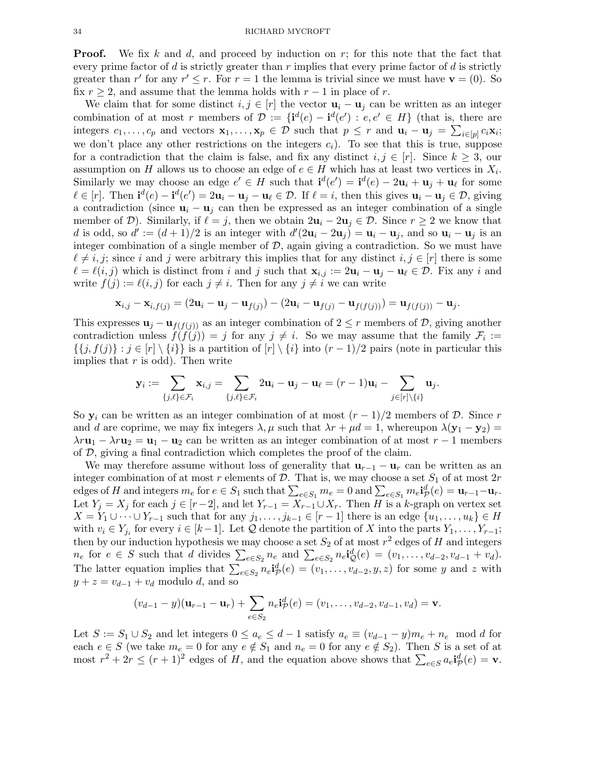**Proof.** We fix $k$ and $d$, and proceed by induction on $r$; for this note that the fact that every prime factor of $d$ is strictly greater than $r$ implies that every prime factor of $d$ is strictly greater than $r'$ for any $r' \leq r$. For $r = 1$ the lemma is trivial since we must have $\mathbf{v} = (0)$. So fix $r \geq 2$, and assume that the lemma holds with $r - 1$ in place of $r$.

We claim that for some distinct $i, j \in [r]$ the vector $\mathbf{u}_i - \mathbf{u}_j$ can be written as an integer combination of at most $r$ members of $\mathcal{D} := \{\mathbf{i}^d(e) - \mathbf{i}^d(e') : e, e' \in H\}$ (that is, there are integers $c_1, \dots, c_p$ and vectors $\mathbf{x}_1, \dots, \mathbf{x}_p \in \mathcal{D}$ such that $p \leq r$ and $\mathbf{u}_i - \mathbf{u}_j = \sum_{i \in [p]} c_i \mathbf{x}_i$; we don't place any other restrictions on the integers $c_i$). To see that this is true, suppose for a contradiction that the claim is false, and fix any distinct $i, j \in [r]$. Since $k \geq 3$, our assumption on $H$ allows us to choose an edge of $e \in H$ which has at least two vertices in $X_i$. Similarly we may choose an edge $e' \in H$ such that $\mathbf{i}^d(e') = \mathbf{i}^d(e) - 2\mathbf{u}_i + \mathbf{u}_j + \mathbf{u}_\ell$ for some $\ell \in [r]$. Then $\mathbf{i}^d(e) - \mathbf{i}^d(e') = 2\mathbf{u}_i - \mathbf{u}_j - \mathbf{u}_\ell \in \mathcal{D}$. If $\ell = i$, then this gives $\mathbf{u}_i - \mathbf{u}_j \in \mathcal{D}$, giving a contradiction (since $\mathbf{u}_i - \mathbf{u}_j$ can then be expressed as an integer combination of a single member of $\mathcal{D}$). Similarly, if $\ell = j$, then we obtain $2\mathbf{u}_i - 2\mathbf{u}_j \in \mathcal{D}$. Since $r \geq 2$ we know that $d$ is odd, so $d' := (d + 1)/2$ is an integer with $d'(2\mathbf{u}_i - 2\mathbf{u}_j) = \mathbf{u}_i - \mathbf{u}_j$, and so $\mathbf{u}_i - \mathbf{u}_j$ is an integer combination of a single member of $\mathcal{D}$, again giving a contradiction. So we must have $\ell \neq i, j$; since $i$ and $j$ were arbitrary this implies that for any distinct $i, j \in [r]$ there is some $\ell = \ell(i, j)$ which is distinct from $i$ and $j$ such that $\mathbf{x}_{i,j} := 2\mathbf{u}_i - \mathbf{u}_j - \mathbf{u}_\ell \in \mathcal{D}$. Fix any $i$ and write $f(j) := \ell(i, j)$ for each $j \neq i$. Then for any $j \neq i$ we can write

$$\mathbf{x}_{i,j} - \mathbf{x}_{i,f(j)} = (2\mathbf{u}_i - \mathbf{u}_j - \mathbf{u}_{f(j)}) - (2\mathbf{u}_i - \mathbf{u}_{f(j)} - \mathbf{u}_{f(f(j))}) = \mathbf{u}_{f(f(j))} - \mathbf{u}_j.$$

This expresses $\mathbf{u}_j - \mathbf{u}_{f(f(j))}$ as an integer combination of $2 \leq r$ members of $\mathcal{D}$, giving another contradiction unless $f(f(j)) = j$ for any $j \neq i$. So we may assume that the family $\mathcal{F}_i := \{\{j, f(j)\} : j \in [r] \setminus \{i\}\}$ is a partition of $[r] \setminus \{i\}$ into $(r-1)/2$ pairs (note in particular this implies that $r$ is odd). Then write

$$\mathbf{y}_i := \sum_{\{j,\ell\} \in \mathcal{F}_i} \mathbf{x}_{i,j} = \sum_{\{j,\ell\} \in \mathcal{F}_i} 2\mathbf{u}_i - \mathbf{u}_j - \mathbf{u}_\ell = (r-1)\mathbf{u}_i - \sum_{j \in [r] \setminus \{i\}} \mathbf{u}_j.$$

So $\mathbf{y}_i$ can be written as an integer combination of at most $(r-1)/2$ members of $\mathcal{D}$. Since $r$ and $d$ are coprime, we may fix integers $\lambda, \mu$ such that $\lambda r + \mu d = 1$, whereupon $\lambda(\mathbf{y}_1 - \mathbf{y}_2) = \lambda r \mathbf{u}_1 - \lambda r \mathbf{u}_2 = \mathbf{u}_1 - \mathbf{u}_2$ can be written as an integer combination of at most $r - 1$ members of $\mathcal{D}$, giving a final contradiction which completes the proof of the claim.

We may therefore assume without loss of generality that $\mathbf{u}_{r-1} - \mathbf{u}_r$ can be written as an integer combination of at most $r$ elements of $\mathcal{D}$. That is, we may choose a set $S_1$ of at most $2r$ edges of $H$ and integers $m_e$ for $e \in S_1$ such that $\sum_{e \in S_1} m_e = 0$ and $\sum_{e \in S_1} m_e \mathbf{i}^d_{\mathcal{P}}(e) = \mathbf{u}_{r-1} - \mathbf{u}_r$. Let $Y_j = X_j$ for each $j \in [r-2]$, and let $Y_{r-1} = X_{r-1} \cup X_r$. Then $H$ is a $k$-graph on vertex set $X = Y_1 \cup \dots \cup Y_{r-1}$ such that for any $j_1, \dots, j_{k-1} \in [r-1]$ there is an edge $\{u_1, \dots, u_k\} \in H$ with $v_i \in Y_{j_i}$ for every $i \in [k-1]$. Let $\mathcal{Q}$ denote the partition of $X$ into the parts $Y_1, \dots, Y_{r-1}$; then by our induction hypothesis we may choose a set $S_2$ of at most $r^2$ edges of $H$ and integers $n_e$ for $e \in S$ such that $d$ divides $\sum_{e \in S_2} n_e$ and $\sum_{e \in S_2} n_e \mathbf{i}^d_{\mathcal{Q}}(e) = (v_1, \dots, v_{d-2}, v_{d-1} + v_d)$. The latter equation implies that $\sum_{e \in S_2} n_e \mathbf{i}^d_{\mathcal{P}}(e) = (v_1, \dots, v_{d-2}, y, z)$ for some $y$ and $z$ with $y + z = v_{d-1} + v_d$ modulo $d$, and so

$$(v_{d-1} - y)(\mathbf{u}_{r-1} - \mathbf{u}_r) + \sum_{e \in S_2} n_e \mathbf{i}^d_{\mathcal{P}}(e) = (v_1, \dots, v_{d-2}, v_{d-1}, v_d) = \mathbf{v}.$$

Let $S := S_1 \cup S_2$ and let integers $0 \leq a_e \leq d - 1$ satisfy $a_e \equiv (v_{d-1} - y)m_e + n_e \mod d$ for each $e \in S$ (we take $m_e = 0$ for any $e \notin S_1$ and $n_e = 0$ for any $e \notin S_2$). Then $S$ is a set of at most $r^2 + 2r \leq (r+1)^2$ edges of $H$, and the equation above shows that $\sum_{e \in S} a_e \mathbf{i}^d_{\mathcal{P}}(e) = \mathbf{v}$.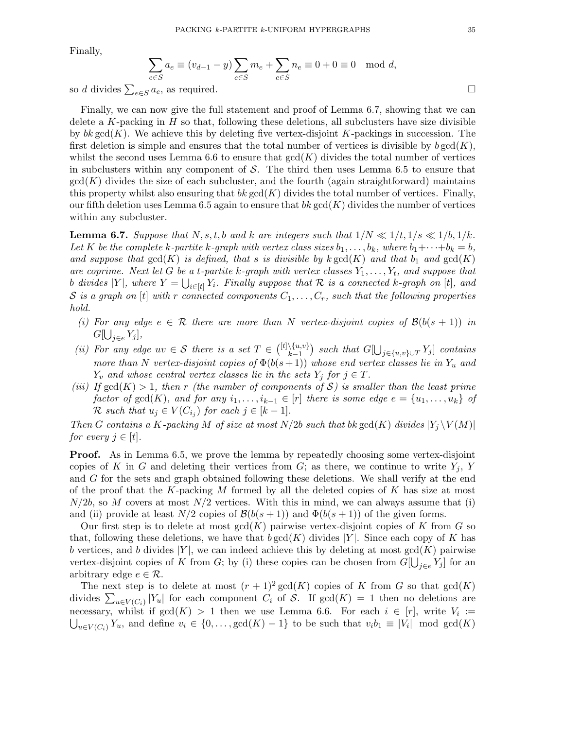Finally,

$$\sum_{e \in S} a_e \equiv (v_{d-1} - y) \sum_{e \in S} m_e + \sum_{e \in S} n_e \equiv 0 + 0 \equiv 0 \mod d,$$

so $d$ divides $\sum_{e \in S} a_e$, as required. □

Finally, we can now give the full statement and proof of Lemma 6.7, showing that we can delete a $K$-packing in $H$ so that, following these deletions, all subclusters have size divisible by $bk \gcd(K)$. We achieve this by deleting five vertex-disjoint $K$-packings in succession. The first deletion is simple and ensures that the total number of vertices is divisible by $b \gcd(K)$, whilst the second uses Lemma 6.6 to ensure that $\gcd(K)$ divides the total number of vertices in subclusters within any component of $\mathcal{S}$. The third then uses Lemma 6.5 to ensure that $\gcd(K)$ divides the size of each subcluster, and the fourth (again straightforward) maintains this property whilst also ensuring that $bk \gcd(K)$ divides the total number of vertices. Finally, our fifth deletion uses Lemma 6.5 again to ensure that $bk \gcd(K)$ divides the number of vertices within any subcluster.

**Lemma 6.7.** *Suppose that $N, s, t, b$ and $k$ are integers such that $1/N \ll 1/t, 1/s \ll 1/b, 1/k$. Let $K$ be the complete $k$-partite $k$-graph with vertex class sizes $b_1, \dots, b_k$, where $b_1 + \dots + b_k = b$, and suppose that $\gcd(K)$ is defined, that $s$ is divisible by $k \gcd(K)$ and that $b_1$ and $\gcd(K)$ are coprime. Next let $G$ be a $t$-partite $k$-graph with vertex classes $Y_1, \dots, Y_t$, and suppose that $b$ divides $|Y|$, where $Y = \bigcup_{i \in [t]} Y_i$. Finally suppose that $\mathcal{R}$ is a connected $k$-graph on $[t]$, and $\mathcal{S}$ is a graph on $[t]$ with $r$ connected components $C_1, \dots, C_r$, such that the following properties hold.*

- *(i) For any edge $e \in \mathcal{R}$ there are more than $N$ vertex-disjoint copies of $\mathcal{B}(b(s+1))$ in $G[\bigcup_{j \in e} Y_j]$,*
- *(ii) For any edge $uv \in \mathcal{S}$ there is a set $T \in \binom{[t] \setminus \{u,v\}}{k-1}$ such that $G[\bigcup_{j \in \{u,v\} \cup T} Y_j]$ contains more than $N$ vertex-disjoint copies of $\Phi(b(s+1))$ whose end vertex classes lie in $Y_u$ and $Y_v$ and whose central vertex classes lie in the sets $Y_j$ for $j \in T$.*
- *(iii) If $\gcd(K) > 1$, then $r$ (the number of components of $\mathcal{S}$) is smaller than the least prime factor of $\gcd(K)$, and for any $i_1, \dots, i_{k-1} \in [r]$ there is some edge $e = \{u_1, \dots, u_k\}$ of $\mathcal{R}$ such that $u_j \in V(C_{i_j})$ for each $j \in [k-1]$.*

*Then $G$ contains a $K$-packing $M$ of size at most $N/2b$ such that $bk \gcd(K)$ divides $|Y_j \setminus V(M)|$ for every $j \in [t]$.*

**Proof.** As in Lemma 6.5, we prove the lemma by repeatedly choosing some vertex-disjoint copies of $K$ in $G$ and deleting their vertices from $G$; as there, we continue to write $Y_j$, $Y$ and $G$ for the sets and graph obtained following these deletions. We shall verify at the end of the proof that the $K$-packing $M$ formed by all the deleted copies of $K$ has size at most $N/2b$, so $M$ covers at most $N/2$ vertices. With this in mind, we can always assume that (i) and (ii) provide at least $N/2$ copies of $\mathcal{B}(b(s+1))$ and $\Phi(b(s+1))$ of the given forms.

Our first step is to delete at most $\gcd(K)$ pairwise vertex-disjoint copies of $K$ from $G$ so that, following these deletions, we have that $b \gcd(K)$ divides $|Y|$. Since each copy of $K$ has $b$ vertices, and $b$ divides $|Y|$, we can indeed achieve this by deleting at most $\gcd(K)$ pairwise vertex-disjoint copies of $K$ from $G$; by (i) these copies can be chosen from $G[\bigcup_{j \in e} Y_j]$ for an arbitrary edge $e \in \mathcal{R}$.

The next step is to delete at most $(r+1)^2 \gcd(K)$ copies of $K$ from $G$ so that $\gcd(K)$ divides $\sum_{u \in V(C_i)} |Y_u|$ for each component $C_i$ of $\mathcal{S}$. If $\gcd(K) = 1$ then no deletions are necessary, whilst if $\gcd(K) > 1$ then we use Lemma 6.6. For each $i \in [r]$, write $V_i := \bigcup_{u \in V(C_i)} Y_u$, and define $v_i \in \{0, \dots, \gcd(K) - 1\}$ to be such that $v_i b_1 \equiv |V_i| \mod \gcd(K)$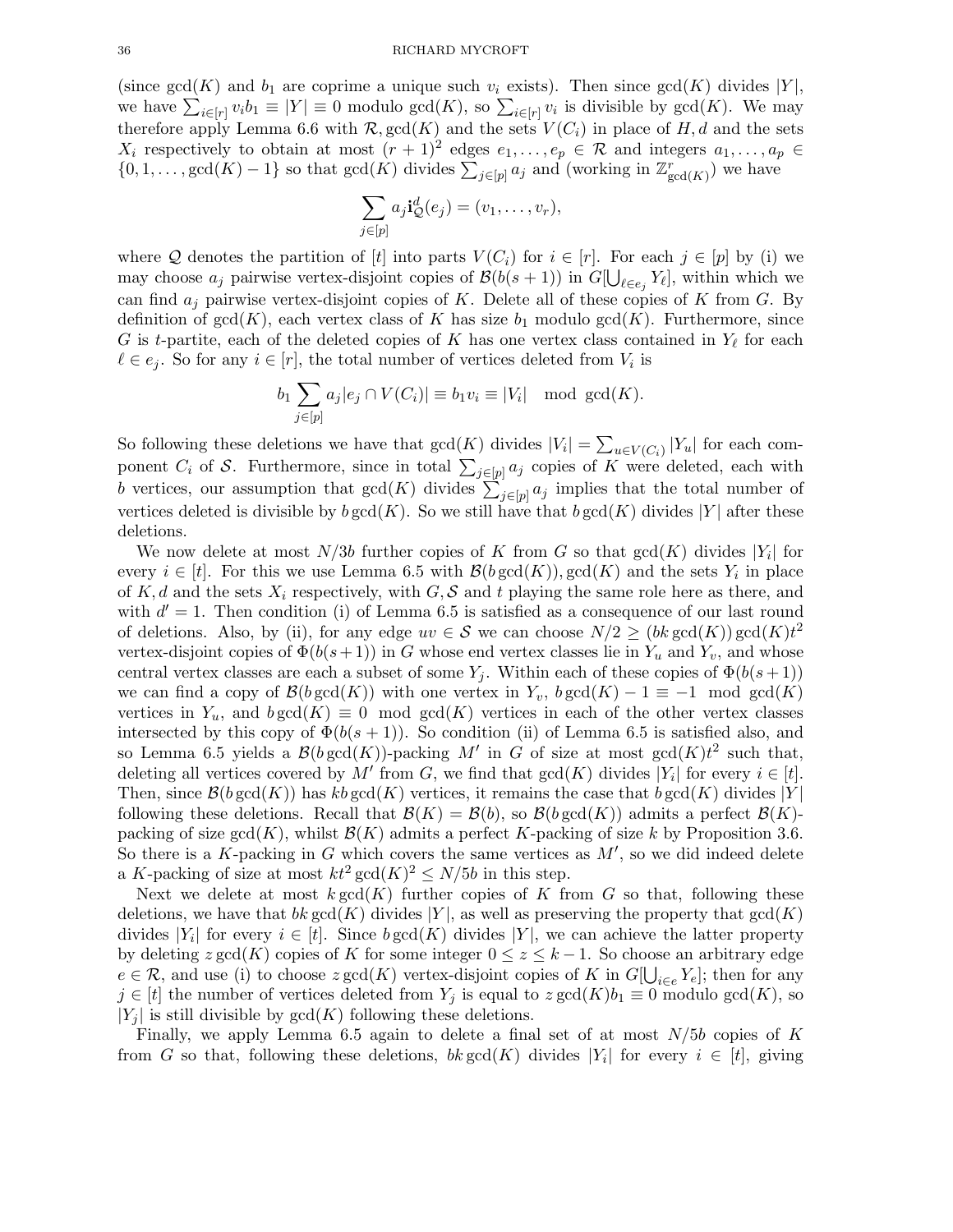(since $\gcd(K)$ and $b_1$ are coprime a unique such $v_i$ exists). Then since $\gcd(K)$ divides $|Y|$, we have $\sum_{i\in[r]} v_i b_1 \equiv |Y| \equiv 0$ modulo $\gcd(K)$, so $\sum_{i\in[r]} v_i$ is divisible by $\gcd(K)$. We may therefore apply Lemma 6.6 with $\mathcal{R}, \gcd(K)$ and the sets $V(C_i)$ in place of $H, d$ and the sets $X_i$ respectively to obtain at most $(r+1)^2$ edges $e_1, \dots, e_p \in \mathcal{R}$ and integers $a_1, \dots, a_p \in \{0, 1, \dots, \gcd(K)-1\}$ so that $\gcd(K)$ divides $\sum_{j\in[p]} a_j$ and (working in $\mathbb{Z}^r_{\gcd(K)}$) we have

$$\sum_{j\in[p]} a_j \mathbf{i}^d_{\mathcal{Q}}(e_j) = (v_1, \dots, v_r),$$

where $\mathcal{Q}$ denotes the partition of $[t]$ into parts $V(C_i)$ for $i \in [r]$. For each $j \in [p]$ by (i) we may choose $a_j$ pairwise vertex-disjoint copies of $\mathcal{B}(b(s+1))$ in $G[\bigcup_{\ell\in e_j} Y_\ell]$, within which we can find $a_j$ pairwise vertex-disjoint copies of $K$. Delete all of these copies of $K$ from $G$. By definition of $\gcd(K)$, each vertex class of $K$ has size $b_1$ modulo $\gcd(K)$. Furthermore, since $G$ is $t$-partite, each of the deleted copies of $K$ has one vertex class contained in $Y_\ell$ for each $\ell \in e_j$. So for any $i \in [r]$, the total number of vertices deleted from $V_i$ is

$$b_1 \sum_{j\in[p]} a_j |e_j \cap V(C_i)| \equiv b_1 v_i \equiv |V_i| \mod \gcd(K).$$

So following these deletions we have that $\gcd(K)$ divides $|V_i| = \sum_{u\in V(C_i)} |Y_u|$ for each component $C_i$ of $\mathcal{S}$. Furthermore, since in total $\sum_{j\in[p]} a_j$ copies of $K$ were deleted, each with $b$ vertices, our assumption that $\gcd(K)$ divides $\sum_{j\in[p]} a_j$ implies that the total number of vertices deleted is divisible by $b\gcd(K)$. So we still have that $b\gcd(K)$ divides $|Y|$ after these deletions.

We now delete at most $N/3b$ further copies of $K$ from $G$ so that $\gcd(K)$ divides $|Y_i|$ for every $i \in [t]$. For this we use Lemma 6.5 with $\mathcal{B}(b\gcd(K)), \gcd(K)$ and the sets $Y_i$ in place of $K, d$ and the sets $X_i$ respectively, with $G, \mathcal{S}$ and $t$ playing the same role here as there, and with $d' = 1$. Then condition (i) of Lemma 6.5 is satisfied as a consequence of our last round of deletions. Also, by (ii), for any edge $uv \in \mathcal{S}$ we can choose $N/2 \geq (bk\gcd(K))\gcd(K)t^2$ vertex-disjoint copies of $\Phi(b(s+1))$ in $G$ whose end vertex classes lie in $Y_u$ and $Y_v$, and whose central vertex classes are each a subset of some $Y_j$. Within each of these copies of $\Phi(b(s+1))$ we can find a copy of $\mathcal{B}(b\gcd(K))$ with one vertex in $Y_v$, $b\gcd(K) - 1 \equiv -1 \mod \gcd(K)$ vertices in $Y_u$, and $b\gcd(K) \equiv 0 \mod \gcd(K)$ vertices in each of the other vertex classes intersected by this copy of $\Phi(b(s+1))$. So condition (ii) of Lemma 6.5 is satisfied also, and so Lemma 6.5 yields a $\mathcal{B}(b\gcd(K))$-packing $M'$ in $G$ of size at most $\gcd(K)t^2$ such that, deleting all vertices covered by $M'$ from $G$, we find that $\gcd(K)$ divides $|Y_i|$ for every $i \in [t]$. Then, since $\mathcal{B}(b\gcd(K))$ has $kb\gcd(K)$ vertices, it remains the case that $b\gcd(K)$ divides $|Y|$ following these deletions. Recall that $\mathcal{B}(K) = \mathcal{B}(b)$, so $\mathcal{B}(b\gcd(K))$ admits a perfect $\mathcal{B}(K)$-packing of size $\gcd(K)$, whilst $\mathcal{B}(K)$ admits a perfect $K$-packing of size $k$ by Proposition 3.6. So there is a $K$-packing in $G$ which covers the same vertices as $M'$, so we did indeed delete a $K$-packing of size at most $kt^2\gcd(K)^2 \leq N/5b$ in this step.

Next we delete at most $k\gcd(K)$ further copies of $K$ from $G$ so that, following these deletions, we have that $bk\gcd(K)$ divides $|Y|$, as well as preserving the property that $\gcd(K)$ divides $|Y_i|$ for every $i \in [t]$. Since $b\gcd(K)$ divides $|Y|$, we can achieve the latter property by deleting $z\gcd(K)$ copies of $K$ for some integer $0 \leq z \leq k-1$. So choose an arbitrary edge $e \in \mathcal{R}$, and use (i) to choose $z\gcd(K)$ vertex-disjoint copies of $K$ in $G[\bigcup_{i\in e} Y_e]$; then for any $j \in [t]$ the number of vertices deleted from $Y_j$ is equal to $z\gcd(K)b_1 \equiv 0$ modulo $\gcd(K)$, so $|Y_j|$ is still divisible by $\gcd(K)$ following these deletions.

Finally, we apply Lemma 6.5 again to delete a final set of at most $N/5b$ copies of $K$ from $G$ so that, following these deletions, $bk\gcd(K)$ divides $|Y_i|$ for every $i \in [t]$, giving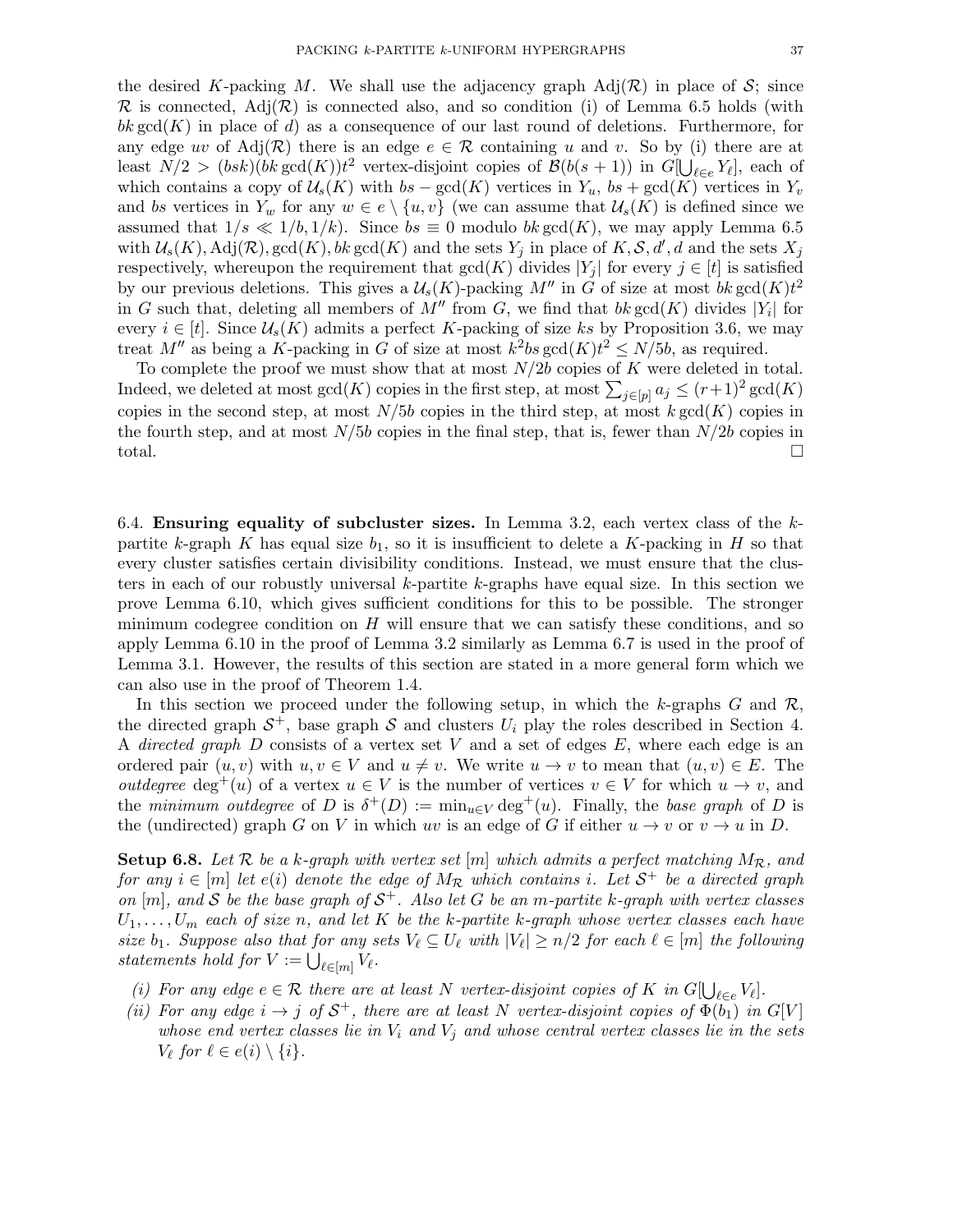the desired $K$-packing $M$. We shall use the adjacency graph $\mathrm{Adj}(\mathcal{R})$ in place of $\mathcal{S}$; since $\mathcal{R}$ is connected, $\mathrm{Adj}(\mathcal{R})$ is connected also, and so condition (i) of Lemma 6.5 holds (with $bk \gcd(K)$ in place of $d$) as a consequence of our last round of deletions. Furthermore, for any edge $uv$ of $\mathrm{Adj}(\mathcal{R})$ there is an edge $e \in \mathcal{R}$ containing $u$ and $v$. So by (i) there are at least $N/2 > (bsk)(bk \gcd(K))t^2$ vertex-disjoint copies of $\mathcal{B}(b(s+1))$ in $G[\bigcup_{\ell \in e} Y_\ell]$, each of which contains a copy of $\mathcal{U}_s(K)$ with $bs - \gcd(K)$ vertices in $Y_u$, $bs + \gcd(K)$ vertices in $Y_v$ and $bs$ vertices in $Y_w$ for any $w \in e \setminus \{u, v\}$ (we can assume that $\mathcal{U}_s(K)$ is defined since we assumed that $1/s \ll 1/b, 1/k$). Since $bs \equiv 0$ modulo $bk \gcd(K)$, we may apply Lemma 6.5 with $\mathcal{U}_s(K), \mathrm{Adj}(\mathcal{R}), \gcd(K), bk \gcd(K)$ and the sets $Y_j$ in place of $K, \mathcal{S}, d', d$ and the sets $X_j$ respectively, whereupon the requirement that $\gcd(K)$ divides $|Y_j|$ for every $j \in [t]$ is satisfied by our previous deletions. This gives a $\mathcal{U}_s(K)$-packing $M''$ in $G$ of size at most $bk \gcd(K)t^2$ in $G$ such that, deleting all members of $M''$ from $G$, we find that $bk \gcd(K)$ divides $|Y_i|$ for every $i \in [t]$. Since $\mathcal{U}_s(K)$ admits a perfect $K$-packing of size $ks$ by Proposition 3.6, we may treat $M''$ as being a $K$-packing in $G$ of size at most $k^2 bs \gcd(K)t^2 \leq N/5b$, as required.

To complete the proof we must show that at most $N/2b$ copies of $K$ were deleted in total. Indeed, we deleted at most $\gcd(K)$ copies in the first step, at most $\sum_{j \in [p]} a_j \leq (r+1)^2 \gcd(K)$ copies in the second step, at most $N/5b$ copies in the third step, at most $k \gcd(K)$ copies in the fourth step, and at most $N/5b$ copies in the final step, that is, fewer than $N/2b$ copies in total. □

## 6.4. Ensuring equality of subcluster sizes.

In Lemma 3.2, each vertex class of the $k$-partite $k$-graph $K$ has equal size $b_1$, so it is insufficient to delete a $K$-packing in $H$ so that every cluster satisfies certain divisibility conditions. Instead, we must ensure that the clusters in each of our robustly universal $k$-partite $k$-graphs have equal size. In this section we prove Lemma 6.10, which gives sufficient conditions for this to be possible. The stronger minimum codegree condition on $H$ will ensure that we can satisfy these conditions, and so apply Lemma 6.10 in the proof of Lemma 3.2 similarly as Lemma 6.7 is used in the proof of Lemma 3.1. However, the results of this section are stated in a more general form which we can also use in the proof of Theorem 1.4.

In this section we proceed under the following setup, in which the $k$-graphs $G$ and $\mathcal{R}$, the directed graph $\mathcal{S}^+$, base graph $\mathcal{S}$ and clusters $U_i$ play the roles described in Section 4. A *directed graph* $D$ consists of a vertex set $V$ and a set of edges $E$, where each edge is an ordered pair $(u, v)$ with $u, v \in V$ and $u \neq v$. We write $u \to v$ to mean that $(u, v) \in E$. The *outdegree* $\deg^+(u)$ of a vertex $u \in V$ is the number of vertices $v \in V$ for which $u \to v$, and the *minimum outdegree* of $D$ is $\delta^+(D) := \min_{u \in V} \deg^+(u)$. Finally, the *base graph* of $D$ is the (undirected) graph $G$ on $V$ in which $uv$ is an edge of $G$ if either $u \to v$ or $v \to u$ in $D$.

**Setup 6.8.** *Let $\mathcal{R}$ be a $k$-graph with vertex set $[m]$ which admits a perfect matching $M_\mathcal{R}$, and for any $i \in [m]$ let $e(i)$ denote the edge of $M_\mathcal{R}$ which contains $i$. Let $\mathcal{S}^+$ be a directed graph on $[m]$, and $\mathcal{S}$ be the base graph of $\mathcal{S}^+$. Also let $G$ be an $m$-partite $k$-graph with vertex classes $U_1, \ldots, U_m$ each of size $n$, and let $K$ be the $k$-partite $k$-graph whose vertex classes each have size $b_1$. Suppose also that for any sets $V_\ell \subseteq U_\ell$ with $|V_\ell| \geq n/2$ for each $\ell \in [m]$ the following statements hold for $V := \bigcup_{\ell \in [m]} V_\ell$.*

- *(i) For any edge $e \in \mathcal{R}$ there are at least $N$ vertex-disjoint copies of $K$ in $G[\bigcup_{\ell \in e} V_\ell]$.*
- *(ii) For any edge $i \to j$ of $\mathcal{S}^+$, there are at least $N$ vertex-disjoint copies of $\Phi(b_1)$ in $G[V]$ whose end vertex classes lie in $V_i$ and $V_j$ and whose central vertex classes lie in the sets $V_\ell$ for $\ell \in e(i) \setminus \{i\}$.*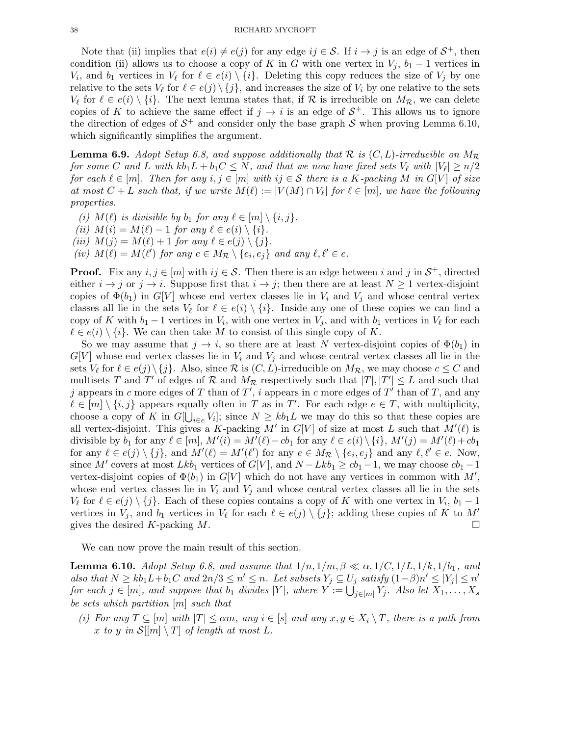Note that (ii) implies that $e(i) \neq e(j)$ for any edge $ij \in \mathcal{S}$. If $i \to j$ is an edge of $\mathcal{S}^+$, then condition (ii) allows us to choose a copy of $K$ in $G$ with one vertex in $V_j$, $b_1 - 1$ vertices in $V_i$, and $b_1$ vertices in $V_\ell$ for $\ell \in e(i) \setminus \{i\}$. Deleting this copy reduces the size of $V_j$ by one relative to the sets $V_\ell$ for $\ell \in e(j) \setminus \{j\}$, and increases the size of $V_i$ by one relative to the sets $V_\ell$ for $\ell \in e(i) \setminus \{i\}$. The next lemma states that, if $\mathcal{R}$ is irreducible on $M_\mathcal{R}$, we can delete copies of $K$ to achieve the same effect if $j \to i$ is an edge of $\mathcal{S}^+$. This allows us to ignore the direction of edges of $\mathcal{S}^+$ and consider only the base graph $\mathcal{S}$ when proving Lemma 6.10, which significantly simplifies the argument.

**Lemma 6.9.** *Adopt Setup 6.8, and suppose additionally that $\mathcal{R}$ is $(C, L)$-irreducible on $M_\mathcal{R}$ for some $C$ and $L$ with $kb_1L + b_1C \leq N$, and that we now have fixed sets $V_\ell$ with $|V_\ell| \geq n/2$ for each $\ell \in [m]$. Then for any $i, j \in [m]$ with $ij \in \mathcal{S}$ there is a $K$-packing $M$ in $G[V]$ of size at most $C + L$ such that, if we write $M(\ell) := |V(M) \cap V_\ell|$ for $\ell \in [m]$, we have the following properties.*

*(i) $M(\ell)$ is divisible by $b_1$ for any $\ell \in [m] \setminus \{i, j\}$.*
*(ii) $M(i) = M(\ell) - 1$ for any $\ell \in e(i) \setminus \{i\}$.*
*(iii) $M(j) = M(\ell) + 1$ for any $\ell \in e(j) \setminus \{j\}$.*
*(iv) $M(\ell) = M(\ell')$ for any $e \in M_\mathcal{R} \setminus \{e_i, e_j\}$ and any $\ell, \ell' \in e$.*

**Proof.** Fix any $i, j \in [m]$ with $ij \in \mathcal{S}$. Then there is an edge between $i$ and $j$ in $\mathcal{S}^+$, directed either $i \to j$ or $j \to i$. Suppose first that $i \to j$; then there are at least $N \geq 1$ vertex-disjoint copies of $\Phi(b_1)$ in $G[V]$ whose end vertex classes lie in $V_i$ and $V_j$ and whose central vertex classes all lie in the sets $V_\ell$ for $\ell \in e(i) \setminus \{i\}$. Inside any one of these copies we can find a copy of $K$ with $b_1 - 1$ vertices in $V_i$, with one vertex in $V_j$, and with $b_1$ vertices in $V_\ell$ for each $\ell \in e(i) \setminus \{i\}$. We can then take $M$ to consist of this single copy of $K$.

So we may assume that $j \to i$, so there are at least $N$ vertex-disjoint copies of $\Phi(b_1)$ in $G[V]$ whose end vertex classes lie in $V_i$ and $V_j$ and whose central vertex classes all lie in the sets $V_\ell$ for $\ell \in e(j) \setminus \{j\}$. Also, since $\mathcal{R}$ is $(C, L)$-irreducible on $M_\mathcal{R}$, we may choose $c \leq C$ and multisets $T$ and $T'$ of edges of $\mathcal{R}$ and $M_\mathcal{R}$ respectively such that $|T|, |T'| \leq L$ and such that $j$ appears in $c$ more edges of $T$ than of $T'$, $i$ appears in $c$ more edges of $T'$ than of $T$, and any $\ell \in [m] \setminus \{i, j\}$ appears equally often in $T$ as in $T'$. For each edge $e \in T$, with multiplicity, choose a copy of $K$ in $G[\bigcup_{i \in e} V_i]$; since $N \geq kb_1L$ we may do this so that these copies are all vertex-disjoint. This gives a $K$-packing $M'$ in $G[V]$ of size at most $L$ such that $M'(\ell)$ is divisible by $b_1$ for any $\ell \in [m]$, $M'(i) = M'(\ell) - cb_1$ for any $\ell \in e(i) \setminus \{i\}$, $M'(j) = M'(\ell) + cb_1$ for any $\ell \in e(j) \setminus \{j\}$, and $M'(\ell) = M'(\ell')$ for any $e \in M_\mathcal{R} \setminus \{e_i, e_j\}$ and any $\ell, \ell' \in e$. Now, since $M'$ covers at most $Lkb_1$ vertices of $G[V]$, and $N - Lkb_1 \geq cb_1 - 1$, we may choose $cb_1 - 1$ vertex-disjoint copies of $\Phi(b_1)$ in $G[V]$ which do not have any vertices in common with $M'$, whose end vertex classes lie in $V_i$ and $V_j$ and whose central vertex classes all lie in the sets $V_\ell$ for $\ell \in e(j) \setminus \{j\}$. Each of these copies contains a copy of $K$ with one vertex in $V_i$, $b_1 - 1$ vertices in $V_j$, and $b_1$ vertices in $V_\ell$ for each $\ell \in e(j) \setminus \{j\}$; adding these copies of $K$ to $M'$ gives the desired $K$-packing $M$. □

We can now prove the main result of this section.

**Lemma 6.10.** *Adopt Setup 6.8, and assume that $1/n, 1/m, \beta \ll \alpha, 1/C, 1/L, 1/k, 1/b_1$, and also that $N \geq kb_1L + b_1C$ and $2n/3 \leq n' \leq n$. Let subsets $Y_j \subseteq U_j$ satisfy $(1-\beta)n' \leq |Y_j| \leq n'$ for each $j \in [m]$, and suppose that $b_1$ divides $|Y|$, where $Y := \bigcup_{j \in [m]} Y_j$. Also let $X_1, \dots, X_s$ be sets which partition $[m]$ such that*

*(i) For any $T \subseteq [m]$ with $|T| \leq \alpha m$, any $i \in [s]$ and any $x, y \in X_i \setminus T$, there is a path from $x$ to $y$ in $\mathcal{S}[[m] \setminus T]$ of length at most $L$.*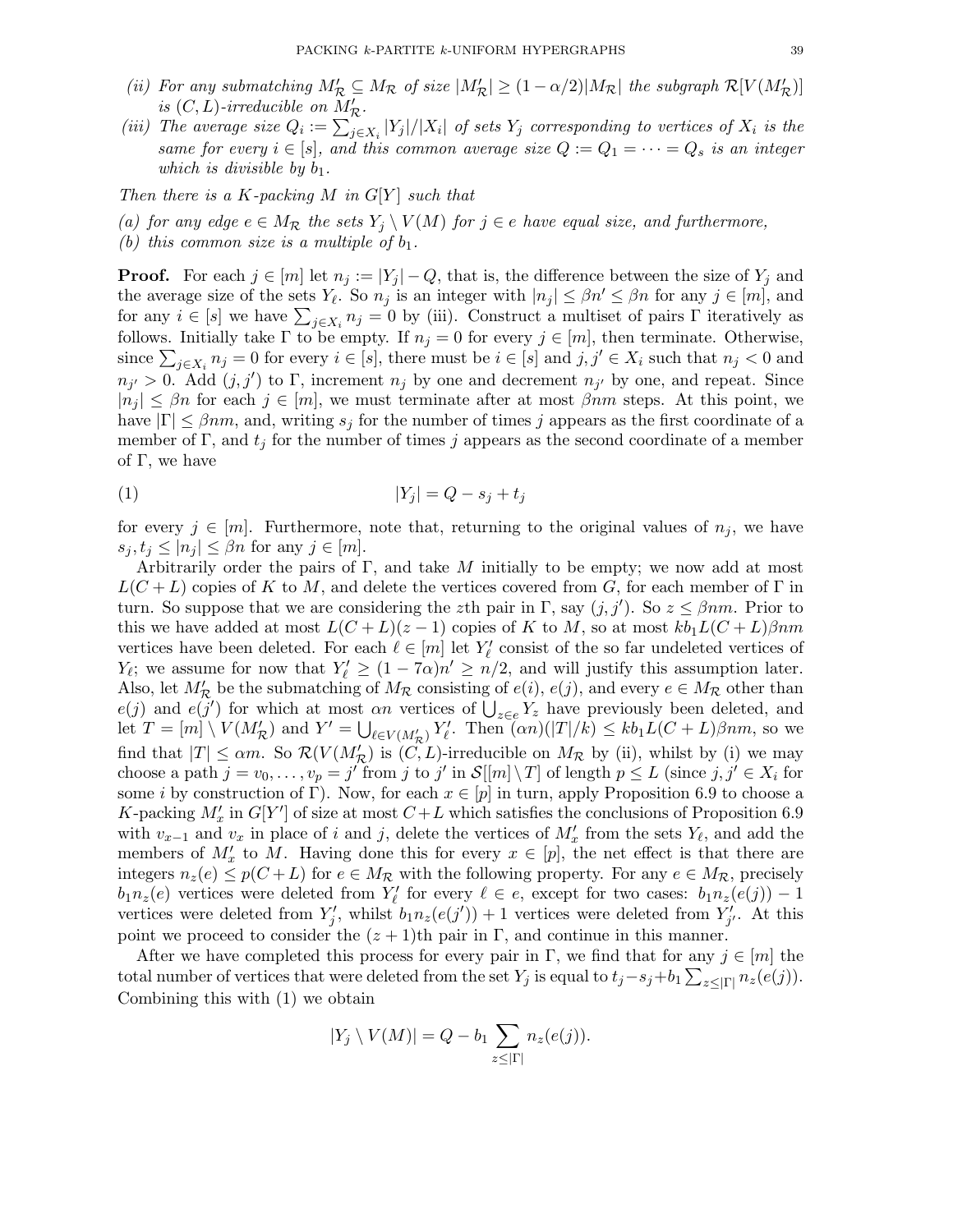*(ii) For any submatching $M'_{\mathcal{R}} \subseteq M_{\mathcal{R}}$ of size $|M'_{\mathcal{R}}| \geq (1-\alpha/2)|M_{\mathcal{R}}|$ the subgraph $\mathcal{R}[V(M'_{\mathcal{R}})]$ is $(C, L)$-irreducible on $M'_{\mathcal{R}}$.*

*(iii) The average size $Q_i := \sum_{j \in X_i} |Y_j|/|X_i|$ of sets $Y_j$ corresponding to vertices of $X_i$ is the same for every $i \in [s]$, and this common average size $Q := Q_1 = \cdots = Q_s$ is an integer which is divisible by $b_1$.*

*Then there is a $K$-packing $M$ in $G[Y]$ such that*

*(a) for any edge $e \in M_{\mathcal{R}}$ the sets $Y_j \setminus V(M)$ for $j \in e$ have equal size, and furthermore,*

*(b) this common size is a multiple of $b_1$.*

**Proof.** For each $j \in [m]$ let $n_j := |Y_j| - Q$, that is, the difference between the size of $Y_j$ and the average size of the sets $Y_\ell$. So $n_j$ is an integer with $|n_j| \leq \beta n' \leq \beta n$ for any $j \in [m]$, and for any $i \in [s]$ we have $\sum_{j \in X_i} n_j = 0$ by (iii). Construct a multiset of pairs $\Gamma$ iteratively as follows. Initially take $\Gamma$ to be empty. If $n_j = 0$ for every $j \in [m]$, then terminate. Otherwise, since $\sum_{j \in X_i} n_j = 0$ for every $i \in [s]$, there must be $i \in [s]$ and $j, j' \in X_i$ such that $n_j < 0$ and $n_{j'} > 0$. Add $(j, j')$ to $\Gamma$, increment $n_j$ by one and decrement $n_{j'}$ by one, and repeat. Since $|n_j| \leq \beta n$ for each $j \in [m]$, we must terminate after at most $\beta nm$ steps. At this point, we have $|\Gamma| \leq \beta nm$, and, writing $s_j$ for the number of times $j$ appears as the first coordinate of a member of $\Gamma$, and $t_j$ for the number of times $j$ appears as the second coordinate of a member of $\Gamma$, we have

$$|Y_j| = Q - s_j + t_j \tag{1}$$

for every $j \in [m]$. Furthermore, note that, returning to the original values of $n_j$, we have $s_j, t_j \leq |n_j| \leq \beta n$ for any $j \in [m]$.

Arbitrarily order the pairs of $\Gamma$, and take $M$ initially to be empty; we now add at most $L(C+L)$ copies of $K$ to $M$, and delete the vertices covered from $G$, for each member of $\Gamma$ in turn. So suppose that we are considering the $z$th pair in $\Gamma$, say $(j, j')$. So $z \leq \beta nm$. Prior to this we have added at most $L(C+L)(z-1)$ copies of $K$ to $M$, so at most $kb_1L(C+L)\beta nm$ vertices have been deleted. For each $\ell \in [m]$ let $Y'_\ell$ consist of the so far undeleted vertices of $Y_\ell$; we assume for now that $Y'_\ell \geq (1-7\alpha)n' \geq n/2$, and will justify this assumption later. Also, let $M'_{\mathcal{R}}$ be the submatching of $M_{\mathcal{R}}$ consisting of $e(i)$, $e(j)$, and every $e \in M_{\mathcal{R}}$ other than $e(j)$ and $e(j')$ for which at most $\alpha n$ vertices of $\bigcup_{z \in e} Y_z$ have previously been deleted, and let $T = [m] \setminus V(M'_{\mathcal{R}})$ and $Y' = \bigcup_{\ell \in V(M'_{\mathcal{R}})} Y'_\ell$. Then $(\alpha n)(|T|/k) \leq kb_1L(C+L)\beta nm$, so we find that $|T| \leq \alpha m$. So $\mathcal{R}(V(M'_{\mathcal{R}})$ is $(C, L)$-irreducible on $M_{\mathcal{R}}$ by (ii), whilst by (i) we may choose a path $j = v_0, \ldots, v_p = j'$ from $j$ to $j'$ in $\mathcal{S}[[m] \setminus T]$ of length $p \leq L$ (since $j, j' \in X_i$ for some $i$ by construction of $\Gamma$). Now, for each $x \in [p]$ in turn, apply Proposition 6.9 to choose a $K$-packing $M'_x$ in $G[Y']$ of size at most $C+L$ which satisfies the conclusions of Proposition 6.9 with $v_{x-1}$ and $v_x$ in place of $i$ and $j$, delete the vertices of $M'_x$ from the sets $Y_\ell$, and add the members of $M'_x$ to $M$. Having done this for every $x \in [p]$, the net effect is that there are integers $n_z(e) \leq p(C+L)$ for $e \in M_{\mathcal{R}}$ with the following property. For any $e \in M_{\mathcal{R}}$, precisely $b_1 n_z(e)$ vertices were deleted from $Y'_\ell$ for every $\ell \in e$, except for two cases: $b_1 n_z(e(j)) - 1$ vertices were deleted from $Y'_j$, whilst $b_1 n_z(e(j')) + 1$ vertices were deleted from $Y'_{j'}$. At this point we proceed to consider the $(z+1)$th pair in $\Gamma$, and continue in this manner.

After we have completed this process for every pair in $\Gamma$, we find that for any $j \in [m]$ the total number of vertices that were deleted from the set $Y_j$ is equal to $t_j - s_j + b_1 \sum_{z \leq |\Gamma|} n_z(e(j))$. Combining this with (1) we obtain

$$|Y_j \setminus V(M)| = Q - b_1 \sum_{z \leq |\Gamma|} n_z(e(j)).$$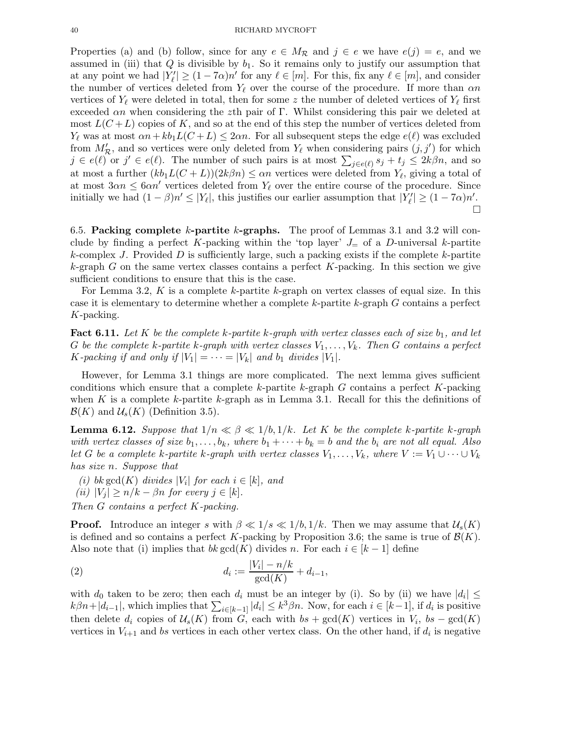Properties (a) and (b) follow, since for any $e \in M_{\mathcal{R}}$ and $j \in e$ we have $e(j) = e$, and we assumed in (iii) that $Q$ is divisible by $b_1$. So it remains only to justify our assumption that at any point we had $|Y'_\ell| \geq (1-7\alpha)n'$ for any $\ell \in [m]$. For this, fix any $\ell \in [m]$, and consider the number of vertices deleted from $Y_\ell$ over the course of the procedure. If more than $\alpha n$ vertices of $Y_\ell$ were deleted in total, then for some $z$ the number of deleted vertices of $Y_\ell$ first exceeded $\alpha n$ when considering the $z$th pair of $\Gamma$. Whilst considering this pair we deleted at most $L(C+L)$ copies of $K$, and so at the end of this step the number of vertices deleted from $Y_\ell$ was at most $\alpha n + kb_1L(C+L) \leq 2\alpha n$. For all subsequent steps the edge $e(\ell)$ was excluded from $M'_{\mathcal{R}}$, and so vertices were only deleted from $Y_\ell$ when considering pairs $(j, j')$ for which $j \in e(\ell)$ or $j' \in e(\ell)$. The number of such pairs is at most $\sum_{j \in e(\ell)} s_j + t_j \leq 2k\beta n$, and so at most a further $(kb_1L(C+L))(2k\beta n) \leq \alpha n$ vertices were deleted from $Y_\ell$, giving a total of at most $3\alpha n \leq 6\alpha n'$ vertices deleted from $Y_\ell$ over the entire course of the procedure. Since initially we had $(1-\beta)n' \leq |Y_\ell|$, this justifies our earlier assumption that $|Y'_\ell| \geq (1-7\alpha)n'$. $\square$

**6.5. Packing complete $k$-partite $k$-graphs.** The proof of Lemmas 3.1 and 3.2 will conclude by finding a perfect $K$-packing within the 'top layer' $J_=$ of a $D$-universal $k$-partite $k$-complex $J$. Provided $D$ is sufficiently large, such a packing exists if the complete $k$-partite $k$-graph $G$ on the same vertex classes contains a perfect $K$-packing. In this section we give sufficient conditions to ensure that this is the case.

For Lemma 3.2, $K$ is a complete $k$-partite $k$-graph on vertex classes of equal size. In this case it is elementary to determine whether a complete $k$-partite $k$-graph $G$ contains a perfect $K$-packing.

**Fact 6.11.** *Let $K$ be the complete $k$-partite $k$-graph with vertex classes each of size $b_1$, and let $G$ be the complete $k$-partite $k$-graph with vertex classes $V_1, \dots, V_k$. Then $G$ contains a perfect $K$-packing if and only if $|V_1| = \dots = |V_k|$ and $b_1$ divides $|V_1|$.*

However, for Lemma 3.1 things are more complicated. The next lemma gives sufficient conditions which ensure that a complete $k$-partite $k$-graph $G$ contains a perfect $K$-packing when $K$ is a complete $k$-partite $k$-graph as in Lemma 3.1. Recall for this the definitions of $\mathcal{B}(K)$ and $\mathcal{U}_s(K)$ (Definition 3.5).

**Lemma 6.12.** *Suppose that $1/n \ll \beta \ll 1/b, 1/k$. Let $K$ be the complete $k$-partite $k$-graph with vertex classes of size $b_1, \dots, b_k$, where $b_1 + \dots + b_k = b$ and the $b_i$ are not all equal. Also let $G$ be a complete $k$-partite $k$-graph with vertex classes $V_1, \dots, V_k$, where $V := V_1 \cup \dots \cup V_k$ has size $n$. Suppose that*

*(i) $bk \gcd(K)$ divides $|V_i|$ for each $i \in [k]$, and*

*(ii) $|V_j| \geq n/k - \beta n$ for every $j \in [k]$.*

*Then $G$ contains a perfect $K$-packing.*

**Proof.** Introduce an integer $s$ with $\beta \ll 1/s \ll 1/b, 1/k$. Then we may assume that $\mathcal{U}_s(K)$ is defined and so contains a perfect $K$-packing by Proposition 3.6; the same is true of $\mathcal{B}(K)$. Also note that (i) implies that $bk \gcd(K)$ divides $n$. For each $i \in [k-1]$ define

$$d_i := \frac{|V_i| - n/k}{\gcd(K)} + d_{i-1}, \tag{2}$$

with $d_0$ taken to be zero; then each $d_i$ must be an integer by (i). So by (ii) we have $|d_i| \leq k\beta n + |d_{i-1}|$, which implies that $\sum_{i \in [k-1]} |d_i| \leq k^3 \beta n$. Now, for each $i \in [k-1]$, if $d_i$ is positive then delete $d_i$ copies of $\mathcal{U}_s(K)$ from $G$, each with $bs + \gcd(K)$ vertices in $V_i$, $bs - \gcd(K)$ vertices in $V_{i+1}$ and $bs$ vertices in each other vertex class. On the other hand, if $d_i$ is negative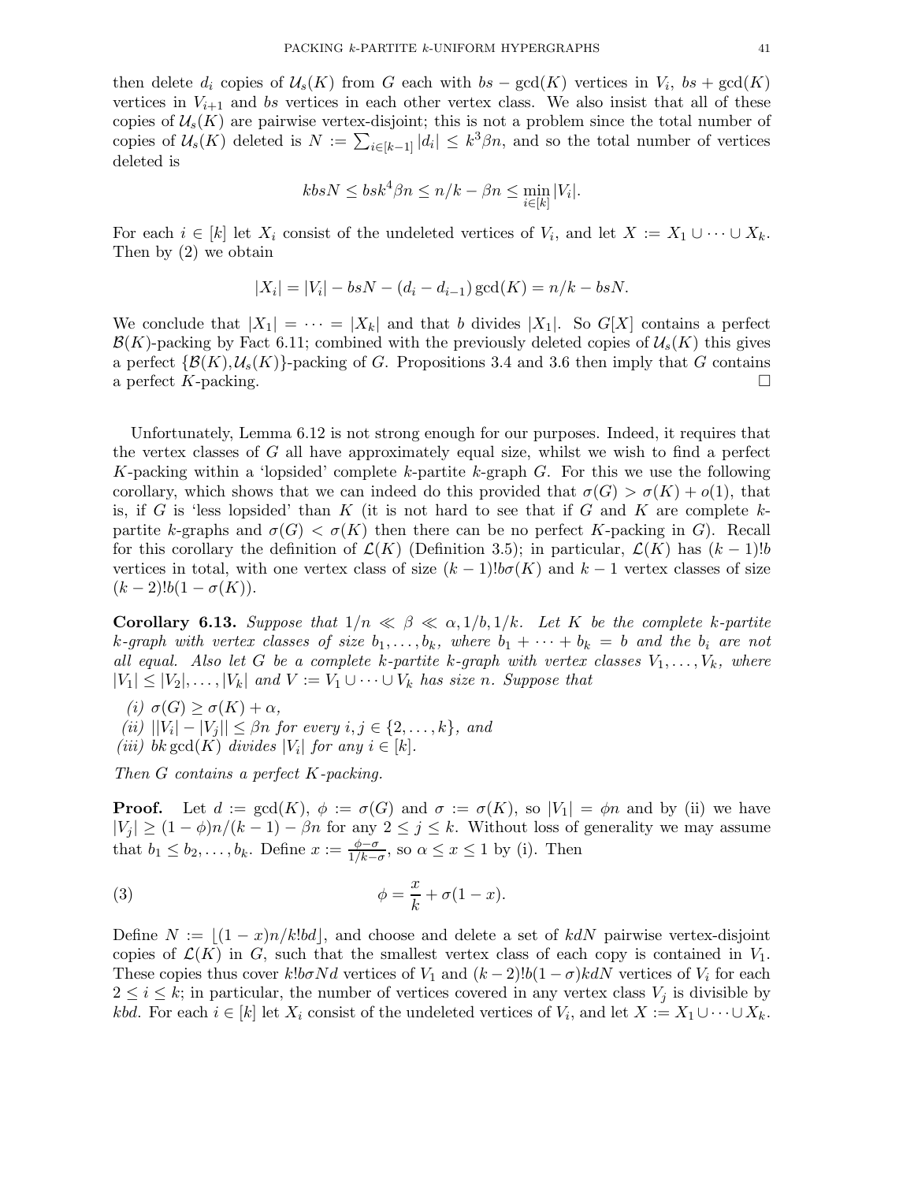then delete $d_i$ copies of $\mathcal{U}_s(K)$ from $G$ each with $bs - \gcd(K)$ vertices in $V_i$, $bs + \gcd(K)$ vertices in $V_{i+1}$ and $bs$ vertices in each other vertex class. We also insist that all of these copies of $\mathcal{U}_s(K)$ are pairwise vertex-disjoint; this is not a problem since the total number of copies of $\mathcal{U}_s(K)$ deleted is $N := \sum_{i \in [k-1]} |d_i| \leq k^3 \beta n$, and so the total number of vertices deleted is

$$kbsN \leq bsk^4 \beta n \leq n/k - \beta n \leq \min_{i \in [k]} |V_i|.$$

For each $i \in [k]$ let $X_i$ consist of the undeleted vertices of $V_i$, and let $X := X_1 \cup \cdots \cup X_k$. Then by (2) we obtain

$$|X_i| = |V_i| - bsN - (d_i - d_{i-1}) \gcd(K) = n/k - bsN.$$

We conclude that $|X_1| = \cdots = |X_k|$ and that $b$ divides $|X_1|$. So $G[X]$ contains a perfect $\mathcal{B}(K)$-packing by Fact 6.11; combined with the previously deleted copies of $\mathcal{U}_s(K)$ this gives a perfect $\{\mathcal{B}(K), \mathcal{U}_s(K)\}$-packing of $G$. Propositions 3.4 and 3.6 then imply that $G$ contains a perfect $K$-packing. □

Unfortunately, Lemma 6.12 is not strong enough for our purposes. Indeed, it requires that the vertex classes of $G$ all have approximately equal size, whilst we wish to find a perfect $K$-packing within a 'lopsided' complete $k$-partite $k$-graph $G$. For this we use the following corollary, which shows that we can indeed do this provided that $\sigma(G) > \sigma(K) + o(1)$, that is, if $G$ is 'less lopsided' than $K$ (it is not hard to see that if $G$ and $K$ are complete $k$-partite $k$-graphs and $\sigma(G) < \sigma(K)$ then there can be no perfect $K$-packing in $G$). Recall for this corollary the definition of $\mathcal{L}(K)$ (Definition 3.5); in particular, $\mathcal{L}(K)$ has $(k-1)!b$ vertices in total, with one vertex class of size $(k-1)!b\sigma(K)$ and $k-1$ vertex classes of size $(k-2)!b(1-\sigma(K))$.

**Corollary 6.13.** *Suppose that $1/n \ll \beta \ll \alpha, 1/b, 1/k$. Let $K$ be the complete $k$-partite $k$-graph with vertex classes of size $b_1, \ldots, b_k$, where $b_1 + \cdots + b_k = b$ and the $b_i$ are not all equal. Also let $G$ be a complete $k$-partite $k$-graph with vertex classes $V_1, \ldots, V_k$, where $|V_1| \leq |V_2|, \ldots, |V_k|$ and $V := V_1 \cup \cdots \cup V_k$ has size $n$. Suppose that*

*(i) $\sigma(G) \geq \sigma(K) + \alpha$,*
*(ii) $||V_i| - |V_j|| \leq \beta n$ for every $i, j \in \{2, \ldots, k\}$, and*
*(iii) $bk \gcd(K)$ divides $|V_i|$ for any $i \in [k]$.*

*Then $G$ contains a perfect $K$-packing.*

**Proof.** Let $d := \gcd(K)$, $\phi := \sigma(G)$ and $\sigma := \sigma(K)$, so $|V_1| = \phi n$ and by (ii) we have $|V_j| \geq (1-\phi)n/(k-1) - \beta n$ for any $2 \leq j \leq k$. Without loss of generality we may assume that $b_1 \leq b_2, \ldots, b_k$. Define $x := \frac{\phi - \sigma}{1/k - \sigma}$, so $\alpha \leq x \leq 1$ by (i). Then

$$\phi = \frac{x}{k} + \sigma(1-x). \tag{3}$$

Define $N := \lfloor (1-x)n/k!bd \rfloor$, and choose and delete a set of $kdN$ pairwise vertex-disjoint copies of $\mathcal{L}(K)$ in $G$, such that the smallest vertex class of each copy is contained in $V_1$. These copies thus cover $k!b\sigma Nd$ vertices of $V_1$ and $(k-2)!b(1-\sigma)kdN$ vertices of $V_i$ for each $2 \leq i \leq k$; in particular, the number of vertices covered in any vertex class $V_j$ is divisible by $kbd$. For each $i \in [k]$ let $X_i$ consist of the undeleted vertices of $V_i$, and let $X := X_1 \cup \cdots \cup X_k$.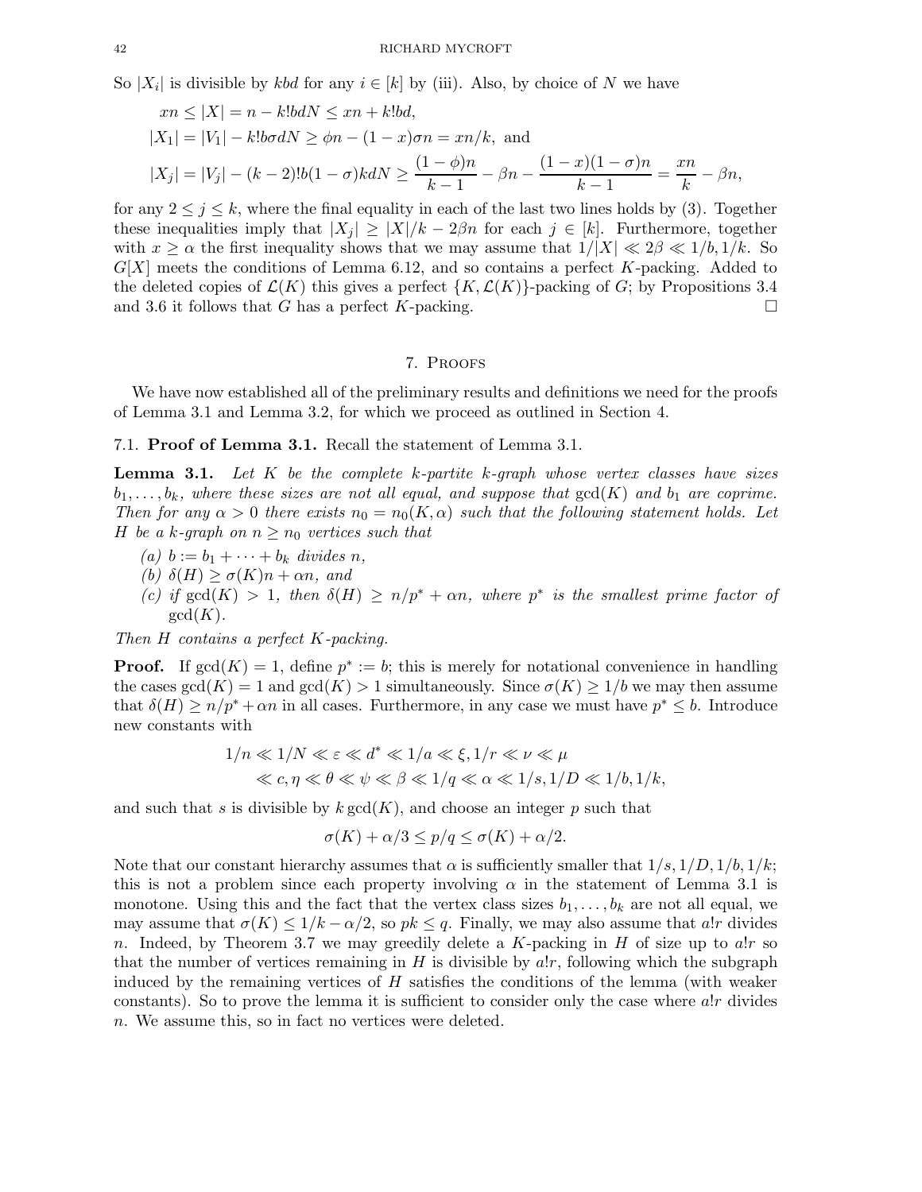So $|X_i|$ is divisible by $kbd$ for any $i \in [k]$ by (iii). Also, by choice of $N$ we have

$$
\begin{aligned}
&xn \leq |X| = n - k!bdN \leq xn + k!bd, \\
&|X_1| = |V_1| - k!b\sigma dN \geq \phi n - (1-x)\sigma n = xn/k, \text{ and} \\
&|X_j| = |V_j| - (k-2)!b(1-\sigma)kdN \geq \frac{(1-\phi)n}{k-1} - \beta n - \frac{(1-x)(1-\sigma)n}{k-1} = \frac{xn}{k} - \beta n,
\end{aligned}
$$

for any $2 \leq j \leq k$, where the final equality in each of the last two lines holds by (3). Together these inequalities imply that $|X_j| \geq |X|/k - 2\beta n$ for each $j \in [k]$. Furthermore, together with $x \geq \alpha$ the first inequality shows that we may assume that $1/|X| \ll 2\beta \ll 1/b, 1/k$. So $G[X]$ meets the conditions of Lemma 6.12, and so contains a perfect $K$-packing. Added to the deleted copies of $\mathcal{L}(K)$ this gives a perfect $\{K, \mathcal{L}(K)\}$-packing of $G$; by Propositions 3.4 and 3.6 it follows that $G$ has a perfect $K$-packing. □

## 7. Proofs

We have now established all of the preliminary results and definitions we need for the proofs of Lemma 3.1 and Lemma 3.2, for which we proceed as outlined in Section 4.

### 7.1. Proof of Lemma 3.1.

Recall the statement of Lemma 3.1.

**Lemma 3.1.** *Let $K$ be the complete $k$-partite $k$-graph whose vertex classes have sizes $b_1, \dots, b_k$, where these sizes are not all equal, and suppose that $\gcd(K)$ and $b_1$ are coprime. Then for any $\alpha > 0$ there exists $n_0 = n_0(K, \alpha)$ such that the following statement holds. Let $H$ be a $k$-graph on $n \geq n_0$ vertices such that*

- *(a) $b := b_1 + \dots + b_k$ divides $n$,*
- *(b) $\delta(H) \geq \sigma(K)n + \alpha n$, and*
- *(c) if $\gcd(K) > 1$, then $\delta(H) \geq n/p^* + \alpha n$, where $p^*$ is the smallest prime factor of $\gcd(K)$.*

*Then $H$ contains a perfect $K$-packing.*

**Proof.** If $\gcd(K) = 1$, define $p^* := b$; this is merely for notational convenience in handling the cases $\gcd(K) = 1$ and $\gcd(K) > 1$ simultaneously. Since $\sigma(K) \geq 1/b$ we may then assume that $\delta(H) \geq n/p^* + \alpha n$ in all cases. Furthermore, in any case we must have $p^* \leq b$. Introduce new constants with

$$
\begin{aligned}
1/n \ll 1/N \ll \varepsilon \ll d^* \ll 1/a \ll \xi, 1/r \ll \nu \ll \mu \\
\ll c, \eta \ll \theta \ll \psi \ll \beta \ll 1/q \ll \alpha \ll 1/s, 1/D \ll 1/b, 1/k,
\end{aligned}
$$

and such that $s$ is divisible by $k\gcd(K)$, and choose an integer $p$ such that

$$\sigma(K) + \alpha/3 \leq p/q \leq \sigma(K) + \alpha/2.$$

Note that our constant hierarchy assumes that $\alpha$ is sufficiently smaller that $1/s, 1/D, 1/b, 1/k$; this is not a problem since each property involving $\alpha$ in the statement of Lemma 3.1 is monotone. Using this and the fact that the vertex class sizes $b_1, \dots, b_k$ are not all equal, we may assume that $\sigma(K) \leq 1/k - \alpha/2$, so $pk \leq q$. Finally, we may also assume that $a!r$ divides $n$. Indeed, by Theorem 3.7 we may greedily delete a $K$-packing in $H$ of size up to $a!r$ so that the number of vertices remaining in $H$ is divisible by $a!r$, following which the subgraph induced by the remaining vertices of $H$ satisfies the conditions of the lemma (with weaker constants). So to prove the lemma it is sufficient to consider only the case where $a!r$ divides $n$. We assume this, so in fact no vertices were deleted.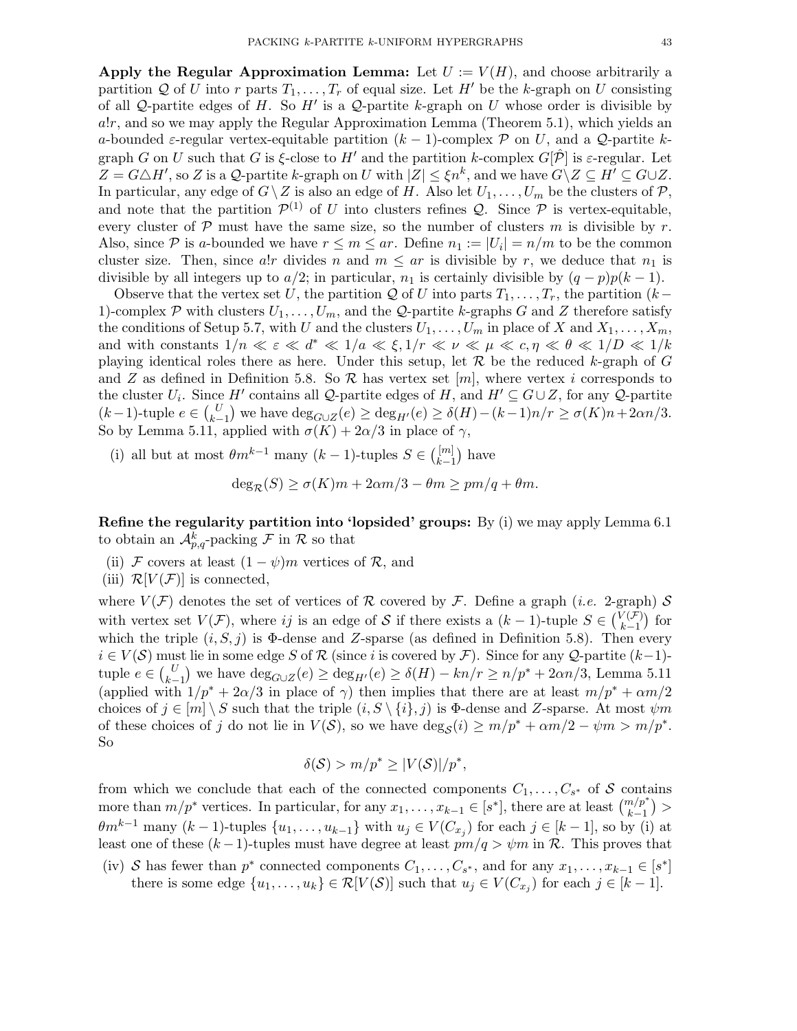**Apply the Regular Approximation Lemma:** Let $U := V(H)$, and choose arbitrarily a partition $\mathcal{Q}$ of $U$ into $r$ parts $T_1, \dots, T_r$ of equal size. Let $H'$ be the $k$-graph on $U$ consisting of all $\mathcal{Q}$-partite edges of $H$. So $H'$ is a $\mathcal{Q}$-partite $k$-graph on $U$ whose order is divisible by $a!r$, and so we may apply the Regular Approximation Lemma (Theorem 5.1), which yields an $a$-bounded $\varepsilon$-regular vertex-equitable partition $(k-1)$-complex $\mathcal{P}$ on $U$, and a $\mathcal{Q}$-partite $k$-graph $G$ on $U$ such that $G$ is $\xi$-close to $H'$ and the partition $k$-complex $G[\hat{\mathcal{P}}]$ is $\varepsilon$-regular. Let $Z = G \triangle H'$, so $Z$ is a $\mathcal{Q}$-partite $k$-graph on $U$ with $|Z| \leq \xi n^k$, and we have $G \setminus Z \subseteq H' \subseteq G \cup Z$. In particular, any edge of $G \setminus Z$ is also an edge of $H$. Also let $U_1, \dots, U_m$ be the clusters of $\mathcal{P}$, and note that the partition $\mathcal{P}^{(1)}$ of $U$ into clusters refines $\mathcal{Q}$. Since $\mathcal{P}$ is vertex-equitable, every cluster of $\mathcal{P}$ must have the same size, so the number of clusters $m$ is divisible by $r$. Also, since $\mathcal{P}$ is $a$-bounded we have $r \leq m \leq ar$. Define $n_1 := |U_i| = n/m$ to be the common cluster size. Then, since $a!r$ divides $n$ and $m \leq ar$ is divisible by $r$, we deduce that $n_1$ is divisible by all integers up to $a/2$; in particular, $n_1$ is certainly divisible by $(q-p)p(k-1)$.

Observe that the vertex set $U$, the partition $\mathcal{Q}$ of $U$ into parts $T_1, \dots, T_r$, the partition $(k-1)$-complex $\mathcal{P}$ with clusters $U_1, \dots, U_m$, and the $\mathcal{Q}$-partite $k$-graphs $G$ and $Z$ therefore satisfy the conditions of Setup 5.7, with $U$ and the clusters $U_1, \dots, U_m$ in place of $X$ and $X_1, \dots, X_m$, and with constants $1/n \ll \varepsilon \ll d^* \ll 1/a \ll \xi, 1/r \ll \nu \ll \mu \ll c, \eta \ll \theta \ll 1/D \ll 1/k$ playing identical roles there as here. Under this setup, let $\mathcal{R}$ be the reduced $k$-graph of $G$ and $Z$ as defined in Definition 5.8. So $\mathcal{R}$ has vertex set $[m]$, where vertex $i$ corresponds to the cluster $U_i$. Since $H'$ contains all $\mathcal{Q}$-partite edges of $H$, and $H' \subseteq G \cup Z$, for any $\mathcal{Q}$-partite $(k-1)$-tuple $e \in \binom{U}{k-1}$ we have $\deg_{G \cup Z}(e) \geq \deg_{H'}(e) \geq \delta(H) - (k-1)n/r \geq \sigma(K)n + 2\alpha n/3$. So by Lemma 5.11, applied with $\sigma(K) + 2\alpha/3$ in place of $\gamma$,

(i) all but at most $\theta m^{k-1}$ many $(k-1)$-tuples $S \in \binom{[m]}{k-1}$ have

$$\deg_{\mathcal{R}}(S) \geq \sigma(K)m + 2\alpha m/3 - \theta m \geq pm/q + \theta m.$$

**Refine the regularity partition into 'lopsided' groups:** By (i) we may apply Lemma 6.1 to obtain an $\mathcal{A}^k_{p,q}$-packing $\mathcal{F}$ in $\mathcal{R}$ so that

(ii) $\mathcal{F}$ covers at least $(1-\psi)m$ vertices of $\mathcal{R}$, and
(iii) $\mathcal{R}[V(\mathcal{F})]$ is connected,

where $V(\mathcal{F})$ denotes the set of vertices of $\mathcal{R}$ covered by $\mathcal{F}$. Define a graph (*i.e.* 2-graph) $\mathcal{S}$ with vertex set $V(\mathcal{F})$, where $ij$ is an edge of $\mathcal{S}$ if there exists a $(k-1)$-tuple $S \in \binom{V(\mathcal{F})}{k-1}$ for which the triple $(i, S, j)$ is $\Phi$-dense and $Z$-sparse (as defined in Definition 5.8). Then every $i \in V(\mathcal{S})$ must lie in some edge $S$ of $\mathcal{R}$ (since $i$ is covered by $\mathcal{F}$). Since for any $\mathcal{Q}$-partite $(k-1)$-tuple $e \in \binom{U}{k-1}$ we have $\deg_{G \cup Z}(e) \geq \deg_{H'}(e) \geq \delta(H) - kn/r \geq n/p^* + 2\alpha n/3$, Lemma 5.11 (applied with $1/p^* + 2\alpha/3$ in place of $\gamma$) then implies that there are at least $m/p^* + \alpha m/2$ choices of $j \in [m] \setminus S$ such that the triple $(i, S \setminus \{i\}, j)$ is $\Phi$-dense and $Z$-sparse. At most $\psi m$ of these choices of $j$ do not lie in $V(\mathcal{S})$, so we have $\deg_{\mathcal{S}}(i) \geq m/p^* + \alpha m/2 - \psi m > m/p^*$. So

$$\delta(\mathcal{S}) > m/p^* \geq |V(\mathcal{S})|/p^*,$$

from which we conclude that each of the connected components $C_1, \dots, C_{s^*}$ of $\mathcal{S}$ contains more than $m/p^*$ vertices. In particular, for any $x_1, \dots, x_{k-1} \in [s^*]$, there are at least $\binom{m/p^*}{k-1} > \theta m^{k-1}$ many $(k-1)$-tuples $\{u_1, \dots, u_{k-1}\}$ with $u_j \in V(C_{x_j})$ for each $j \in [k-1]$, so by (i) at least one of these $(k-1)$-tuples must have degree at least $pm/q > \psi m$ in $\mathcal{R}$. This proves that

(iv) $\mathcal{S}$ has fewer than $p^*$ connected components $C_1, \dots, C_{s^*}$, and for any $x_1, \dots, x_{k-1} \in [s^*]$ there is some edge $\{u_1, \dots, u_k\} \in \mathcal{R}[V(\mathcal{S})]$ such that $u_j \in V(C_{x_j})$ for each $j \in [k-1]$.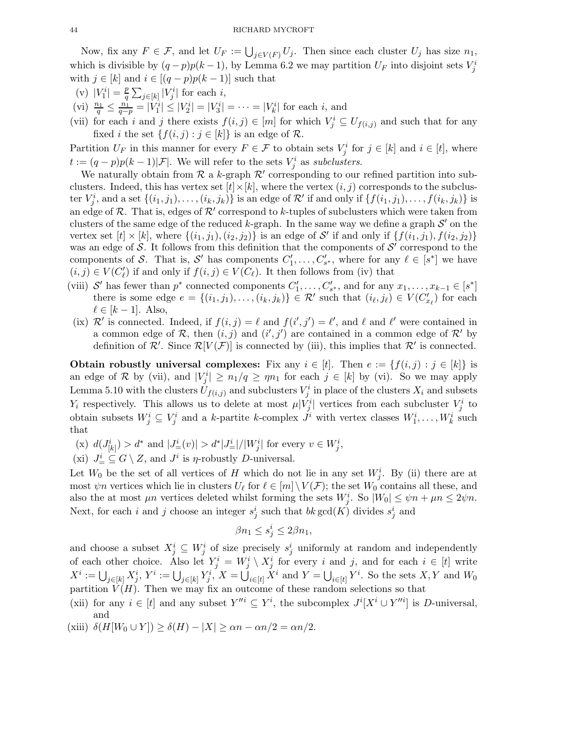Now, fix any $F \in \mathcal{F}$, and let $U_F := \bigcup_{j \in V(F)} U_j$. Then since each cluster $U_j$ has size $n_1$, which is divisible by $(q-p)p(k-1)$, by Lemma 6.2 we may partition $U_F$ into disjoint sets $V^i_j$ with $j \in [k]$ and $i \in [(q-p)p(k-1)]$ such that

(v) $|V^i_1| = \frac{p}{q} \sum_{j \in [k]} |V^i_j|$ for each $i$,

(vi) $\frac{n_1}{q} \leq \frac{n_1}{q-p} = |V^i_1| \leq |V^i_2| = |V^i_3| = \cdots = |V^i_k|$ for each $i$, and

(vii) for each $i$ and $j$ there exists $f(i,j) \in [m]$ for which $V^i_j \subseteq U_{f(i,j)}$ and such that for any fixed $i$ the set $\{f(i,j) : j \in [k]\}$ is an edge of $\mathcal{R}$.

Partition $U_F$ in this manner for every $F \in \mathcal{F}$ to obtain sets $V^i_j$ for $j \in [k]$ and $i \in [t]$, where $t := (q-p)p(k-1)|\mathcal{F}|$. We will refer to the sets $V^i_j$ as *subclusters*.

We naturally obtain from $\mathcal{R}$ a $k$-graph $\mathcal{R}'$ corresponding to our refined partition into subclusters. Indeed, this has vertex set $[t] \times [k]$, where the vertex $(i,j)$ corresponds to the subcluster $V^i_j$, and a set $\{(i_1,j_1), \dots, (i_k,j_k)\}$ is an edge of $\mathcal{R}'$ if and only if $\{f(i_1,j_1), \dots, f(i_k,j_k)\}$ is an edge of $\mathcal{R}$. That is, edges of $\mathcal{R}'$ correspond to $k$-tuples of subclusters which were taken from clusters of the same edge of the reduced $k$-graph. In the same way we define a graph $\mathcal{S}'$ on the vertex set $[t] \times [k]$, where $\{(i_1,j_1),(i_2,j_2)\}$ is an edge of $\mathcal{S}'$ if and only if $\{f(i_1,j_1), f(i_2,j_2)\}$ was an edge of $\mathcal{S}$. It follows from this definition that the components of $\mathcal{S}'$ correspond to the components of $\mathcal{S}$. That is, $\mathcal{S}'$ has components $C'_1, \dots, C'_{s^*}$, where for any $\ell \in [s^*]$ we have $(i,j) \in V(C'_\ell)$ if and only if $f(i,j) \in V(C_\ell)$. It then follows from (iv) that

(viii) $\mathcal{S}'$ has fewer than $p^*$ connected components $C'_1, \dots, C'_{s^*}$, and for any $x_1, \dots, x_{k-1} \in [s^*]$ there is some edge $e = \{(i_1,j_1), \dots, (i_k,j_k)\} \in \mathcal{R}'$ such that $(i_\ell, j_\ell) \in V(C'_{x_\ell})$ for each $\ell \in [k-1]$. Also,

(ix) $\mathcal{R}'$ is connected. Indeed, if $f(i,j) = \ell$ and $f(i',j') = \ell'$, and $\ell$ and $\ell'$ were contained in a common edge of $\mathcal{R}$, then $(i,j)$ and $(i',j')$ are contained in a common edge of $\mathcal{R}'$ by definition of $\mathcal{R}'$. Since $\mathcal{R}[V(\mathcal{F})]$ is connected by (iii), this implies that $\mathcal{R}'$ is connected.

**Obtain robustly universal complexes:** Fix any $i \in [t]$. Then $e := \{f(i,j) : j \in [k]\}$ is an edge of $\mathcal{R}$ by (vii), and $|V^i_j| \geq n_1/q \geq \eta n_1$ for each $j \in [k]$ by (vi). So we may apply Lemma 5.10 with the clusters $U_{f(i,j)}$ and subclusters $V^i_j$ in place of the clusters $X_i$ and subsets $Y_i$ respectively. This allows us to delete at most $\mu|V^i_j|$ vertices from each subcluster $V^i_j$ to obtain subsets $W^i_j \subseteq V^i_j$ and a $k$-partite $k$-complex $J^i$ with vertex classes $W^i_1, \dots, W^i_k$ such that

(x) $d(J^i_{[k]}) > d^*$ and $|J^i_=(v)| > d^*|J^i_=|/|W^i_j|$ for every $v \in W^i_j$,

(xi) $J^i_= \subseteq G \setminus Z$, and $J^i$ is $\eta$-robustly $D$-universal.

Let $W_0$ be the set of all vertices of $H$ which do not lie in any set $W^i_j$. By (ii) there are at most $\psi n$ vertices which lie in clusters $U_\ell$ for $\ell \in [m] \setminus V(\mathcal{F})$; the set $W_0$ contains all these, and also the at most $\mu n$ vertices deleted whilst forming the sets $W^i_j$. So $|W_0| \leq \psi n + \mu n \leq 2\psi n$. Next, for each $i$ and $j$ choose an integer $s^i_j$ such that $bk\gcd(K)$ divides $s^i_j$ and

$$\beta n_1 \leq s^i_j \leq 2\beta n_1,$$

and choose a subset $X^i_j \subseteq W^i_j$ of size precisely $s^i_j$ uniformly at random and independently of each other choice. Also let $Y^i_j = W^i_j \setminus X^i_j$ for every $i$ and $j$, and for each $i \in [t]$ write $X^i := \bigcup_{j \in [k]} X^i_j$, $Y^i := \bigcup_{j \in [k]} Y^i_j$, $X = \bigcup_{i \in [t]} X^i$ and $Y = \bigcup_{i \in [t]} Y^i$. So the sets $X, Y$ and $W_0$ partition $V(H)$. Then we may fix an outcome of these random selections so that

(xii) for any $i \in [t]$ and any subset $Y''^i \subseteq Y^i$, the subcomplex $J^i[X^i \cup Y''^i]$ is $D$-universal, and

(xiii) $\delta(H[W_0 \cup Y]) \geq \delta(H) - |X| \geq \alpha n - \alpha n/2 = \alpha n/2$.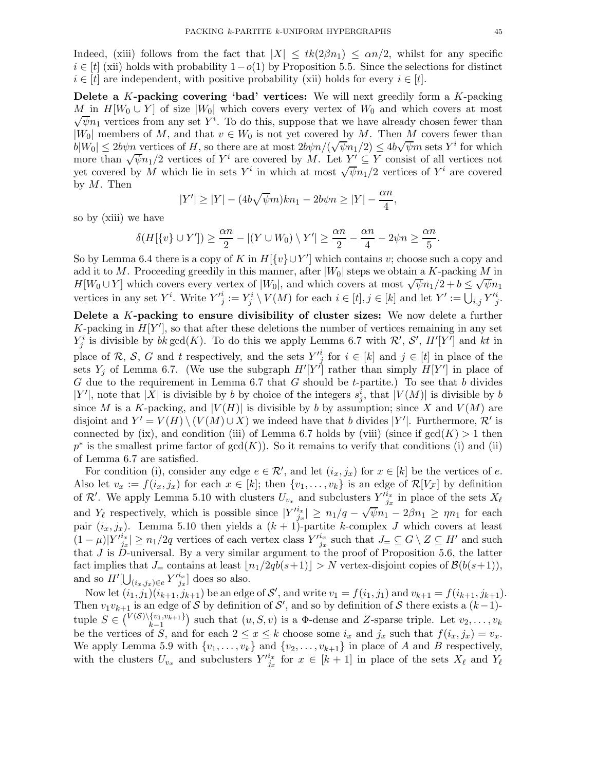Indeed, (xiii) follows from the fact that $|X| \leq tk(2\beta n_1) \leq \alpha n/2$, whilst for any specific $i \in [t]$ (xii) holds with probability $1-o(1)$ by Proposition 5.5. Since the selections for distinct $i \in [t]$ are independent, with positive probability (xii) holds for every $i \in [t]$.

**Delete a $K$-packing covering 'bad' vertices:** We will next greedily form a $K$-packing $M$ in $H[W_0 \cup Y]$ of size $|W_0|$ which covers every vertex of $W_0$ and which covers at most $\sqrt{\psi}n_1$ vertices from any set $Y^i$. To do this, suppose that we have already chosen fewer than $|W_0|$ members of $M$, and that $v \in W_0$ is not yet covered by $M$. Then $M$ covers fewer than $b|W_0| \leq 2b\psi n$ vertices of $H$, so there are at most $2b\psi n/(\sqrt{\psi}n_1/2) \leq 4b\sqrt{\psi}m$ sets $Y^i$ for which more than $\sqrt{\psi}n_1/2$ vertices of $Y^i$ are covered by $M$. Let $Y' \subseteq Y$ consist of all vertices not yet covered by $M$ which lie in sets $Y^i$ in which at most $\sqrt{\psi}n_1/2$ vertices of $Y^i$ are covered by $M$. Then

$$|Y'| \geq |Y| - (4b\sqrt{\psi}m)kn_1 - 2b\psi n \geq |Y| - \frac{\alpha n}{4},$$

so by (xiii) we have

$$\delta(H[\{v\} \cup Y']) \geq \frac{\alpha n}{2} - |(Y \cup W_0) \setminus Y'| \geq \frac{\alpha n}{2} - \frac{\alpha n}{4} - 2\psi n \geq \frac{\alpha n}{5}.$$

So by Lemma 6.4 there is a copy of $K$ in $H[\{v\} \cup Y']$ which contains $v$; choose such a copy and add it to $M$. Proceeding greedily in this manner, after $|W_0|$ steps we obtain a $K$-packing $M$ in $H[W_0 \cup Y]$ which covers every vertex of $|W_0|$, and which covers at most $\sqrt{\psi}n_1/2 + b \leq \sqrt{\psi}n_1$ vertices in any set $Y^i$. Write ${Y'}^i_j := Y^i_j \setminus V(M)$ for each $i \in [t], j \in [k]$ and let $Y' := \bigcup_{i,j} {Y'}^i_j$.

**Delete a $K$-packing to ensure divisibility of cluster sizes:** We now delete a further $K$-packing in $H[Y']$, so that after these deletions the number of vertices remaining in any set $Y^i_j$ is divisible by $bk\gcd(K)$. To do this we apply Lemma 6.7 with $\mathcal{R}'$, $\mathcal{S}'$, $H'[Y']$ and $kt$ in place of $\mathcal{R}$, $\mathcal{S}$, $G$ and $t$ respectively, and the sets ${Y'}^i_j$ for $i \in [k]$ and $j \in [t]$ in place of the sets $Y_j$ of Lemma 6.7. (We use the subgraph $H'[Y']$ rather than simply $H[Y']$ in place of $G$ due to the requirement in Lemma 6.7 that $G$ should be $t$-partite.) To see that $b$ divides $|Y'|$, note that $|X|$ is divisible by $b$ by choice of the integers $s^i_j$, that $|V(M)|$ is divisible by $b$ since $M$ is a $K$-packing, and $|V(H)|$ is divisible by $b$ by assumption; since $X$ and $V(M)$ are disjoint and $Y' = V(H) \setminus (V(M) \cup X)$ we indeed have that $b$ divides $|Y'|$. Furthermore, $\mathcal{R}'$ is connected by (ix), and condition (iii) of Lemma 6.7 holds by (viii) (since if $\gcd(K) > 1$ then $p^*$ is the smallest prime factor of $\gcd(K)$). So it remains to verify that conditions (i) and (ii) of Lemma 6.7 are satisfied.

For condition (i), consider any edge $e \in \mathcal{R}'$, and let $(i_x, j_x)$ for $x \in [k]$ be the vertices of $e$. Also let $v_x := f(i_x, j_x)$ for each $x \in [k]$; then $\{v_1, \ldots, v_k\}$ is an edge of $\mathcal{R}[V_\mathcal{F}]$ by definition of $\mathcal{R}'$. We apply Lemma 5.10 with clusters $U_{v_x}$ and subclusters ${Y'}^{i_x}_{j_x}$ in place of the sets $X_\ell$ and $Y_\ell$ respectively, which is possible since $|{Y'}^{i_x}_{j_x}| \geq n_1/q - \sqrt{\psi}n_1 - 2\beta n_1 \geq \eta n_1$ for each pair $(i_x, j_x)$. Lemma 5.10 then yields a $(k+1)$-partite $k$-complex $J$ which covers at least $(1-\mu)|{Y'}^{i_x}_{j_x}| \geq n_1/2q$ vertices of each vertex class ${Y'}^{i_x}_{j_x}$ such that $J_= \subseteq G \setminus Z \subseteq H'$ and such that $J$ is $D$-universal. By a very similar argument to the proof of Proposition 5.6, the latter fact implies that $J_=$ contains at least $\lfloor n_1/2qb(s+1) \rfloor > N$ vertex-disjoint copies of $\mathcal{B}(b(s+1))$, and so $H'[\bigcup_{(i_x,j_x) \in e} {Y'}^{i_x}_{j_x}]$ does so also.

Now let $(i_1, j_1)(i_{k+1}, j_{k+1})$ be an edge of $\mathcal{S}'$, and write $v_1 = f(i_1, j_1)$ and $v_{k+1} = f(i_{k+1}, j_{k+1})$. Then $v_1 v_{k+1}$ is an edge of $\mathcal{S}$ by definition of $\mathcal{S}'$, and so by definition of $\mathcal{S}$ there exists a $(k-1)$-tuple $S \in \binom{V(\mathcal{S}) \setminus \{v_1, v_{k+1}\}}{k-1}$ such that $(u, S, v)$ is a $\Phi$-dense and $Z$-sparse triple. Let $v_2, \ldots, v_k$ be the vertices of $S$, and for each $2 \leq x \leq k$ choose some $i_x$ and $j_x$ such that $f(i_x, j_x) = v_x$. We apply Lemma 5.9 with $\{v_1, \ldots, v_k\}$ and $\{v_2, \ldots, v_{k+1}\}$ in place of $A$ and $B$ respectively, with the clusters $U_{v_x}$ and subclusters ${Y'}^{i_x}_{j_x}$ for $x \in [k+1]$ in place of the sets $X_\ell$ and $Y_\ell$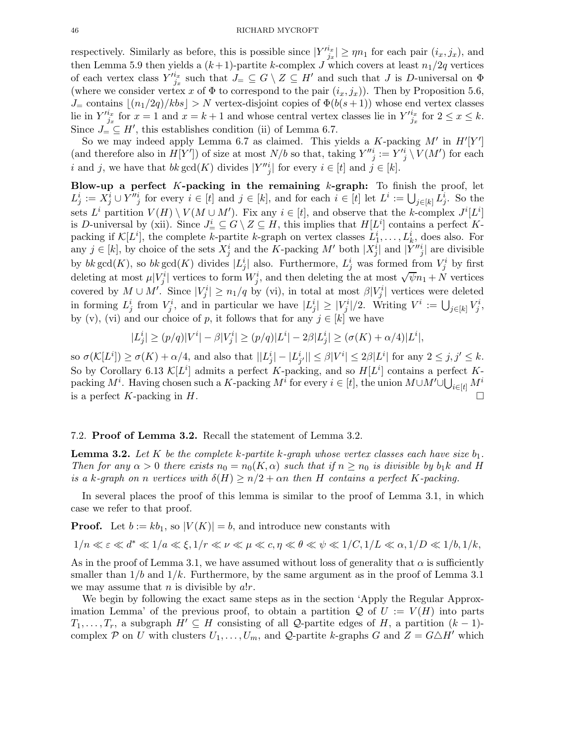respectively. Similarly as before, this is possible since $|Y'^{i_x}_{j_x}| \geq \eta n_1$ for each pair $(i_x, j_x)$, and then Lemma 5.9 then yields a $(k+1)$-partite $k$-complex $J$ which covers at least $n_1/2q$ vertices of each vertex class $Y'^{i_x}_{j_x}$ such that $J_= \subseteq G \setminus Z \subseteq H'$ and such that $J$ is $D$-universal on $\Phi$ (where we consider vertex $x$ of $\Phi$ to correspond to the pair $(i_x, j_x)$). Then by Proposition 5.6, $J_=$ contains $\lfloor (n_1/2q)/kbs \rfloor > N$ vertex-disjoint copies of $\Phi(b(s+1))$ whose end vertex classes lie in $Y'^{i_x}_{j_x}$ for $x = 1$ and $x = k+1$ and whose central vertex classes lie in $Y'^{i_x}_{j_x}$ for $2 \leq x \leq k$. Since $J_= \subseteq H'$, this establishes condition (ii) of Lemma 6.7.

So we may indeed apply Lemma 6.7 as claimed. This yields a $K$-packing $M'$ in $H'[Y']$ (and therefore also in $H[Y']$) of size at most $N/b$ so that, taking $Y''^i_j := Y'^i_j \setminus V(M')$ for each $i$ and $j$, we have that $bk \gcd(K)$ divides $|Y''^i_j|$ for every $i \in [t]$ and $j \in [k]$.

**Blow-up a perfect $K$-packing in the remaining $k$-graph:** To finish the proof, let $L^i_j := X^i_j \cup Y''^i_j$ for every $i \in [t]$ and $j \in [k]$, and for each $i \in [t]$ let $L^i := \bigcup_{j \in [k]} L^i_j$. So the sets $L^i$ partition $V(H) \setminus V(M \cup M')$. Fix any $i \in [t]$, and observe that the $k$-complex $J^i[L^i]$ is $D$-universal by (xii). Since $J^i_= \subseteq G \setminus Z \subseteq H$, this implies that $H[L^i]$ contains a perfect $K$-packing if $\mathcal{K}[L^i]$, the complete $k$-partite $k$-graph on vertex classes $L^i_1, \dots, L^i_k$, does also. For any $j \in [k]$, by choice of the sets $X^i_j$ and the $K$-packing $M'$ both $|X^i_j|$ and $|Y''^i_j|$ are divisible by $bk \gcd(K)$, so $bk \gcd(K)$ divides $|L^i_j|$ also. Furthermore, $L^i_j$ was formed from $V^i_j$ by first deleting at most $\mu |V^i_j|$ vertices to form $W^i_j$, and then deleting the at most $\sqrt{\psi} n_1 + N$ vertices covered by $M \cup M'$. Since $|V^i_j| \geq n_1/q$ by (vi), in total at most $\beta |V^i_j|$ vertices were deleted in forming $L^i_j$ from $V^i_j$, and in particular we have $|L^i_j| \geq |V^i_j|/2$. Writing $V^i := \bigcup_{j \in [k]} V^i_j$, by (v), (vi) and our choice of $p$, it follows that for any $j \in [k]$ we have

$$|L^i_j| \geq (p/q)|V^i| - \beta |V^i_j| \geq (p/q)|L^i| - 2\beta |L^i_j| \geq (\sigma(K) + \alpha/4)|L^i|,$$

so $\sigma(\mathcal{K}[L^i]) \geq \sigma(K) + \alpha/4$, and also that $||L^i_j| - |L^i_{j'}|| \leq \beta |V^i| \leq 2\beta |L^i|$ for any $2 \leq j, j' \leq k$. So by Corollary 6.13 $\mathcal{K}[L^i]$ admits a perfect $K$-packing, and so $H[L^i]$ contains a perfect $K$-packing $M^i$. Having chosen such a $K$-packing $M^i$ for every $i \in [t]$, the union $M \cup M' \cup \bigcup_{i \in [t]} M^i$ is a perfect $K$-packing in $H$. $\square$

## 7.2. Proof of Lemma 3.2.

Recall the statement of Lemma 3.2.

**Lemma 3.2.** *Let $K$ be the complete $k$-partite $k$-graph whose vertex classes each have size $b_1$. Then for any $\alpha > 0$ there exists $n_0 = n_0(K, \alpha)$ such that if $n \geq n_0$ is divisible by $b_1 k$ and $H$ is a $k$-graph on $n$ vertices with $\delta(H) \geq n/2 + \alpha n$ then $H$ contains a perfect $K$-packing.*

In several places the proof of this lemma is similar to the proof of Lemma 3.1, in which case we refer to that proof.

**Proof.** Let $b := kb_1$, so $|V(K)| = b$, and introduce new constants with

$$1/n \ll \varepsilon \ll d^* \ll 1/a \ll \xi, 1/r \ll \nu \ll \mu \ll c, \eta \ll \theta \ll \psi \ll 1/C, 1/L \ll \alpha, 1/D \ll 1/b, 1/k,$$

As in the proof of Lemma 3.1, we have assumed without loss of generality that $\alpha$ is sufficiently smaller than $1/b$ and $1/k$. Furthermore, by the same argument as in the proof of Lemma 3.1 we may assume that $n$ is divisible by $a!r$.

We begin by following the exact same steps as in the section 'Apply the Regular Approximation Lemma' of the previous proof, to obtain a partition $\mathcal{Q}$ of $U := V(H)$ into parts $T_1, \dots, T_r$, a subgraph $H' \subseteq H$ consisting of all $\mathcal{Q}$-partite edges of $H$, a partition $(k-1)$-complex $\mathcal{P}$ on $U$ with clusters $U_1, \dots, U_m$, and $\mathcal{Q}$-partite $k$-graphs $G$ and $Z = G \triangle H'$ which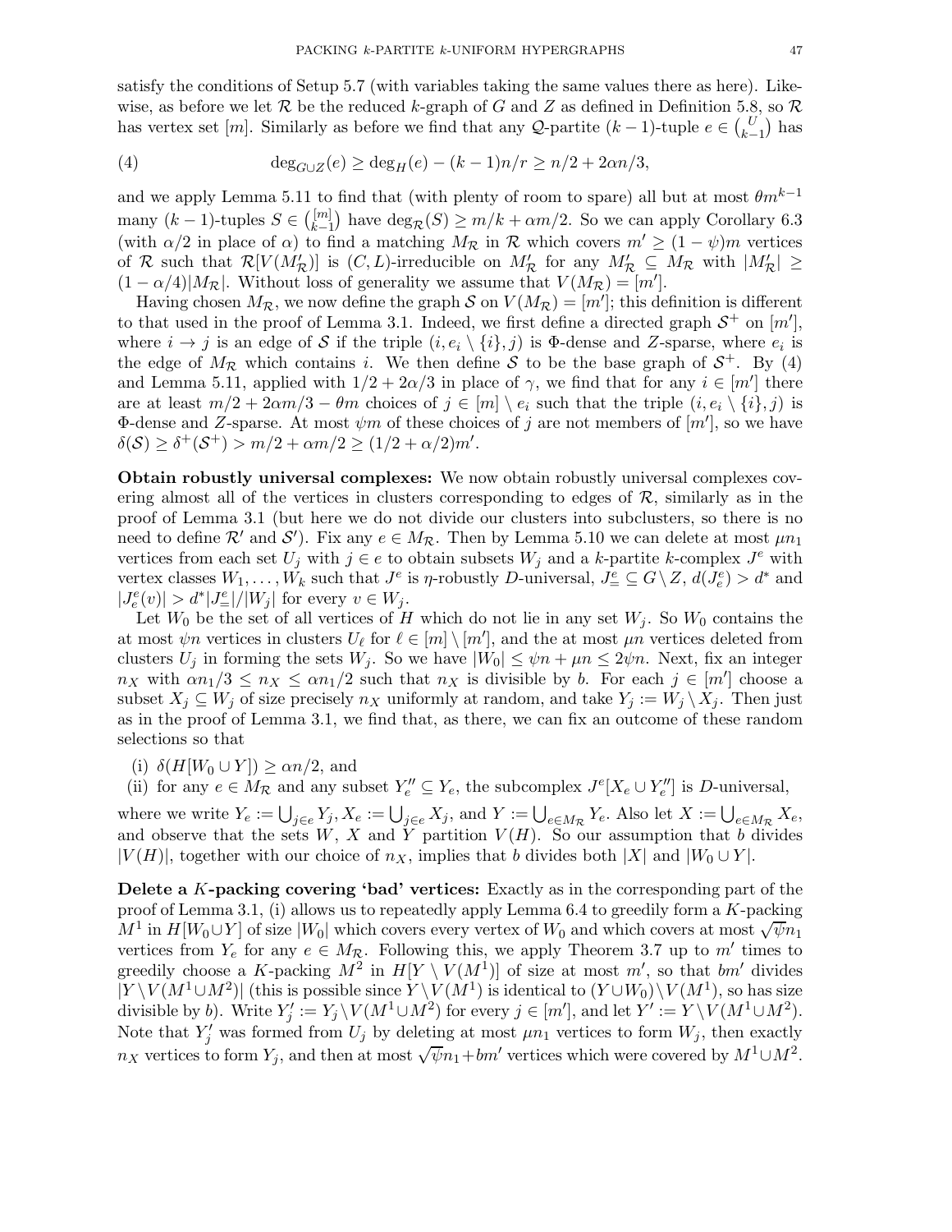satisfy the conditions of Setup 5.7 (with variables taking the same values there as here). Likewise, as before we let $\mathcal{R}$ be the reduced $k$-graph of $G$ and $Z$ as defined in Definition 5.8, so $\mathcal{R}$ has vertex set $[m]$. Similarly as before we find that any $\mathcal{Q}$-partite $(k-1)$-tuple $e \in \binom{U}{k-1}$ has

$$\deg_{G \cup Z}(e) \geq \deg_H(e) - (k-1)n/r \geq n/2 + 2\alpha n/3, \tag{4}$$

and we apply Lemma 5.11 to find that (with plenty of room to spare) all but at most $\theta m^{k-1}$ many $(k-1)$-tuples $S \in \binom{[m]}{k-1}$ have $\deg_{\mathcal{R}}(S) \geq m/k + \alpha m/2$. So we can apply Corollary 6.3 (with $\alpha/2$ in place of $\alpha$) to find a matching $M_{\mathcal{R}}$ in $\mathcal{R}$ which covers $m' \geq (1-\psi)m$ vertices of $\mathcal{R}$ such that $\mathcal{R}[V(M'_{\mathcal{R}})]$ is $(C, L)$-irreducible on $M'_{\mathcal{R}}$ for any $M'_{\mathcal{R}} \subseteq M_{\mathcal{R}}$ with $|M'_{\mathcal{R}}| \geq (1-\alpha/4)|M_{\mathcal{R}}|$. Without loss of generality we assume that $V(M_{\mathcal{R}}) = [m']$.

Having chosen $M_{\mathcal{R}}$, we now define the graph $\mathcal{S}$ on $V(M_{\mathcal{R}}) = [m']$; this definition is different to that used in the proof of Lemma 3.1. Indeed, we first define a directed graph $\mathcal{S}^+$ on $[m']$, where $i \to j$ is an edge of $\mathcal{S}$ if the triple $(i, e_i \setminus \{i\}, j)$ is $\Phi$-dense and $Z$-sparse, where $e_i$ is the edge of $M_{\mathcal{R}}$ which contains $i$. We then define $\mathcal{S}$ to be the base graph of $\mathcal{S}^+$. By (4) and Lemma 5.11, applied with $1/2 + 2\alpha/3$ in place of $\gamma$, we find that for any $i \in [m']$ there are at least $m/2 + 2\alpha m/3 - \theta m$ choices of $j \in [m] \setminus e_i$ such that the triple $(i, e_i \setminus \{i\}, j)$ is $\Phi$-dense and $Z$-sparse. At most $\psi m$ of these choices of $j$ are not members of $[m']$, so we have $\delta(\mathcal{S}) \geq \delta^+(\mathcal{S}^+) > m/2 + \alpha m/2 \geq (1/2 + \alpha/2)m'$.

**Obtain robustly universal complexes:** We now obtain robustly universal complexes covering almost all of the vertices in clusters corresponding to edges of $\mathcal{R}$, similarly as in the proof of Lemma 3.1 (but here we do not divide our clusters into subclusters, so there is no need to define $\mathcal{R}'$ and $\mathcal{S}'$). Fix any $e \in M_{\mathcal{R}}$. Then by Lemma 5.10 we can delete at most $\mu n_1$ vertices from each set $U_j$ with $j \in e$ to obtain subsets $W_j$ and a $k$-partite $k$-complex $J^e$ with vertex classes $W_1, \ldots, W_k$ such that $J^e$ is $\eta$-robustly $D$-universal, $J^e_= \subseteq G \setminus Z$, $d(J^e_e) > d^*$ and $|J^e_e(v)| > d^*|J^e_=|/|W_j|$ for every $v \in W_j$.

Let $W_0$ be the set of all vertices of $H$ which do not lie in any set $W_j$. So $W_0$ contains the at most $\psi n$ vertices in clusters $U_\ell$ for $\ell \in [m] \setminus [m']$, and the at most $\mu n$ vertices deleted from clusters $U_j$ in forming the sets $W_j$. So we have $|W_0| \leq \psi n + \mu n \leq 2\psi n$. Next, fix an integer $n_X$ with $\alpha n_1/3 \leq n_X \leq \alpha n_1/2$ such that $n_X$ is divisible by $b$. For each $j \in [m']$ choose a subset $X_j \subseteq W_j$ of size precisely $n_X$ uniformly at random, and take $Y_j := W_j \setminus X_j$. Then just as in the proof of Lemma 3.1, we find that, as there, we can fix an outcome of these random selections so that

(i) $\delta(H[W_0 \cup Y]) \geq \alpha n/2$, and

(ii) for any $e \in M_{\mathcal{R}}$ and any subset $Y''_e \subseteq Y_e$, the subcomplex $J^e[X_e \cup Y''_e]$ is $D$-universal,

where we write $Y_e := \bigcup_{j \in e} Y_j$, $X_e := \bigcup_{j \in e} X_j$, and $Y := \bigcup_{e \in M_{\mathcal{R}}} Y_e$. Also let $X := \bigcup_{e \in M_{\mathcal{R}}} X_e$, and observe that the sets $W$, $X$ and $Y$ partition $V(H)$. So our assumption that $b$ divides $|V(H)|$, together with our choice of $n_X$, implies that $b$ divides both $|X|$ and $|W_0 \cup Y|$.

**Delete a $K$-packing covering 'bad' vertices:** Exactly as in the corresponding part of the proof of Lemma 3.1, (i) allows us to repeatedly apply Lemma 6.4 to greedily form a $K$-packing $M^1$ in $H[W_0 \cup Y]$ of size $|W_0|$ which covers every vertex of $W_0$ and which covers at most $\sqrt{\psi} n_1$ vertices from $Y_e$ for any $e \in M_{\mathcal{R}}$. Following this, we apply Theorem 3.7 up to $m'$ times to greedily choose a $K$-packing $M^2$ in $H[Y \setminus V(M^1)]$ of size at most $m'$, so that $bm'$ divides $|Y \setminus V(M^1 \cup M^2)|$ (this is possible since $Y \setminus V(M^1)$ is identical to $(Y \cup W_0) \setminus V(M^1)$, so has size divisible by $b$). Write $Y'_j := Y_j \setminus V(M^1 \cup M^2)$ for every $j \in [m']$, and let $Y' := Y \setminus V(M^1 \cup M^2)$. Note that $Y'_j$ was formed from $U_j$ by deleting at most $\mu n_1$ vertices to form $W_j$, then exactly $n_X$ vertices to form $Y_j$, and then at most $\sqrt{\psi} n_1 + bm'$ vertices which were covered by $M^1 \cup M^2$.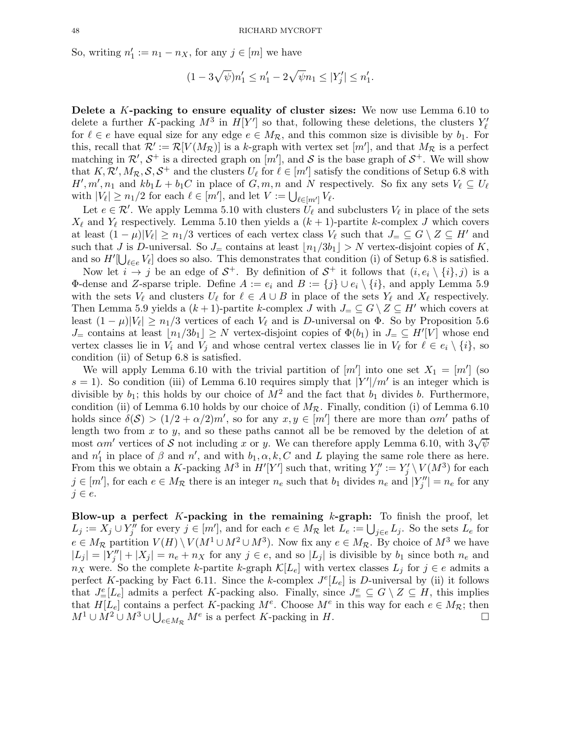So, writing $n_1' := n_1 - n_X$, for any $j \in [m]$ we have

$$(1 - 3\sqrt{\psi})n_1' \leq n_1' - 2\sqrt{\psi}n_1 \leq |Y_j'| \leq n_1'.$$

**Delete a $K$-packing to ensure equality of cluster sizes:** We now use Lemma 6.10 to delete a further $K$-packing $M^3$ in $H[Y']$ so that, following these deletions, the clusters $Y_\ell'$ for $\ell \in e$ have equal size for any edge $e \in M_{\mathcal{R}}$, and this common size is divisible by $b_1$. For this, recall that $\mathcal{R}' := \mathcal{R}[V(M_{\mathcal{R}})]$ is a $k$-graph with vertex set $[m']$, and that $M_{\mathcal{R}}$ is a perfect matching in $\mathcal{R}'$, $\mathcal{S}^+$ is a directed graph on $[m']$, and $\mathcal{S}$ is the base graph of $\mathcal{S}^+$. We will show that $K, \mathcal{R}', M_{\mathcal{R}}, \mathcal{S}, \mathcal{S}^+$ and the clusters $U_\ell$ for $\ell \in [m']$ satisfy the conditions of Setup 6.8 with $H', m', n_1$ and $kb_1L + b_1C$ in place of $G, m, n$ and $N$ respectively. So fix any sets $V_\ell \subseteq U_\ell$ with $|V_\ell| \geq n_1/2$ for each $\ell \in [m']$, and let $V := \bigcup_{\ell \in [m']} V_\ell$.

Let $e \in \mathcal{R}'$. We apply Lemma 5.10 with clusters $U_\ell$ and subclusters $V_\ell$ in place of the sets $X_\ell$ and $Y_\ell$ respectively. Lemma 5.10 then yields a $(k+1)$-partite $k$-complex $J$ which covers at least $(1-\mu)|V_\ell| \geq n_1/3$ vertices of each vertex class $V_\ell$ such that $J_= \subseteq G \setminus Z \subseteq H'$ and such that $J$ is $D$-universal. So $J_=$ contains at least $\lfloor n_1/3b_1 \rfloor > N$ vertex-disjoint copies of $K$, and so $H'[\bigcup_{\ell \in e} V_\ell]$ does so also. This demonstrates that condition (i) of Setup 6.8 is satisfied.

Now let $i \to j$ be an edge of $\mathcal{S}^+$. By definition of $\mathcal{S}^+$ it follows that $(i, e_i \setminus \{i\}, j)$ is a $\Phi$-dense and $Z$-sparse triple. Define $A := e_i$ and $B := \{j\} \cup e_i \setminus \{i\}$, and apply Lemma 5.9 with the sets $V_\ell$ and clusters $U_\ell$ for $\ell \in A \cup B$ in place of the sets $Y_\ell$ and $X_\ell$ respectively. Then Lemma 5.9 yields a $(k+1)$-partite $k$-complex $J$ with $J_= \subseteq G \setminus Z \subseteq H'$ which covers at least $(1-\mu)|V_\ell| \geq n_1/3$ vertices of each $V_\ell$ and is $D$-universal on $\Phi$. So by Proposition 5.6 $J_=$ contains at least $\lfloor n_1/3b_1 \rfloor \geq N$ vertex-disjoint copies of $\Phi(b_1)$ in $J_= \subseteq H'[V]$ whose end vertex classes lie in $V_i$ and $V_j$ and whose central vertex classes lie in $V_\ell$ for $\ell \in e_i \setminus \{i\}$, so condition (ii) of Setup 6.8 is satisfied.

We will apply Lemma 6.10 with the trivial partition of $[m']$ into one set $X_1 = [m']$ (so $s = 1$). So condition (iii) of Lemma 6.10 requires simply that $|Y'|/m'$ is an integer which is divisible by $b_1$; this holds by our choice of $M^2$ and the fact that $b_1$ divides $b$. Furthermore, condition (ii) of Lemma 6.10 holds by our choice of $M_{\mathcal{R}}$. Finally, condition (i) of Lemma 6.10 holds since $\delta(\mathcal{S}) > (1/2 + \alpha/2)m'$, so for any $x, y \in [m']$ there are more than $\alpha m'$ paths of length two from $x$ to $y$, and so these paths cannot all be be removed by the deletion of at most $\alpha m'$ vertices of $\mathcal{S}$ not including $x$ or $y$. We can therefore apply Lemma 6.10, with $3\sqrt{\psi}$ and $n_1'$ in place of $\beta$ and $n'$, and with $b_1, \alpha, k, C$ and $L$ playing the same role there as here. From this we obtain a $K$-packing $M^3$ in $H'[Y']$ such that, writing $Y_j'' := Y_j' \setminus V(M^3)$ for each $j \in [m']$, for each $e \in M_{\mathcal{R}}$ there is an integer $n_e$ such that $b_1$ divides $n_e$ and $|Y_j''| = n_e$ for any $j \in e$.

**Blow-up a perfect $K$-packing in the remaining $k$-graph:** To finish the proof, let $L_j := X_j \cup Y_j''$ for every $j \in [m']$, and for each $e \in M_{\mathcal{R}}$ let $L_e := \bigcup_{j \in e} L_j$. So the sets $L_e$ for $e \in M_{\mathcal{R}}$ partition $V(H) \setminus V(M^1 \cup M^2 \cup M^3)$. Now fix any $e \in M_{\mathcal{R}}$. By choice of $M^3$ we have $|L_j| = |Y_j''| + |X_j| = n_e + n_X$ for any $j \in e$, and so $|L_j|$ is divisible by $b_1$ since both $n_e$ and $n_X$ were. So the complete $k$-partite $k$-graph $\mathcal{K}[L_e]$ with vertex classes $L_j$ for $j \in e$ admits a perfect $K$-packing by Fact 6.11. Since the $k$-complex $J^e[L_e]$ is $D$-universal by (ii) it follows that $J^e_=[L_e]$ admits a perfect $K$-packing also. Finally, since $J^e_= \subseteq G \setminus Z \subseteq H$, this implies that $H[L_e]$ contains a perfect $K$-packing $M^e$. Choose $M^e$ in this way for each $e \in M_{\mathcal{R}}$; then $M^1 \cup M^2 \cup M^3 \cup \bigcup_{e \in M_{\mathcal{R}}} M^e$ is a perfect $K$-packing in $H$. □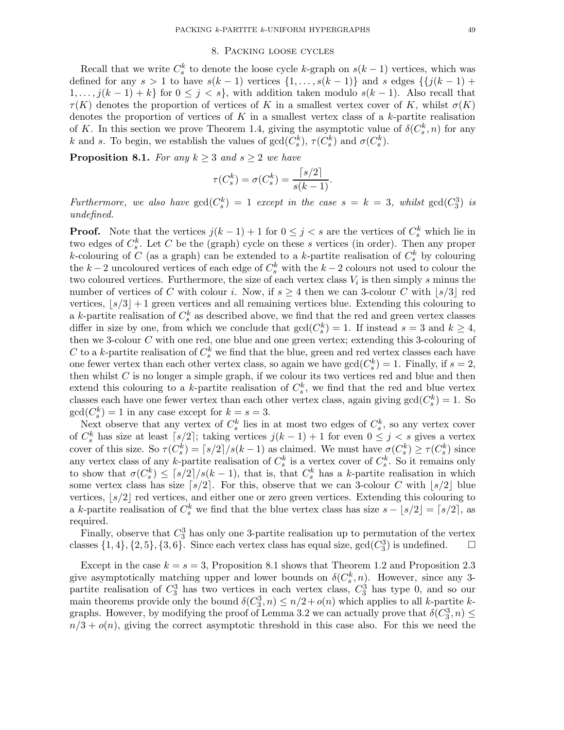## 8. Packing loose cycles

Recall that we write $C^k_s$ to denote the loose cycle $k$-graph on $s(k-1)$ vertices, which was defined for any $s > 1$ to have $s(k-1)$ vertices $\{1, \dots, s(k-1)\}$ and $s$ edges $\{\{j(k-1)+1, \dots, j(k-1)+k\}$ for $0 \leq j < s\}$, with addition taken modulo $s(k-1)$. Also recall that $\tau(K)$ denotes the proportion of vertices of $K$ in a smallest vertex cover of $K$, whilst $\sigma(K)$ denotes the proportion of vertices of $K$ in a smallest vertex class of a $k$-partite realisation of $K$. In this section we prove Theorem 1.4, giving the asymptotic value of $\delta(C^k_s, n)$ for any $k$ and $s$. To begin, we establish the values of $\gcd(C^k_s)$, $\tau(C^k_s)$ and $\sigma(C^k_s)$.

**Proposition 8.1.** *For any $k \geq 3$ and $s \geq 2$ we have*

$$\tau(C^k_s) = \sigma(C^k_s) = \frac{\lceil s/2 \rceil}{s(k-1)}.$$

*Furthermore, we also have $\gcd(C^k_s) = 1$ except in the case $s = k = 3$, whilst $\gcd(C^3_3)$ is undefined.*

**Proof.** Note that the vertices $j(k-1)+1$ for $0 \leq j < s$ are the vertices of $C^k_s$ which lie in two edges of $C^k_s$. Let $C$ be the (graph) cycle on these $s$ vertices (in order). Then any proper $k$-colouring of $C$ (as a graph) can be extended to a $k$-partite realisation of $C^k_s$ by colouring the $k-2$ uncoloured vertices of each edge of $C^k_s$ with the $k-2$ colours not used to colour the two coloured vertices. Furthermore, the size of each vertex class $V_i$ is then simply $s$ minus the number of vertices of $C$ with colour $i$. Now, if $s \geq 4$ then we can 3-colour $C$ with $\lfloor s/3 \rfloor$ red vertices, $\lfloor s/3 \rfloor + 1$ green vertices and all remaining vertices blue. Extending this colouring to a $k$-partite realisation of $C^k_s$ as described above, we find that the red and green vertex classes differ in size by one, from which we conclude that $\gcd(C^k_s) = 1$. If instead $s = 3$ and $k \geq 4$, then we 3-colour $C$ with one red, one blue and one green vertex; extending this 3-colouring of $C$ to a $k$-partite realisation of $C^k_s$ we find that the blue, green and red vertex classes each have one fewer vertex than each other vertex class, so again we have $\gcd(C^k_s) = 1$. Finally, if $s = 2$, then whilst $C$ is no longer a simple graph, if we colour its two vertices red and blue and then extend this colouring to a $k$-partite realisation of $C^k_s$, we find that the red and blue vertex classes each have one fewer vertex than each other vertex class, again giving $\gcd(C^k_s) = 1$. So $\gcd(C^k_s) = 1$ in any case except for $k = s = 3$.

Next observe that any vertex of $C^k_s$ lies in at most two edges of $C^k_s$, so any vertex cover of $C^k_s$ has size at least $\lceil s/2 \rceil$; taking vertices $j(k-1)+1$ for even $0 \leq j < s$ gives a vertex cover of this size. So $\tau(C^k_s) = \lceil s/2 \rceil / s(k-1)$ as claimed. We must have $\sigma(C^k_s) \geq \tau(C^k_s)$ since any vertex class of any $k$-partite realisation of $C^k_s$ is a vertex cover of $C^k_s$. So it remains only to show that $\sigma(C^k_s) \leq \lceil s/2 \rceil / s(k-1)$, that is, that $C^k_s$ has a $k$-partite realisation in which some vertex class has size $\lceil s/2 \rceil$. For this, observe that we can 3-colour $C$ with $\lfloor s/2 \rfloor$ blue vertices, $\lfloor s/2 \rfloor$ red vertices, and either one or zero green vertices. Extending this colouring to a $k$-partite realisation of $C^k_s$ we find that the blue vertex class has size $s - \lfloor s/2 \rfloor = \lceil s/2 \rceil$, as required.

Finally, observe that $C^3_3$ has only one 3-partite realisation up to permutation of the vertex classes $\{1,4\}, \{2,5\}, \{3,6\}$. Since each vertex class has equal size, $\gcd(C^3_3)$ is undefined. $\square$

Except in the case $k = s = 3$, Proposition 8.1 shows that Theorem 1.2 and Proposition 2.3 give asymptotically matching upper and lower bounds on $\delta(C^k_s, n)$. However, since any 3-partite realisation of $C^3_3$ has two vertices in each vertex class, $C^3_3$ has type 0, and so our main theorems provide only the bound $\delta(C^3_3, n) \leq n/2 + o(n)$ which applies to all $k$-partite $k$-graphs. However, by modifying the proof of Lemma 3.2 we can actually prove that $\delta(C^3_3, n) \leq n/3 + o(n)$, giving the correct asymptotic threshold in this case also. For this we need the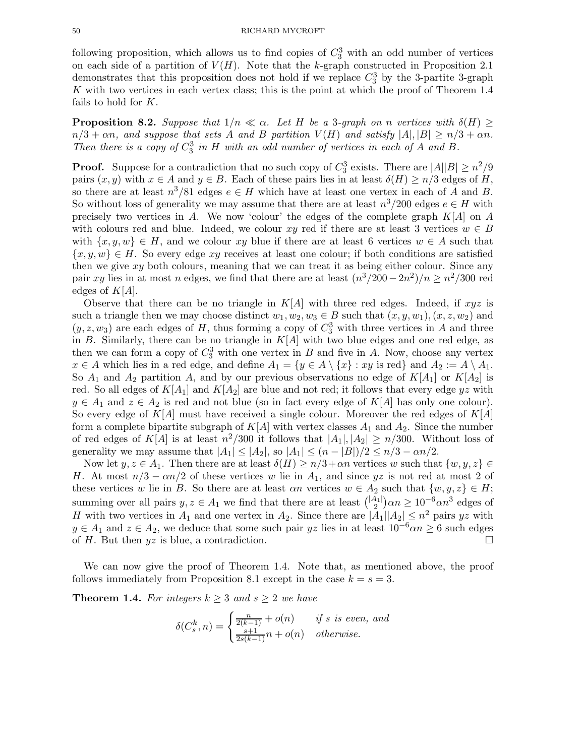following proposition, which allows us to find copies of $C_3^3$ with an odd number of vertices on each side of a partition of $V(H)$. Note that the $k$-graph constructed in Proposition 2.1 demonstrates that this proposition does not hold if we replace $C_3^3$ by the 3-partite 3-graph $K$ with two vertices in each vertex class; this is the point at which the proof of Theorem 1.4 fails to hold for $K$.

**Proposition 8.2.** *Suppose that $1/n \ll \alpha$. Let $H$ be a 3-graph on $n$ vertices with $\delta(H) \geq n/3 + \alpha n$, and suppose that sets $A$ and $B$ partition $V(H)$ and satisfy $|A|, |B| \geq n/3 + \alpha n$. Then there is a copy of $C_3^3$ in $H$ with an odd number of vertices in each of $A$ and $B$.*

**Proof.** Suppose for a contradiction that no such copy of $C_3^3$ exists. There are $|A||B| \geq n^2/9$ pairs $(x, y)$ with $x \in A$ and $y \in B$. Each of these pairs lies in at least $\delta(H) \geq n/3$ edges of $H$, so there are at least $n^3/81$ edges $e \in H$ which have at least one vertex in each of $A$ and $B$. So without loss of generality we may assume that there are at least $n^3/200$ edges $e \in H$ with precisely two vertices in $A$. We now 'colour' the edges of the complete graph $K[A]$ on $A$ with colours red and blue. Indeed, we colour $xy$ red if there are at least 3 vertices $w \in B$ with $\{x, y, w\} \in H$, and we colour $xy$ blue if there are at least 6 vertices $w \in A$ such that $\{x, y, w\} \in H$. So every edge $xy$ receives at least one colour; if both conditions are satisfied then we give $xy$ both colours, meaning that we can treat it as being either colour. Since any pair $xy$ lies in at most $n$ edges, we find that there are at least $(n^3/200 - 2n^2)/n \geq n^2/300$ red edges of $K[A]$.

Observe that there can be no triangle in $K[A]$ with three red edges. Indeed, if $xyz$ is such a triangle then we may choose distinct $w_1, w_2, w_3 \in B$ such that $(x, y, w_1), (x, z, w_2)$ and $(y, z, w_3)$ are each edges of $H$, thus forming a copy of $C_3^3$ with three vertices in $A$ and three in $B$. Similarly, there can be no triangle in $K[A]$ with two blue edges and one red edge, as then we can form a copy of $C_3^3$ with one vertex in $B$ and five in $A$. Now, choose any vertex $x \in A$ which lies in a red edge, and define $A_1 = \{y \in A \setminus \{x\} : xy \text{ is red}\}$ and $A_2 := A \setminus A_1$. So $A_1$ and $A_2$ partition $A$, and by our previous observations no edge of $K[A_1]$ or $K[A_2]$ is red. So all edges of $K[A_1]$ and $K[A_2]$ are blue and not red; it follows that every edge $yz$ with $y \in A_1$ and $z \in A_2$ is red and not blue (so in fact every edge of $K[A]$ has only one colour). So every edge of $K[A]$ must have received a single colour. Moreover the red edges of $K[A]$ form a complete bipartite subgraph of $K[A]$ with vertex classes $A_1$ and $A_2$. Since the number of red edges of $K[A]$ is at least $n^2/300$ it follows that $|A_1|, |A_2| \geq n/300$. Without loss of generality we may assume that $|A_1| \leq |A_2|$, so $|A_1| \leq (n - |B|)/2 \leq n/3 - \alpha n/2$.

Now let $y, z \in A_1$. Then there are at least $\delta(H) \geq n/3 + \alpha n$ vertices $w$ such that $\{w, y, z\} \in H$. At most $n/3 - \alpha n/2$ of these vertices $w$ lie in $A_1$, and since $yz$ is not red at most 2 of these vertices $w$ lie in $B$. So there are at least $\alpha n$ vertices $w \in A_2$ such that $\{w, y, z\} \in H$; summing over all pairs $y, z \in A_1$ we find that there are at least $\binom{|A_1|}{2}\alpha n \geq 10^{-6}\alpha n^3$ edges of $H$ with two vertices in $A_1$ and one vertex in $A_2$. Since there are $|A_1||A_2| \leq n^2$ pairs $yz$ with $y \in A_1$ and $z \in A_2$, we deduce that some such pair $yz$ lies in at least $10^{-6}\alpha n \geq 6$ such edges of $H$. But then $yz$ is blue, a contradiction. $\square$

We can now give the proof of Theorem 1.4. Note that, as mentioned above, the proof follows immediately from Proposition 8.1 except in the case $k = s = 3$.

**Theorem 1.4.** *For integers $k \geq 3$ and $s \geq 2$ we have*

$$\delta(C_s^k, n) = \begin{cases} \frac{n}{2(k-1)} + o(n) & \text{if } s \text{ is even, and} \\ \frac{s+1}{2s(k-1)}n + o(n) & \text{otherwise.} \end{cases}$$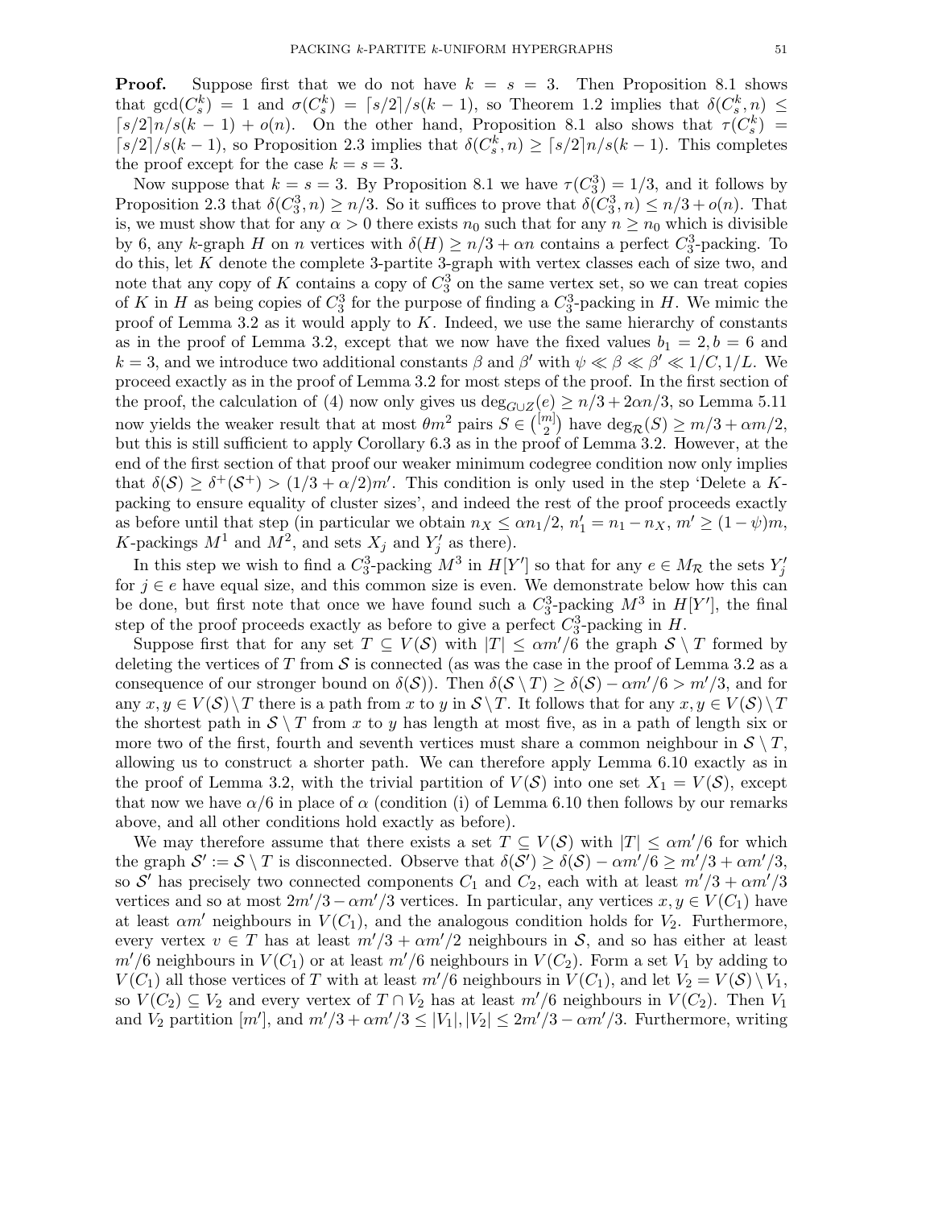**Proof.** Suppose first that we do not have $k = s = 3$. Then Proposition 8.1 shows that $\gcd(C_s^k) = 1$ and $\sigma(C_s^k) = \lceil s/2 \rceil / s(k-1)$, so Theorem 1.2 implies that $\delta(C_s^k, n) \leq \lceil s/2 \rceil n / s(k-1) + o(n)$. On the other hand, Proposition 8.1 also shows that $\tau(C_s^k) = \lceil s/2 \rceil / s(k-1)$, so Proposition 2.3 implies that $\delta(C_s^k, n) \geq \lceil s/2 \rceil n / s(k-1)$. This completes the proof except for the case $k = s = 3$.

Now suppose that $k = s = 3$. By Proposition 8.1 we have $\tau(C_3^3) = 1/3$, and it follows by Proposition 2.3 that $\delta(C_3^3, n) \geq n/3$. So it suffices to prove that $\delta(C_3^3, n) \leq n/3 + o(n)$. That is, we must show that for any $\alpha > 0$ there exists $n_0$ such that for any $n \geq n_0$ which is divisible by 6, any $k$-graph $H$ on $n$ vertices with $\delta(H) \geq n/3 + \alpha n$ contains a perfect $C_3^3$-packing. To do this, let $K$ denote the complete 3-partite 3-graph with vertex classes each of size two, and note that any copy of $K$ contains a copy of $C_3^3$ on the same vertex set, so we can treat copies of $K$ in $H$ as being copies of $C_3^3$ for the purpose of finding a $C_3^3$-packing in $H$. We mimic the proof of Lemma 3.2 as it would apply to $K$. Indeed, we use the same hierarchy of constants as in the proof of Lemma 3.2, except that we now have the fixed values $b_1 = 2, b = 6$ and $k = 3$, and we introduce two additional constants $\beta$ and $\beta'$ with $\psi \ll \beta \ll \beta' \ll 1/C, 1/L$. We proceed exactly as in the proof of Lemma 3.2 for most steps of the proof. In the first section of the proof, the calculation of (4) now only gives us $\deg_{G \cup Z}(e) \geq n/3 + 2\alpha n/3$, so Lemma 5.11 now yields the weaker result that at most $\theta m^2$ pairs $S \in \binom{[m]}{2}$ have $\deg_{\mathcal{R}}(S) \geq m/3 + \alpha m/2$, but this is still sufficient to apply Corollary 6.3 as in the proof of Lemma 3.2. However, at the end of the first section of that proof our weaker minimum codegree condition now only implies that $\delta(\mathcal{S}) \geq \delta^+(\mathcal{S}^+) > (1/3 + \alpha/2)m'$. This condition is only used in the step 'Delete a $K$-packing to ensure equality of cluster sizes', and indeed the rest of the proof proceeds exactly as before until that step (in particular we obtain $n_X \leq \alpha n_1/2$, $n_1' = n_1 - n_X$, $m' \geq (1-\psi)m$, $K$-packings $M^1$ and $M^2$, and sets $X_j$ and $Y_j'$ as there).

In this step we wish to find a $C_3^3$-packing $M^3$ in $H[Y']$ so that for any $e \in M_{\mathcal{R}}$ the sets $Y_j'$ for $j \in e$ have equal size, and this common size is even. We demonstrate below how this can be done, but first note that once we have found such a $C_3^3$-packing $M^3$ in $H[Y']$, the final step of the proof proceeds exactly as before to give a perfect $C_3^3$-packing in $H$.

Suppose first that for any set $T \subseteq V(\mathcal{S})$ with $|T| \leq \alpha m'/6$ the graph $\mathcal{S} \setminus T$ formed by deleting the vertices of $T$ from $\mathcal{S}$ is connected (as was the case in the proof of Lemma 3.2 as a consequence of our stronger bound on $\delta(\mathcal{S})$). Then $\delta(\mathcal{S} \setminus T) \geq \delta(\mathcal{S}) - \alpha m'/6 > m'/3$, and for any $x, y \in V(\mathcal{S}) \setminus T$ there is a path from $x$ to $y$ in $\mathcal{S} \setminus T$. It follows that for any $x, y \in V(\mathcal{S}) \setminus T$ the shortest path in $\mathcal{S} \setminus T$ from $x$ to $y$ has length at most five, as in a path of length six or more two of the first, fourth and seventh vertices must share a common neighbour in $\mathcal{S} \setminus T$, allowing us to construct a shorter path. We can therefore apply Lemma 6.10 exactly as in the proof of Lemma 3.2, with the trivial partition of $V(\mathcal{S})$ into one set $X_1 = V(\mathcal{S})$, except that now we have $\alpha/6$ in place of $\alpha$ (condition (i) of Lemma 6.10 then follows by our remarks above, and all other conditions hold exactly as before).

We may therefore assume that there exists a set $T \subseteq V(\mathcal{S})$ with $|T| \leq \alpha m'/6$ for which the graph $\mathcal{S}' := \mathcal{S} \setminus T$ is disconnected. Observe that $\delta(\mathcal{S}') \geq \delta(\mathcal{S}) - \alpha m'/6 \geq m'/3 + \alpha m'/3$, so $\mathcal{S}'$ has precisely two connected components $C_1$ and $C_2$, each with at least $m'/3 + \alpha m'/3$ vertices and so at most $2m'/3 - \alpha m'/3$ vertices. In particular, any vertices $x, y \in V(C_1)$ have at least $\alpha m'$ neighbours in $V(C_1)$, and the analogous condition holds for $V_2$. Furthermore, every vertex $v \in T$ has at least $m'/3 + \alpha m'/2$ neighbours in $\mathcal{S}$, and so has either at least $m'/6$ neighbours in $V(C_1)$ or at least $m'/6$ neighbours in $V(C_2)$. Form a set $V_1$ by adding to $V(C_1)$ all those vertices of $T$ with at least $m'/6$ neighbours in $V(C_1)$, and let $V_2 = V(\mathcal{S}) \setminus V_1$, so $V(C_2) \subseteq V_2$ and every vertex of $T \cap V_2$ has at least $m'/6$ neighbours in $V(C_2)$. Then $V_1$ and $V_2$ partition $[m']$, and $m'/3 + \alpha m'/3 \leq |V_1|, |V_2| \leq 2m'/3 - \alpha m'/3$. Furthermore, writing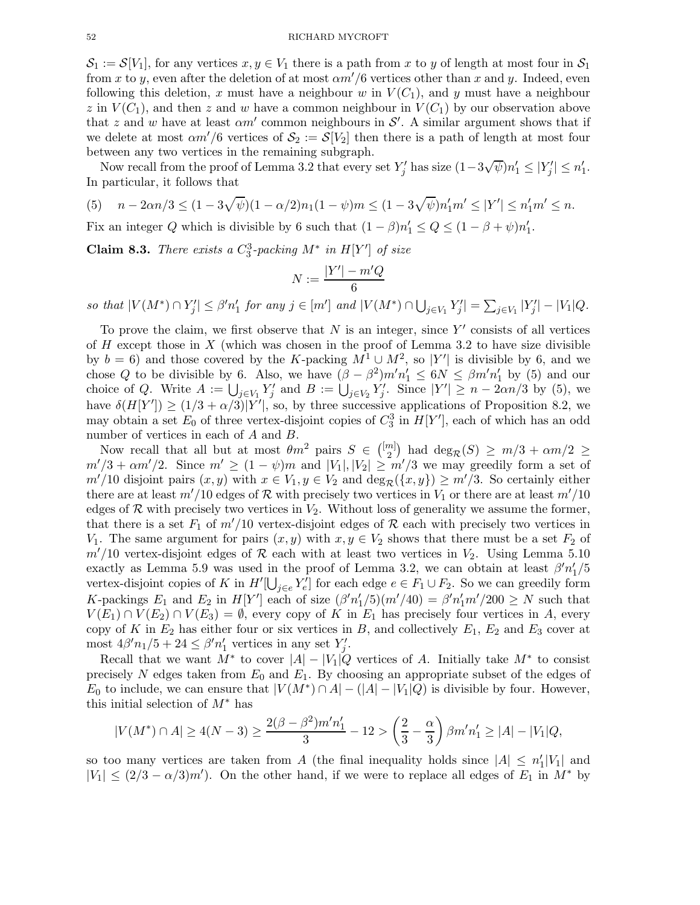$\mathcal{S}_1 := \mathcal{S}[V_1]$, for any vertices $x, y \in V_1$ there is a path from $x$ to $y$ of length at most four in $\mathcal{S}_1$ from $x$ to $y$, even after the deletion of at most $\alpha m'/6$ vertices other than $x$ and $y$. Indeed, even following this deletion, $x$ must have a neighbour $w$ in $V(C_1)$, and $y$ must have a neighbour $z$ in $V(C_1)$, and then $z$ and $w$ have a common neighbour in $V(C_1)$ by our observation above that $z$ and $w$ have at least $\alpha m'$ common neighbours in $\mathcal{S}'$. A similar argument shows that if we delete at most $\alpha m'/6$ vertices of $\mathcal{S}_2 := \mathcal{S}[V_2]$ then there is a path of length at most four between any two vertices in the remaining subgraph.

Now recall from the proof of Lemma 3.2 that every set $Y'_j$ has size $(1-3\sqrt{\psi})n'_1 \leq |Y'_j| \leq n'_1$. In particular, it follows that

$$(5) \quad n - 2\alpha n/3 \leq (1-3\sqrt{\psi})(1-\alpha/2)n_1(1-\psi)m \leq (1-3\sqrt{\psi})n'_1 m' \leq |Y'| \leq n'_1 m' \leq n.$$

Fix an integer $Q$ which is divisible by 6 such that $(1-\beta)n'_1 \leq Q \leq (1-\beta+\psi)n'_1$.

**Claim 8.3.** *There exists a $C^3_3$-packing $M^*$ in $H[Y']$ of size*

$$N := \frac{|Y'| - m'Q}{6}$$

*so that $|V(M^*) \cap Y'_j| \leq \beta' n'_1$ for any $j \in [m']$ and $|V(M^*) \cap \bigcup_{j \in V_1} Y'_j| = \sum_{j \in V_1} |Y'_j| - |V_1|Q$.*

To prove the claim, we first observe that $N$ is an integer, since $Y'$ consists of all vertices of $H$ except those in $X$ (which was chosen in the proof of Lemma 3.2 to have size divisible by $b = 6$) and those covered by the $K$-packing $M^1 \cup M^2$, so $|Y'|$ is divisible by 6, and we chose $Q$ to be divisible by 6. Also, we have $(\beta - \beta^2)m'n'_1 \leq 6N \leq \beta m' n'_1$ by (5) and our choice of $Q$. Write $A := \bigcup_{j \in V_1} Y'_j$ and $B := \bigcup_{j \in V_2} Y'_j$. Since $|Y'| \geq n - 2\alpha n/3$ by (5), we have $\delta(H[Y']) \geq (1/3 + \alpha/3)|Y'|$, so, by three successive applications of Proposition 8.2, we may obtain a set $E_0$ of three vertex-disjoint copies of $C^3_3$ in $H[Y']$, each of which has an odd number of vertices in each of $A$ and $B$.

Now recall that all but at most $\theta m^2$ pairs $S \in \binom{[m]}{2}$ had $\deg_{\mathcal{R}}(S) \geq m/3 + \alpha m/2 \geq m'/3 + \alpha m'/2$. Since $m' \geq (1-\psi)m$ and $|V_1|, |V_2| \geq m'/3$ we may greedily form a set of $m'/10$ disjoint pairs $(x, y)$ with $x \in V_1, y \in V_2$ and $\deg_{\mathcal{R}}(\{x, y\}) \geq m'/3$. So certainly either there are at least $m'/10$ edges of $\mathcal{R}$ with precisely two vertices in $V_1$ or there are at least $m'/10$ edges of $\mathcal{R}$ with precisely two vertices in $V_2$. Without loss of generality we assume the former, that there is a set $F_1$ of $m'/10$ vertex-disjoint edges of $\mathcal{R}$ each with precisely two vertices in $V_1$. The same argument for pairs $(x, y)$ with $x, y \in V_2$ shows that there must be a set $F_2$ of $m'/10$ vertex-disjoint edges of $\mathcal{R}$ each with at least two vertices in $V_2$. Using Lemma 5.10 exactly as Lemma 5.9 was used in the proof of Lemma 3.2, we can obtain at least $\beta' n'_1/5$ vertex-disjoint copies of $K$ in $H'[\bigcup_{j \in e} Y'_e]$ for each edge $e \in F_1 \cup F_2$. So we can greedily form $K$-packings $E_1$ and $E_2$ in $H[Y']$ each of size $(\beta' n'_1/5)(m'/40) = \beta' n'_1 m'/200 \geq N$ such that $V(E_1) \cap V(E_2) \cap V(E_3) = \emptyset$, every copy of $K$ in $E_1$ has precisely four vertices in $A$, every copy of $K$ in $E_2$ has either four or six vertices in $B$, and collectively $E_1$, $E_2$ and $E_3$ cover at most $4\beta' n_1/5 + 24 \leq \beta' n'_1$ vertices in any set $Y'_j$.

Recall that we want $M^*$ to cover $|A| - |V_1|Q$ vertices of $A$. Initially take $M^*$ to consist precisely $N$ edges taken from $E_0$ and $E_1$. By choosing an appropriate subset of the edges of $E_0$ to include, we can ensure that $|V(M^*) \cap A| - (|A| - |V_1|Q)$ is divisible by four. However, this initial selection of $M^*$ has

$$|V(M^*) \cap A| \geq 4(N-3) \geq \frac{2(\beta - \beta^2)m'n'_1}{3} - 12 > \left(\frac{2}{3} - \frac{\alpha}{3}\right)\beta m' n'_1 \geq |A| - |V_1|Q,$$

so too many vertices are taken from $A$ (the final inequality holds since $|A| \leq n'_1|V_1|$ and $|V_1| \leq (2/3 - \alpha/3)m'$). On the other hand, if we were to replace all edges of $E_1$ in $M^*$ by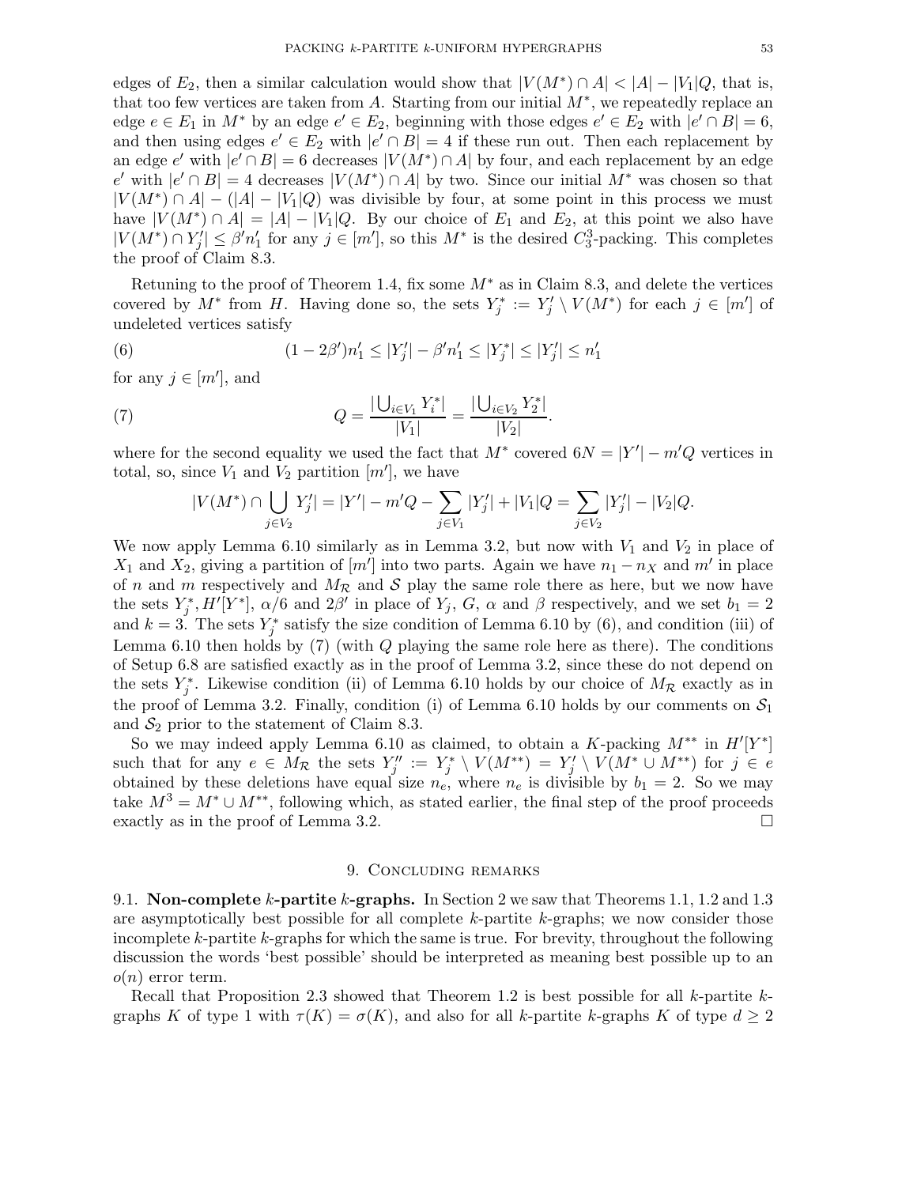edges of $E_2$, then a similar calculation would show that $|V(M^*) \cap A| < |A| - |V_1|Q$, that is, that too few vertices are taken from $A$. Starting from our initial $M^*$, we repeatedly replace an edge $e \in E_1$ in $M^*$ by an edge $e' \in E_2$, beginning with those edges $e' \in E_2$ with $|e' \cap B| = 6$, and then using edges $e' \in E_2$ with $|e' \cap B| = 4$ if these run out. Then each replacement by an edge $e'$ with $|e' \cap B| = 6$ decreases $|V(M^*) \cap A|$ by four, and each replacement by an edge $e'$ with $|e' \cap B| = 4$ decreases $|V(M^*) \cap A|$ by two. Since our initial $M^*$ was chosen so that $|V(M^*) \cap A| - (|A| - |V_1|Q)$ was divisible by four, at some point in this process we must have $|V(M^*) \cap A| = |A| - |V_1|Q$. By our choice of $E_1$ and $E_2$, at this point we also have $|V(M^*) \cap Y'_j| \leq \beta' n'_1$ for any $j \in [m']$, so this $M^*$ is the desired $C^3_3$-packing. This completes the proof of Claim 8.3.

Retuning to the proof of Theorem 1.4, fix some $M^*$ as in Claim 8.3, and delete the vertices covered by $M^*$ from $H$. Having done so, the sets $Y^*_j := Y'_j \setminus V(M^*)$ for each $j \in [m']$ of undeleted vertices satisfy

$$(1 - 2\beta')n'_1 \leq |Y'_j| - \beta' n'_1 \leq |Y^*_j| \leq |Y'_j| \leq n'_1 \tag{6}$$

for any $j \in [m']$, and

$$Q = \frac{|\bigcup_{i \in V_1} Y^*_i|}{|V_1|} = \frac{|\bigcup_{i \in V_2} Y^*_2|}{|V_2|}. \tag{7}$$

where for the second equality we used the fact that $M^*$ covered $6N = |Y'| - m'Q$ vertices in total, so, since $V_1$ and $V_2$ partition $[m']$, we have

$$|V(M^*) \cap \bigcup_{j \in V_2} Y'_j| = |Y'| - m'Q - \sum_{j \in V_1} |Y'_j| + |V_1|Q = \sum_{j \in V_2} |Y'_j| - |V_2|Q.$$

We now apply Lemma 6.10 similarly as in Lemma 3.2, but now with $V_1$ and $V_2$ in place of $X_1$ and $X_2$, giving a partition of $[m']$ into two parts. Again we have $n_1 - n_X$ and $m'$ in place of $n$ and $m$ respectively and $M_{\mathcal{R}}$ and $\mathcal{S}$ play the same role there as here, but we now have the sets $Y^*_j, H'[Y^*]$, $\alpha/6$ and $2\beta'$ in place of $Y_j$, $G$, $\alpha$ and $\beta$ respectively, and we set $b_1 = 2$ and $k = 3$. The sets $Y^*_j$ satisfy the size condition of Lemma 6.10 by (6), and condition (iii) of Lemma 6.10 then holds by (7) (with $Q$ playing the same role here as there). The conditions of Setup 6.8 are satisfied exactly as in the proof of Lemma 3.2, since these do not depend on the sets $Y^*_j$. Likewise condition (ii) of Lemma 6.10 holds by our choice of $M_{\mathcal{R}}$ exactly as in the proof of Lemma 3.2. Finally, condition (i) of Lemma 6.10 holds by our comments on $\mathcal{S}_1$ and $\mathcal{S}_2$ prior to the statement of Claim 8.3.

So we may indeed apply Lemma 6.10 as claimed, to obtain a $K$-packing $M^{**}$ in $H'[Y^*]$ such that for any $e \in M_{\mathcal{R}}$ the sets $Y''_j := Y^*_j \setminus V(M^{**}) = Y'_j \setminus V(M^* \cup M^{**})$ for $j \in e$ obtained by these deletions have equal size $n_e$, where $n_e$ is divisible by $b_1 = 2$. So we may take $M^3 = M^* \cup M^{**}$, following which, as stated earlier, the final step of the proof proceeds exactly as in the proof of Lemma 3.2. □

## 9. Concluding remarks

**9.1. Non-complete $k$-partite $k$-graphs.** In Section 2 we saw that Theorems 1.1, 1.2 and 1.3 are asymptotically best possible for all complete $k$-partite $k$-graphs; we now consider those incomplete $k$-partite $k$-graphs for which the same is true. For brevity, throughout the following discussion the words 'best possible' should be interpreted as meaning best possible up to an $o(n)$ error term.

Recall that Proposition 2.3 showed that Theorem 1.2 is best possible for all $k$-partite $k$-graphs $K$ of type 1 with $\tau(K) = \sigma(K)$, and also for all $k$-partite $k$-graphs $K$ of type $d \geq 2$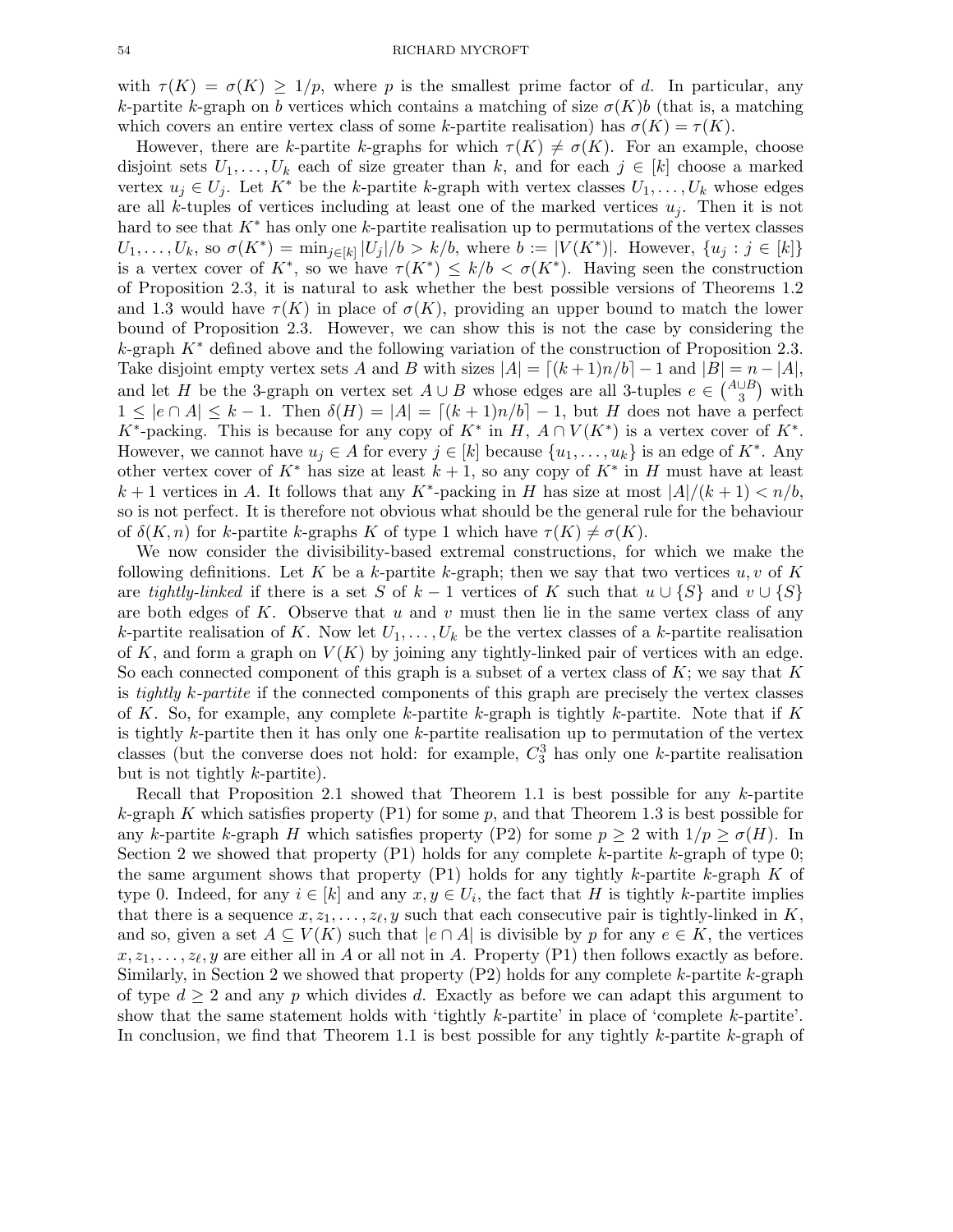with $\tau(K) = \sigma(K) \geq 1/p$, where $p$ is the smallest prime factor of $d$. In particular, any $k$-partite $k$-graph on $b$ vertices which contains a matching of size $\sigma(K)b$ (that is, a matching which covers an entire vertex class of some $k$-partite realisation) has $\sigma(K) = \tau(K)$.

However, there are $k$-partite $k$-graphs for which $\tau(K) \neq \sigma(K)$. For an example, choose disjoint sets $U_1, \dots, U_k$ each of size greater than $k$, and for each $j \in [k]$ choose a marked vertex $u_j \in U_j$. Let $K^*$ be the $k$-partite $k$-graph with vertex classes $U_1, \dots, U_k$ whose edges are all $k$-tuples of vertices including at least one of the marked vertices $u_j$. Then it is not hard to see that $K^*$ has only one $k$-partite realisation up to permutations of the vertex classes $U_1, \dots, U_k$, so $\sigma(K^*) = \min_{j \in [k]} |U_j|/b > k/b$, where $b := |V(K^*)|$. However, $\{u_j : j \in [k]\}$ is a vertex cover of $K^*$, so we have $\tau(K^*) \leq k/b < \sigma(K^*)$. Having seen the construction of Proposition 2.3, it is natural to ask whether the best possible versions of Theorems 1.2 and 1.3 would have $\tau(K)$ in place of $\sigma(K)$, providing an upper bound to match the lower bound of Proposition 2.3. However, we can show this is not the case by considering the $k$-graph $K^*$ defined above and the following variation of the construction of Proposition 2.3. Take disjoint empty vertex sets $A$ and $B$ with sizes $|A| = \lceil (k+1)n/b \rceil - 1$ and $|B| = n - |A|$, and let $H$ be the 3-graph on vertex set $A \cup B$ whose edges are all 3-tuples $e \in \binom{A \cup B}{3}$ with $1 \leq |e \cap A| \leq k-1$. Then $\delta(H) = |A| = \lceil (k+1)n/b \rceil - 1$, but $H$ does not have a perfect $K^*$-packing. This is because for any copy of $K^*$ in $H$, $A \cap V(K^*)$ is a vertex cover of $K^*$. However, we cannot have $u_j \in A$ for every $j \in [k]$ because $\{u_1, \dots, u_k\}$ is an edge of $K^*$. Any other vertex cover of $K^*$ has size at least $k+1$, so any copy of $K^*$ in $H$ must have at least $k+1$ vertices in $A$. It follows that any $K^*$-packing in $H$ has size at most $|A|/(k+1) < n/b$, so is not perfect. It is therefore not obvious what should be the general rule for the behaviour of $\delta(K, n)$ for $k$-partite $k$-graphs $K$ of type 1 which have $\tau(K) \neq \sigma(K)$.

We now consider the divisibility-based extremal constructions, for which we make the following definitions. Let $K$ be a $k$-partite $k$-graph; then we say that two vertices $u, v$ of $K$ are *tightly-linked* if there is a set $S$ of $k-1$ vertices of $K$ such that $u \cup \{S\}$ and $v \cup \{S\}$ are both edges of $K$. Observe that $u$ and $v$ must then lie in the same vertex class of any $k$-partite realisation of $K$. Now let $U_1, \dots, U_k$ be the vertex classes of a $k$-partite realisation of $K$, and form a graph on $V(K)$ by joining any tightly-linked pair of vertices with an edge. So each connected component of this graph is a subset of a vertex class of $K$; we say that $K$ is *tightly $k$-partite* if the connected components of this graph are precisely the vertex classes of $K$. So, for example, any complete $k$-partite $k$-graph is tightly $k$-partite. Note that if $K$ is tightly $k$-partite then it has only one $k$-partite realisation up to permutation of the vertex classes (but the converse does not hold: for example, $C^3_3$ has only one $k$-partite realisation but is not tightly $k$-partite).

Recall that Proposition 2.1 showed that Theorem 1.1 is best possible for any $k$-partite $k$-graph $K$ which satisfies property (P1) for some $p$, and that Theorem 1.3 is best possible for any $k$-partite $k$-graph $H$ which satisfies property (P2) for some $p \geq 2$ with $1/p \geq \sigma(H)$. In Section 2 we showed that property (P1) holds for any complete $k$-partite $k$-graph of type 0; the same argument shows that property (P1) holds for any tightly $k$-partite $k$-graph $K$ of type 0. Indeed, for any $i \in [k]$ and any $x, y \in U_i$, the fact that $H$ is tightly $k$-partite implies that there is a sequence $x, z_1, \dots, z_\ell, y$ such that each consecutive pair is tightly-linked in $K$, and so, given a set $A \subseteq V(K)$ such that $|e \cap A|$ is divisible by $p$ for any $e \in K$, the vertices $x, z_1, \dots, z_\ell, y$ are either all in $A$ or all not in $A$. Property (P1) then follows exactly as before. Similarly, in Section 2 we showed that property (P2) holds for any complete $k$-partite $k$-graph of type $d \geq 2$ and any $p$ which divides $d$. Exactly as before we can adapt this argument to show that the same statement holds with 'tightly $k$-partite' in place of 'complete $k$-partite'. In conclusion, we find that Theorem 1.1 is best possible for any tightly $k$-partite $k$-graph of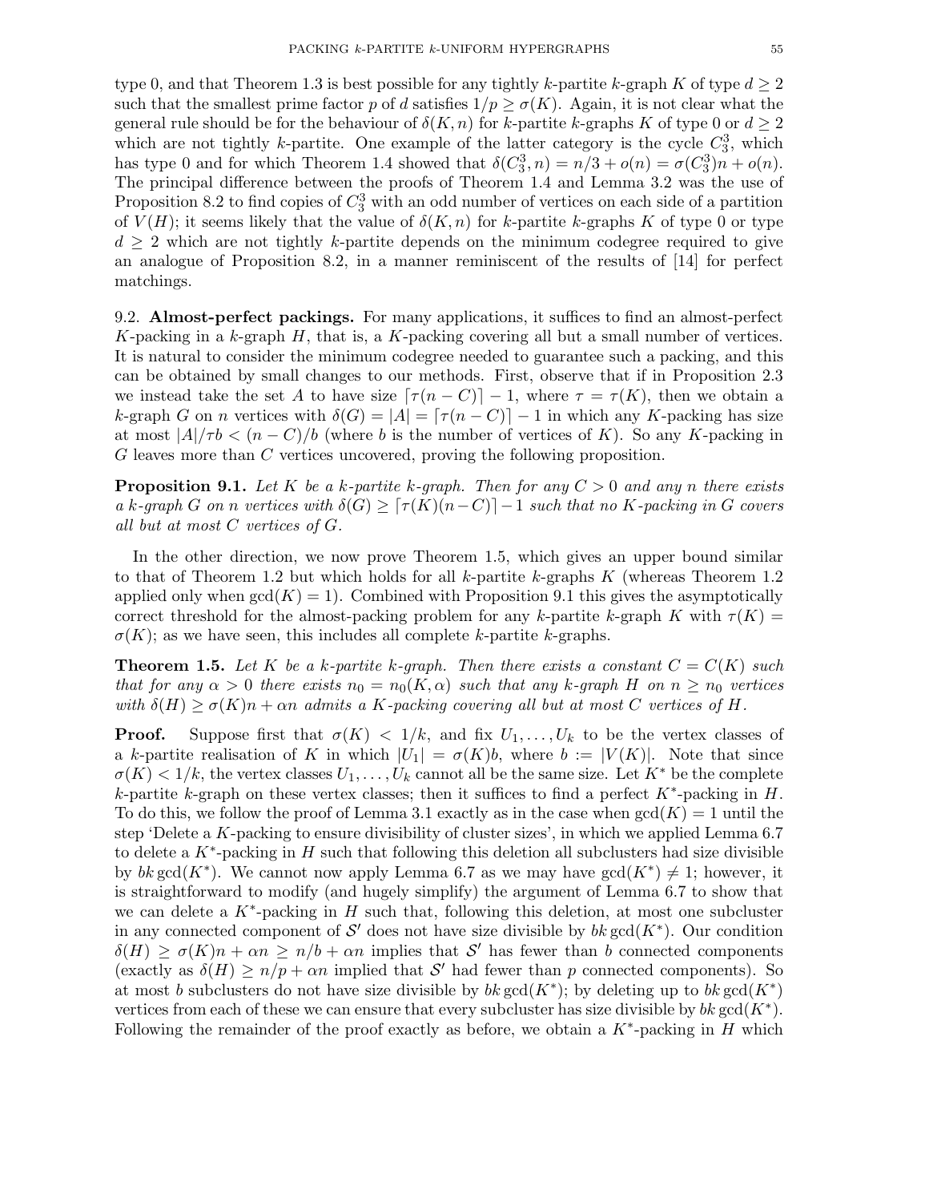type 0, and that Theorem 1.3 is best possible for any tightly $k$-partite $k$-graph $K$ of type $d \geq 2$ such that the smallest prime factor $p$ of $d$ satisfies $1/p \geq \sigma(K)$. Again, it is not clear what the general rule should be for the behaviour of $\delta(K, n)$ for $k$-partite $k$-graphs $K$ of type 0 or $d \geq 2$ which are not tightly $k$-partite. One example of the latter category is the cycle $C_3^3$, which has type 0 and for which Theorem 1.4 showed that $\delta(C_3^3, n) = n/3 + o(n) = \sigma(C_3^3)n + o(n)$. The principal difference between the proofs of Theorem 1.4 and Lemma 3.2 was the use of Proposition 8.2 to find copies of $C_3^3$ with an odd number of vertices on each side of a partition of $V(H)$; it seems likely that the value of $\delta(K, n)$ for $k$-partite $k$-graphs $K$ of type 0 or type $d \geq 2$ which are not tightly $k$-partite depends on the minimum codegree required to give an analogue of Proposition 8.2, in a manner reminiscent of the results of [14] for perfect matchings.

## 9.2. Almost-perfect packings.

For many applications, it suffices to find an almost-perfect $K$-packing in a $k$-graph $H$, that is, a $K$-packing covering all but a small number of vertices. It is natural to consider the minimum codegree needed to guarantee such a packing, and this can be obtained by small changes to our methods. First, observe that if in Proposition 2.3 we instead take the set $A$ to have size $\lceil \tau(n - C) \rceil - 1$, where $\tau = \tau(K)$, then we obtain a $k$-graph $G$ on $n$ vertices with $\delta(G) = |A| = \lceil \tau(n - C) \rceil - 1$ in which any $K$-packing has size at most $|A|/\tau b < (n - C)/b$ (where $b$ is the number of vertices of $K$). So any $K$-packing in $G$ leaves more than $C$ vertices uncovered, proving the following proposition.

**Proposition 9.1.** *Let $K$ be a $k$-partite $k$-graph. Then for any $C > 0$ and any $n$ there exists a $k$-graph $G$ on $n$ vertices with $\delta(G) \geq \lceil \tau(K)(n - C) \rceil - 1$ such that no $K$-packing in $G$ covers all but at most $C$ vertices of $G$.*

In the other direction, we now prove Theorem 1.5, which gives an upper bound similar to that of Theorem 1.2 but which holds for all $k$-partite $k$-graphs $K$ (whereas Theorem 1.2 applied only when $\gcd(K) = 1$). Combined with Proposition 9.1 this gives the asymptotically correct threshold for the almost-packing problem for any $k$-partite $k$-graph $K$ with $\tau(K) = \sigma(K)$; as we have seen, this includes all complete $k$-partite $k$-graphs.

**Theorem 1.5.** *Let $K$ be a $k$-partite $k$-graph. Then there exists a constant $C = C(K)$ such that for any $\alpha > 0$ there exists $n_0 = n_0(K, \alpha)$ such that any $k$-graph $H$ on $n \geq n_0$ vertices with $\delta(H) \geq \sigma(K)n + \alpha n$ admits a $K$-packing covering all but at most $C$ vertices of $H$.*

**Proof.** Suppose first that $\sigma(K) < 1/k$, and fix $U_1, \dots, U_k$ to be the vertex classes of a $k$-partite realisation of $K$ in which $|U_1| = \sigma(K)b$, where $b := |V(K)|$. Note that since $\sigma(K) < 1/k$, the vertex classes $U_1, \dots, U_k$ cannot all be the same size. Let $K^*$ be the complete $k$-partite $k$-graph on these vertex classes; then it suffices to find a perfect $K^*$-packing in $H$. To do this, we follow the proof of Lemma 3.1 exactly as in the case when $\gcd(K) = 1$ until the step 'Delete a $K$-packing to ensure divisibility of cluster sizes', in which we applied Lemma 6.7 to delete a $K^*$-packing in $H$ such that following this deletion all subclusters had size divisible by $bk \gcd(K^*)$. We cannot now apply Lemma 6.7 as we may have $\gcd(K^*) \neq 1$; however, it is straightforward to modify (and hugely simplify) the argument of Lemma 6.7 to show that we can delete a $K^*$-packing in $H$ such that, following this deletion, at most one subcluster in any connected component of $\mathcal{S}'$ does not have size divisible by $bk \gcd(K^*)$. Our condition $\delta(H) \geq \sigma(K)n + \alpha n \geq n/b + \alpha n$ implies that $\mathcal{S}'$ has fewer than $b$ connected components (exactly as $\delta(H) \geq n/p + \alpha n$ implied that $\mathcal{S}'$ had fewer than $p$ connected components). So at most $b$ subclusters do not have size divisible by $bk \gcd(K^*)$; by deleting up to $bk \gcd(K^*)$ vertices from each of these we can ensure that every subcluster has size divisible by $bk \gcd(K^*)$. Following the remainder of the proof exactly as before, we obtain a $K^*$-packing in $H$ which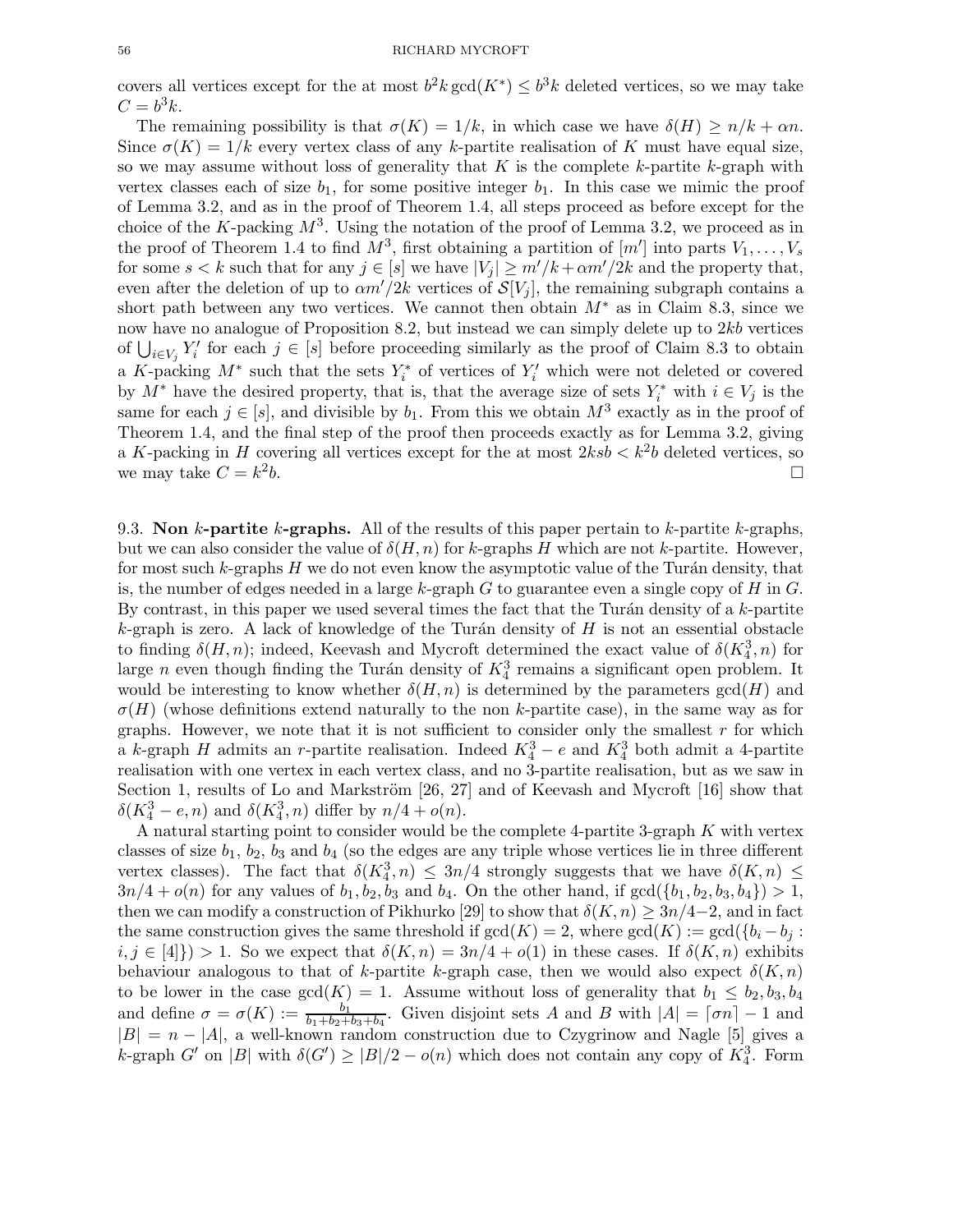covers all vertices except for the at most $b^2k\gcd(K^*) \leq b^3k$ deleted vertices, so we may take $C = b^3k$.

The remaining possibility is that $\sigma(K) = 1/k$, in which case we have $\delta(H) \geq n/k + \alpha n$. Since $\sigma(K) = 1/k$ every vertex class of any $k$-partite realisation of $K$ must have equal size, so we may assume without loss of generality that $K$ is the complete $k$-partite $k$-graph with vertex classes each of size $b_1$, for some positive integer $b_1$. In this case we mimic the proof of Lemma 3.2, and as in the proof of Theorem 1.4, all steps proceed as before except for the choice of the $K$-packing $M^3$. Using the notation of the proof of Lemma 3.2, we proceed as in the proof of Theorem 1.4 to find $M^3$, first obtaining a partition of $[m']$ into parts $V_1, \dots, V_s$ for some $s < k$ such that for any $j \in [s]$ we have $|V_j| \geq m'/k + \alpha m'/2k$ and the property that, even after the deletion of up to $\alpha m'/2k$ vertices of $\mathcal{S}[V_j]$, the remaining subgraph contains a short path between any two vertices. We cannot then obtain $M^*$ as in Claim 8.3, since we now have no analogue of Proposition 8.2, but instead we can simply delete up to $2kb$ vertices of $\bigcup_{i \in V_j} Y'_i$ for each $j \in [s]$ before proceeding similarly as the proof of Claim 8.3 to obtain a $K$-packing $M^*$ such that the sets $Y^*_i$ of vertices of $Y'_i$ which were not deleted or covered by $M^*$ have the desired property, that is, that the average size of sets $Y^*_i$ with $i \in V_j$ is the same for each $j \in [s]$, and divisible by $b_1$. From this we obtain $M^3$ exactly as in the proof of Theorem 1.4, and the final step of the proof then proceeds exactly as for Lemma 3.2, giving a $K$-packing in $H$ covering all vertices except for the at most $2ksb < k^2b$ deleted vertices, so we may take $C = k^2b$. □

## 9.3. Non $k$-partite $k$-graphs.

All of the results of this paper pertain to $k$-partite $k$-graphs, but we can also consider the value of $\delta(H, n)$ for $k$-graphs $H$ which are not $k$-partite. However, for most such $k$-graphs $H$ we do not even know the asymptotic value of the Turán density, that is, the number of edges needed in a large $k$-graph $G$ to guarantee even a single copy of $H$ in $G$. By contrast, in this paper we used several times the fact that the Turán density of a $k$-partite $k$-graph is zero. A lack of knowledge of the Turán density of $H$ is not an essential obstacle to finding $\delta(H, n)$; indeed, Keevash and Mycroft determined the exact value of $\delta(K^3_4, n)$ for large $n$ even though finding the Turán density of $K^3_4$ remains a significant open problem. It would be interesting to know whether $\delta(H, n)$ is determined by the parameters $\gcd(H)$ and $\sigma(H)$ (whose definitions extend naturally to the non $k$-partite case), in the same way as for graphs. However, we note that it is not sufficient to consider only the smallest $r$ for which a $k$-graph $H$ admits an $r$-partite realisation. Indeed $K^3_4 - e$ and $K^3_4$ both admit a 4-partite realisation with one vertex in each vertex class, and no 3-partite realisation, but as we saw in Section 1, results of Lo and Markström [26, 27] and of Keevash and Mycroft [16] show that $\delta(K^3_4 - e, n)$ and $\delta(K^3_4, n)$ differ by $n/4 + o(n)$.

A natural starting point to consider would be the complete 4-partite 3-graph $K$ with vertex classes of size $b_1$, $b_2$, $b_3$ and $b_4$ (so the edges are any triple whose vertices lie in three different vertex classes). The fact that $\delta(K^3_4, n) \leq 3n/4$ strongly suggests that we have $\delta(K, n) \leq 3n/4 + o(n)$ for any values of $b_1, b_2, b_3$ and $b_4$. On the other hand, if $\gcd(\{b_1, b_2, b_3, b_4\}) > 1$, then we can modify a construction of Pikhurko [29] to show that $\delta(K, n) \geq 3n/4 - 2$, and in fact the same construction gives the same threshold if $\gcd(K) = 2$, where $\gcd(K) := \gcd(\{b_i - b_j : i, j \in [4]\}) > 1$. So we expect that $\delta(K, n) = 3n/4 + o(1)$ in these cases. If $\delta(K, n)$ exhibits behaviour analogous to that of $k$-partite $k$-graph case, then we would also expect $\delta(K, n)$ to be lower in the case $\gcd(K) = 1$. Assume without loss of generality that $b_1 \leq b_2, b_3, b_4$ and define $\sigma = \sigma(K) := \frac{b_1}{b_1+b_2+b_3+b_4}$. Given disjoint sets $A$ and $B$ with $|A| = \lceil \sigma n \rceil - 1$ and $|B| = n - |A|$, a well-known random construction due to Czygrinow and Nagle [5] gives a $k$-graph $G'$ on $|B|$ with $\delta(G') \geq |B|/2 - o(n)$ which does not contain any copy of $K^3_4$. Form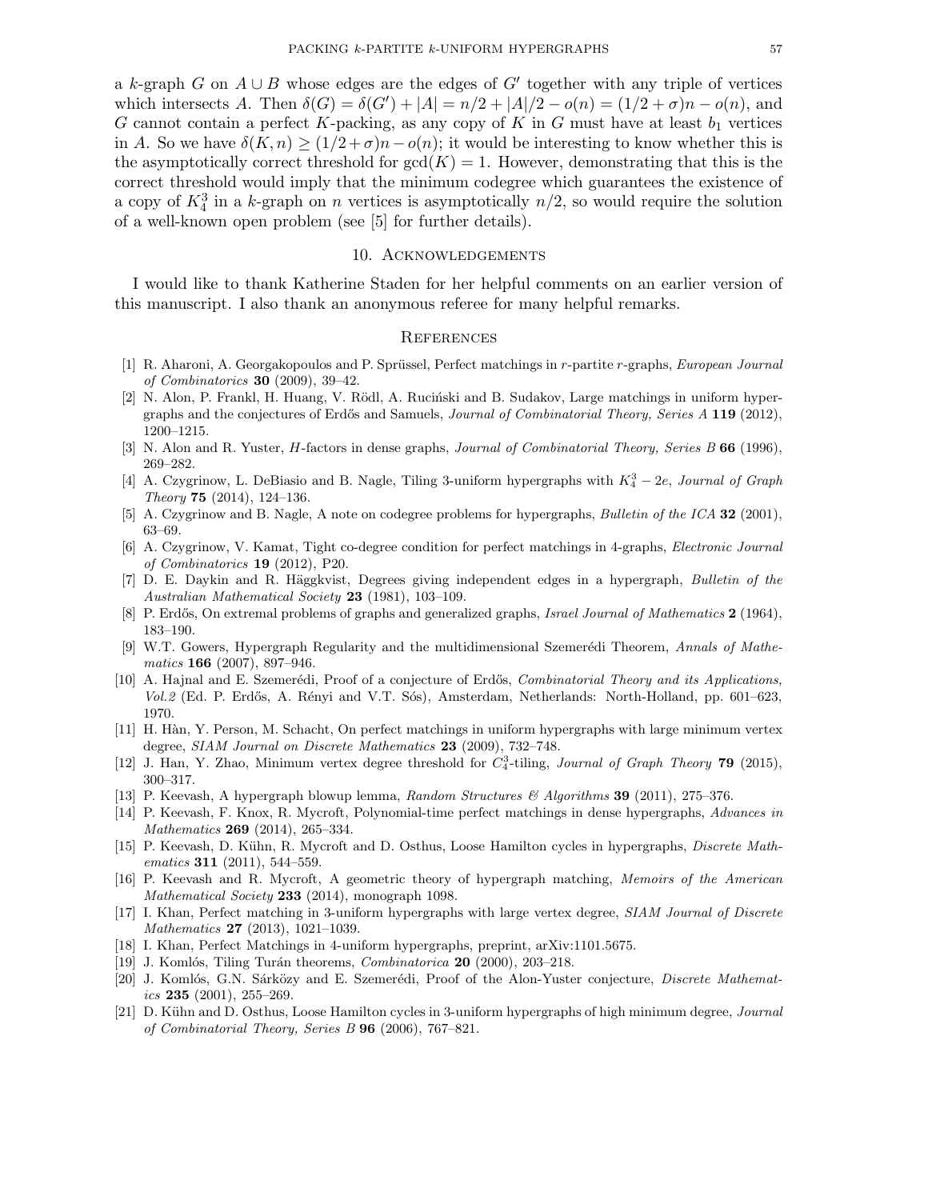a $k$-graph $G$ on $A \cup B$ whose edges are the edges of $G'$ together with any triple of vertices which intersects $A$. Then $\delta(G) = \delta(G') + |A| = n/2 + |A|/2 - o(n) = (1/2 + \sigma)n - o(n)$, and $G$ cannot contain a perfect $K$-packing, as any copy of $K$ in $G$ must have at least $b_1$ vertices in $A$. So we have $\delta(K, n) \geq (1/2 + \sigma)n - o(n)$; it would be interesting to know whether this is the asymptotically correct threshold for $\gcd(K) = 1$. However, demonstrating that this is the correct threshold would imply that the minimum codegree which guarantees the existence of a copy of $K_4^3$ in a $k$-graph on $n$ vertices is asymptotically $n/2$, so would require the solution of a well-known open problem (see [5] for further details).

## 10. Acknowledgements

I would like to thank Katherine Staden for her helpful comments on an earlier version of this manuscript. I also thank an anonymous referee for many helpful remarks.

## References

[1] R. Aharoni, A. Georgakopoulos and P. Sprüssel, Perfect matchings in $r$-partite $r$-graphs, *European Journal of Combinatorics* **30** (2009), 39–42.

[2] N. Alon, P. Frankl, H. Huang, V. Rödl, A. Ruciński and B. Sudakov, Large matchings in uniform hypergraphs and the conjectures of Erdős and Samuels, *Journal of Combinatorial Theory, Series A* **119** (2012), 1200–1215.

[3] N. Alon and R. Yuster, $H$-factors in dense graphs, *Journal of Combinatorial Theory, Series B* **66** (1996), 269–282.

[4] A. Czygrinow, L. DeBiasio and B. Nagle, Tiling 3-uniform hypergraphs with $K_4^3 - 2e$, *Journal of Graph Theory* **75** (2014), 124–136.

[5] A. Czygrinow and B. Nagle, A note on codegree problems for hypergraphs, *Bulletin of the ICA* **32** (2001), 63–69.

[6] A. Czygrinow, V. Kamat, Tight co-degree condition for perfect matchings in 4-graphs, *Electronic Journal of Combinatorics* **19** (2012), P20.

[7] D. E. Daykin and R. Häggkvist, Degrees giving independent edges in a hypergraph, *Bulletin of the Australian Mathematical Society* **23** (1981), 103–109.

[8] P. Erdős, On extremal problems of graphs and generalized graphs, *Israel Journal of Mathematics* **2** (1964), 183–190.

[9] W.T. Gowers, Hypergraph Regularity and the multidimensional Szemerédi Theorem, *Annals of Mathematics* **166** (2007), 897–946.

[10] A. Hajnal and E. Szemerédi, Proof of a conjecture of Erdős, *Combinatorial Theory and its Applications, Vol.2* (Ed. P. Erdős, A. Rényi and V.T. Sós), Amsterdam, Netherlands: North-Holland, pp. 601–623, 1970.

[11] H. Hàn, Y. Person, M. Schacht, On perfect matchings in uniform hypergraphs with large minimum vertex degree, *SIAM Journal on Discrete Mathematics* **23** (2009), 732–748.

[12] J. Han, Y. Zhao, Minimum vertex degree threshold for $C_4^3$-tiling, *Journal of Graph Theory* **79** (2015), 300–317.

[13] P. Keevash, A hypergraph blowup lemma, *Random Structures & Algorithms* **39** (2011), 275–376.

[14] P. Keevash, F. Knox, R. Mycroft, Polynomial-time perfect matchings in dense hypergraphs, *Advances in Mathematics* **269** (2014), 265–334.

[15] P. Keevash, D. Kühn, R. Mycroft and D. Osthus, Loose Hamilton cycles in hypergraphs, *Discrete Mathematics* **311** (2011), 544–559.

[16] P. Keevash and R. Mycroft, A geometric theory of hypergraph matching, *Memoirs of the American Mathematical Society* **233** (2014), monograph 1098.

[17] I. Khan, Perfect matching in 3-uniform hypergraphs with large vertex degree, *SIAM Journal of Discrete Mathematics* **27** (2013), 1021–1039.

[18] I. Khan, Perfect Matchings in 4-uniform hypergraphs, preprint, arXiv:1101.5675.

[19] J. Komlós, Tiling Turán theorems, *Combinatorica* **20** (2000), 203–218.

[20] J. Komlós, G.N. Sárközy and E. Szemerédi, Proof of the Alon-Yuster conjecture, *Discrete Mathematics* **235** (2001), 255–269.

[21] D. Kühn and D. Osthus, Loose Hamilton cycles in 3-uniform hypergraphs of high minimum degree, *Journal of Combinatorial Theory, Series B* **96** (2006), 767–821.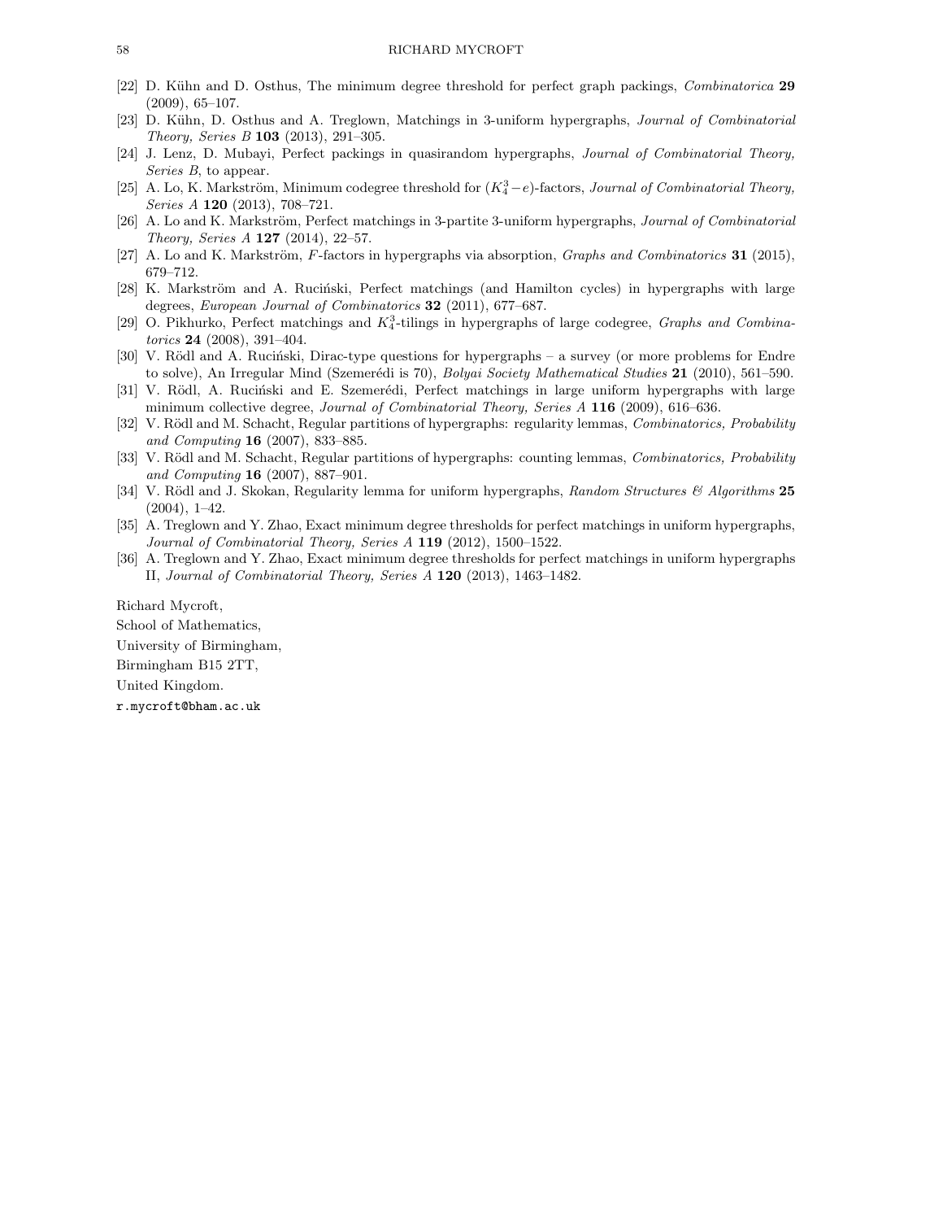[22] D. Kühn and D. Osthus, The minimum degree threshold for perfect graph packings, *Combinatorica* **29** (2009), 65–107.

[23] D. Kühn, D. Osthus and A. Treglown, Matchings in 3-uniform hypergraphs, *Journal of Combinatorial Theory, Series B* **103** (2013), 291–305.

[24] J. Lenz, D. Mubayi, Perfect packings in quasirandom hypergraphs, *Journal of Combinatorial Theory, Series B*, to appear.

[25] A. Lo, K. Markström, Minimum codegree threshold for $(K_4^3 - e)$-factors, *Journal of Combinatorial Theory, Series A* **120** (2013), 708–721.

[26] A. Lo and K. Markström, Perfect matchings in 3-partite 3-uniform hypergraphs, *Journal of Combinatorial Theory, Series A* **127** (2014), 22–57.

[27] A. Lo and K. Markström, $F$-factors in hypergraphs via absorption, *Graphs and Combinatorics* **31** (2015), 679–712.

[28] K. Markström and A. Ruciński, Perfect matchings (and Hamilton cycles) in hypergraphs with large degrees, *European Journal of Combinatorics* **32** (2011), 677–687.

[29] O. Pikhurko, Perfect matchings and $K_4^3$-tilings in hypergraphs of large codegree, *Graphs and Combinatorics* **24** (2008), 391–404.

[30] V. Rödl and A. Ruciński, Dirac-type questions for hypergraphs – a survey (or more problems for Endre to solve), An Irregular Mind (Szemerédi is 70), *Bolyai Society Mathematical Studies* **21** (2010), 561–590.

[31] V. Rödl, A. Ruciński and E. Szemerédi, Perfect matchings in large uniform hypergraphs with large minimum collective degree, *Journal of Combinatorial Theory, Series A* **116** (2009), 616–636.

[32] V. Rödl and M. Schacht, Regular partitions of hypergraphs: regularity lemmas, *Combinatorics, Probability and Computing* **16** (2007), 833–885.

[33] V. Rödl and M. Schacht, Regular partitions of hypergraphs: counting lemmas, *Combinatorics, Probability and Computing* **16** (2007), 887–901.

[34] V. Rödl and J. Skokan, Regularity lemma for uniform hypergraphs, *Random Structures & Algorithms* **25** (2004), 1–42.

[35] A. Treglown and Y. Zhao, Exact minimum degree thresholds for perfect matchings in uniform hypergraphs, *Journal of Combinatorial Theory, Series A* **119** (2012), 1500–1522.

[36] A. Treglown and Y. Zhao, Exact minimum degree thresholds for perfect matchings in uniform hypergraphs II, *Journal of Combinatorial Theory, Series A* **120** (2013), 1463–1482.

Richard Mycroft,

School of Mathematics,

University of Birmingham,

Birmingham B15 2TT,

United Kingdom.

r.mycroft@bham.ac.uk